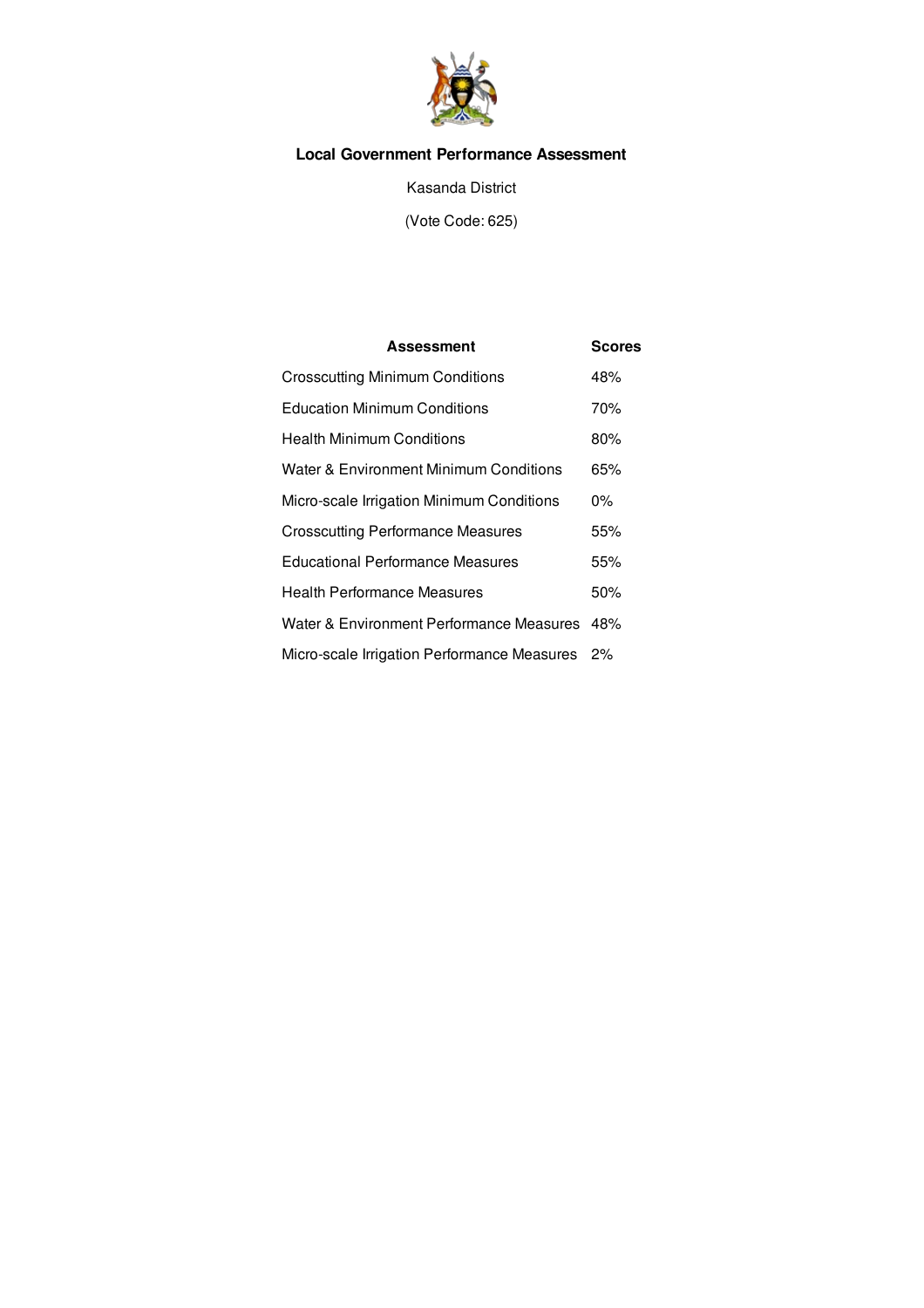# Local Government Performance Assessment

Kasanda District

(Vote Code: 625)

| Assessment | Scores |
|---|---|
| Crosscutting Minimum Conditions | 48% |
| Education Minimum Conditions | 70% |
| Health Minimum Conditions | 80% |
| Water & Environment Minimum Conditions | 65% |
| Micro-scale Irrigation Minimum Conditions | 0% |
| Crosscutting Performance Measures | 55% |
| Educational Performance Measures | 55% |
| Health Performance Measures | 50% |
| Water & Environment Performance Measures | 48% |
| Micro-scale Irrigation Performance Measures | 2% |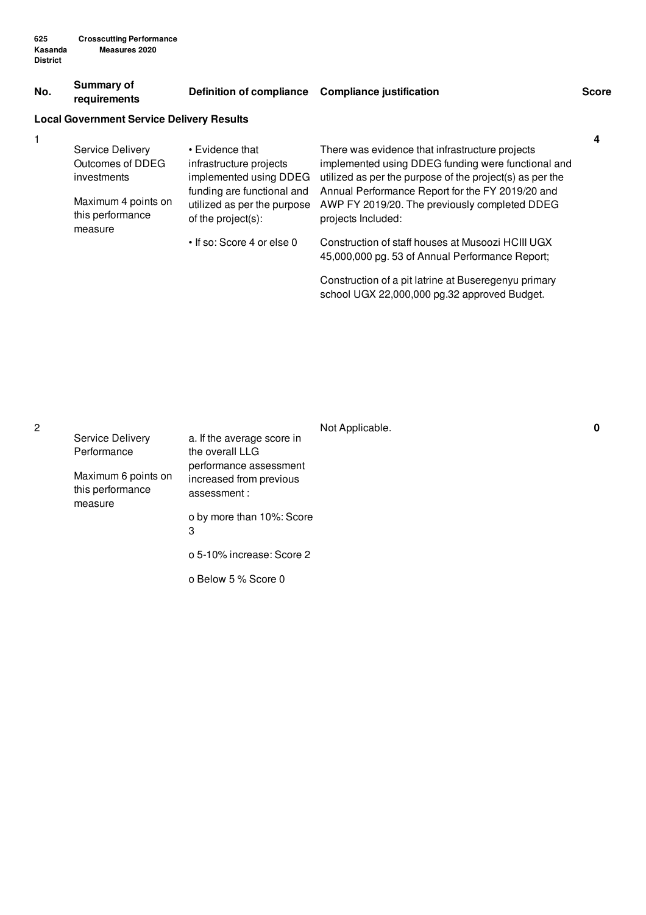| No. | Summary of requirements | Definition of compliance | Compliance justification | Score |
|---|---|---|---|---|
| **Local Government Service Delivery Results** | | | | |
| 1 | Service Delivery Outcomes of DDEG investments<br><br>Maximum 4 points on this performance measure | • Evidence that infrastructure projects implemented using DDEG funding are functional and utilized as per the purpose of the project(s):<br><br>• If so: Score 4 or else 0 | There was evidence that infrastructure projects implemented using DDEG funding were functional and utilized as per the purpose of the project(s) as per the Annual Performance Report for the FY 2019/20 and AWP FY 2019/20. The previously completed DDEG projects Included:<br><br>Construction of staff houses at Musoozi HCIII UGX 45,000,000 pg. 53 of Annual Performance Report;<br><br>Construction of a pit latrine at Buseregenyu primary school UGX 22,000,000 pg.32 approved Budget. | **4** |
| 2 | Service Delivery Performance<br><br>Maximum 6 points on this performance measure | a. If the average score in the overall LLG performance assessment increased from previous assessment :<br><br>o by more than 10%: Score 3<br><br>o 5-10% increase: Score 2<br><br>o Below 5 % Score 0 | Not Applicable. | **0** |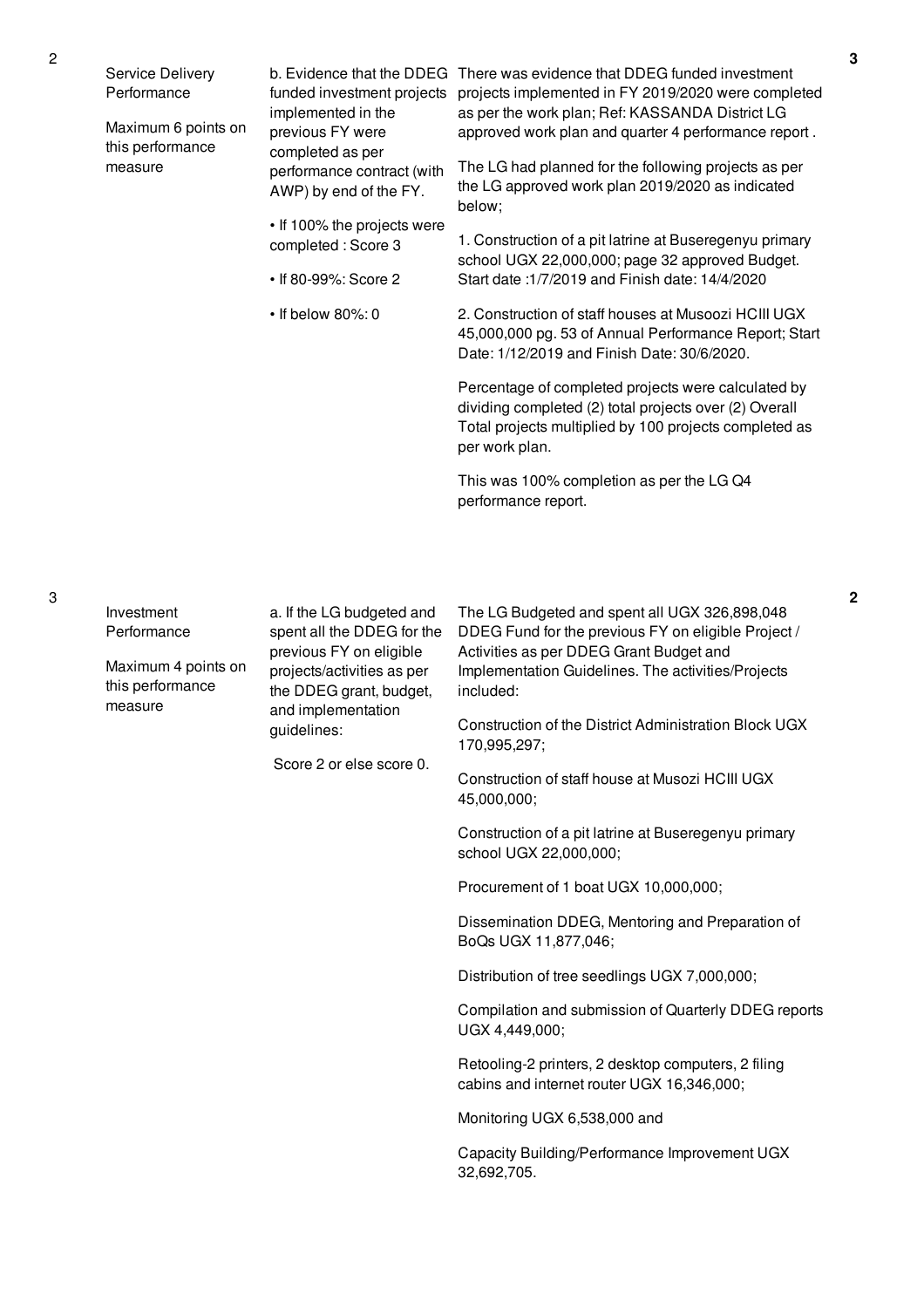| No. | Performance Area | Measurement | Assessment findings | Score |
|---|---|---|---|---|
| 2 | Service Delivery Performance<br><br>Maximum 6 points on this performance measure | b. Evidence that the DDEG funded investment projects implemented in the previous FY were completed as per performance contract (with AWP) by end of the FY.<br><br>• If 100% the projects were completed : Score 3<br><br>• If 80-99%: Score 2<br><br>• If below 80%: 0 | There was evidence that DDEG funded investment projects implemented in FY 2019/2020 were completed as per the work plan; Ref: KASSANDA District LG approved work plan and quarter 4 performance report .<br><br>The LG had planned for the following projects as per the LG approved work plan 2019/2020 as indicated below;<br><br>1. Construction of a pit latrine at Buseregenyu primary school UGX 22,000,000; page 32 approved Budget. Start date :1/7/2019 and Finish date: 14/4/2020<br><br>2. Construction of staff houses at Musoozi HCIII UGX 45,000,000 pg. 53 of Annual Performance Report; Start Date: 1/12/2019 and Finish Date: 30/6/2020.<br><br>Percentage of completed projects were calculated by dividing completed (2) total projects over (2) Overall Total projects multiplied by 100 projects completed as per work plan.<br><br>This was 100% completion as per the LG Q4 performance report. | 3 |
| 3 | Investment Performance<br><br>Maximum 4 points on this performance measure | a. If the LG budgeted and spent all the DDEG for the previous FY on eligible projects/activities as per the DDEG grant, budget, and implementation guidelines:<br><br>Score 2 or else score 0. | The LG Budgeted and spent all UGX 326,898,048 DDEG Fund for the previous FY on eligible Project / Activities as per DDEG Grant Budget and Implementation Guidelines. The activities/Projects included:<br><br>Construction of the District Administration Block UGX 170,995,297;<br><br>Construction of staff house at Musozi HCIII UGX 45,000,000;<br><br>Construction of a pit latrine at Buseregenyu primary school UGX 22,000,000;<br><br>Procurement of 1 boat UGX 10,000,000;<br><br>Dissemination DDEG, Mentoring and Preparation of BoQs UGX 11,877,046;<br><br>Distribution of tree seedlings UGX 7,000,000;<br><br>Compilation and submission of Quarterly DDEG reports UGX 4,449,000;<br><br>Retooling-2 printers, 2 desktop computers, 2 filing cabins and internet router UGX 16,346,000;<br><br>Monitoring UGX 6,538,000 and<br><br>Capacity Building/Performance Improvement UGX 32,692,705. | 2 |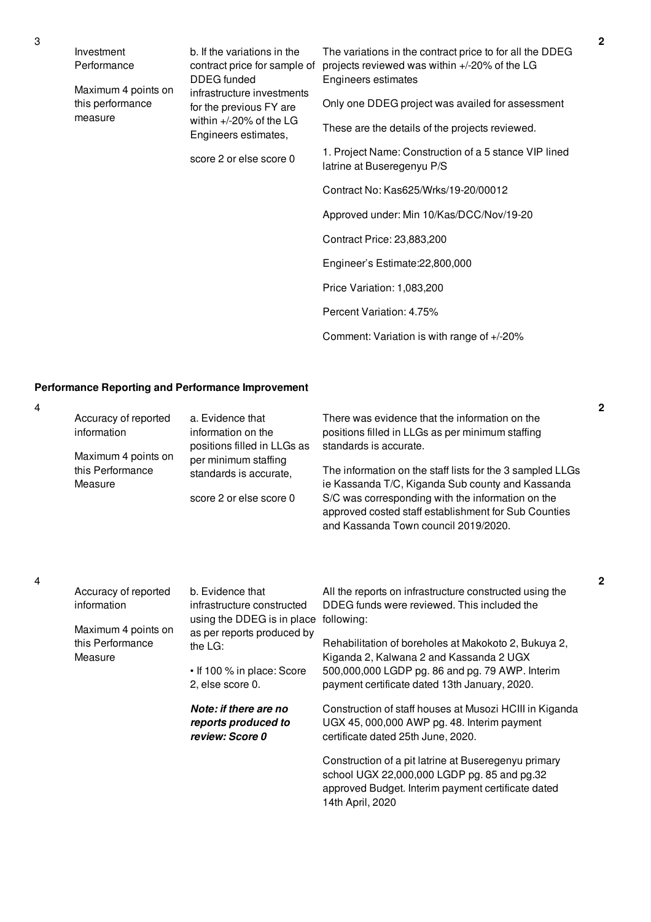| No. | Performance Area | Performance Measure | Assessment Findings | Score |
|---|---|---|---|---|
| 3 | Investment Performance<br><br>Maximum 4 points on this performance measure | b. If the variations in the contract price for sample of DDEG funded infrastructure investments for the previous FY are within +/-20% of the LG Engineers estimates,<br><br>score 2 or else score 0 | The variations in the contract price to for all the DDEG projects reviewed was within +/-20% of the LG Engineers estimates<br><br>Only one DDEG project was availed for assessment<br><br>These are the details of the projects reviewed.<br><br>1. Project Name: Construction of a 5 stance VIP lined latrine at Buseregenyu P/S<br><br>Contract No: Kas625/Wrks/19-20/00012<br><br>Approved under: Min 10/Kas/DCC/Nov/19-20<br><br>Contract Price: 23,883,200<br><br>Engineer's Estimate:22,800,000<br><br>Price Variation: 1,083,200<br><br>Percent Variation: 4.75%<br><br>Comment: Variation is with range of +/-20% | 2 |

**Performance Reporting and Performance Improvement**

| No. | Performance Area | Performance Measure | Assessment Findings | Score |
|---|---|---|---|---|
| 4 | Accuracy of reported information<br><br>Maximum 4 points on this Performance Measure | a. Evidence that information on the positions filled in LLGs as per minimum staffing standards is accurate,<br><br>score 2 or else score 0 | There was evidence that the information on the positions filled in LLGs as per minimum staffing standards is accurate.<br><br>The information on the staff lists for the 3 sampled LLGs ie Kassanda T/C, Kiganda Sub county and Kassanda S/C was corresponding with the information on the approved costed staff establishment for Sub Counties and Kassanda Town council 2019/2020. | 2 |
| 4 | Accuracy of reported information<br><br>Maximum 4 points on this Performance Measure | b. Evidence that infrastructure constructed using the DDEG is in place as per reports produced by the LG:<br><br>• If 100 % in place: Score 2, else score 0.<br><br>***Note: if there are no reports produced to review: Score 0*** | All the reports on infrastructure constructed using the DDEG funds were reviewed. This included the following:<br><br>Rehabilitation of boreholes at Makokoto 2, Bukuya 2, Kiganda 2, Kalwana 2 and Kassanda 2 UGX 500,000,000 LGDP pg. 86 and pg. 79 AWP. Interim payment certificate dated 13th January, 2020.<br><br>Construction of staff houses at Musozi HCIII in Kiganda UGX 45, 000,000 AWP pg. 48. Interim payment certificate dated 25th June, 2020.<br><br>Construction of a pit latrine at Buseregenyu primary school UGX 22,000,000 LGDP pg. 85 and pg.32 approved Budget. Interim payment certificate dated 14th April, 2020 | 2 |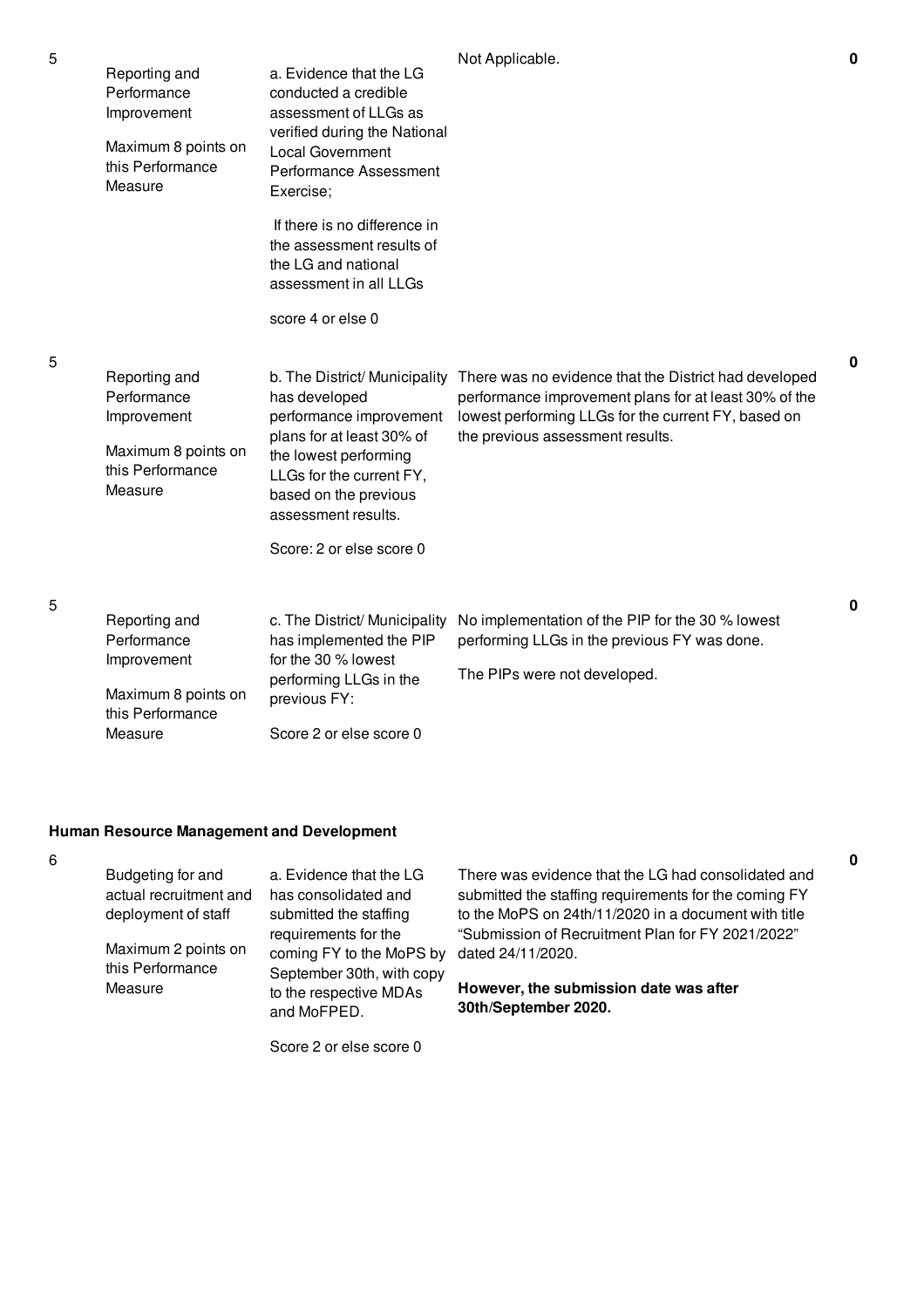| No. | Performance Area | Measure | Findings | Score |
|---|---|---|---|---|
| 5 | Reporting and Performance Improvement<br><br>Maximum 8 points on this Performance Measure | a. Evidence that the LG conducted a credible assessment of LLGs as verified during the National Local Government Performance Assessment Exercise;<br><br>If there is no difference in the assessment results of the LG and national assessment in all LLGs<br><br>score 4 or else 0 | Not Applicable. | 0 |
| 5 | Reporting and Performance Improvement<br><br>Maximum 8 points on this Performance Measure | b. The District/ Municipality has developed performance improvement plans for at least 30% of the lowest performing LLGs for the current FY, based on the previous assessment results.<br><br>Score: 2 or else score 0 | There was no evidence that the District had developed performance improvement plans for at least 30% of the lowest performing LLGs for the current FY, based on the previous assessment results. | 0 |
| 5 | Reporting and Performance Improvement<br><br>Maximum 8 points on this Performance Measure | c. The District/ Municipality has implemented the PIP for the 30 % lowest performing LLGs in the previous FY:<br><br>Score 2 or else score 0 | No implementation of the PIP for the 30 % lowest performing LLGs in the previous FY was done.<br><br>The PIPs were not developed. | 0 |

**Human Resource Management and Development**

| No. | Performance Area | Measure | Findings | Score |
|---|---|---|---|---|
| 6 | Budgeting for and actual recruitment and deployment of staff<br><br>Maximum 2 points on this Performance Measure | a. Evidence that the LG has consolidated and submitted the staffing requirements for the coming FY to the MoPS by September 30th, with copy to the respective MDAs and MoFPED.<br><br>Score 2 or else score 0 | There was evidence that the LG had consolidated and submitted the staffing requirements for the coming FY to the MoPS on 24th/11/2020 in a document with title "Submission of Recruitment Plan for FY 2021/2022" dated 24/11/2020.<br><br>**However, the submission date was after 30th/September 2020.** | 0 |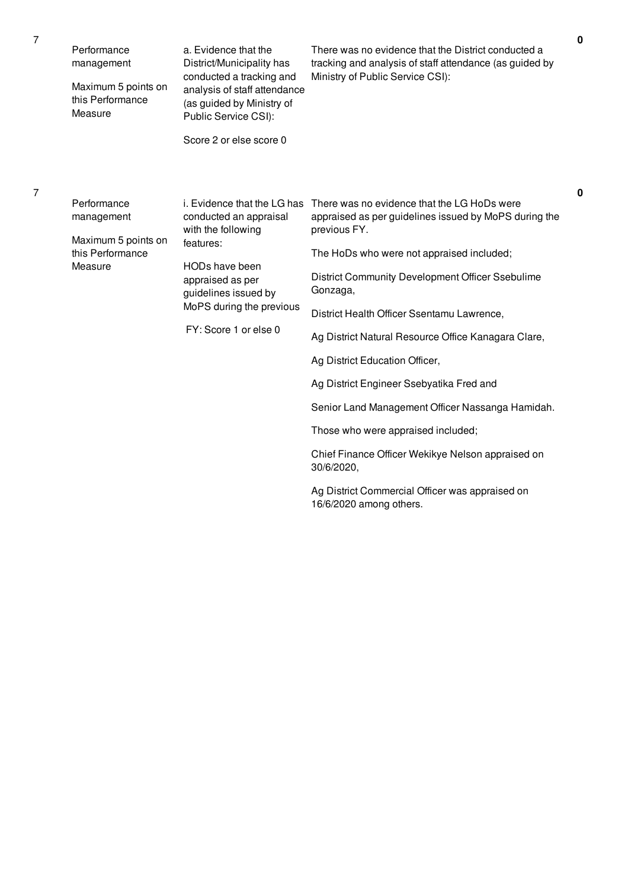| No. | Area | Measure | Assessment | Score |
|---|---|---|---|---|
| 7 | Performance management<br><br>Maximum 5 points on this Performance Measure | a. Evidence that the District/Municipality has conducted a tracking and analysis of staff attendance (as guided by Ministry of Public Service CSI):<br><br>Score 2 or else score 0 | There was no evidence that the District conducted a tracking and analysis of staff attendance (as guided by Ministry of Public Service CSI): | 0 |
| 7 | Performance management<br><br>Maximum 5 points on this Performance Measure | i. Evidence that the LG has conducted an appraisal with the following features:<br><br>HODs have been appraised as per guidelines issued by MoPS during the previous FY: Score 1 or else 0 | There was no evidence that the LG HoDs were appraised as per guidelines issued by MoPS during the previous FY.<br><br>The HoDs who were not appraised included;<br><br>District Community Development Officer Ssebulime Gonzaga,<br><br>District Health Officer Ssentamu Lawrence,<br><br>Ag District Natural Resource Office Kanagara Clare,<br><br>Ag District Education Officer,<br><br>Ag District Engineer Ssebyatika Fred and<br><br>Senior Land Management Officer Nassanga Hamidah.<br><br>Those who were appraised included;<br><br>Chief Finance Officer Wekikye Nelson appraised on 30/6/2020,<br><br>Ag District Commercial Officer was appraised on 16/6/2020 among others. | 0 |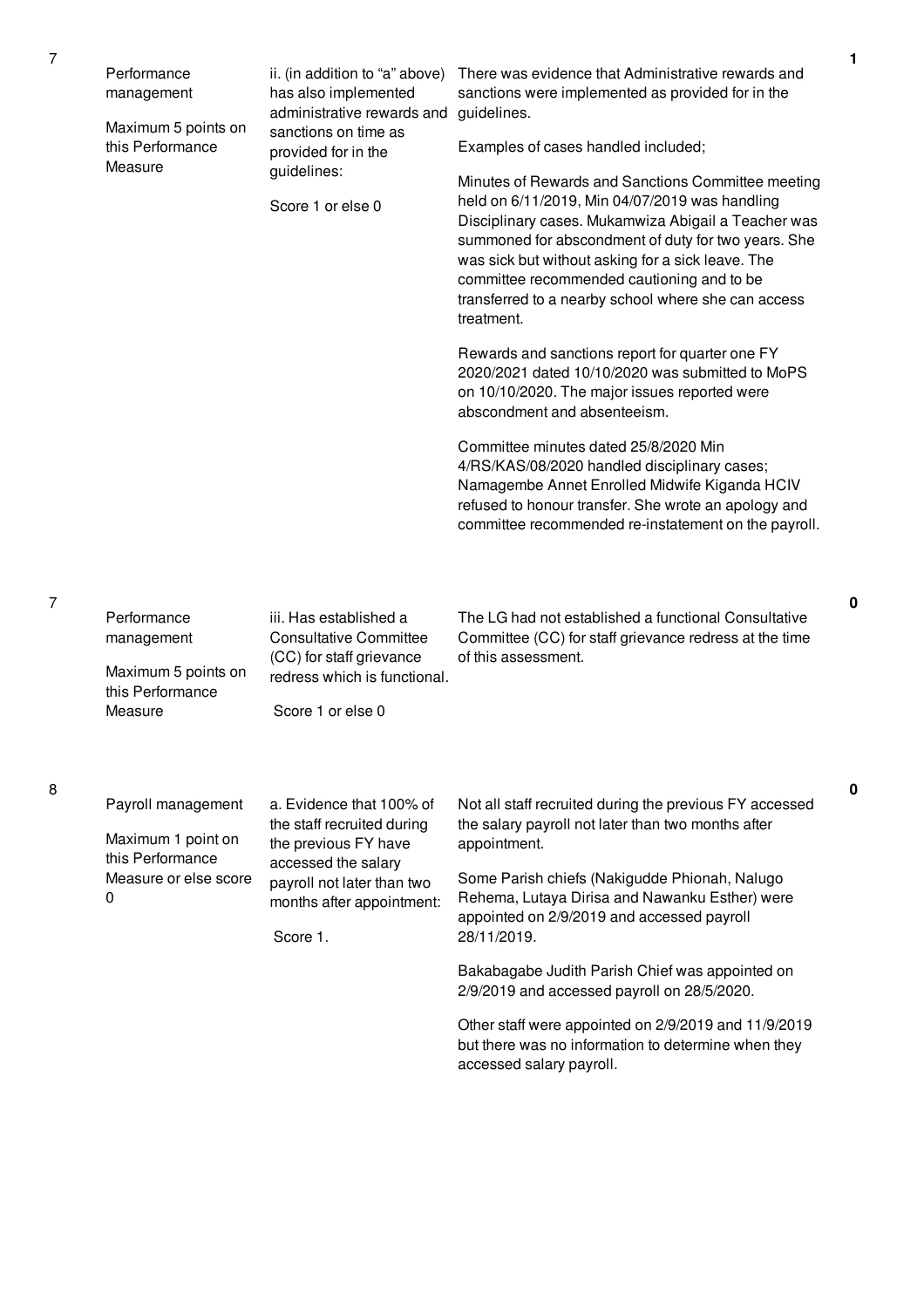| No. | Performance Measure | Criteria | Assessment / Justification | Score |
|---|---|---|---|---|
| 7 | Performance management<br><br>Maximum 5 points on this Performance Measure | ii. (in addition to "a" above) has also implemented administrative rewards and sanctions on time as provided for in the guidelines:<br><br>Score 1 or else 0 | There was evidence that Administrative rewards and sanctions were implemented as provided for in the guidelines.<br><br>Examples of cases handled included;<br><br>Minutes of Rewards and Sanctions Committee meeting held on 6/11/2019, Min 04/07/2019 was handling Disciplinary cases. Mukamwiza Abigail a Teacher was summoned for abscondment of duty for two years. She was sick but without asking for a sick leave. The committee recommended cautioning and to be transferred to a nearby school where she can access treatment.<br><br>Rewards and sanctions report for quarter one FY 2020/2021 dated 10/10/2020 was submitted to MoPS on 10/10/2020. The major issues reported were abscondment and absenteeism.<br><br>Committee minutes dated 25/8/2020 Min 4/RS/KAS/08/2020 handled disciplinary cases; Namagembe Annet Enrolled Midwife Kiganda HCIV refused to honour transfer. She wrote an apology and committee recommended re-instatement on the payroll. | 1 |
| 7 | Performance management<br><br>Maximum 5 points on this Performance Measure | iii. Has established a Consultative Committee (CC) for staff grievance redress which is functional.<br><br>Score 1 or else 0 | The LG had not established a functional Consultative Committee (CC) for staff grievance redress at the time of this assessment. | 0 |
| 8 | Payroll management<br><br>Maximum 1 point on this Performance Measure or else score 0 | a. Evidence that 100% of the staff recruited during the previous FY have accessed the salary payroll not later than two months after appointment:<br><br>Score 1. | Not all staff recruited during the previous FY accessed the salary payroll not later than two months after appointment.<br><br>Some Parish chiefs (Nakigudde Phionah, Nalugo Rehema, Lutaya Dirisa and Nawanku Esther) were appointed on 2/9/2019 and accessed payroll 28/11/2019.<br><br>Bakabagabe Judith Parish Chief was appointed on 2/9/2019 and accessed payroll on 28/5/2020.<br><br>Other staff were appointed on 2/9/2019 and 11/9/2019 but there was no information to determine when they accessed salary payroll. | 0 |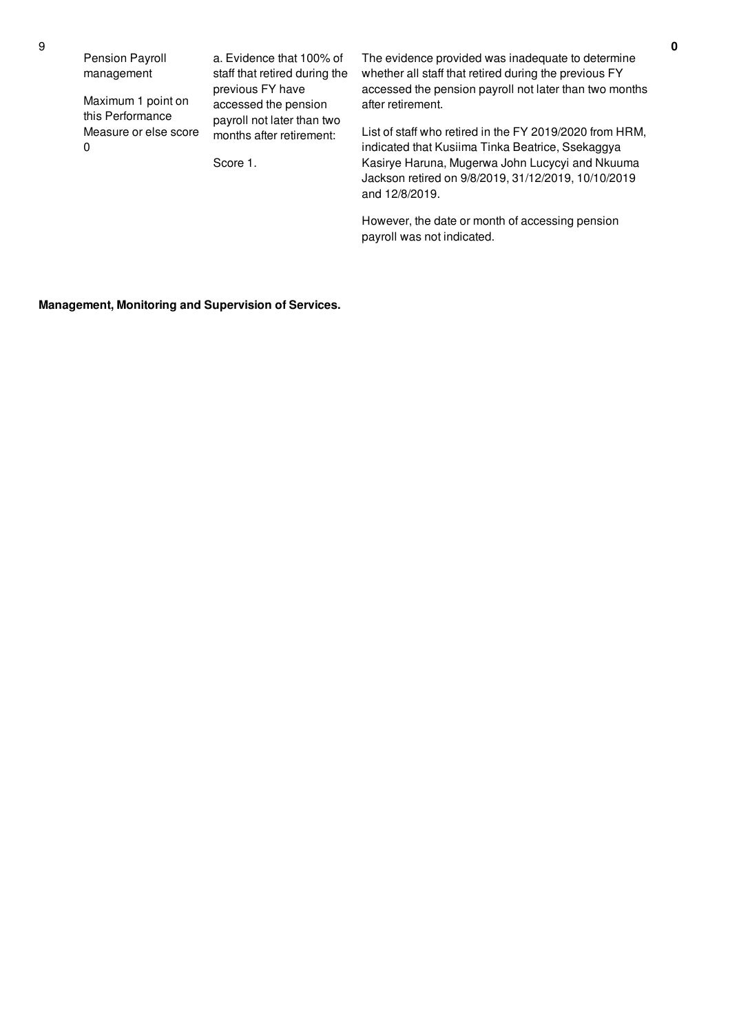| 9 | Pension Payroll management<br><br>Maximum 1 point on this Performance Measure or else score 0 | a. Evidence that 100% of staff that retired during the previous FY have accessed the pension payroll not later than two months after retirement:<br><br>Score 1. | The evidence provided was inadequate to determine whether all staff that retired during the previous FY accessed the pension payroll not later than two months after retirement.<br><br>List of staff who retired in the FY 2019/2020 from HRM, indicated that Kusiima Tinka Beatrice, Ssekaggya Kasirye Haruna, Mugerwa John Lucycyi and Nkuuma Jackson retired on 9/8/2019, 31/12/2019, 10/10/2019 and 12/8/2019.<br><br>However, the date or month of accessing pension payroll was not indicated. | 0 |
|---|---|---|---|---|

**Management, Monitoring and Supervision of Services.**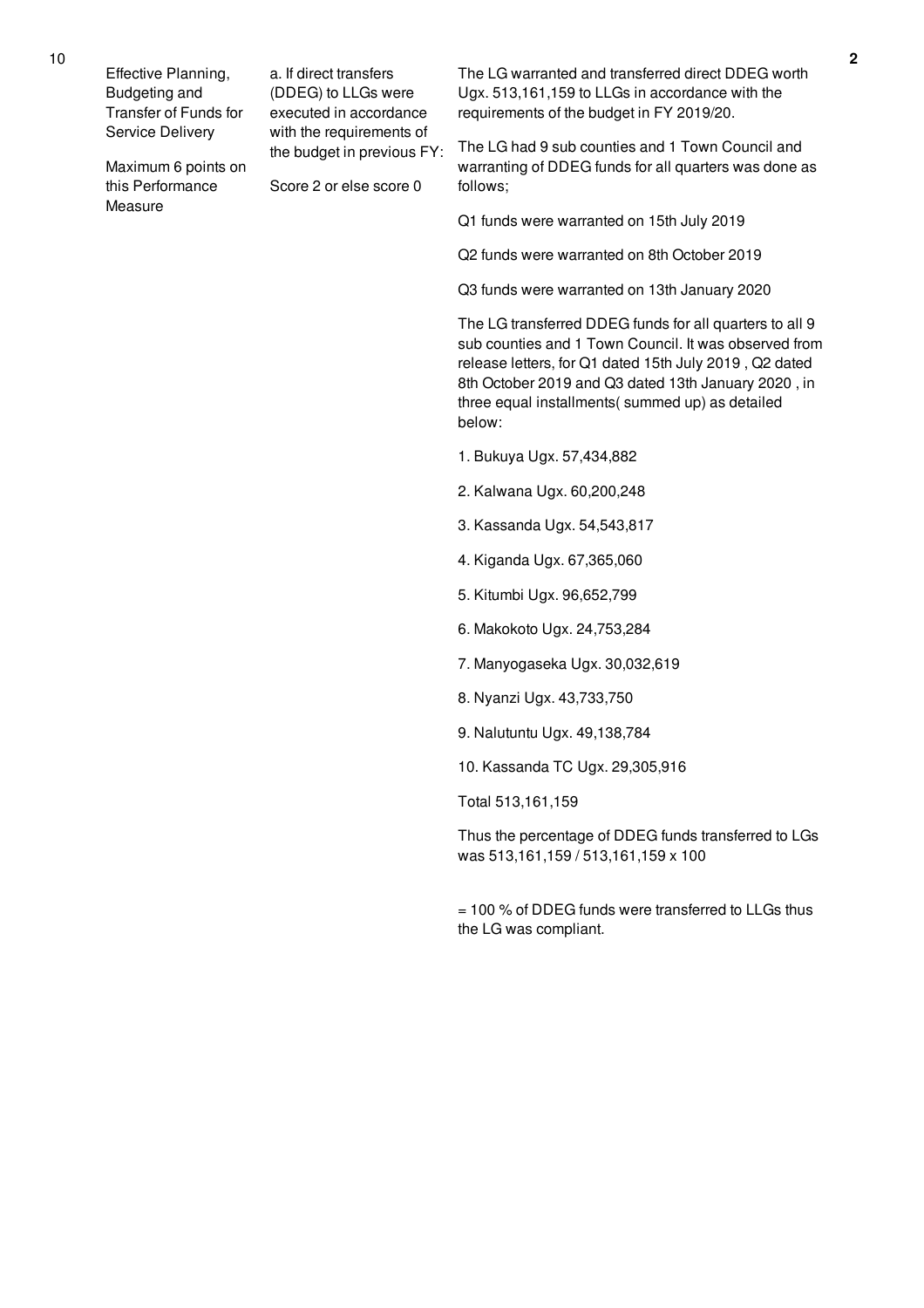| No. | Performance Area | Measure | Assessment | Score |
|---|---|---|---|---|
| 10 | Effective Planning, Budgeting and Transfer of Funds for Service Delivery<br><br>Maximum 6 points on this Performance Measure | a. If direct transfers (DDEG) to LLGs were executed in accordance with the requirements of the budget in previous FY:<br><br>Score 2 or else score 0 | The LG warranted and transferred direct DDEG worth Ugx. 513,161,159 to LLGs in accordance with the requirements of the budget in FY 2019/20.<br><br>The LG had 9 sub counties and 1 Town Council and warranting of DDEG funds for all quarters was done as follows;<br><br>Q1 funds were warranted on 15th July 2019<br><br>Q2 funds were warranted on 8th October 2019<br><br>Q3 funds were warranted on 13th January 2020<br><br>The LG transferred DDEG funds for all quarters to all 9 sub counties and 1 Town Council. It was observed from release letters, for Q1 dated 15th July 2019 , Q2 dated 8th October 2019 and Q3 dated 13th January 2020 , in three equal installments( summed up) as detailed below:<br><br>1. Bukuya Ugx. 57,434,882<br><br>2. Kalwana Ugx. 60,200,248<br><br>3. Kassanda Ugx. 54,543,817<br><br>4. Kiganda Ugx. 67,365,060<br><br>5. Kitumbi Ugx. 96,652,799<br><br>6. Makokoto Ugx. 24,753,284<br><br>7. Manyogaseka Ugx. 30,032,619<br><br>8. Nyanzi Ugx. 43,733,750<br><br>9. Nalutuntu Ugx. 49,138,784<br><br>10. Kassanda TC Ugx. 29,305,916<br><br>Total 513,161,159<br><br>Thus the percentage of DDEG funds transferred to LGs was 513,161,159 / 513,161,159 x 100<br><br>= 100 % of DDEG funds were transferred to LLGs thus the LG was compliant. | 2 |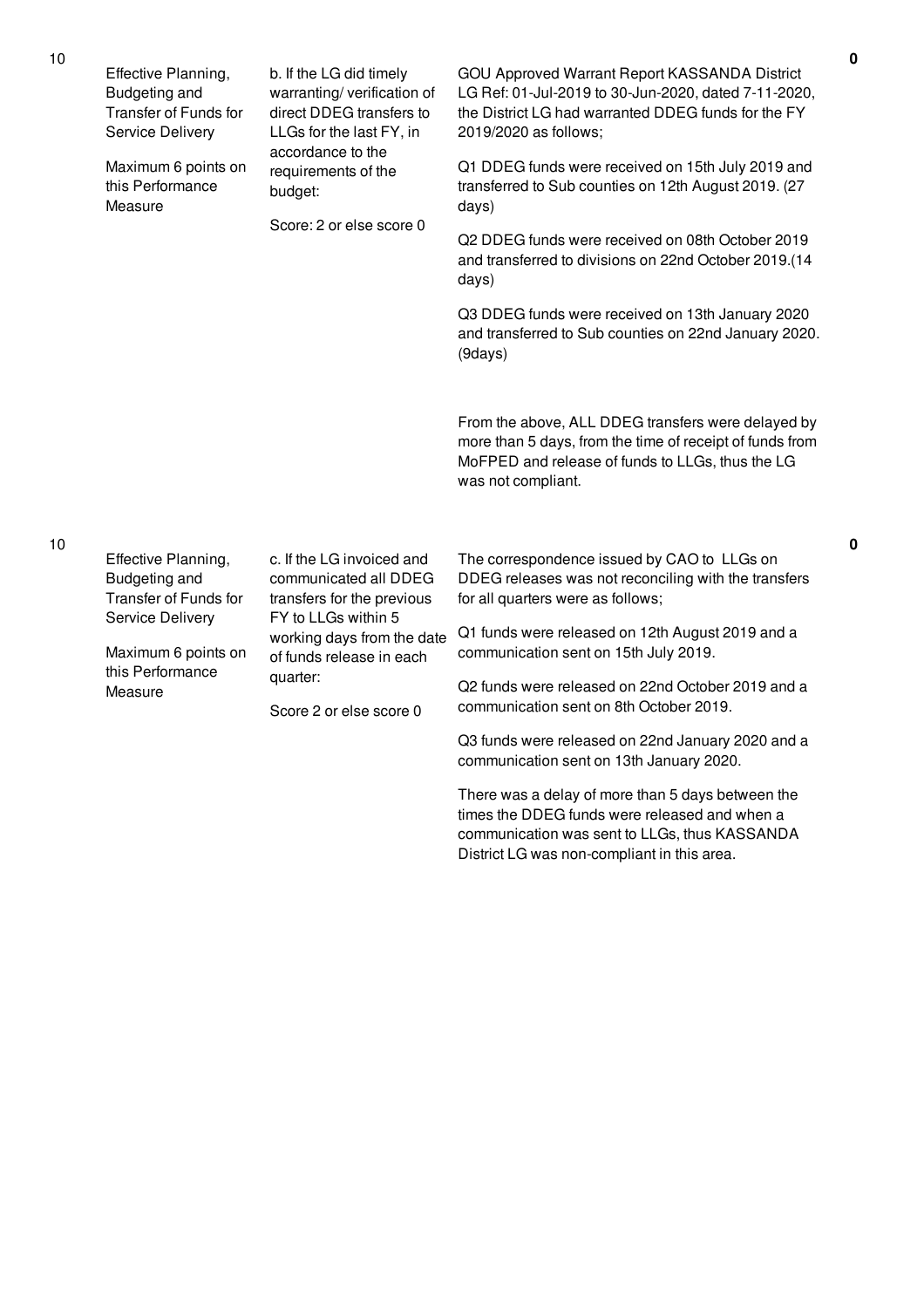| No. | Performance Area | Performance Measure | Assessment Findings | Score |
|---|---|---|---|---|
| 10 | Effective Planning, Budgeting and Transfer of Funds for Service Delivery<br><br>Maximum 6 points on this Performance Measure | b. If the LG did timely warranting/ verification of direct DDEG transfers to LLGs for the last FY, in accordance to the requirements of the budget:<br><br>Score: 2 or else score 0 | GOU Approved Warrant Report KASSANDA District LG Ref: 01-Jul-2019 to 30-Jun-2020, dated 7-11-2020, the District LG had warranted DDEG funds for the FY 2019/2020 as follows;<br><br>Q1 DDEG funds were received on 15th July 2019 and transferred to Sub counties on 12th August 2019. (27 days)<br><br>Q2 DDEG funds were received on 08th October 2019 and transferred to divisions on 22nd October 2019.(14 days)<br><br>Q3 DDEG funds were received on 13th January 2020 and transferred to Sub counties on 22nd January 2020.(9days)<br><br>From the above, ALL DDEG transfers were delayed by more than 5 days, from the time of receipt of funds from MoFPED and release of funds to LLGs, thus the LG was not compliant. | 0 |
| 10 | Effective Planning, Budgeting and Transfer of Funds for Service Delivery<br><br>Maximum 6 points on this Performance Measure | c. If the LG invoiced and communicated all DDEG transfers for the previous FY to LLGs within 5 working days from the date of funds release in each quarter:<br><br>Score 2 or else score 0 | The correspondence issued by CAO to LLGs on DDEG releases was not reconciling with the transfers for all quarters were as follows;<br><br>Q1 funds were released on 12th August 2019 and a communication sent on 15th July 2019.<br><br>Q2 funds were released on 22nd October 2019 and a communication sent on 8th October 2019.<br><br>Q3 funds were released on 22nd January 2020 and a communication sent on 13th January 2020.<br><br>There was a delay of more than 5 days between the times the DDEG funds were released and when a communication was sent to LLGs, thus KASSANDA District LG was non-compliant in this area. | 0 |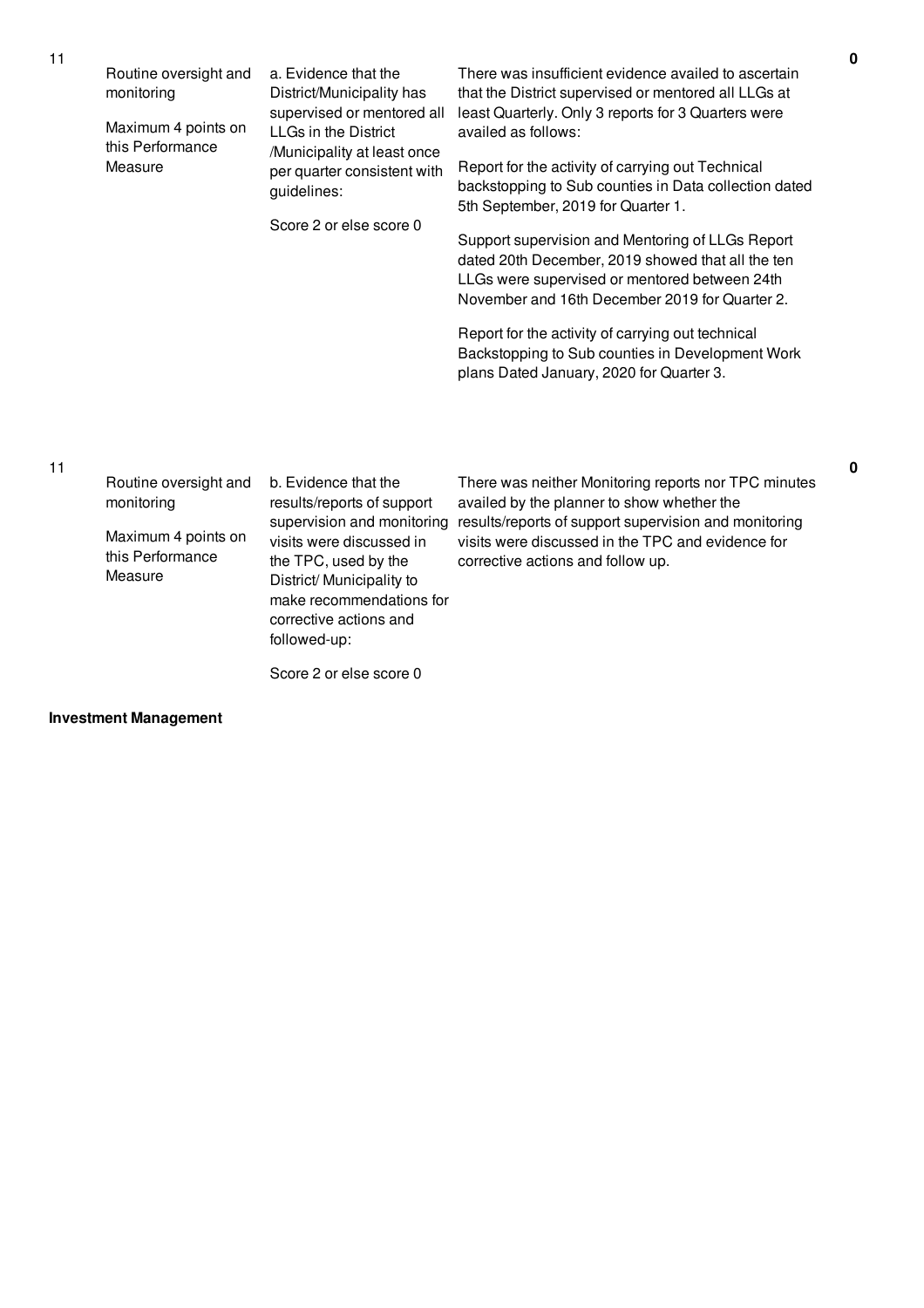| No. | Performance Area | Performance Measure | Assessment Findings | Score |
|---|---|---|---|---|
| 11 | Routine oversight and monitoring<br><br>Maximum 4 points on this Performance Measure | a. Evidence that the District/Municipality has supervised or mentored all LLGs in the District /Municipality at least once per quarter consistent with guidelines:<br><br>Score 2 or else score 0 | There was insufficient evidence availed to ascertain that the District supervised or mentored all LLGs at least Quarterly. Only 3 reports for 3 Quarters were availed as follows:<br><br>Report for the activity of carrying out Technical backstopping to Sub counties in Data collection dated 5th September, 2019 for Quarter 1.<br><br>Support supervision and Mentoring of LLGs Report dated 20th December, 2019 showed that all the ten LLGs were supervised or mentored between 24th November and 16th December 2019 for Quarter 2.<br><br>Report for the activity of carrying out technical Backstopping to Sub counties in Development Work plans Dated January, 2020 for Quarter 3. | 0 |
| 11 | Routine oversight and monitoring<br><br>Maximum 4 points on this Performance Measure | b. Evidence that the results/reports of support supervision and monitoring visits were discussed in the TPC, used by the District/ Municipality to make recommendations for corrective actions and followed-up:<br><br>Score 2 or else score 0 | There was neither Monitoring reports nor TPC minutes availed by the planner to show whether the results/reports of support supervision and monitoring visits were discussed in the TPC and evidence for corrective actions and follow up. | 0 |

**Investment Management**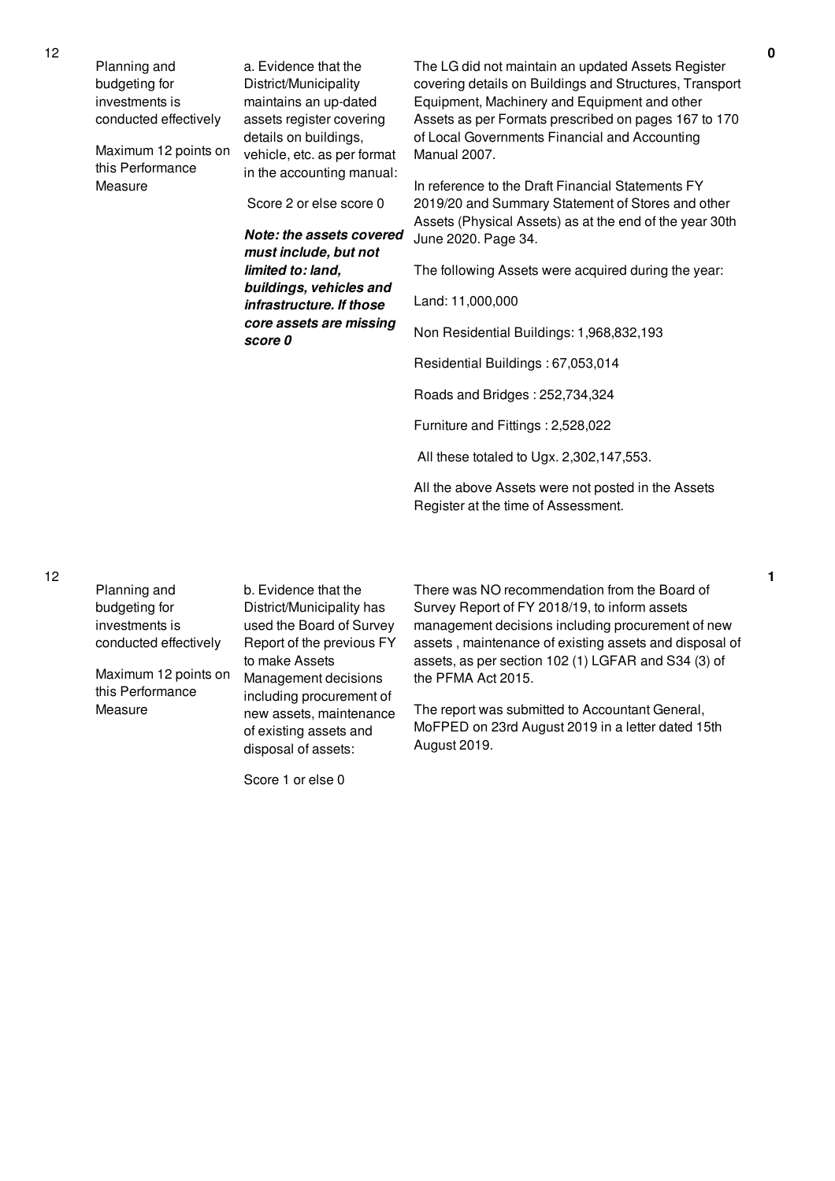| No. | Performance Area | Performance Measure | Assessment Findings | Score |
|---|---|---|---|---|
| 12 | Planning and budgeting for investments is conducted effectively<br><br>Maximum 12 points on this Performance Measure | a. Evidence that the District/Municipality maintains an up-dated assets register covering details on buildings, vehicle, etc. as per format in the accounting manual:<br><br>Score 2 or else score 0<br><br>***Note: the assets covered must include, but not limited to: land, buildings, vehicles and infrastructure. If those core assets are missing score 0*** | The LG did not maintain an updated Assets Register covering details on Buildings and Structures, Transport Equipment, Machinery and Equipment and other Assets as per Formats prescribed on pages 167 to 170 of Local Governments Financial and Accounting Manual 2007.<br><br>In reference to the Draft Financial Statements FY 2019/20 and Summary Statement of Stores and other Assets (Physical Assets) as at the end of the year 30th June 2020. Page 34.<br><br>The following Assets were acquired during the year:<br><br>Land: 11,000,000<br><br>Non Residential Buildings: 1,968,832,193<br><br>Residential Buildings : 67,053,014<br><br>Roads and Bridges : 252,734,324<br><br>Furniture and Fittings : 2,528,022<br><br>All these totaled to Ugx. 2,302,147,553.<br><br>All the above Assets were not posted in the Assets Register at the time of Assessment. | **0** |
| 12 | Planning and budgeting for investments is conducted effectively<br><br>Maximum 12 points on this Performance Measure | b. Evidence that the District/Municipality has used the Board of Survey Report of the previous FY to make Assets Management decisions including procurement of new assets, maintenance of existing assets and disposal of assets:<br><br>Score 1 or else 0 | There was NO recommendation from the Board of Survey Report of FY 2018/19, to inform assets management decisions including procurement of new assets , maintenance of existing assets and disposal of assets, as per section 102 (1) LGFAR and S34 (3) of the PFMA Act 2015.<br><br>The report was submitted to Accountant General, MoFPED on 23rd August 2019 in a letter dated 15th August 2019. | **1** |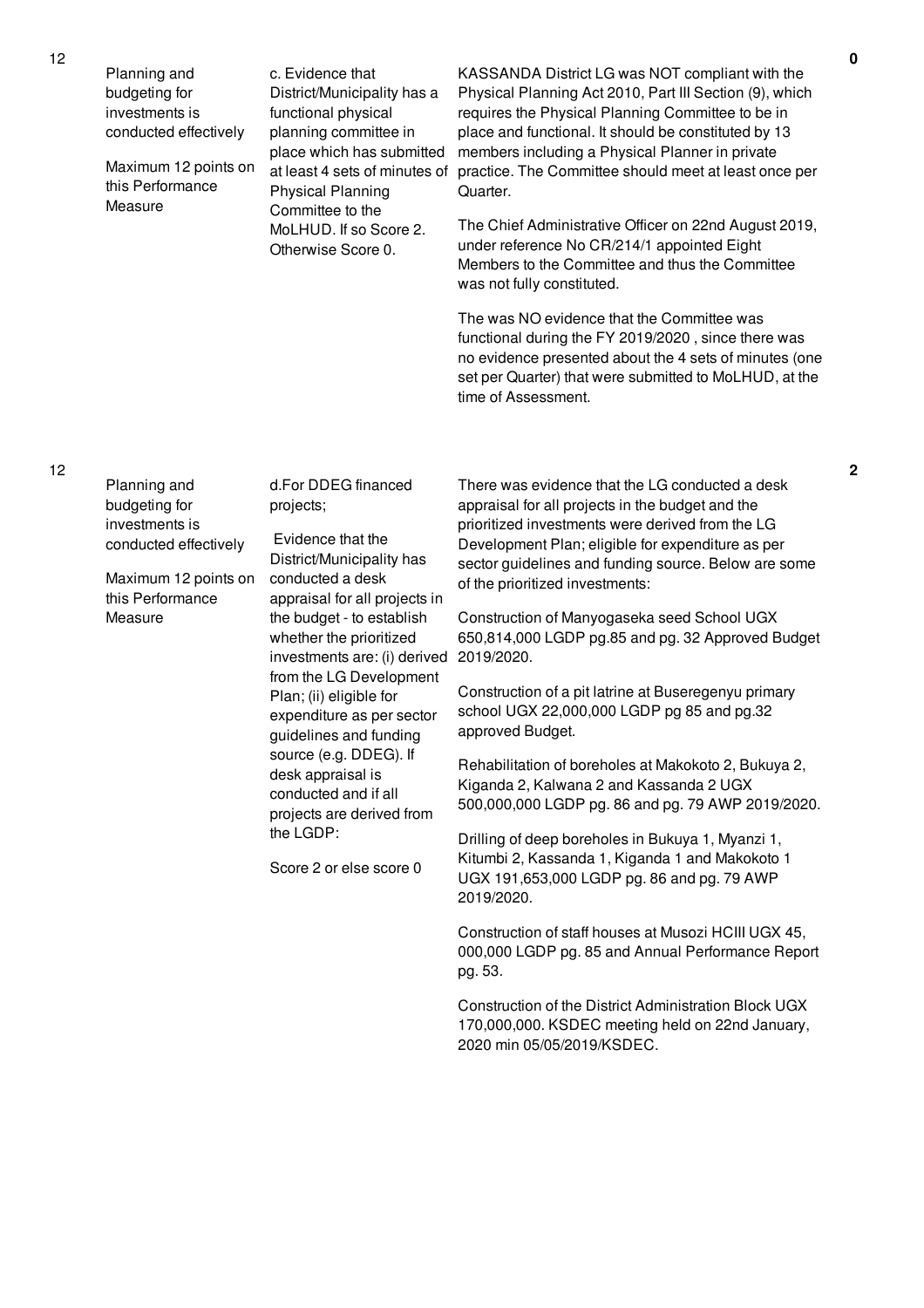| No. | Performance Area | Performance Measure | Assessment Findings | Score |
|---|---|---|---|---|
| 12 | Planning and budgeting for investments is conducted effectively<br><br>Maximum 12 points on this Performance Measure | c. Evidence that District/Municipality has a functional physical planning committee in place which has submitted at least 4 sets of minutes of Physical Planning Committee to the MoLHUD. If so Score 2. Otherwise Score 0. | KASSANDA District LG was NOT compliant with the Physical Planning Act 2010, Part III Section (9), which requires the Physical Planning Committee to be in place and functional. It should be constituted by 13 members including a Physical Planner in private practice. The Committee should meet at least once per Quarter.<br><br>The Chief Administrative Officer on 22nd August 2019, under reference No CR/214/1 appointed Eight Members to the Committee and thus the Committee was not fully constituted.<br><br>The was NO evidence that the Committee was functional during the FY 2019/2020 , since there was no evidence presented about the 4 sets of minutes (one set per Quarter) that were submitted to MoLHUD, at the time of Assessment. | 0 |
| 12 | Planning and budgeting for investments is conducted effectively<br><br>Maximum 12 points on this Performance Measure | d.For DDEG financed projects;<br><br>Evidence that the District/Municipality has conducted a desk appraisal for all projects in the budget - to establish whether the prioritized investments are: (i) derived from the LG Development Plan; (ii) eligible for expenditure as per sector guidelines and funding source (e.g. DDEG). If desk appraisal is conducted and if all projects are derived from the LGDP:<br><br>Score 2 or else score 0 | There was evidence that the LG conducted a desk appraisal for all projects in the budget and the prioritized investments were derived from the LG Development Plan; eligible for expenditure as per sector guidelines and funding source. Below are some of the prioritized investments:<br><br>Construction of Manyogaseka seed School UGX 650,814,000 LGDP pg.85 and pg. 32 Approved Budget 2019/2020.<br><br>Construction of a pit latrine at Buseregenyu primary school UGX 22,000,000 LGDP pg 85 and pg.32 approved Budget.<br><br>Rehabilitation of boreholes at Makokoto 2, Bukuya 2, Kiganda 2, Kalwana 2 and Kassanda 2 UGX 500,000,000 LGDP pg. 86 and pg. 79 AWP 2019/2020.<br><br>Drilling of deep boreholes in Bukuya 1, Myanzi 1, Kitumbi 2, Kassanda 1, Kiganda 1 and Makokoto 1 UGX 191,653,000 LGDP pg. 86 and pg. 79 AWP 2019/2020.<br><br>Construction of staff houses at Musozi HCIII UGX 45, 000,000 LGDP pg. 85 and Annual Performance Report pg. 53.<br><br>Construction of the District Administration Block UGX 170,000,000. KSDEC meeting held on 22nd January, 2020 min 05/05/2019/KSDEC. | 2 |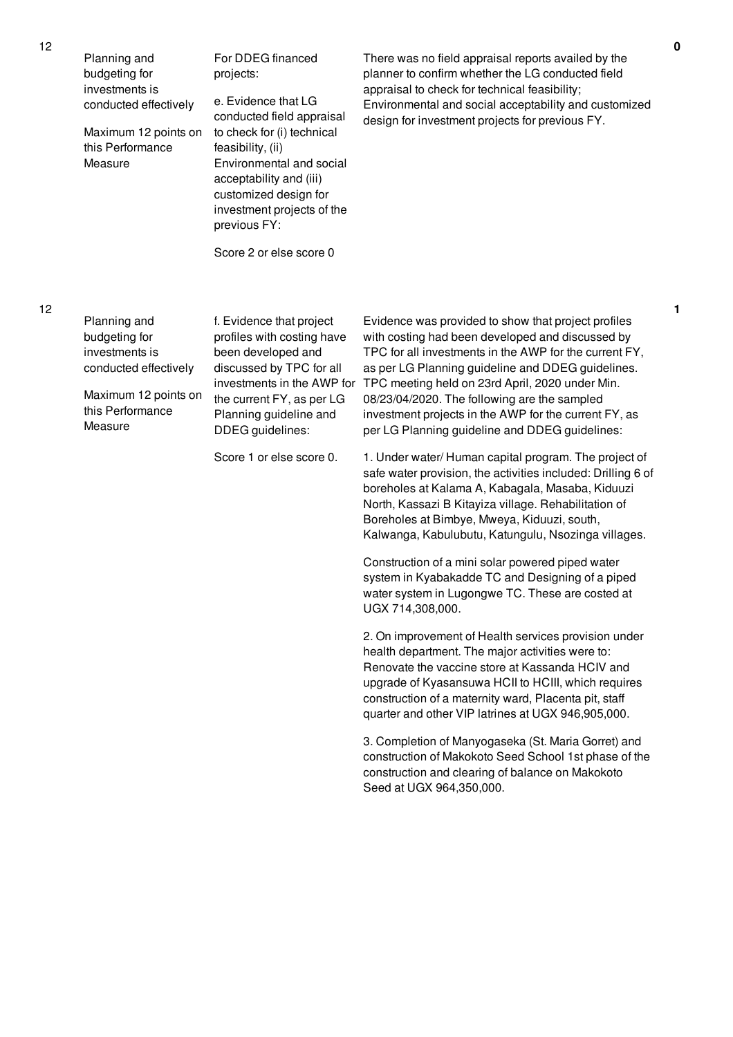| No. | Performance Area | Performance Measure | Assessment / Justification | Score |
|---|---|---|---|---|
| 12 | Planning and budgeting for investments is conducted effectively<br><br>Maximum 12 points on this Performance Measure | For DDEG financed projects:<br><br>e. Evidence that LG conducted field appraisal to check for (i) technical feasibility, (ii) Environmental and social acceptability and (iii) customized design for investment projects of the previous FY:<br><br>Score 2 or else score 0 | There was no field appraisal reports availed by the planner to confirm whether the LG conducted field appraisal to check for technical feasibility; Environmental and social acceptability and customized design for investment projects for previous FY. | 0 |
| 12 | Planning and budgeting for investments is conducted effectively<br><br>Maximum 12 points on this Performance Measure | f. Evidence that project profiles with costing have been developed and discussed by TPC for all investments in the AWP for the current FY, as per LG Planning guideline and DDEG guidelines:<br><br>Score 1 or else score 0. | Evidence was provided to show that project profiles with costing had been developed and discussed by TPC for all investments in the AWP for the current FY, as per LG Planning guideline and DDEG guidelines. TPC meeting held on 23rd April, 2020 under Min. 08/23/04/2020. The following are the sampled investment projects in the AWP for the current FY, as per LG Planning guideline and DDEG guidelines:<br><br>1. Under water/ Human capital program. The project of safe water provision, the activities included: Drilling 6 of boreholes at Kalama A, Kabagala, Masaba, Kiduuzi North, Kassazi B Kitayiza village. Rehabilitation of Boreholes at Bimbye, Mweya, Kiduuzi, south, Kalwanga, Kabulubutu, Katungulu, Nsozinga villages.<br><br>Construction of a mini solar powered piped water system in Kyabakadde TC and Designing of a piped water system in Lugongwe TC. These are costed at UGX 714,308,000.<br><br>2. On improvement of Health services provision under health department. The major activities were to: Renovate the vaccine store at Kassanda HCIV and upgrade of Kyasansuwa HCII to HCIII, which requires construction of a maternity ward, Placenta pit, staff quarter and other VIP latrines at UGX 946,905,000.<br><br>3. Completion of Manyogaseka (St. Maria Gorret) and construction of Makokoto Seed School 1st phase of the construction and clearing of balance on Makokoto Seed at UGX 964,350,000. | 1 |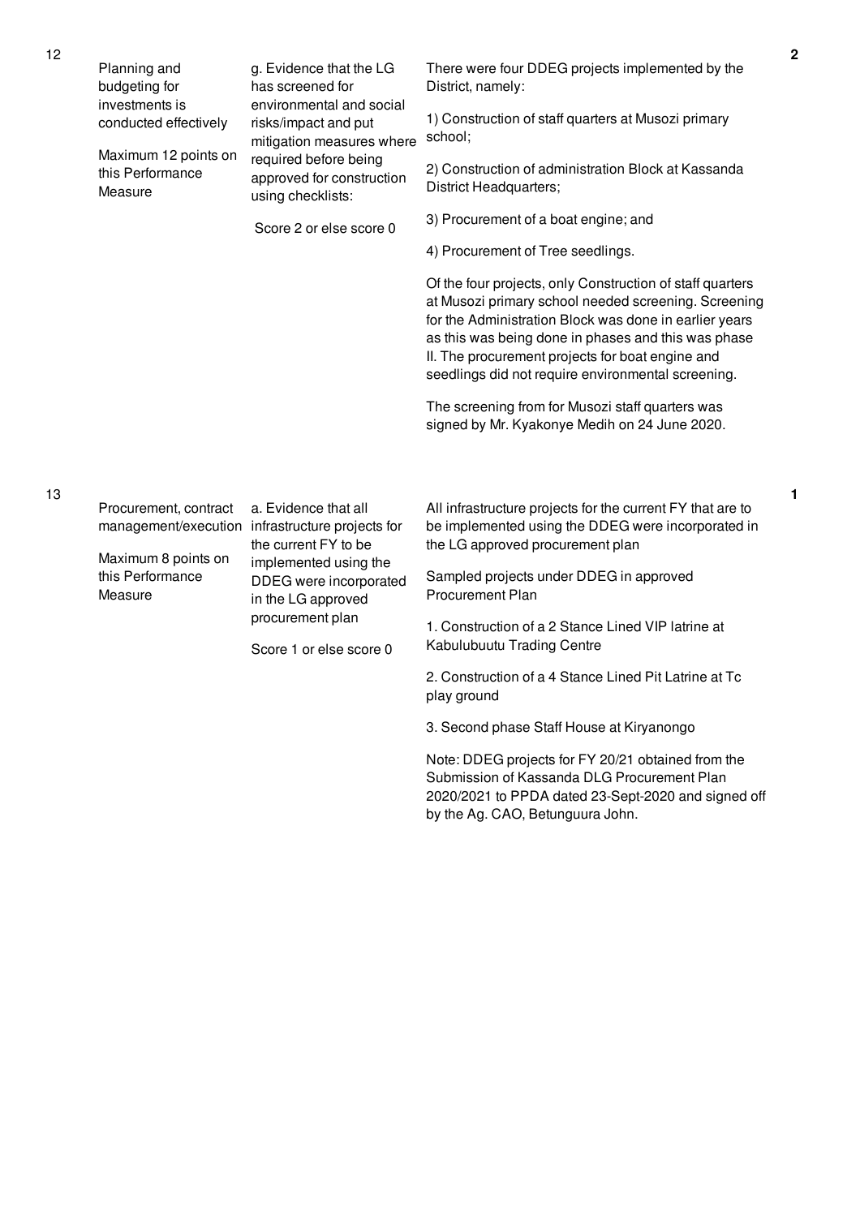| No. | Performance Measure | Indicator | Assessment | Score |
|---|---|---|---|---|
| 12 | Planning and budgeting for investments is conducted effectively<br><br>Maximum 12 points on this Performance Measure | g. Evidence that the LG has screened for environmental and social risks/impact and put mitigation measures where required before being approved for construction using checklists:<br><br>Score 2 or else score 0 | There were four DDEG projects implemented by the District, namely:<br><br>1) Construction of staff quarters at Musozi primary school;<br><br>2) Construction of administration Block at Kassanda District Headquarters;<br><br>3) Procurement of a boat engine; and<br><br>4) Procurement of Tree seedlings.<br><br>Of the four projects, only Construction of staff quarters at Musozi primary school needed screening. Screening for the Administration Block was done in earlier years as this was being done in phases and this was phase II. The procurement projects for boat engine and seedlings did not require environmental screening.<br><br>The screening from for Musozi staff quarters was signed by Mr. Kyakonye Medih on 24 June 2020. | 2 |
| 13 | Procurement, contract management/execution<br><br>Maximum 8 points on this Performance Measure | a. Evidence that all infrastructure projects for the current FY to be implemented using the DDEG were incorporated in the LG approved procurement plan<br><br>Score 1 or else score 0 | All infrastructure projects for the current FY that are to be implemented using the DDEG were incorporated in the LG approved procurement plan<br><br>Sampled projects under DDEG in approved Procurement Plan<br><br>1. Construction of a 2 Stance Lined VIP latrine at Kabulubuutu Trading Centre<br><br>2. Construction of a 4 Stance Lined Pit Latrine at Tc play ground<br><br>3. Second phase Staff House at Kiryanongo<br><br>Note: DDEG projects for FY 20/21 obtained from the Submission of Kassanda DLG Procurement Plan 2020/2021 to PPDA dated 23-Sept-2020 and signed off by the Ag. CAO, Betunguura John. | 1 |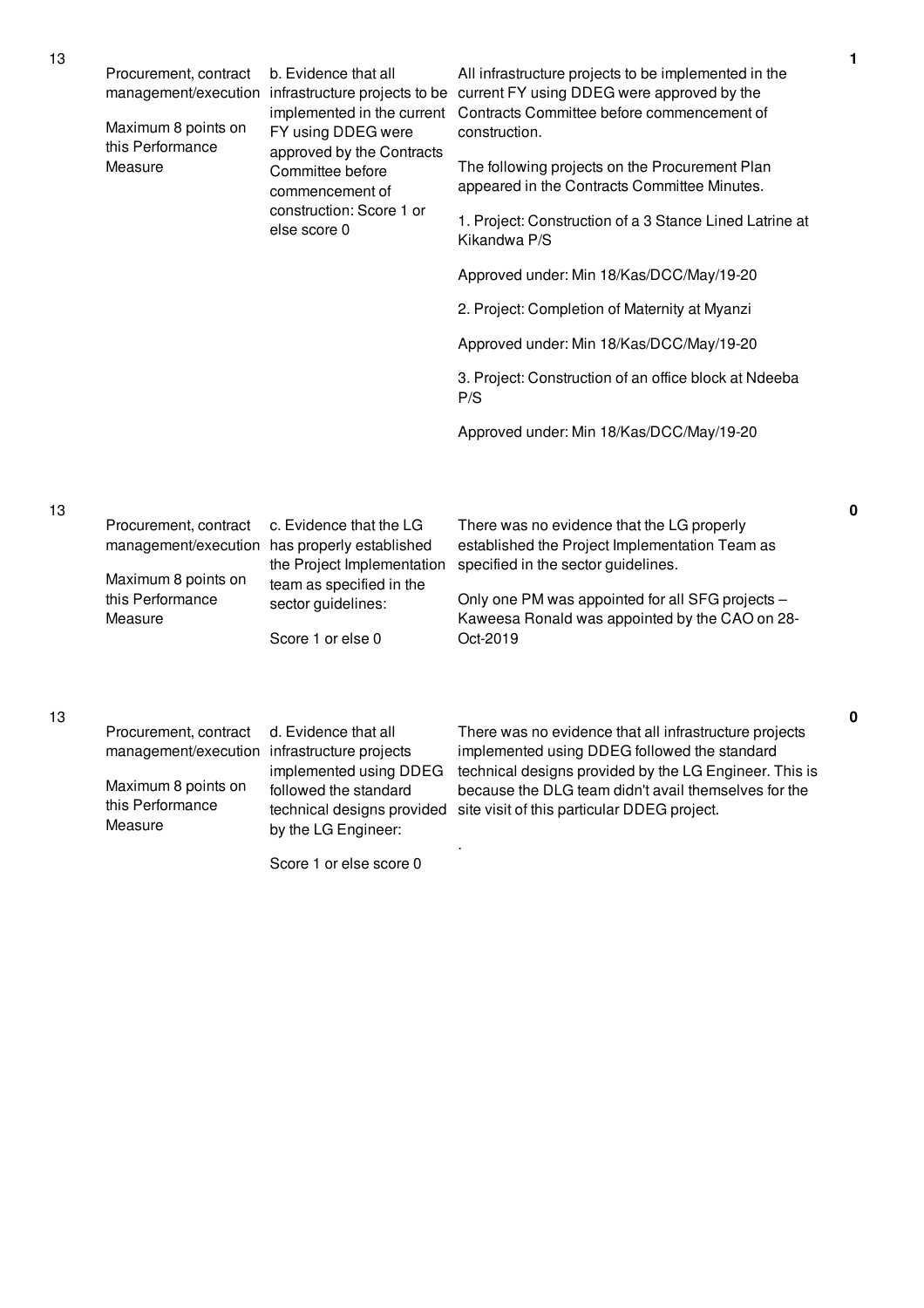| No. | Area | Performance Measure | Assessment | Score |
|---|---|---|---|---|
| 13 | Procurement, contract management/execution<br><br>Maximum 8 points on this Performance Measure | b. Evidence that all infrastructure projects to be implemented in the current FY using DDEG were approved by the Contracts Committee before commencement of construction: Score 1 or else score 0 | All infrastructure projects to be implemented in the current FY using DDEG were approved by the Contracts Committee before commencement of construction.<br><br>The following projects on the Procurement Plan appeared in the Contracts Committee Minutes.<br><br>1. Project: Construction of a 3 Stance Lined Latrine at Kikandwa P/S<br><br>Approved under: Min 18/Kas/DCC/May/19-20<br><br>2. Project: Completion of Maternity at Myanzi<br><br>Approved under: Min 18/Kas/DCC/May/19-20<br><br>3. Project: Construction of an office block at Ndeeba P/S<br><br>Approved under: Min 18/Kas/DCC/May/19-20 | 1 |
| 13 | Procurement, contract management/execution<br><br>Maximum 8 points on this Performance Measure | c. Evidence that the LG has properly established the Project Implementation team as specified in the sector guidelines:<br><br>Score 1 or else 0 | There was no evidence that the LG properly established the Project Implementation Team as specified in the sector guidelines.<br><br>Only one PM was appointed for all SFG projects – Kaweesa Ronald was appointed by the CAO on 28-Oct-2019 | 0 |
| 13 | Procurement, contract management/execution<br><br>Maximum 8 points on this Performance Measure | d. Evidence that all infrastructure projects implemented using DDEG followed the standard technical designs provided by the LG Engineer:<br><br>Score 1 or else score 0 | There was no evidence that all infrastructure projects implemented using DDEG followed the standard technical designs provided by the LG Engineer. This is because the DLG team didn't avail themselves for the site visit of this particular DDEG project.<br><br>. | 0 |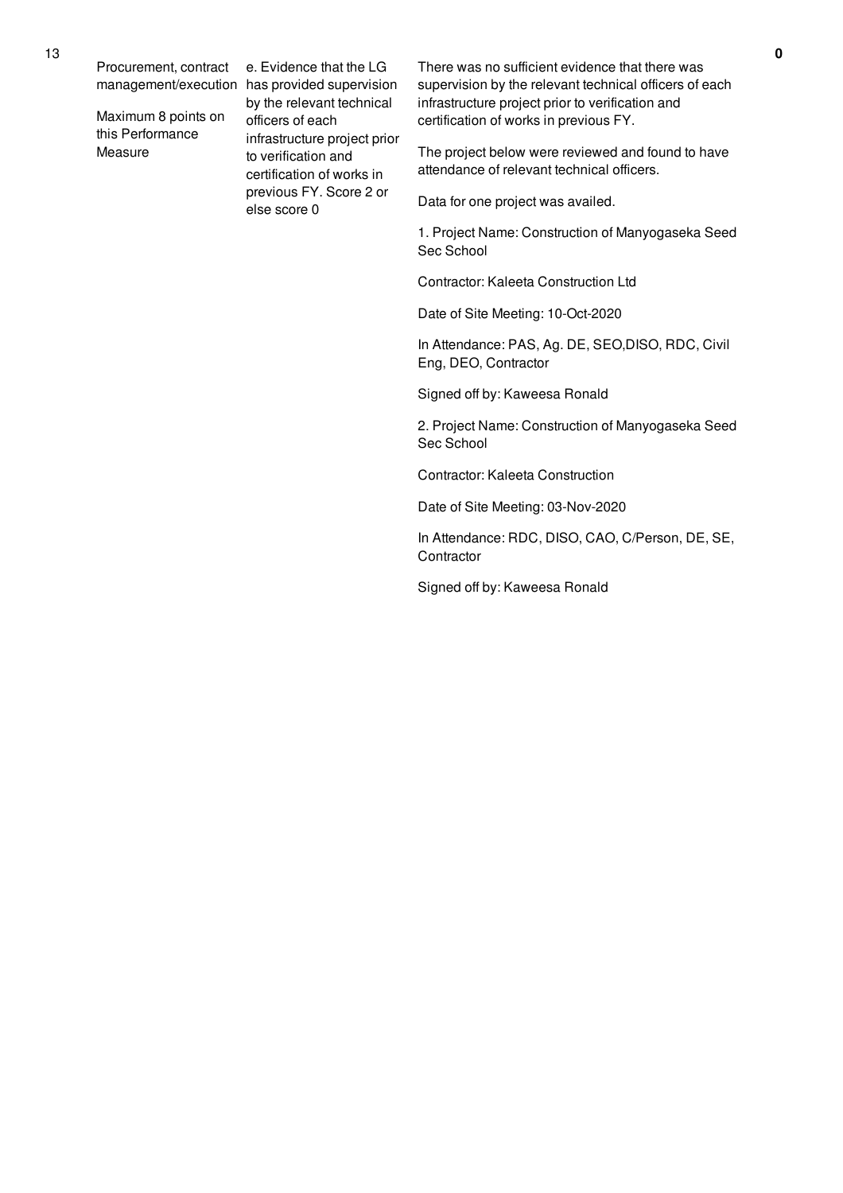| No. | Performance Measure | Indicator | Assessment Findings | Score |
|---|---|---|---|---|
| 13 | Procurement, contract management/execution<br><br>Maximum 8 points on this Performance Measure | e. Evidence that the LG has provided supervision by the relevant technical officers of each infrastructure project prior to verification and certification of works in previous FY. Score 2 or else score 0 | There was no sufficient evidence that there was supervision by the relevant technical officers of each infrastructure project prior to verification and certification of works in previous FY.<br><br>The project below were reviewed and found to have attendance of relevant technical officers.<br><br>Data for one project was availed.<br><br>1. Project Name: Construction of Manyogaseka Seed Sec School<br><br>Contractor: Kaleeta Construction Ltd<br><br>Date of Site Meeting: 10-Oct-2020<br><br>In Attendance: PAS, Ag. DE, SEO,DISO, RDC, Civil Eng, DEO, Contractor<br><br>Signed off by: Kaweesa Ronald<br><br>2. Project Name: Construction of Manyogaseka Seed Sec School<br><br>Contractor: Kaleeta Construction<br><br>Date of Site Meeting: 03-Nov-2020<br><br>In Attendance: RDC, DISO, CAO, C/Person, DE, SE, Contractor<br><br>Signed off by: Kaweesa Ronald | **0** |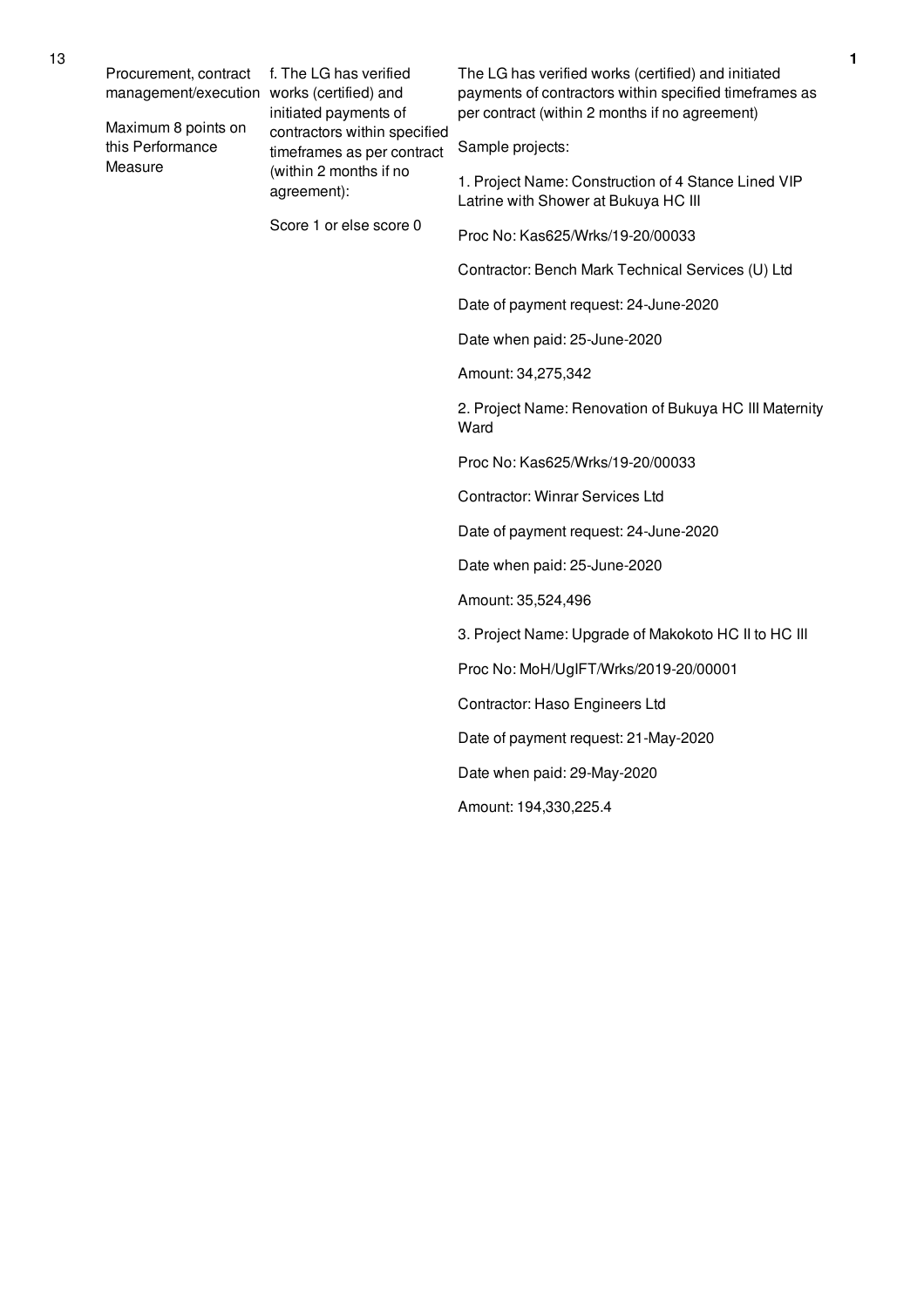| No. | Performance Area | Performance Measure | Assessment | Score |
|---|---|---|---|---|
| 13 | Procurement, contract management/execution<br><br>Maximum 8 points on this Performance Measure | f. The LG has verified works (certified) and initiated payments of contractors within specified timeframes as per contract (within 2 months if no agreement):<br><br>Score 1 or else score 0 | The LG has verified works (certified) and initiated payments of contractors within specified timeframes as per contract (within 2 months if no agreement)<br><br>Sample projects:<br><br>1. Project Name: Construction of 4 Stance Lined VIP Latrine with Shower at Bukuya HC III<br><br>Proc No: Kas625/Wrks/19-20/00033<br><br>Contractor: Bench Mark Technical Services (U) Ltd<br><br>Date of payment request: 24-June-2020<br><br>Date when paid: 25-June-2020<br><br>Amount: 34,275,342<br><br>2. Project Name: Renovation of Bukuya HC III Maternity Ward<br><br>Proc No: Kas625/Wrks/19-20/00033<br><br>Contractor: Winrar Services Ltd<br><br>Date of payment request: 24-June-2020<br><br>Date when paid: 25-June-2020<br><br>Amount: 35,524,496<br><br>3. Project Name: Upgrade of Makokoto HC II to HC III<br><br>Proc No: MoH/UgIFT/Wrks/2019-20/00001<br><br>Contractor: Haso Engineers Ltd<br><br>Date of payment request: 21-May-2020<br><br>Date when paid: 29-May-2020<br><br>Amount: 194,330,225.4 | 1 |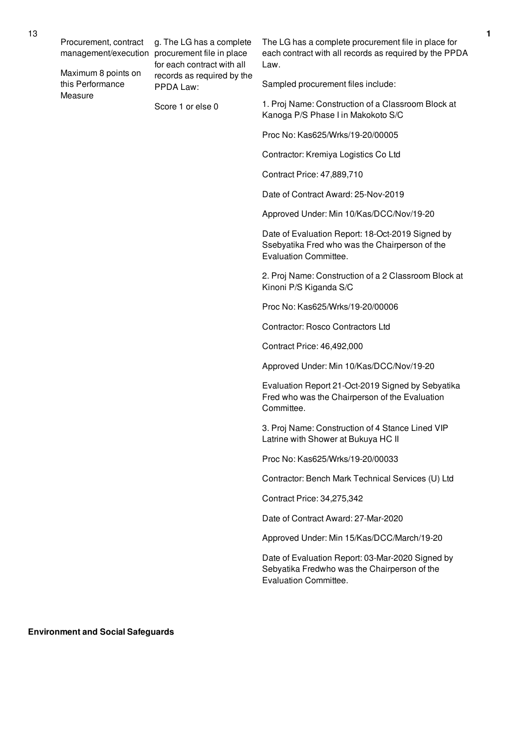| No. | Performance Area | Performance Measure | Assessment | Score |
|---|---|---|---|---|
| 13 | Procurement, contract management/execution<br><br>Maximum 8 points on this Performance Measure | g. The LG has a complete procurement file in place for each contract with all records as required by the PPDA Law:<br><br>Score 1 or else 0 | The LG has a complete procurement file in place for each contract with all records as required by the PPDA Law.<br><br>Sampled procurement files include:<br><br>1. Proj Name: Construction of a Classroom Block at Kanoga P/S Phase I in Makokoto S/C<br><br>Proc No: Kas625/Wrks/19-20/00005<br><br>Contractor: Kremiya Logistics Co Ltd<br><br>Contract Price: 47,889,710<br><br>Date of Contract Award: 25-Nov-2019<br><br>Approved Under: Min 10/Kas/DCC/Nov/19-20<br><br>Date of Evaluation Report: 18-Oct-2019 Signed by Ssebyatika Fred who was the Chairperson of the Evaluation Committee.<br><br>2. Proj Name: Construction of a 2 Classroom Block at Kinoni P/S Kiganda S/C<br><br>Proc No: Kas625/Wrks/19-20/00006<br><br>Contractor: Rosco Contractors Ltd<br><br>Contract Price: 46,492,000<br><br>Approved Under: Min 10/Kas/DCC/Nov/19-20<br><br>Evaluation Report 21-Oct-2019 Signed by Sebyatika Fred who was the Chairperson of the Evaluation Committee.<br><br>3. Proj Name: Construction of 4 Stance Lined VIP Latrine with Shower at Bukuya HC II<br><br>Proc No: Kas625/Wrks/19-20/00033<br><br>Contractor: Bench Mark Technical Services (U) Ltd<br><br>Contract Price: 34,275,342<br><br>Date of Contract Award: 27-Mar-2020<br><br>Approved Under: Min 15/Kas/DCC/March/19-20<br><br>Date of Evaluation Report: 03-Mar-2020 Signed by Sebyatika Fredwho was the Chairperson of the Evaluation Committee. | 1 |

**Environment and Social Safeguards**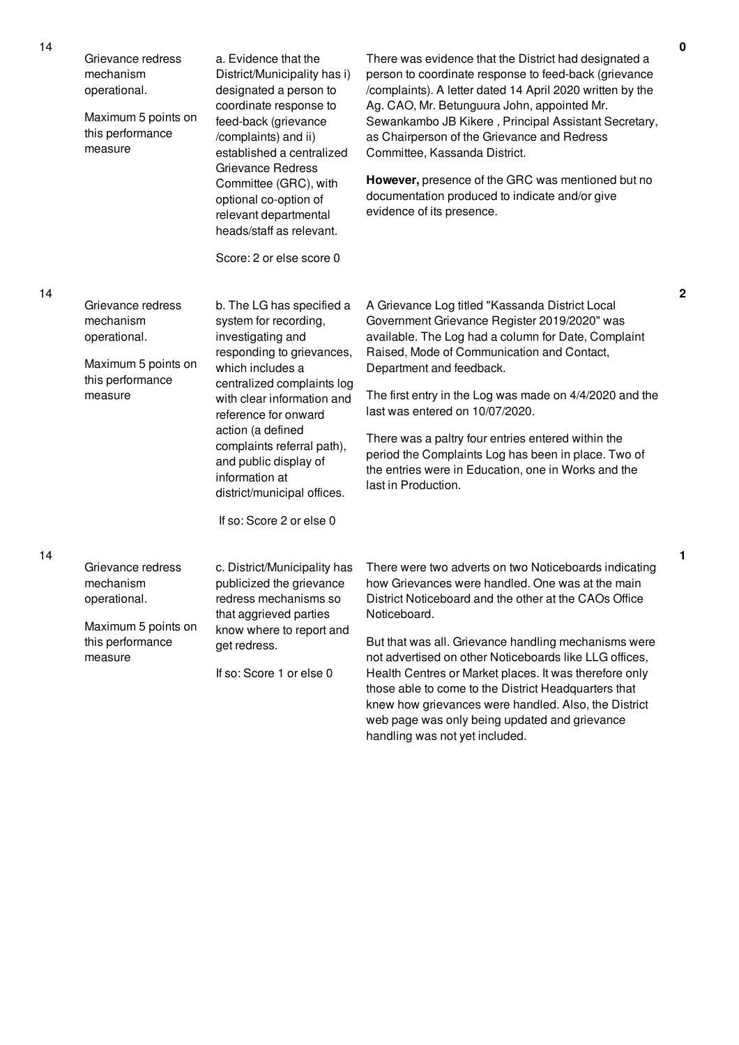| No. | Performance Area | Measure | Assessment | Score |
|---|---|---|---|---|
| 14 | Grievance redress mechanism operational.<br><br>Maximum 5 points on this performance measure | a. Evidence that the District/Municipality has i) designated a person to coordinate response to feed-back (grievance /complaints) and ii) established a centralized Grievance Redress Committee (GRC), with optional co-option of relevant departmental heads/staff as relevant.<br><br>Score: 2 or else score 0 | There was evidence that the District had designated a person to coordinate response to feed-back (grievance /complaints). A letter dated 14 April 2020 written by the Ag. CAO, Mr. Betunguura John, appointed Mr. Sewankambo JB Kikere , Principal Assistant Secretary, as Chairperson of the Grievance and Redress Committee, Kassanda District.<br><br>**However,** presence of the GRC was mentioned but no documentation produced to indicate and/or give evidence of its presence. | 0 |
| 14 | Grievance redress mechanism operational.<br><br>Maximum 5 points on this performance measure | b. The LG has specified a system for recording, investigating and responding to grievances, which includes a centralized complaints log with clear information and reference for onward action (a defined complaints referral path), and public display of information at district/municipal offices.<br><br>If so: Score 2 or else 0 | A Grievance Log titled "Kassanda District Local Government Grievance Register 2019/2020" was available. The Log had a column for Date, Complaint Raised, Mode of Communication and Contact, Department and feedback.<br><br>The first entry in the Log was made on 4/4/2020 and the last was entered on 10/07/2020.<br><br>There was a paltry four entries entered within the period the Complaints Log has been in place. Two of the entries were in Education, one in Works and the last in Production. | 2 |
| 14 | Grievance redress mechanism operational.<br><br>Maximum 5 points on this performance measure | c. District/Municipality has publicized the grievance redress mechanisms so that aggrieved parties know where to report and get redress.<br><br>If so: Score 1 or else 0 | There were two adverts on two Noticeboards indicating how Grievances were handled. One was at the main District Noticeboard and the other at the CAOs Office Noticeboard.<br><br>But that was all. Grievance handling mechanisms were not advertised on other Noticeboards like LLG offices, Health Centres or Market places. It was therefore only those able to come to the District Headquarters that knew how grievances were handled. Also, the District web page was only being updated and grievance handling was not yet included. | 1 |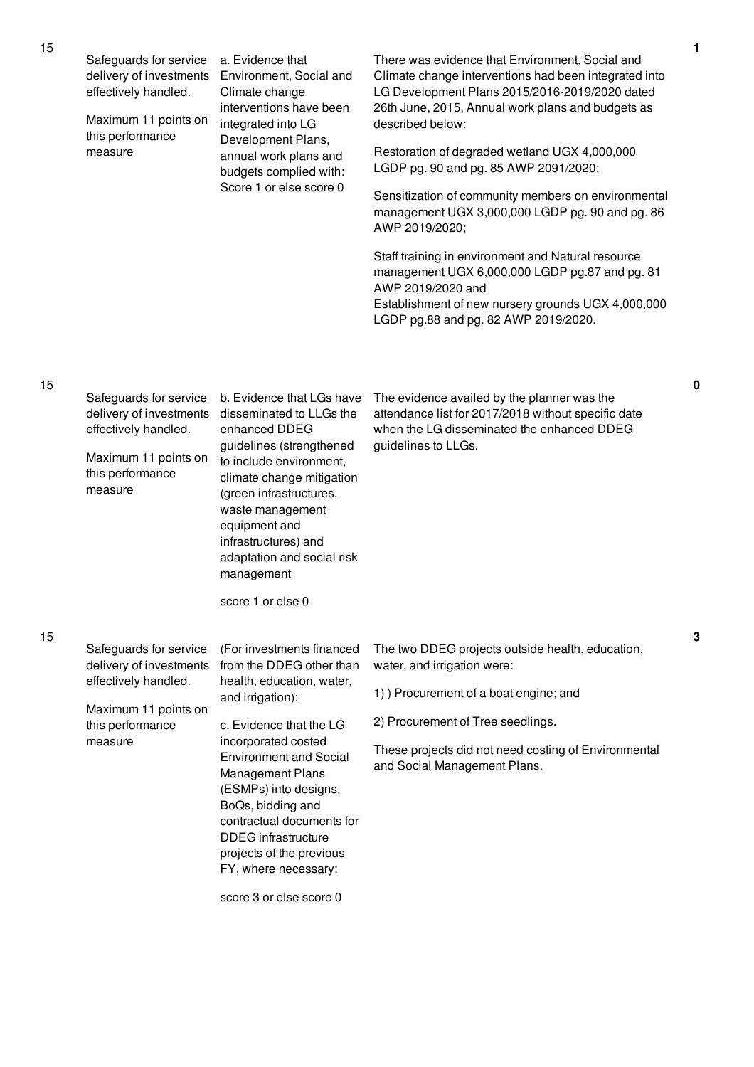| No. | Performance Area | Performance Measure | Assessment Findings | Score |
|---|---|---|---|---|
| 15 | Safeguards for service delivery of investments effectively handled.<br><br>Maximum 11 points on this performance measure | a. Evidence that Environment, Social and Climate change interventions have been integrated into LG Development Plans, annual work plans and budgets complied with: Score 1 or else score 0 | There was evidence that Environment, Social and Climate change interventions had been integrated into LG Development Plans 2015/2016-2019/2020 dated 26th June, 2015, Annual work plans and budgets as described below:<br><br>Restoration of degraded wetland UGX 4,000,000 LGDP pg. 90 and pg. 85 AWP 2091/2020;<br><br>Sensitization of community members on environmental management UGX 3,000,000 LGDP pg. 90 and pg. 86 AWP 2019/2020;<br><br>Staff training in environment and Natural resource management UGX 6,000,000 LGDP pg.87 and pg. 81 AWP 2019/2020 and<br>Establishment of new nursery grounds UGX 4,000,000 LGDP pg.88 and pg. 82 AWP 2019/2020. | 1 |
| 15 | Safeguards for service delivery of investments effectively handled.<br><br>Maximum 11 points on this performance measure | b. Evidence that LGs have disseminated to LLGs the enhanced DDEG guidelines (strengthened to include environment, climate change mitigation (green infrastructures, waste management equipment and infrastructures) and adaptation and social risk management<br><br>score 1 or else 0 | The evidence availed by the planner was the attendance list for 2017/2018 without specific date when the LG disseminated the enhanced DDEG guidelines to LLGs. | 0 |
| 15 | Safeguards for service delivery of investments effectively handled.<br><br>Maximum 11 points on this performance measure | (For investments financed from the DDEG other than health, education, water, and irrigation):<br><br>c. Evidence that the LG incorporated costed Environment and Social Management Plans (ESMPs) into designs, BoQs, bidding and contractual documents for DDEG infrastructure projects of the previous FY, where necessary:<br><br>score 3 or else score 0 | The two DDEG projects outside health, education, water, and irrigation were:<br><br>1) ) Procurement of a boat engine; and<br><br>2) Procurement of Tree seedlings.<br><br>These projects did not need costing of Environmental and Social Management Plans. | 3 |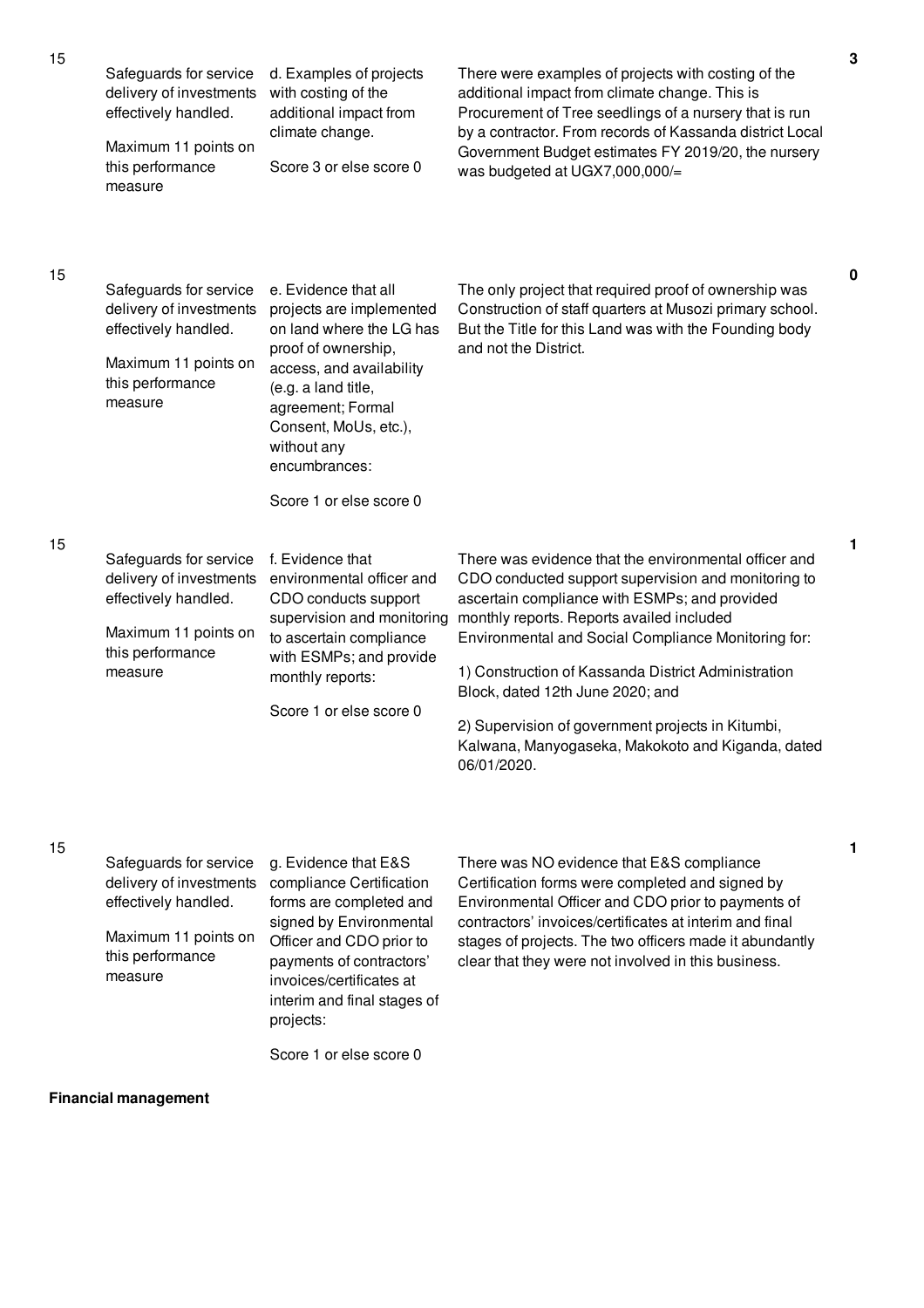| No. | Performance Area | Performance Measure | Assessment | Score |
|---|---|---|---|---|
| 15 | Safeguards for service delivery of investments effectively handled.<br><br>Maximum 11 points on this performance measure | d. Examples of projects with costing of the additional impact from climate change.<br><br>Score 3 or else score 0 | There were examples of projects with costing of the additional impact from climate change. This is Procurement of Tree seedlings of a nursery that is run by a contractor. From records of Kassanda district Local Government Budget estimates FY 2019/20, the nursery was budgeted at UGX7,000,000/= | 3 |
| 15 | Safeguards for service delivery of investments effectively handled.<br><br>Maximum 11 points on this performance measure | e. Evidence that all projects are implemented on land where the LG has proof of ownership, access, and availability (e.g. a land title, agreement; Formal Consent, MoUs, etc.), without any encumbrances:<br><br>Score 1 or else score 0 | The only project that required proof of ownership was Construction of staff quarters at Musozi primary school. But the Title for this Land was with the Founding body and not the District. | 0 |
| 15 | Safeguards for service delivery of investments effectively handled.<br><br>Maximum 11 points on this performance measure | f. Evidence that environmental officer and CDO conducts support supervision and monitoring to ascertain compliance with ESMPs; and provide monthly reports:<br><br>Score 1 or else score 0 | There was evidence that the environmental officer and CDO conducted support supervision and monitoring to ascertain compliance with ESMPs; and provided monthly reports. Reports availed included Environmental and Social Compliance Monitoring for:<br><br>1) Construction of Kassanda District Administration Block, dated 12th June 2020; and<br><br>2) Supervision of government projects in Kitumbi, Kalwana, Manyogaseka, Makokoto and Kiganda, dated 06/01/2020. | 1 |
| 15 | Safeguards for service delivery of investments effectively handled.<br><br>Maximum 11 points on this performance measure | g. Evidence that E&S compliance Certification forms are completed and signed by Environmental Officer and CDO prior to payments of contractors' invoices/certificates at interim and final stages of projects:<br><br>Score 1 or else score 0 | There was NO evidence that E&S compliance Certification forms were completed and signed by Environmental Officer and CDO prior to payments of contractors' invoices/certificates at interim and final stages of projects. The two officers made it abundantly clear that they were not involved in this business. | 1 |

**Financial management**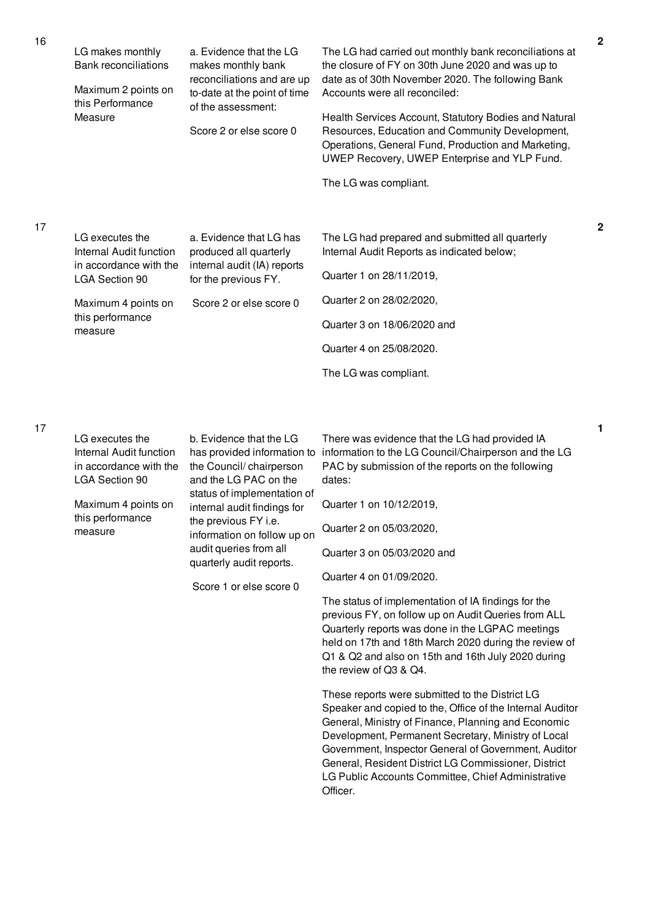| No. | Performance Measure | Scoring Guide | Justification | Score |
|---|---|---|---|---|
| 16 | LG makes monthly Bank reconciliations<br><br>Maximum 2 points on this Performance Measure | a. Evidence that the LG makes monthly bank reconciliations and are up to-date at the point of time of the assessment:<br><br>Score 2 or else score 0 | The LG had carried out monthly bank reconciliations at the closure of FY on 30th June 2020 and was up to date as of 30th November 2020. The following Bank Accounts were all reconciled:<br><br>Health Services Account, Statutory Bodies and Natural Resources, Education and Community Development, Operations, General Fund, Production and Marketing, UWEP Recovery, UWEP Enterprise and YLP Fund.<br><br>The LG was compliant. | 2 |
| 17 | LG executes the Internal Audit function in accordance with the LGA Section 90<br><br>Maximum 4 points on this performance measure | a. Evidence that LG has produced all quarterly internal audit (IA) reports for the previous FY.<br><br>Score 2 or else score 0 | The LG had prepared and submitted all quarterly Internal Audit Reports as indicated below;<br><br>Quarter 1 on 28/11/2019,<br><br>Quarter 2 on 28/02/2020,<br><br>Quarter 3 on 18/06/2020 and<br><br>Quarter 4 on 25/08/2020.<br><br>The LG was compliant. | 2 |
| 17 | LG executes the Internal Audit function in accordance with the LGA Section 90<br><br>Maximum 4 points on this performance measure | b. Evidence that the LG has provided information to the Council/ chairperson and the LG PAC on the status of implementation of internal audit findings for the previous FY i.e. information on follow up on audit queries from all quarterly audit reports.<br><br>Score 1 or else score 0 | There was evidence that the LG had provided IA information to the LG Council/Chairperson and the LG PAC by submission of the reports on the following dates:<br><br>Quarter 1 on 10/12/2019,<br><br>Quarter 2 on 05/03/2020,<br><br>Quarter 3 on 05/03/2020 and<br><br>Quarter 4 on 01/09/2020.<br><br>The status of implementation of IA findings for the previous FY, on follow up on Audit Queries from ALL Quarterly reports was done in the LGPAC meetings held on 17th and 18th March 2020 during the review of Q1 & Q2 and also on 15th and 16th July 2020 during the review of Q3 & Q4.<br><br>These reports were submitted to the District LG Speaker and copied to the, Office of the Internal Auditor General, Ministry of Finance, Planning and Economic Development, Permanent Secretary, Ministry of Local Government, Inspector General of Government, Auditor General, Resident District LG Commissioner, District LG Public Accounts Committee, Chief Administrative Officer. | 1 |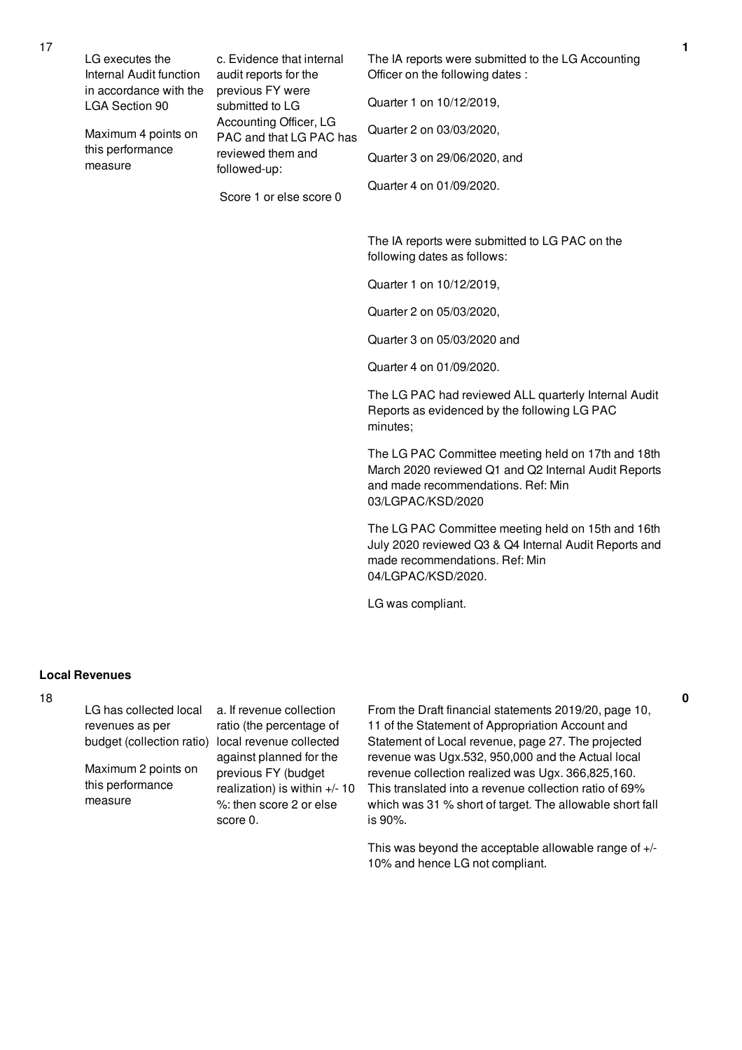| No. | Performance Area | Performance Measure | Assessment Findings | Score |
|---|---|---|---|---|
| 17 | LG executes the Internal Audit function in accordance with the LGA Section 90<br><br>Maximum 4 points on this performance measure | c. Evidence that internal audit reports for the previous FY were submitted to LG Accounting Officer, LG PAC and that LG PAC has reviewed them and followed-up:<br><br>Score 1 or else score 0 | The IA reports were submitted to the LG Accounting Officer on the following dates :<br><br>Quarter 1 on 10/12/2019,<br><br>Quarter 2 on 03/03/2020,<br><br>Quarter 3 on 29/06/2020, and<br><br>Quarter 4 on 01/09/2020.<br><br>The IA reports were submitted to LG PAC on the following dates as follows:<br><br>Quarter 1 on 10/12/2019,<br><br>Quarter 2 on 05/03/2020,<br><br>Quarter 3 on 05/03/2020 and<br><br>Quarter 4 on 01/09/2020.<br><br>The LG PAC had reviewed ALL quarterly Internal Audit Reports as evidenced by the following LG PAC minutes;<br><br>The LG PAC Committee meeting held on 17th and 18th March 2020 reviewed Q1 and Q2 Internal Audit Reports and made recommendations. Ref: Min 03/LGPAC/KSD/2020<br><br>The LG PAC Committee meeting held on 15th and 16th July 2020 reviewed Q3 & Q4 Internal Audit Reports and made recommendations. Ref: Min 04/LGPAC/KSD/2020.<br><br>LG was compliant. | 1 |

**Local Revenues**

| No. | Performance Area | Performance Measure | Assessment Findings | Score |
|---|---|---|---|---|
| 18 | LG has collected local revenues as per budget (collection ratio)<br><br>Maximum 2 points on this performance measure | a. If revenue collection ratio (the percentage of local revenue collected against planned for the previous FY (budget realization) is within +/- 10 %: then score 2 or else score 0. | From the Draft financial statements 2019/20, page 10, 11 of the Statement of Appropriation Account and Statement of Local revenue, page 27. The projected revenue was Ugx.532, 950,000 and the Actual local revenue collection realized was Ugx. 366,825,160. This translated into a revenue collection ratio of 69% which was 31 % short of target. The allowable short fall is 90%.<br><br>This was beyond the acceptable allowable range of +/- 10% and hence LG not compliant. | 0 |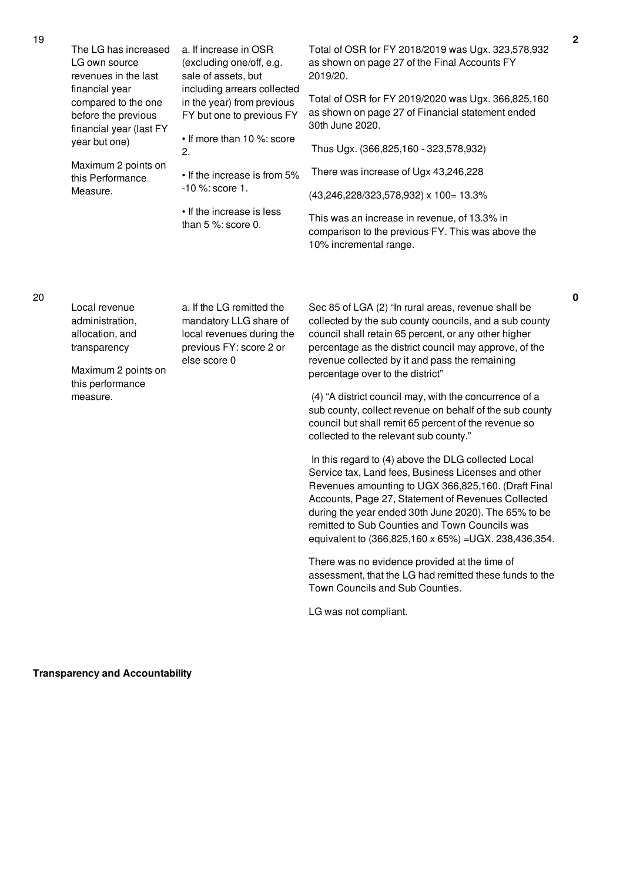| No. | Performance Measure | Scoring Guide | Justification | Score |
|---|---|---|---|---|
| 19 | The LG has increased LG own source revenues in the last financial year compared to the one before the previous financial year (last FY year but one)<br><br>Maximum 2 points on this Performance Measure. | a. If increase in OSR (excluding one/off, e.g. sale of assets, but including arrears collected in the year) from previous FY but one to previous FY<br><br>• If more than 10 %: score 2.<br><br>• If the increase is from 5% -10 %: score 1.<br><br>• If the increase is less than 5 %: score 0. | Total of OSR for FY 2018/2019 was Ugx. 323,578,932 as shown on page 27 of the Final Accounts FY 2019/20.<br><br>Total of OSR for FY 2019/2020 was Ugx. 366,825,160 as shown on page 27 of Financial statement ended 30th June 2020.<br><br>Thus Ugx. (366,825,160 - 323,578,932)<br><br>There was increase of Ugx 43,246,228<br><br>(43,246,228/323,578,932) x 100= 13.3%<br><br>This was an increase in revenue, of 13.3% in comparison to the previous FY. This was above the 10% incremental range. | 2 |
| 20 | Local revenue administration, allocation, and transparency<br><br>Maximum 2 points on this performance measure. | a. If the LG remitted the mandatory LLG share of local revenues during the previous FY: score 2 or else score 0 | Sec 85 of LGA (2) "In rural areas, revenue shall be collected by the sub county councils, and a sub county council shall retain 65 percent, or any other higher percentage as the district council may approve, of the revenue collected by it and pass the remaining percentage over to the district"<br><br>(4) "A district council may, with the concurrence of a sub county, collect revenue on behalf of the sub county council but shall remit 65 percent of the revenue so collected to the relevant sub county."<br><br>In this regard to (4) above the DLG collected Local Service tax, Land fees, Business Licenses and other Revenues amounting to UGX 366,825,160. (Draft Final Accounts, Page 27, Statement of Revenues Collected during the year ended 30th June 2020). The 65% to be remitted to Sub Counties and Town Councils was equivalent to (366,825,160 x 65%) =UGX. 238,436,354.<br><br>There was no evidence provided at the time of assessment, that the LG had remitted these funds to the Town Councils and Sub Counties.<br><br>LG was not compliant. | 0 |

**Transparency and Accountability**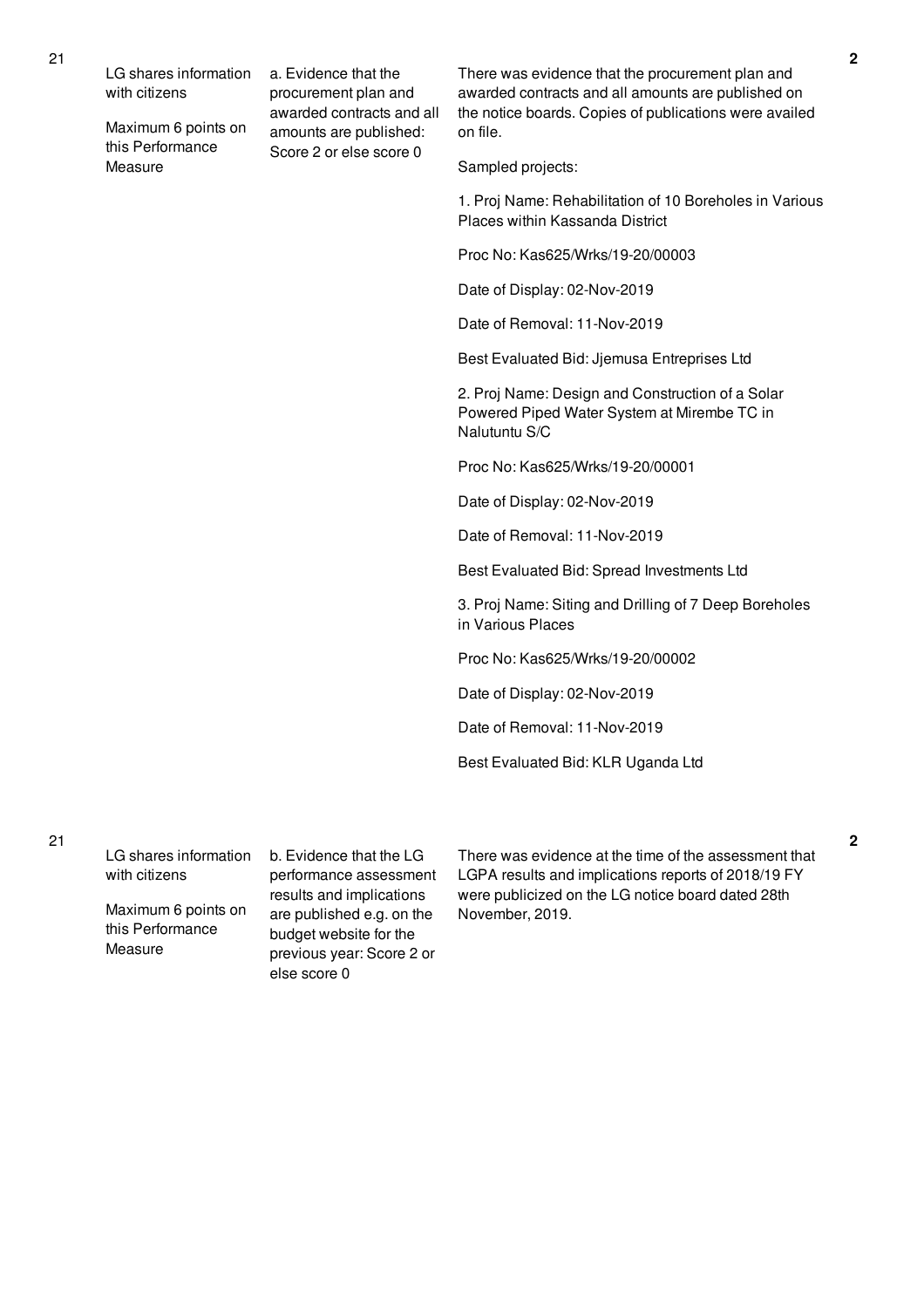| No. | Performance Measure | Indicator | Assessment Finding | Score |
|---|---|---|---|---|
| 21 | LG shares information with citizens<br><br>Maximum 6 points on this Performance Measure | a. Evidence that the procurement plan and awarded contracts and all amounts are published: Score 2 or else score 0 | There was evidence that the procurement plan and awarded contracts and all amounts are published on the notice boards. Copies of publications were availed on file.<br><br>Sampled projects:<br><br>1. Proj Name: Rehabilitation of 10 Boreholes in Various Places within Kassanda District<br><br>Proc No: Kas625/Wrks/19-20/00003<br><br>Date of Display: 02-Nov-2019<br><br>Date of Removal: 11-Nov-2019<br><br>Best Evaluated Bid: Jjemusa Entreprises Ltd<br><br>2. Proj Name: Design and Construction of a Solar Powered Piped Water System at Mirembe TC in Nalutuntu S/C<br><br>Proc No: Kas625/Wrks/19-20/00001<br><br>Date of Display: 02-Nov-2019<br><br>Date of Removal: 11-Nov-2019<br><br>Best Evaluated Bid: Spread Investments Ltd<br><br>3. Proj Name: Siting and Drilling of 7 Deep Boreholes in Various Places<br><br>Proc No: Kas625/Wrks/19-20/00002<br><br>Date of Display: 02-Nov-2019<br><br>Date of Removal: 11-Nov-2019<br><br>Best Evaluated Bid: KLR Uganda Ltd | 2 |
| 21 | LG shares information with citizens<br><br>Maximum 6 points on this Performance Measure | b. Evidence that the LG performance assessment results and implications are published e.g. on the budget website for the previous year: Score 2 or else score 0 | There was evidence at the time of the assessment that LGPA results and implications reports of 2018/19 FY were publicized on the LG notice board dated 28th November, 2019. | 2 |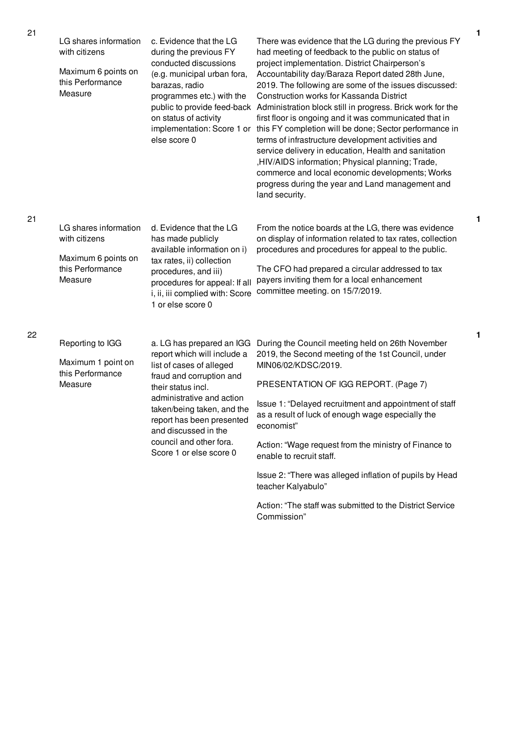| | | | | |
|---|---|---|---|---|
| 21 | LG shares information with citizens<br><br>Maximum 6 points on this Performance Measure | c. Evidence that the LG during the previous FY conducted discussions (e.g. municipal urban fora, barazas, radio programmes etc.) with the public to provide feed-back on status of activity implementation: Score 1 or else score 0 | There was evidence that the LG during the previous FY had meeting of feedback to the public on status of project implementation. District Chairperson's Accountability day/Baraza Report dated 28th June, 2019. The following are some of the issues discussed: Construction works for Kassanda District Administration block still in progress. Brick work for the first floor is ongoing and it was communicated that in this FY completion will be done; Sector performance in terms of infrastructure development activities and service delivery in education, Health and sanitation ,HIV/AIDS information; Physical planning; Trade, commerce and local economic developments; Works progress during the year and Land management and land security. | 1 |
| 21 | LG shares information with citizens<br><br>Maximum 6 points on this Performance Measure | d. Evidence that the LG has made publicly available information on i) tax rates, ii) collection procedures, and iii) procedures for appeal: If all i, ii, iii complied with: Score 1 or else score 0 | From the notice boards at the LG, there was evidence on display of information related to tax rates, collection procedures and procedures for appeal to the public.<br><br>The CFO had prepared a circular addressed to tax payers inviting them for a local enhancement committee meeting. on 15/7/2019. | 1 |
| 22 | Reporting to IGG<br><br>Maximum 1 point on this Performance Measure | a. LG has prepared an IGG report which will include a list of cases of alleged fraud and corruption and their status incl. administrative and action taken/being taken, and the report has been presented and discussed in the council and other fora. Score 1 or else score 0 | During the Council meeting held on 26th November 2019, the Second meeting of the 1st Council, under MIN06/02/KDSC/2019.<br><br>PRESENTATION OF IGG REPORT. (Page 7)<br><br>Issue 1: "Delayed recruitment and appointment of staff as a result of luck of enough wage especially the economist"<br><br>Action: "Wage request from the ministry of Finance to enable to recruit staff.<br><br>Issue 2: "There was alleged inflation of pupils by Head teacher Kalyabulo"<br><br>Action: "The staff was submitted to the District Service Commission" | 1 |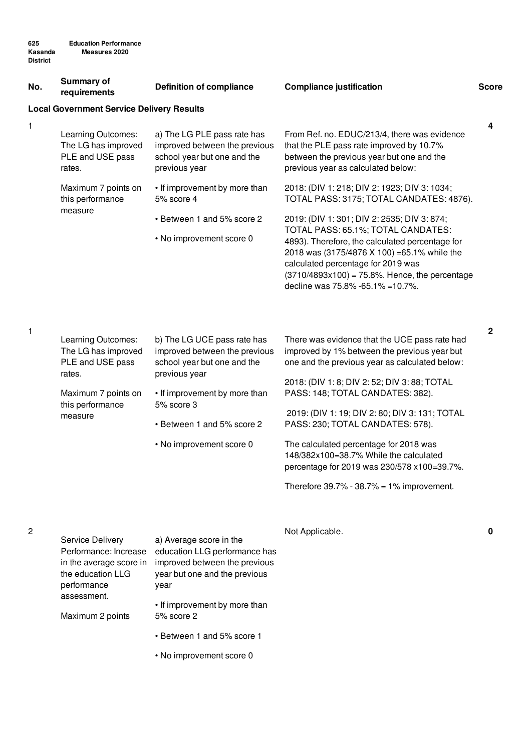| No. | Summary of requirements | Definition of compliance | Compliance justification | Score |
|---|---|---|---|---|
| **Local Government Service Delivery Results** | | | | |
| 1 | Learning Outcomes: The LG has improved PLE and USE pass rates.<br><br>Maximum 7 points on this performance measure | a) The LG PLE pass rate has improved between the previous school year but one and the previous year<br><br>• If improvement by more than 5% score 4<br><br>• Between 1 and 5% score 2<br><br>• No improvement score 0 | From Ref. no. EDUC/213/4, there was evidence that the PLE pass rate improved by 10.7% between the previous year but one and the previous year as calculated below:<br><br>2018: (DIV 1: 218; DIV 2: 1923; DIV 3: 1034; TOTAL PASS: 3175; TOTAL CANDATES: 4876).<br><br>2019: (DIV 1: 301; DIV 2: 2535; DIV 3: 874; TOTAL PASS: 65.1%; TOTAL CANDATES: 4893). Therefore, the calculated percentage for 2018 was (3175/4876 X 100) =65.1% while the calculated percentage for 2019 was (3710/4893x100) = 75.8%. Hence, the percentage decline was 75.8% -65.1% =10.7%. | 4 |
| 1 | Learning Outcomes: The LG has improved PLE and USE pass rates.<br><br>Maximum 7 points on this performance measure | b) The LG UCE pass rate has improved between the previous school year but one and the previous year<br><br>• If improvement by more than 5% score 3<br><br>• Between 1 and 5% score 2<br><br>• No improvement score 0 | There was evidence that the UCE pass rate had improved by 1% between the previous year but one and the previous year as calculated below:<br><br>2018: (DIV 1: 8; DIV 2: 52; DIV 3: 88; TOTAL PASS: 148; TOTAL CANDATES: 382).<br><br>2019: (DIV 1: 19; DIV 2: 80; DIV 3: 131; TOTAL PASS: 230; TOTAL CANDATES: 578).<br><br>The calculated percentage for 2018 was 148/382x100=38.7% While the calculated percentage for 2019 was 230/578 x100=39.7%.<br><br>Therefore 39.7% - 38.7% = 1% improvement. | 2 |
| 2 | Service Delivery Performance: Increase in the average score in the education LLG performance assessment.<br><br>Maximum 2 points | a) Average score in the education LLG performance has improved between the previous year but one and the previous year<br><br>• If improvement by more than 5% score 2<br><br>• Between 1 and 5% score 1<br><br>• No improvement score 0 | Not Applicable. | 0 |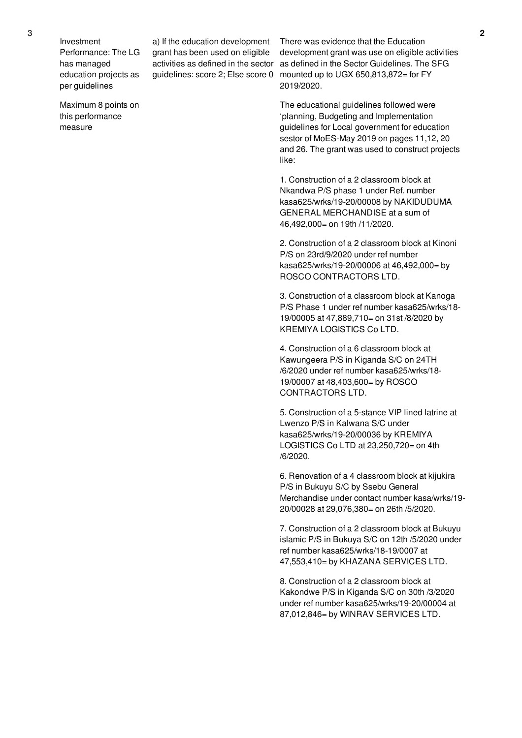| No. | Performance Measure | Scoring Guide | Justification | Score |
|---|---|---|---|---|
| 3 | Investment Performance: The LG has managed education projects as per guidelines<br><br>Maximum 8 points on this performance measure | a) If the education development grant has been used on eligible activities as defined in the sector guidelines: score 2; Else score 0 | There was evidence that the Education development grant was use on eligible activities as defined in the Sector Guidelines. The SFG mounted up to UGX 650,813,872= for FY 2019/2020.<br><br>The educational guidelines followed were 'planning, Budgeting and Implementation guidelines for Local government for education sestor of MoES-May 2019 on pages 11,12, 20 and 26. The grant was used to construct projects like:<br><br>1. Construction of a 2 classroom block at Nkandwa P/S phase 1 under Ref. number kasa625/wrks/19-20/00008 by NAKIDUDUMA GENERAL MERCHANDISE at a sum of 46,492,000= on 19th /11/2020.<br><br>2. Construction of a 2 classroom block at Kinoni P/S on 23rd/9/2020 under ref number kasa625/wrks/19-20/00006 at 46,492,000= by ROSCO CONTRACTORS LTD.<br><br>3. Construction of a classroom block at Kanoga P/S Phase 1 under ref number kasa625/wrks/18-19/00005 at 47,889,710= on 31st /8/2020 by KREMIYA LOGISTICS Co LTD.<br><br>4. Construction of a 6 classroom block at Kawungeera P/S in Kiganda S/C on 24TH /6/2020 under ref number kasa625/wrks/18-19/00007 at 48,403,600= by ROSCO CONTRACTORS LTD.<br><br>5. Construction of a 5-stance VIP lined latrine at Lwenzo P/S in Kalwana S/C under kasa625/wrks/19-20/00036 by KREMIYA LOGISTICS Co LTD at 23,250,720= on 4th /6/2020.<br><br>6. Renovation of a 4 classroom block at kijukira P/S in Bukuyu S/C by Ssebu General Merchandise under contact number kasa/wrks/19-20/00028 at 29,076,380= on 26th /5/2020.<br><br>7. Construction of a 2 classroom block at Bukuyu islamic P/S in Bukuya S/C on 12th /5/2020 under ref number kasa625/wrks/18-19/0007 at 47,553,410= by KHAZANA SERVICES LTD.<br><br>8. Construction of a 2 classroom block at Kakondwe P/S in Kiganda S/C on 30th /3/2020 under ref number kasa625/wrks/19-20/00004 at 87,012,846= by WINRAV SERVICES LTD. | 2 |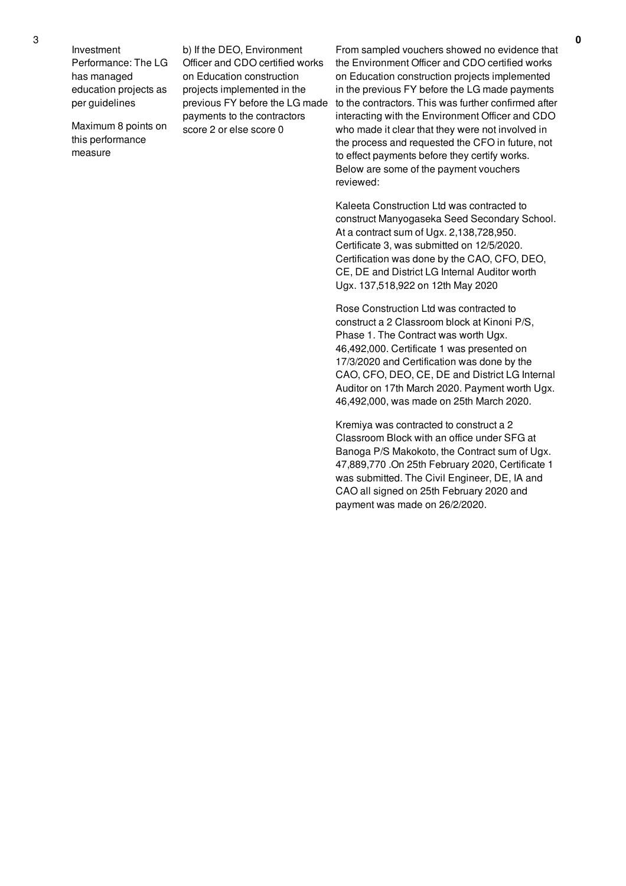| 3 | Investment Performance: The LG has managed education projects as per guidelines<br><br>Maximum 8 points on this performance measure | b) If the DEO, Environment Officer and CDO certified works on Education construction projects implemented in the previous FY before the LG made payments to the contractors score 2 or else score 0 | From sampled vouchers showed no evidence that the Environment Officer and CDO certified works on Education construction projects implemented in the previous FY before the LG made payments to the contractors. This was further confirmed after interacting with the Environment Officer and CDO who made it clear that they were not involved in the process and requested the CFO in future, not to effect payments before they certify works. Below are some of the payment vouchers reviewed:<br><br>Kaleeta Construction Ltd was contracted to construct Manyogaseka Seed Secondary School. At a contract sum of Ugx. 2,138,728,950. Certificate 3, was submitted on 12/5/2020. Certification was done by the CAO, CFO, DEO, CE, DE and District LG Internal Auditor worth Ugx. 137,518,922 on 12th May 2020<br><br>Rose Construction Ltd was contracted to construct a 2 Classroom block at Kinoni P/S, Phase 1. The Contract was worth Ugx. 46,492,000. Certificate 1 was presented on 17/3/2020 and Certification was done by the CAO, CFO, DEO, CE, DE and District LG Internal Auditor on 17th March 2020. Payment worth Ugx. 46,492,000, was made on 25th March 2020.<br><br>Kremiya was contracted to construct a 2 Classroom Block with an office under SFG at Banoga P/S Makokoto, the Contract sum of Ugx. 47,889,770 .On 25th February 2020, Certificate 1 was submitted. The Civil Engineer, DE, IA and CAO all signed on 25th February 2020 and payment was made on 26/2/2020. | **0** |
|---|---|---|---|---|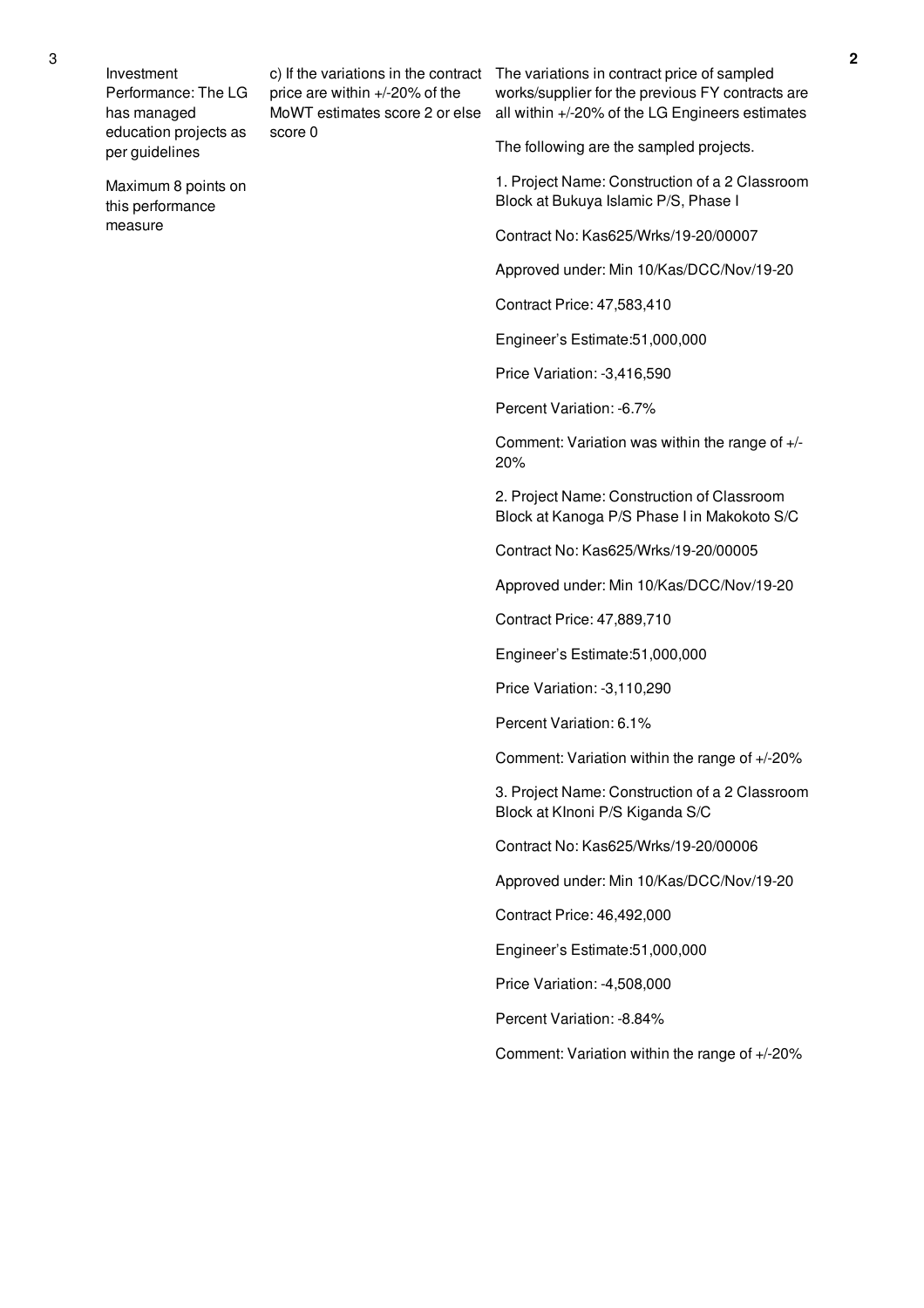| No. | Performance Measure | Scoring Guide | Justification | Score |
|---|---|---|---|---|
| 3 | Investment Performance: The LG has managed education projects as per guidelines<br><br>Maximum 8 points on this performance measure | c) If the variations in the contract price are within +/-20% of the MoWT estimates score 2 or else score 0 | The variations in contract price of sampled works/supplier for the previous FY contracts are all within +/-20% of the LG Engineers estimates<br><br>The following are the sampled projects.<br><br>1. Project Name: Construction of a 2 Classroom Block at Bukuya Islamic P/S, Phase I<br><br>Contract No: Kas625/Wrks/19-20/00007<br><br>Approved under: Min 10/Kas/DCC/Nov/19-20<br><br>Contract Price: 47,583,410<br><br>Engineer's Estimate:51,000,000<br><br>Price Variation: -3,416,590<br><br>Percent Variation: -6.7%<br><br>Comment: Variation was within the range of +/-20%<br><br>2. Project Name: Construction of Classroom Block at Kanoga P/S Phase I in Makokoto S/C<br><br>Contract No: Kas625/Wrks/19-20/00005<br><br>Approved under: Min 10/Kas/DCC/Nov/19-20<br><br>Contract Price: 47,889,710<br><br>Engineer's Estimate:51,000,000<br><br>Price Variation: -3,110,290<br><br>Percent Variation: 6.1%<br><br>Comment: Variation within the range of +/-20%<br><br>3. Project Name: Construction of a 2 Classroom Block at KInoni P/S Kiganda S/C<br><br>Contract No: Kas625/Wrks/19-20/00006<br><br>Approved under: Min 10/Kas/DCC/Nov/19-20<br><br>Contract Price: 46,492,000<br><br>Engineer's Estimate:51,000,000<br><br>Price Variation: -4,508,000<br><br>Percent Variation: -8.84%<br><br>Comment: Variation within the range of +/-20% | 2 |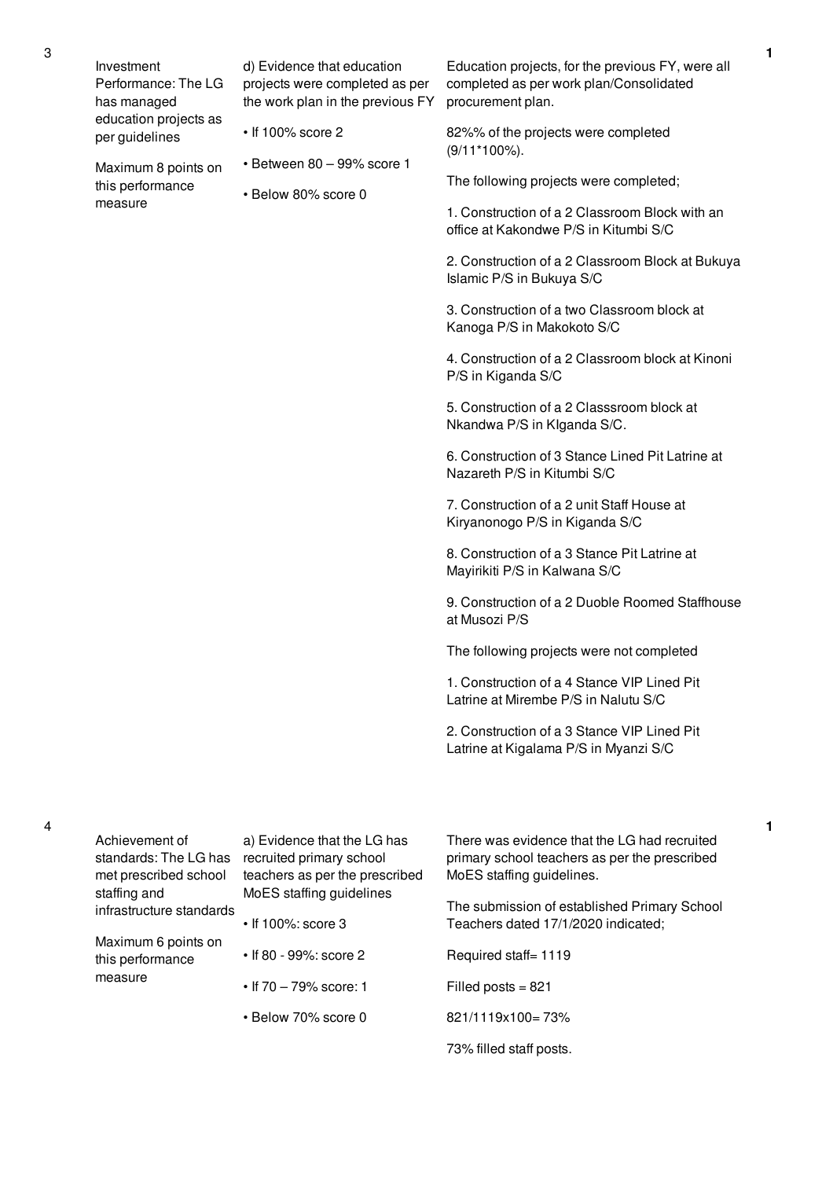| No. | Performance Area | Measure | Assessment | Score |
|---|---|---|---|---|
| 3 | Investment Performance: The LG has managed education projects as per guidelines<br><br>Maximum 8 points on this performance measure | d) Evidence that education projects were completed as per the work plan in the previous FY<br><br>• If 100% score 2<br><br>• Between 80 – 99% score 1<br><br>• Below 80% score 0 | Education projects, for the previous FY, were all completed as per work plan/Consolidated procurement plan.<br><br>82%% of the projects were completed (9/11*100%).<br><br>The following projects were completed;<br><br>1. Construction of a 2 Classroom Block with an office at Kakondwe P/S in Kitumbi S/C<br><br>2. Construction of a 2 Classroom Block at Bukuya Islamic P/S in Bukuya S/C<br><br>3. Construction of a two Classroom block at Kanoga P/S in Makokoto S/C<br><br>4. Construction of a 2 Classroom block at Kinoni P/S in Kiganda S/C<br><br>5. Construction of a 2 Classsroom block at Nkandwa P/S in KIganda S/C.<br><br>6. Construction of 3 Stance Lined Pit Latrine at Nazareth P/S in Kitumbi S/C<br><br>7. Construction of a 2 unit Staff House at Kiryanonogo P/S in Kiganda S/C<br><br>8. Construction of a 3 Stance Pit Latrine at Mayirikiti P/S in Kalwana S/C<br><br>9. Construction of a 2 Duoble Roomed Staffhouse at Musozi P/S<br><br>The following projects were not completed<br><br>1. Construction of a 4 Stance VIP Lined Pit Latrine at Mirembe P/S in Nalutu S/C<br><br>2. Construction of a 3 Stance VIP Lined Pit Latrine at Kigalama P/S in Myanzi S/C | 1 |
| 4 | Achievement of standards: The LG has met prescribed school staffing and infrastructure standards<br><br>Maximum 6 points on this performance measure | a) Evidence that the LG has recruited primary school teachers as per the prescribed MoES staffing guidelines<br><br>• If 100%: score 3<br><br>• If 80 - 99%: score 2<br><br>• If 70 – 79% score: 1<br><br>• Below 70% score 0 | There was evidence that the LG had recruited primary school teachers as per the prescribed MoES staffing guidelines.<br><br>The submission of established Primary School Teachers dated 17/1/2020 indicated;<br><br>Required staff= 1119<br><br>Filled posts = 821<br><br>821/1119x100= 73%<br><br>73% filled staff posts. | 1 |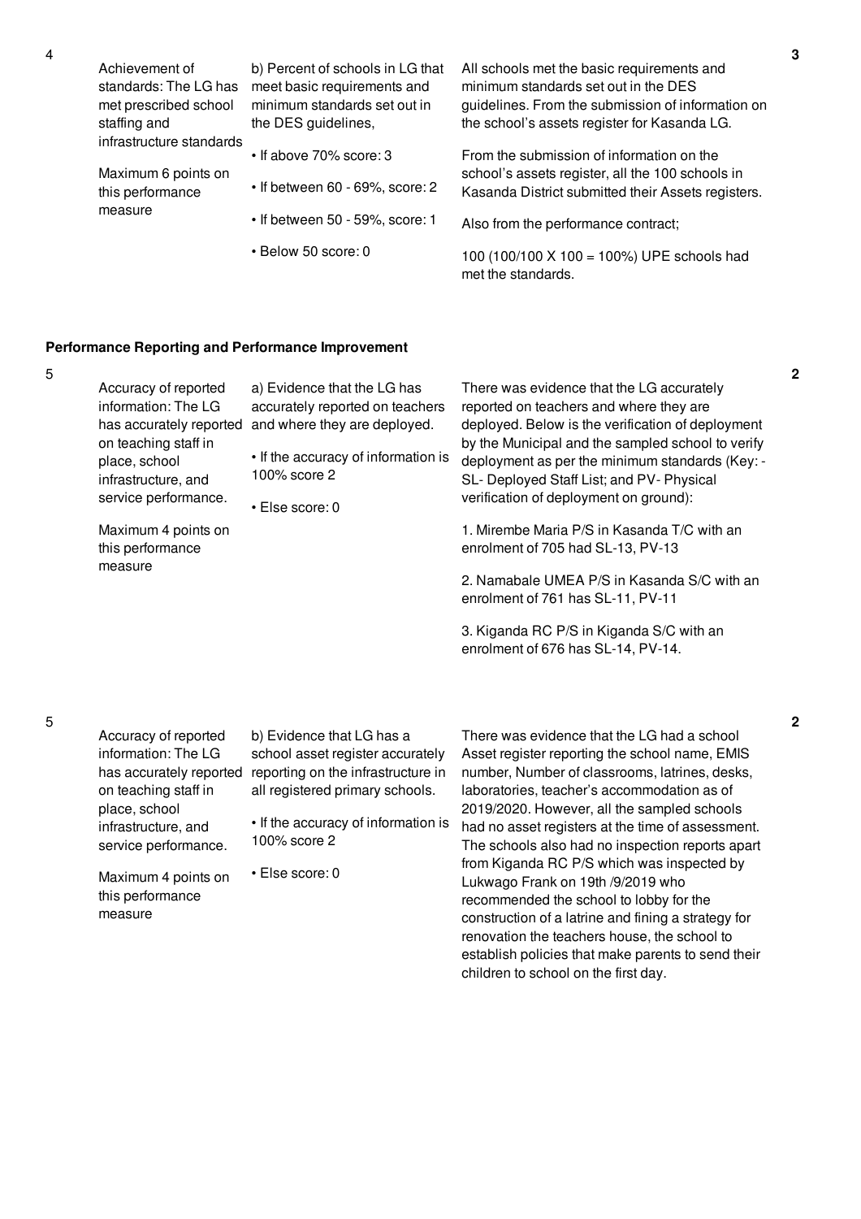| No. | Performance Measure | Scoring Guide | Justification | Score |
|---|---|---|---|---|
| 4 | Achievement of standards: The LG has met prescribed school staffing and infrastructure standards<br><br>Maximum 6 points on this performance measure | b) Percent of schools in LG that meet basic requirements and minimum standards set out in the DES guidelines,<br><br>• If above 70% score: 3<br><br>• If between 60 - 69%, score: 2<br><br>• If between 50 - 59%, score: 1<br><br>• Below 50 score: 0 | All schools met the basic requirements and minimum standards set out in the DES guidelines. From the submission of information on the school's assets register for Kasanda LG.<br><br>From the submission of information on the school's assets register, all the 100 schools in Kasanda District submitted their Assets registers.<br><br>Also from the performance contract;<br><br>100 (100/100 X 100 = 100%) UPE schools had met the standards. | 3 |

**Performance Reporting and Performance Improvement**

| No. | Performance Measure | Scoring Guide | Justification | Score |
|---|---|---|---|---|
| 5 | Accuracy of reported information: The LG has accurately reported on teaching staff in place, school infrastructure, and service performance.<br><br>Maximum 4 points on this performance measure | a) Evidence that the LG has accurately reported on teachers and where they are deployed.<br><br>• If the accuracy of information is 100% score 2<br><br>• Else score: 0 | There was evidence that the LG accurately reported on teachers and where they are deployed. Below is the verification of deployment by the Municipal and the sampled school to verify deployment as per the minimum standards (Key: - SL- Deployed Staff List; and PV- Physical verification of deployment on ground):<br><br>1. Mirembe Maria P/S in Kasanda T/C with an enrolment of 705 had SL-13, PV-13<br><br>2. Namabale UMEA P/S in Kasanda S/C with an enrolment of 761 has SL-11, PV-11<br><br>3. Kiganda RC P/S in Kiganda S/C with an enrolment of 676 has SL-14, PV-14. | 2 |
| 5 | Accuracy of reported information: The LG has accurately reported on teaching staff in place, school infrastructure, and service performance.<br><br>Maximum 4 points on this performance measure | b) Evidence that LG has a school asset register accurately reporting on the infrastructure in all registered primary schools.<br><br>• If the accuracy of information is 100% score 2<br><br>• Else score: 0 | There was evidence that the LG had a school Asset register reporting the school name, EMIS number, Number of classrooms, latrines, desks, laboratories, teacher's accommodation as of 2019/2020. However, all the sampled schools had no asset registers at the time of assessment. The schools also had no inspection reports apart from Kiganda RC P/S which was inspected by Lukwago Frank on 19th /9/2019 who recommended the school to lobby for the construction of a latrine and fining a strategy for renovation the teachers house, the school to establish policies that make parents to send their children to school on the first day. | 2 |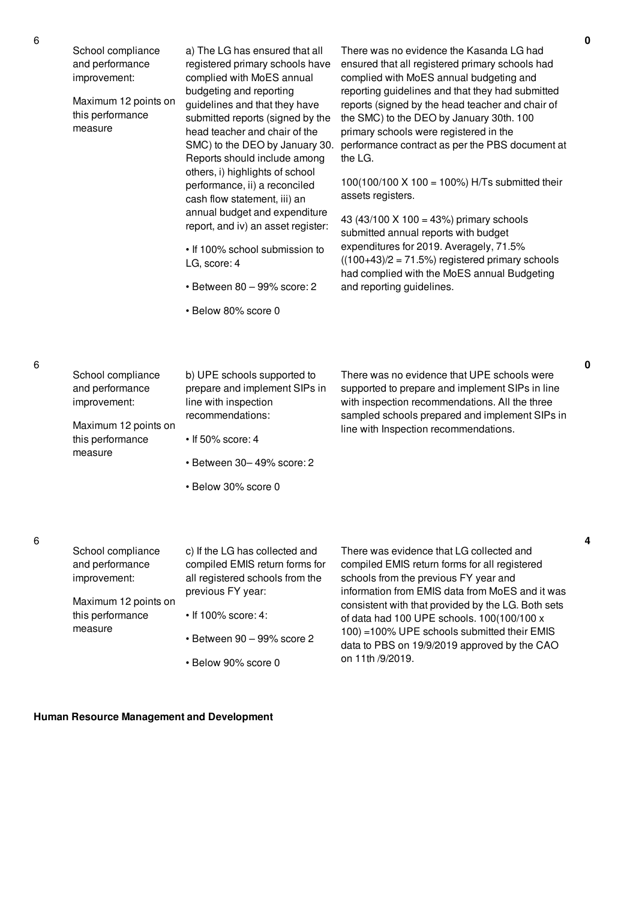| No. | Performance Area | Performance Measure | Assessment | Score |
|---|---|---|---|---|
| 6 | School compliance and performance improvement:<br><br>Maximum 12 points on this performance measure | a) The LG has ensured that all registered primary schools have complied with MoES annual budgeting and reporting guidelines and that they have submitted reports (signed by the head teacher and chair of the SMC) to the DEO by January 30. Reports should include among others, i) highlights of school performance, ii) a reconciled cash flow statement, iii) an annual budget and expenditure report, and iv) an asset register:<br><br>• If 100% school submission to LG, score: 4<br><br>• Between 80 – 99% score: 2<br><br>• Below 80% score 0 | There was no evidence the Kasanda LG had ensured that all registered primary schools had complied with MoES annual budgeting and reporting guidelines and that they had submitted reports (signed by the head teacher and chair of the SMC) to the DEO by January 30th. 100 primary schools were registered in the performance contract as per the PBS document at the LG.<br><br>100(100/100 X 100 = 100%) H/Ts submitted their assets registers.<br><br>43 (43/100 X 100 = 43%) primary schools submitted annual reports with budget expenditures for 2019. Averagely, 71.5% ((100+43)/2 = 71.5%) registered primary schools had complied with the MoES annual Budgeting and reporting guidelines. | 0 |
| 6 | School compliance and performance improvement:<br><br>Maximum 12 points on this performance measure | b) UPE schools supported to prepare and implement SIPs in line with inspection recommendations:<br><br>• If 50% score: 4<br><br>• Between 30– 49% score: 2<br><br>• Below 30% score 0 | There was no evidence that UPE schools were supported to prepare and implement SIPs in line with inspection recommendations. All the three sampled schools prepared and implement SIPs in line with Inspection recommendations. | 0 |
| 6 | School compliance and performance improvement:<br><br>Maximum 12 points on this performance measure | c) If the LG has collected and compiled EMIS return forms for all registered schools from the previous FY year:<br><br>• If 100% score: 4:<br><br>• Between 90 – 99% score 2<br><br>• Below 90% score 0 | There was evidence that LG collected and compiled EMIS return forms for all registered schools from the previous FY year and information from EMIS data from MoES and it was consistent with that provided by the LG. Both sets of data had 100 UPE schools. 100(100/100 x 100) =100% UPE schools submitted their EMIS data to PBS on 19/9/2019 approved by the CAO on 11th /9/2019. | 4 |

**Human Resource Management and Development**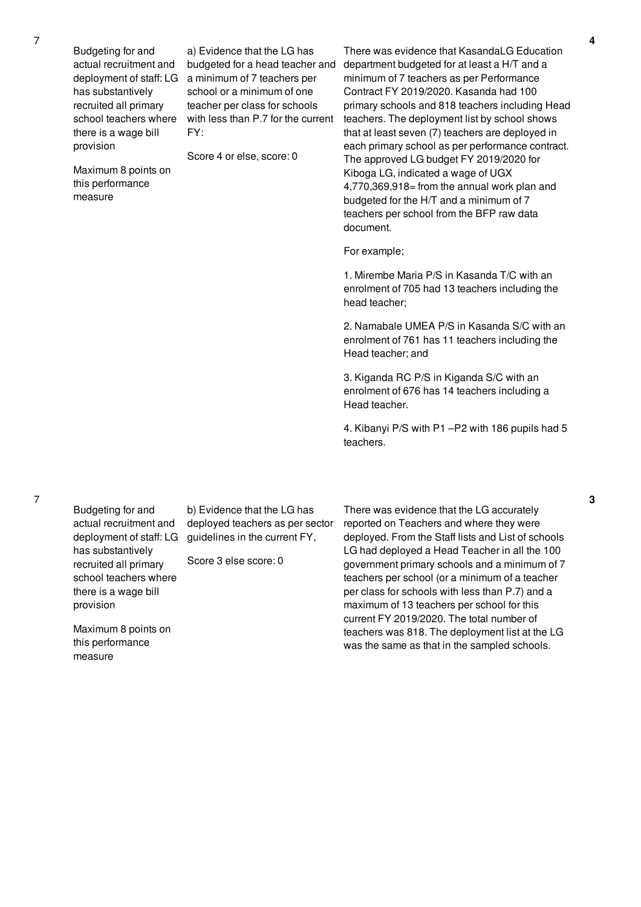| No. | Performance area | Performance measure | Assessment | Score |
|---|---|---|---|---|
| 7 | Budgeting for and actual recruitment and deployment of staff: LG has substantively recruited all primary school teachers where there is a wage bill provision<br><br>Maximum 8 points on this performance measure | a) Evidence that the LG has budgeted for a head teacher and a minimum of 7 teachers per school or a minimum of one teacher per class for schools with less than P.7 for the current FY:<br><br>Score 4 or else, score: 0 | There was evidence that KasandaLG Education department budgeted for at least a H/T and a minimum of 7 teachers as per Performance Contract FY 2019/2020. Kasanda had 100 primary schools and 818 teachers including Head teachers. The deployment list by school shows that at least seven (7) teachers are deployed in each primary school as per performance contract. The approved LG budget FY 2019/2020 for Kiboga LG, indicated a wage of UGX 4,770,369,918= from the annual work plan and budgeted for the H/T and a minimum of 7 teachers per school from the BFP raw data document.<br><br>For example;<br><br>1. Mirembe Maria P/S in Kasanda T/C with an enrolment of 705 had 13 teachers including the head teacher;<br><br>2. Namabale UMEA P/S in Kasanda S/C with an enrolment of 761 has 11 teachers including the Head teacher; and<br><br>3. Kiganda RC P/S in Kiganda S/C with an enrolment of 676 has 14 teachers including a Head teacher.<br><br>4. Kibanyi P/S with P1 –P2 with 186 pupils had 5 teachers. | 4 |
| 7 | Budgeting for and actual recruitment and deployment of staff: LG has substantively recruited all primary school teachers where there is a wage bill provision<br><br>Maximum 8 points on this performance measure | b) Evidence that the LG has deployed teachers as per sector guidelines in the current FY,<br><br>Score 3 else score: 0 | There was evidence that the LG accurately reported on Teachers and where they were deployed. From the Staff lists and List of schools LG had deployed a Head Teacher in all the 100 government primary schools and a minimum of 7 teachers per school (or a minimum of a teacher per class for schools with less than P.7) and a maximum of 13 teachers per school for this current FY 2019/2020. The total number of teachers was 818. The deployment list at the LG was the same as that in the sampled schools. | 3 |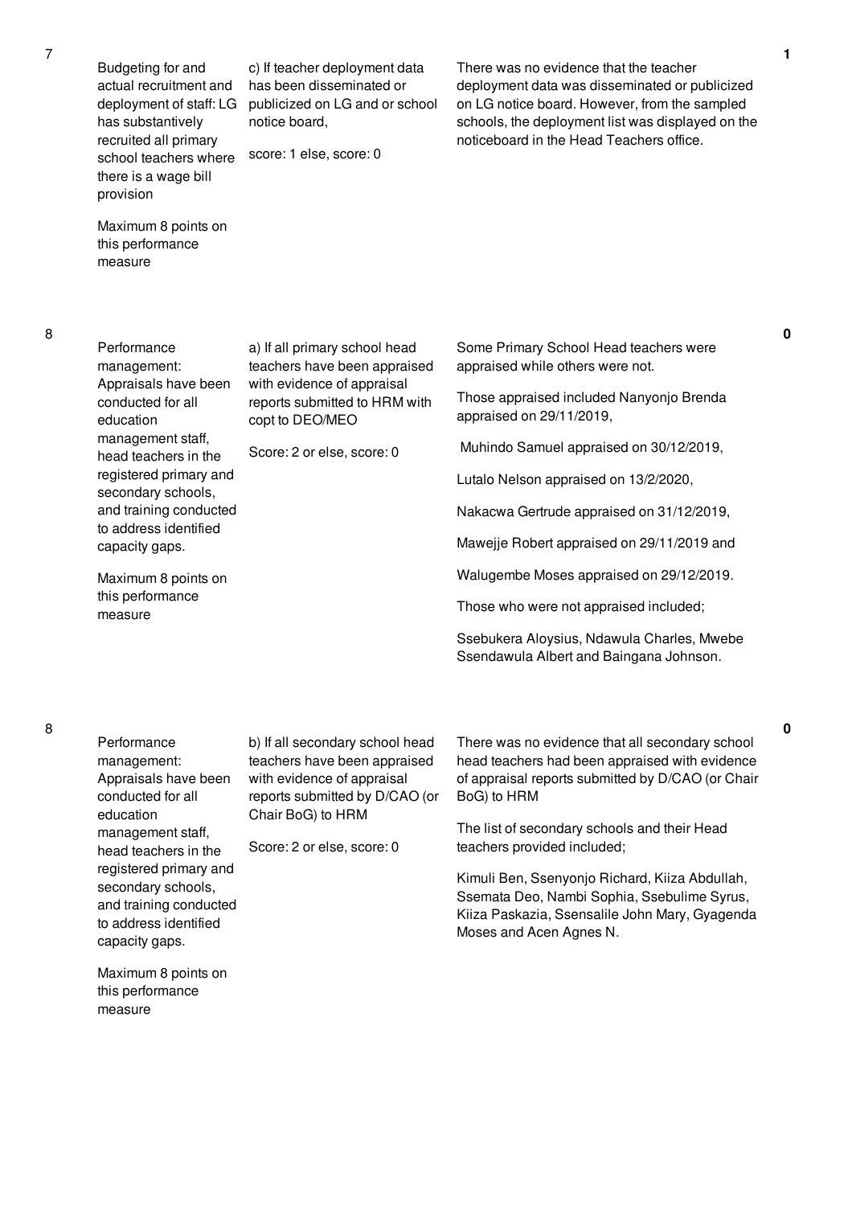| No. | Performance Measure | Scoring Guide | Justification | Score |
|---|---|---|---|---|
| 7 | Budgeting for and actual recruitment and deployment of staff: LG has substantively recruited all primary school teachers where there is a wage bill provision<br><br>Maximum 8 points on this performance measure | c) If teacher deployment data has been disseminated or publicized on LG and or school notice board,<br><br>score: 1 else, score: 0 | There was no evidence that the teacher deployment data was disseminated or publicized on LG notice board. However, from the sampled schools, the deployment list was displayed on the noticeboard in the Head Teachers office. | 1 |
| 8 | Performance management: Appraisals have been conducted for all education management staff, head teachers in the registered primary and secondary schools, and training conducted to address identified capacity gaps.<br><br>Maximum 8 points on this performance measure | a) If all primary school head teachers have been appraised with evidence of appraisal reports submitted to HRM with copt to DEO/MEO<br><br>Score: 2 or else, score: 0 | Some Primary School Head teachers were appraised while others were not.<br><br>Those appraised included Nanyonjo Brenda appraised on 29/11/2019,<br><br>Muhindo Samuel appraised on 30/12/2019,<br><br>Lutalo Nelson appraised on 13/2/2020,<br><br>Nakacwa Gertrude appraised on 31/12/2019,<br><br>Mawejje Robert appraised on 29/11/2019 and<br><br>Walugembe Moses appraised on 29/12/2019.<br><br>Those who were not appraised included;<br><br>Ssebukera Aloysius, Ndawula Charles, Mwebe Ssendawula Albert and Baingana Johnson. | 0 |
| 8 | Performance management: Appraisals have been conducted for all education management staff, head teachers in the registered primary and secondary schools, and training conducted to address identified capacity gaps.<br><br>Maximum 8 points on this performance measure | b) If all secondary school head teachers have been appraised with evidence of appraisal reports submitted by D/CAO (or Chair BoG) to HRM<br><br>Score: 2 or else, score: 0 | There was no evidence that all secondary school head teachers had been appraised with evidence of appraisal reports submitted by D/CAO (or Chair BoG) to HRM<br><br>The list of secondary schools and their Head teachers provided included;<br><br>Kimuli Ben, Ssenyonjo Richard, Kiiza Abdullah, Ssemata Deo, Nambi Sophia, Ssebulime Syrus, Kiiza Paskazia, Ssensalile John Mary, Gyagenda Moses and Acen Agnes N. | 0 |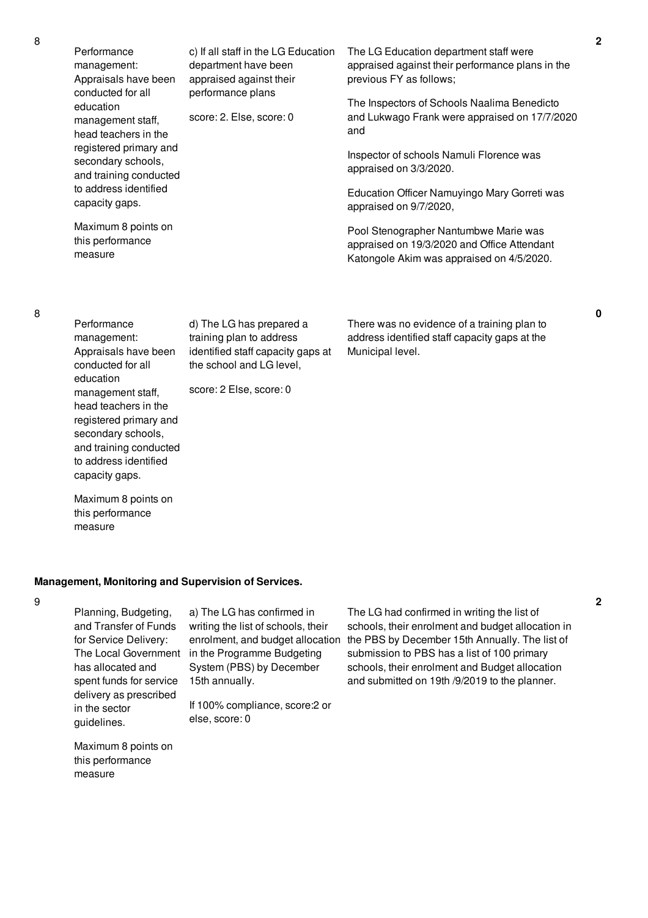| | | | | |
|---|---|---|---|---|
| 8 | Performance management: Appraisals have been conducted for all education management staff, head teachers in the registered primary and secondary schools, and training conducted to address identified capacity gaps.<br><br>Maximum 8 points on this performance measure | c) If all staff in the LG Education department have been appraised against their performance plans<br><br>score: 2. Else, score: 0 | The LG Education department staff were appraised against their performance plans in the previous FY as follows;<br><br>The Inspectors of Schools Naalima Benedicto and Lukwago Frank were appraised on 17/7/2020 and<br><br>Inspector of schools Namuli Florence was appraised on 3/3/2020.<br><br>Education Officer Namuyingo Mary Gorreti was appraised on 9/7/2020,<br><br>Pool Stenographer Nantumbwe Marie was appraised on 19/3/2020 and Office Attendant Katongole Akim was appraised on 4/5/2020. | 2 |
| 8 | Performance management: Appraisals have been conducted for all education management staff, head teachers in the registered primary and secondary schools, and training conducted to address identified capacity gaps.<br><br>Maximum 8 points on this performance measure | d) The LG has prepared a training plan to address identified staff capacity gaps at the school and LG level,<br><br>score: 2 Else, score: 0 | There was no evidence of a training plan to address identified staff capacity gaps at the Municipal level. | 0 |

**Management, Monitoring and Supervision of Services.**

| | | | | |
|---|---|---|---|---|
| 9 | Planning, Budgeting, and Transfer of Funds for Service Delivery: The Local Government has allocated and spent funds for service delivery as prescribed in the sector guidelines.<br><br>Maximum 8 points on this performance measure | a) The LG has confirmed in writing the list of schools, their enrolment, and budget allocation in the Programme Budgeting System (PBS) by December 15th annually.<br><br>If 100% compliance, score:2 or else, score: 0 | The LG had confirmed in writing the list of schools, their enrolment and budget allocation in the PBS by December 15th Annually. The list of submission to PBS has a list of 100 primary schools, their enrolment and Budget allocation and submitted on 19th /9/2019 to the planner. | 2 |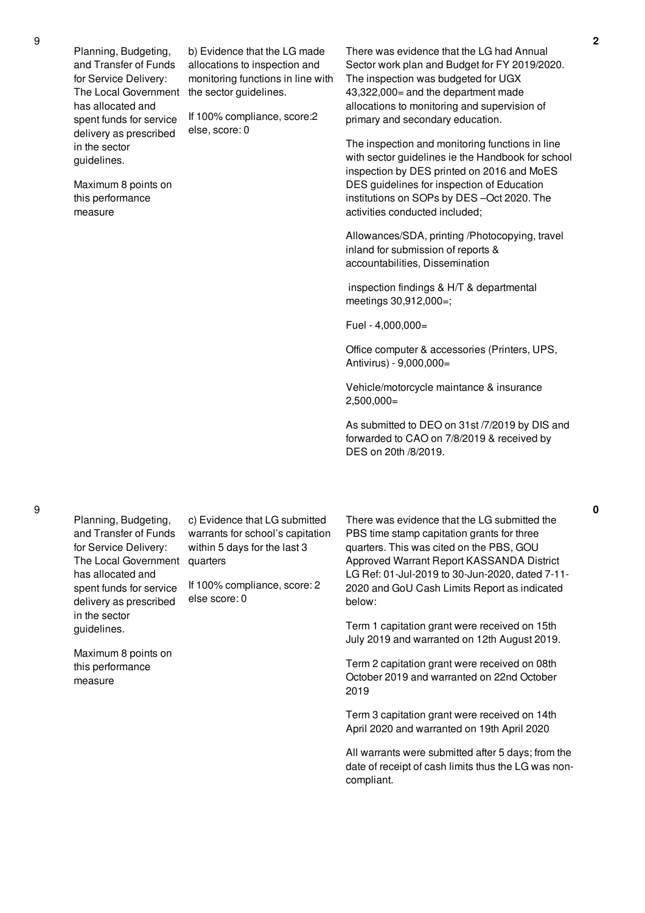| No. | Summary of requirements | Definition of compliance | Compliance justification | Score |
|---|---|---|---|---|
| 9 | Planning, Budgeting, and Transfer of Funds for Service Delivery: The Local Government has allocated and spent funds for service delivery as prescribed in the sector guidelines.<br><br>Maximum 8 points on this performance measure | b) Evidence that the LG made allocations to inspection and monitoring functions in line with the sector guidelines.<br><br>If 100% compliance, score:2 else, score: 0 | There was evidence that the LG had Annual Sector work plan and Budget for FY 2019/2020. The inspection was budgeted for UGX 43,322,000= and the department made allocations to monitoring and supervision of primary and secondary education.<br><br>The inspection and monitoring functions in line with sector guidelines ie the Handbook for school inspection by DES printed on 2016 and MoES DES guidelines for inspection of Education institutions on SOPs by DES –Oct 2020. The activities conducted included;<br><br>Allowances/SDA, printing /Photocopying, travel inland for submission of reports & accountabilities, Dissemination<br><br>inspection findings & H/T & departmental meetings 30,912,000=;<br><br>Fuel - 4,000,000=<br><br>Office computer & accessories (Printers, UPS, Antivirus) - 9,000,000=<br><br>Vehicle/motorcycle maintance & insurance 2,500,000=<br><br>As submitted to DEO on 31st /7/2019 by DIS and forwarded to CAO on 7/8/2019 & received by DES on 20th /8/2019. | 2 |
| 9 | Planning, Budgeting, and Transfer of Funds for Service Delivery: The Local Government has allocated and spent funds for service delivery as prescribed in the sector guidelines.<br><br>Maximum 8 points on this performance measure | c) Evidence that LG submitted warrants for school's capitation within 5 days for the last 3 quarters<br><br>If 100% compliance, score: 2 else score: 0 | There was evidence that the LG submitted the PBS time stamp capitation grants for three quarters. This was cited on the PBS, GOU Approved Warrant Report KASSANDA District LG Ref: 01-Jul-2019 to 30-Jun-2020, dated 7-11-2020 and GoU Cash Limits Report as indicated below:<br><br>Term 1 capitation grant were received on 15th July 2019 and warranted on 12th August 2019.<br><br>Term 2 capitation grant were received on 08th October 2019 and warranted on 22nd October 2019<br><br>Term 3 capitation grant were received on 14th April 2020 and warranted on 19th April 2020<br><br>All warrants were submitted after 5 days; from the date of receipt of cash limits thus the LG was non-compliant. | 0 |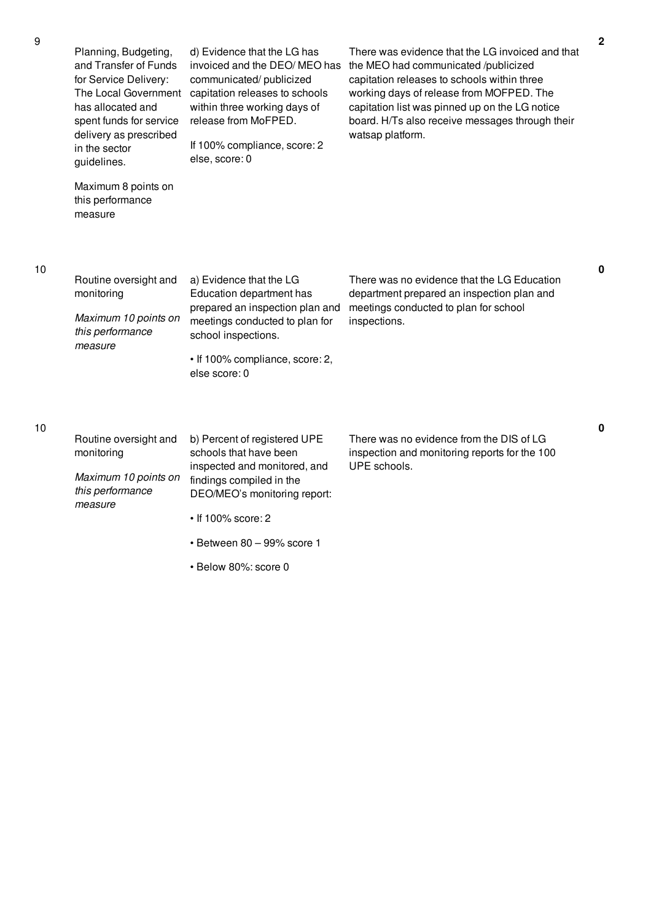| No. | Performance Area | Performance Measure | Assessment Result | Score |
|---|---|---|---|---|
| 9 | Planning, Budgeting, and Transfer of Funds for Service Delivery: The Local Government has allocated and spent funds for service delivery as prescribed in the sector guidelines.<br><br>Maximum 8 points on this performance measure | d) Evidence that the LG has invoiced and the DEO/ MEO has communicated/ publicized capitation releases to schools within three working days of release from MoFPED.<br><br>If 100% compliance, score: 2 else, score: 0 | There was evidence that the LG invoiced and that the MEO had communicated /publicized capitation releases to schools within three working days of release from MOFPED. The capitation list was pinned up on the LG notice board. H/Ts also receive messages through their watsap platform. | 2 |
| 10 | Routine oversight and monitoring<br><br>*Maximum 10 points on this performance measure* | a) Evidence that the LG Education department has prepared an inspection plan and meetings conducted to plan for school inspections.<br><br>• If 100% compliance, score: 2, else score: 0 | There was no evidence that the LG Education department prepared an inspection plan and meetings conducted to plan for school inspections. | 0 |
| 10 | Routine oversight and monitoring<br><br>*Maximum 10 points on this performance measure* | b) Percent of registered UPE schools that have been inspected and monitored, and findings compiled in the DEO/MEO's monitoring report:<br><br>• If 100% score: 2<br><br>• Between 80 – 99% score 1<br><br>• Below 80%: score 0 | There was no evidence from the DIS of LG inspection and monitoring reports for the 100 UPE schools. | 0 |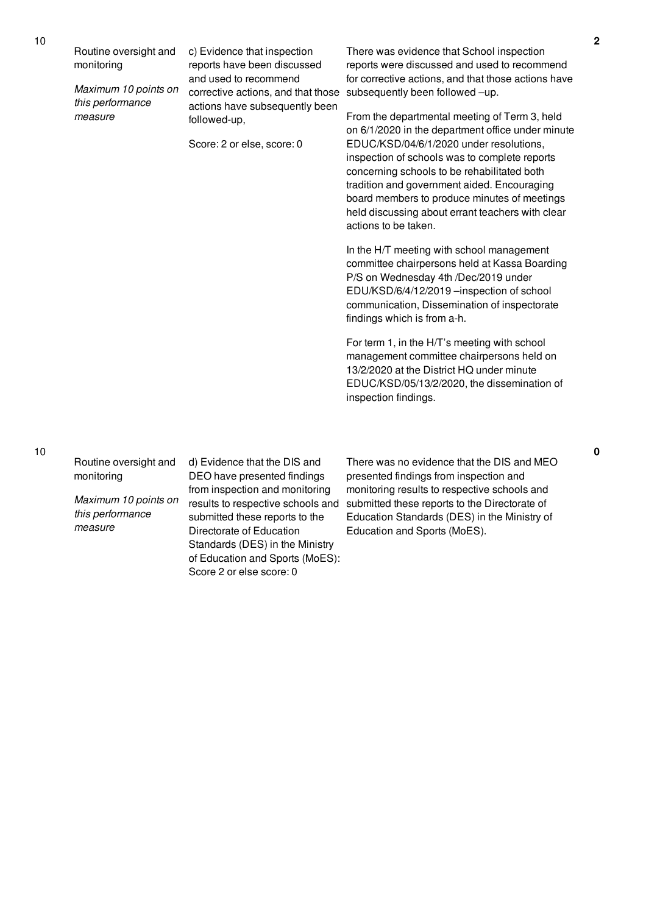| 10 | Routine oversight and monitoring<br><br>*Maximum 10 points on this performance measure* | c) Evidence that inspection reports have been discussed and used to recommend corrective actions, and that those actions have subsequently been followed-up,<br><br>Score: 2 or else, score: 0 | There was evidence that School inspection reports were discussed and used to recommend for corrective actions, and that those actions have subsequently been followed –up.<br><br>From the departmental meeting of Term 3, held on 6/1/2020 in the department office under minute EDUC/KSD/04/6/1/2020 under resolutions, inspection of schools was to complete reports concerning schools to be rehabilitated both tradition and government aided. Encouraging board members to produce minutes of meetings held discussing about errant teachers with clear actions to be taken.<br><br>In the H/T meeting with school management committee chairpersons held at Kassa Boarding P/S on Wednesday 4th /Dec/2019 under EDU/KSD/6/4/12/2019 –inspection of school communication, Dissemination of inspectorate findings which is from a-h.<br><br>For term 1, in the H/T's meeting with school management committee chairpersons held on 13/2/2020 at the District HQ under minute EDUC/KSD/05/13/2/2020, the dissemination of inspection findings. | 2 |
|---|---|---|---|---|
| 10 | Routine oversight and monitoring<br><br>*Maximum 10 points on this performance measure* | d) Evidence that the DIS and DEO have presented findings from inspection and monitoring results to respective schools and submitted these reports to the Directorate of Education Standards (DES) in the Ministry of Education and Sports (MoES): Score 2 or else score: 0 | There was no evidence that the DIS and MEO presented findings from inspection and monitoring results to respective schools and submitted these reports to the Directorate of Education Standards (DES) in the Ministry of Education and Sports (MoES). | 0 |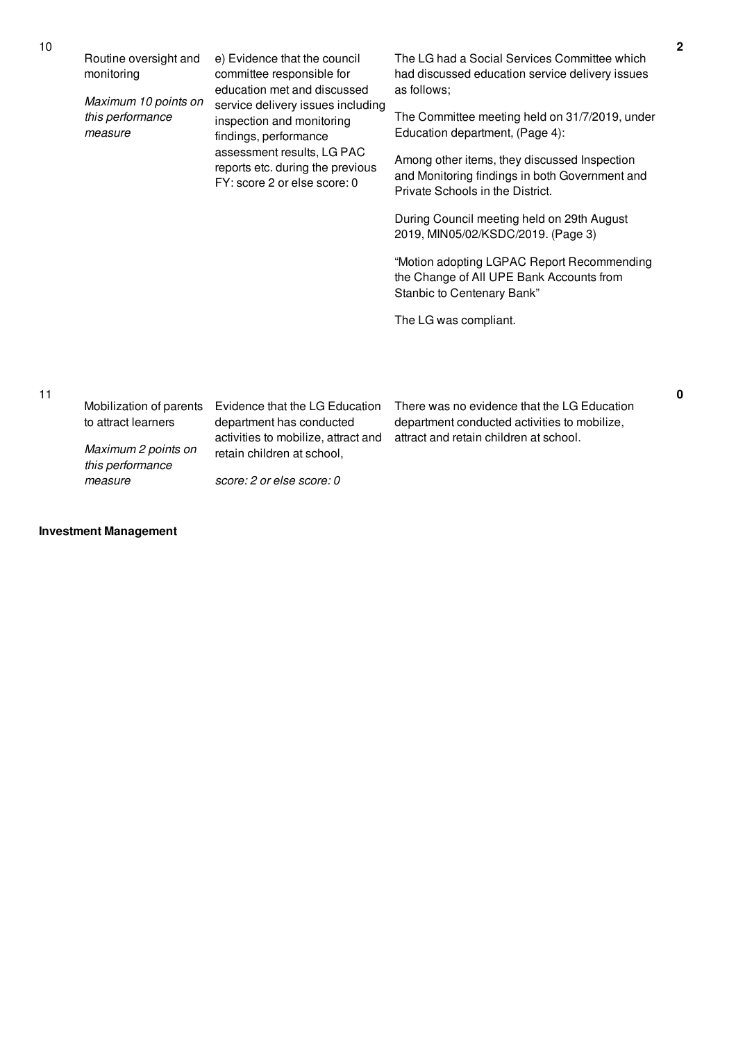| No. | Performance Area | Performance Measure | Assessment Findings | Score |
|---|---|---|---|---|
| 10 | Routine oversight and monitoring<br><br>*Maximum 10 points on this performance measure* | e) Evidence that the council committee responsible for education met and discussed service delivery issues including inspection and monitoring findings, performance assessment results, LG PAC reports etc. during the previous FY: score 2 or else score: 0 | The LG had a Social Services Committee which had discussed education service delivery issues as follows;<br><br>The Committee meeting held on 31/7/2019, under Education department, (Page 4):<br><br>Among other items, they discussed Inspection and Monitoring findings in both Government and Private Schools in the District.<br><br>During Council meeting held on 29th August 2019, MIN05/02/KSDC/2019. (Page 3)<br><br>"Motion adopting LGPAC Report Recommending the Change of All UPE Bank Accounts from Stanbic to Centenary Bank"<br><br>The LG was compliant. | 2 |
| 11 | Mobilization of parents to attract learners<br><br>*Maximum 2 points on this performance measure* | Evidence that the LG Education department has conducted activities to mobilize, attract and retain children at school,<br><br>*score: 2 or else score: 0* | There was no evidence that the LG Education department conducted activities to mobilize, attract and retain children at school. | 0 |

**Investment Management**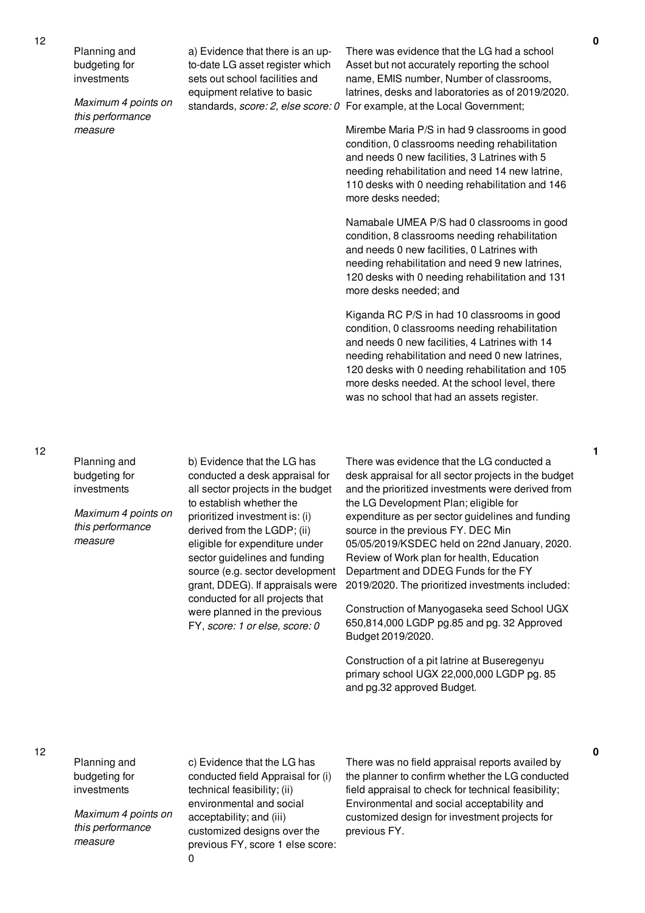| No. | Performance Area | Performance Measure | Assessment Findings | Score |
|---|---|---|---|---|
| 12 | Planning and budgeting for investments<br><br>*Maximum 4 points on this performance measure* | a) Evidence that there is an up-to-date LG asset register which sets out school facilities and equipment relative to basic standards, *score: 2, else score: 0* | There was evidence that the LG had a school Asset but not accurately reporting the school name, EMIS number, Number of classrooms, latrines, desks and laboratories as of 2019/2020. For example, at the Local Government;<br><br>Mirembe Maria P/S in had 9 classrooms in good condition, 0 classrooms needing rehabilitation and needs 0 new facilities, 3 Latrines with 5 needing rehabilitation and need 14 new latrine, 110 desks with 0 needing rehabilitation and 146 more desks needed;<br><br>Namabale UMEA P/S had 0 classrooms in good condition, 8 classrooms needing rehabilitation and needs 0 new facilities, 0 Latrines with needing rehabilitation and need 9 new latrines, 120 desks with 0 needing rehabilitation and 131 more desks needed; and<br><br>Kiganda RC P/S in had 10 classrooms in good condition, 0 classrooms needing rehabilitation and needs 0 new facilities, 4 Latrines with 14 needing rehabilitation and need 0 new latrines, 120 desks with 0 needing rehabilitation and 105 more desks needed. At the school level, there was no school that had an assets register. | 0 |
| 12 | Planning and budgeting for investments<br><br>*Maximum 4 points on this performance measure* | b) Evidence that the LG has conducted a desk appraisal for all sector projects in the budget to establish whether the prioritized investment is: (i) derived from the LGDP; (ii) eligible for expenditure under sector guidelines and funding source (e.g. sector development grant, DDEG). If appraisals were conducted for all projects that were planned in the previous FY, *score: 1 or else, score: 0* | There was evidence that the LG conducted a desk appraisal for all sector projects in the budget and the prioritized investments were derived from the LG Development Plan; eligible for expenditure as per sector guidelines and funding source in the previous FY. DEC Min 05/05/2019/KSDEC held on 22nd January, 2020. Review of Work plan for health, Education Department and DDEG Funds for the FY 2019/2020. The prioritized investments included:<br><br>Construction of Manyogaseka seed School UGX 650,814,000 LGDP pg.85 and pg. 32 Approved Budget 2019/2020.<br><br>Construction of a pit latrine at Buseregenyu primary school UGX 22,000,000 LGDP pg. 85 and pg.32 approved Budget. | 1 |
| 12 | Planning and budgeting for investments<br><br>*Maximum 4 points on this performance measure* | c) Evidence that the LG has conducted field Appraisal for (i) technical feasibility; (ii) environmental and social acceptability; and (iii) customized designs over the previous FY, score 1 else score: 0 | There was no field appraisal reports availed by the planner to confirm whether the LG conducted field appraisal to check for technical feasibility; Environmental and social acceptability and customized design for investment projects for previous FY. | 0 |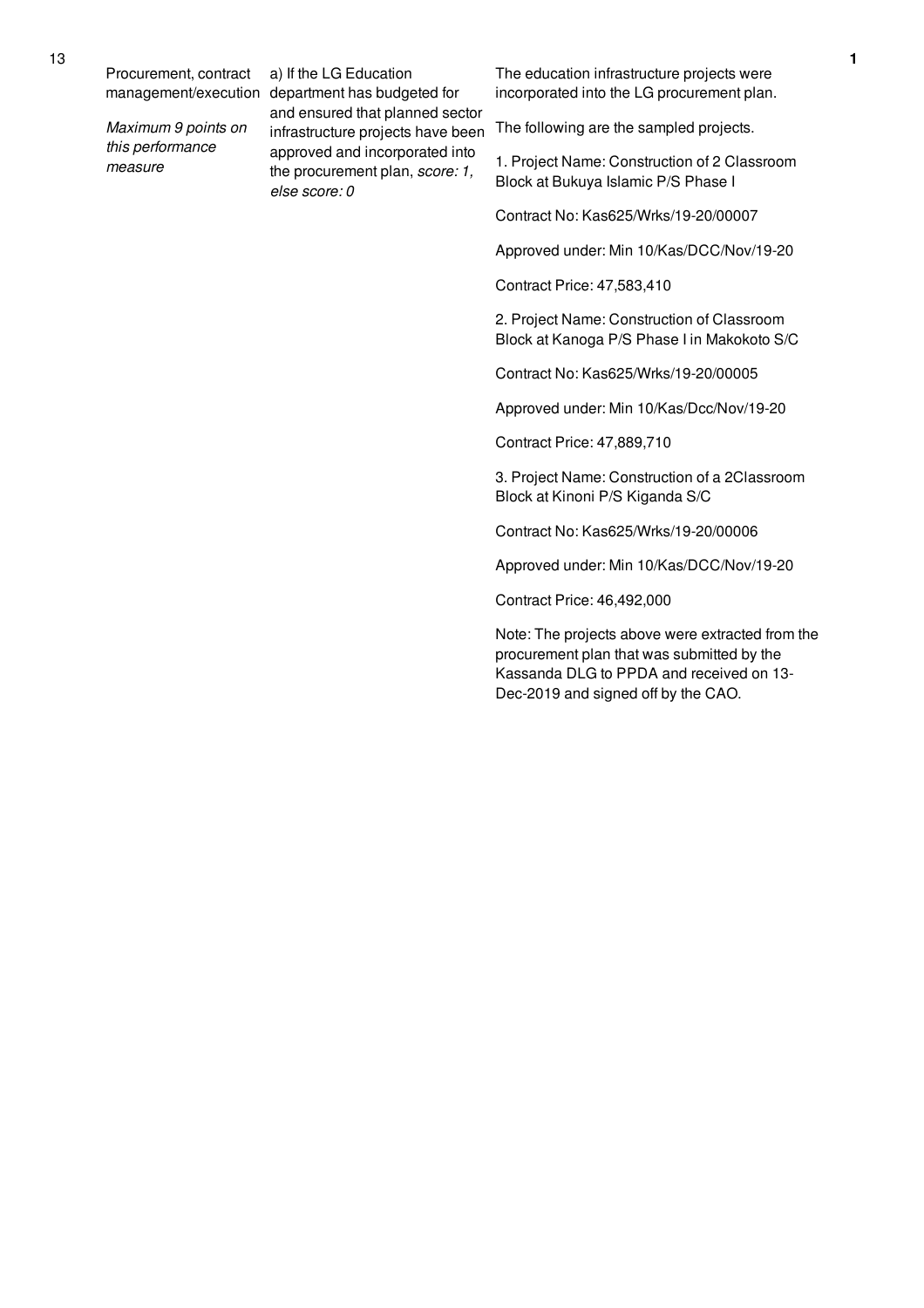| No. | Performance area | Performance measure | Justification | Score |
|---|---|---|---|---|
| 13 | Procurement, contract management/execution<br><br>*Maximum 9 points on this performance measure* | a) If the LG Education department has budgeted for and ensured that planned sector infrastructure projects have been approved and incorporated into the procurement plan, *score: 1, else score: 0* | The education infrastructure projects were incorporated into the LG procurement plan.<br><br>The following are the sampled projects.<br><br>1. Project Name: Construction of 2 Classroom Block at Bukuya Islamic P/S Phase I<br><br>Contract No: Kas625/Wrks/19-20/00007<br><br>Approved under: Min 10/Kas/DCC/Nov/19-20<br><br>Contract Price: 47,583,410<br><br>2. Project Name: Construction of Classroom Block at Kanoga P/S Phase I in Makokoto S/C<br><br>Contract No: Kas625/Wrks/19-20/00005<br><br>Approved under: Min 10/Kas/Dcc/Nov/19-20<br><br>Contract Price: 47,889,710<br><br>3. Project Name: Construction of a 2Classroom Block at Kinoni P/S Kiganda S/C<br><br>Contract No: Kas625/Wrks/19-20/00006<br><br>Approved under: Min 10/Kas/DCC/Nov/19-20<br><br>Contract Price: 46,492,000<br><br>Note: The projects above were extracted from the procurement plan that was submitted by the Kassanda DLG to PPDA and received on 13-Dec-2019 and signed off by the CAO. | 1 |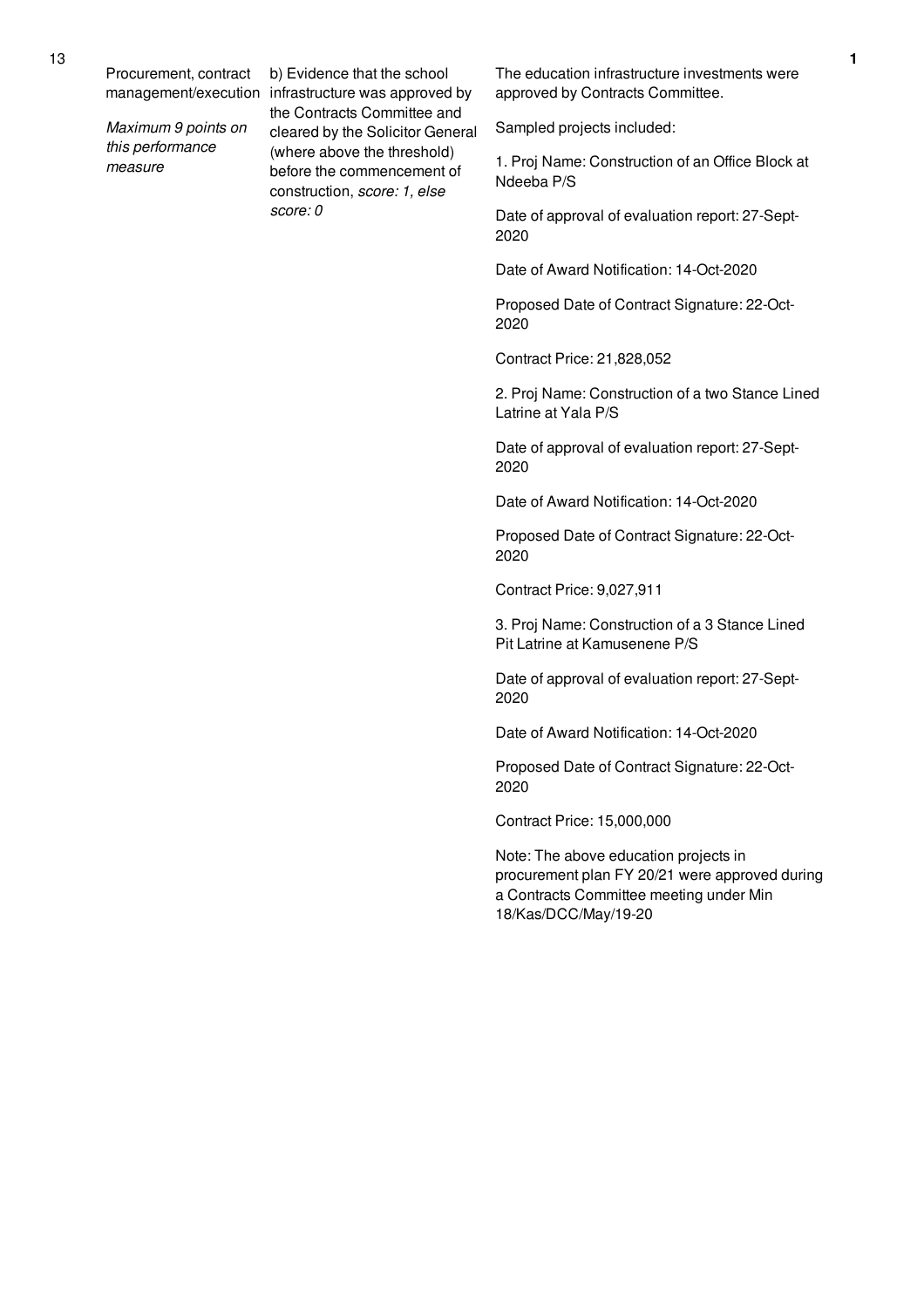| 13 | Procurement, contract management/execution *Maximum 9 points on this performance measure* | b) Evidence that the school infrastructure was approved by the Contracts Committee and cleared by the Solicitor General (where above the threshold) before the commencement of construction, *score: 1, else score: 0* | The education infrastructure investments were approved by Contracts Committee.<br><br>Sampled projects included:<br><br>1. Proj Name: Construction of an Office Block at Ndeeba P/S<br><br>Date of approval of evaluation report: 27-Sept-2020<br><br>Date of Award Notification: 14-Oct-2020<br><br>Proposed Date of Contract Signature: 22-Oct-2020<br><br>Contract Price: 21,828,052<br><br>2. Proj Name: Construction of a two Stance Lined Latrine at Yala P/S<br><br>Date of approval of evaluation report: 27-Sept-2020<br><br>Date of Award Notification: 14-Oct-2020<br><br>Proposed Date of Contract Signature: 22-Oct-2020<br><br>Contract Price: 9,027,911<br><br>3. Proj Name: Construction of a 3 Stance Lined Pit Latrine at Kamusenene P/S<br><br>Date of approval of evaluation report: 27-Sept-2020<br><br>Date of Award Notification: 14-Oct-2020<br><br>Proposed Date of Contract Signature: 22-Oct-2020<br><br>Contract Price: 15,000,000<br><br>Note: The above education projects in procurement plan FY 20/21 were approved during a Contracts Committee meeting under Min 18/Kas/DCC/May/19-20 | 1 |
|---|---|---|---|---|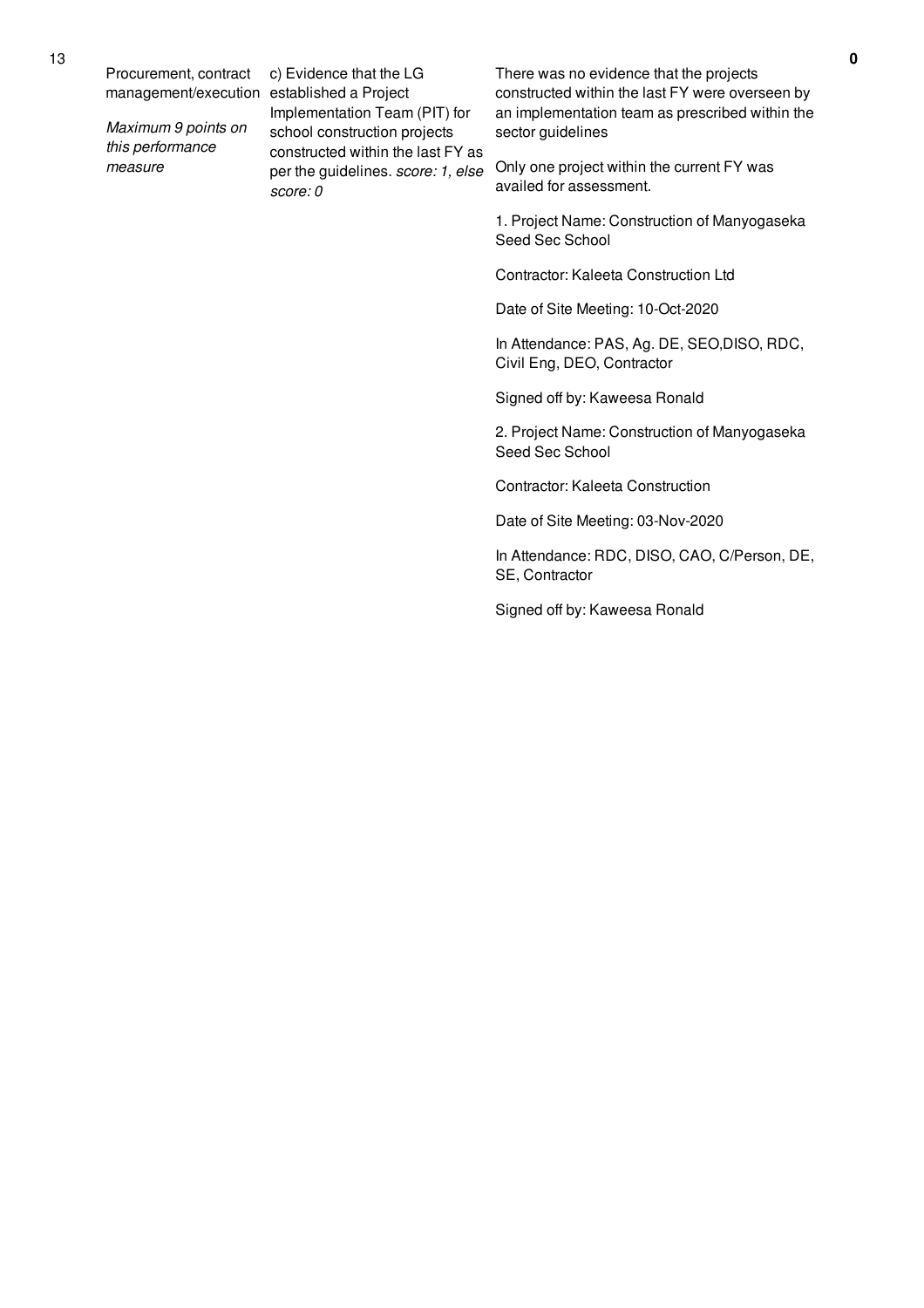| No. | Summary of requirements | Definition of compliance | Compliance justification | Score |
|---|---|---|---|---|
| 13 | Procurement, contract management/execution<br><br>*Maximum 9 points on this performance measure* | c) Evidence that the LG established a Project Implementation Team (PIT) for school construction projects constructed within the last FY as per the guidelines. *score: 1, else score: 0* | There was no evidence that the projects constructed within the last FY were overseen by an implementation team as prescribed within the sector guidelines<br><br>Only one project within the current FY was availed for assessment.<br><br>1. Project Name: Construction of Manyogaseka Seed Sec School<br><br>Contractor: Kaleeta Construction Ltd<br><br>Date of Site Meeting: 10-Oct-2020<br><br>In Attendance: PAS, Ag. DE, SEO,DISO, RDC, Civil Eng, DEO, Contractor<br><br>Signed off by: Kaweesa Ronald<br><br>2. Project Name: Construction of Manyogaseka Seed Sec School<br><br>Contractor: Kaleeta Construction<br><br>Date of Site Meeting: 03-Nov-2020<br><br>In Attendance: RDC, DISO, CAO, C/Person, DE, SE, Contractor<br><br>Signed off by: Kaweesa Ronald | 0 |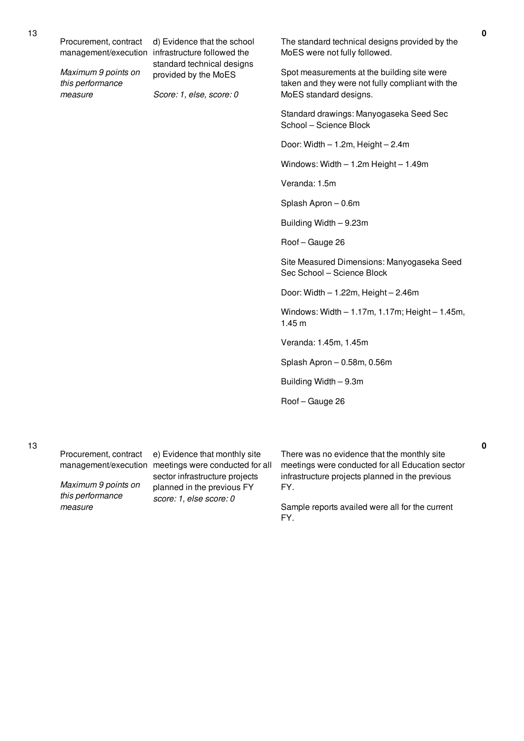| No. | Performance Area | Indicator | Justification | Score |
|---|---|---|---|---|
| 13 | Procurement, contract management/execution<br><br>*Maximum 9 points on this performance measure* | d) Evidence that the school infrastructure followed the standard technical designs provided by the MoES<br><br>*Score: 1, else, score: 0* | The standard technical designs provided by the MoES were not fully followed.<br><br>Spot measurements at the building site were taken and they were not fully compliant with the MoES standard designs.<br><br>Standard drawings: Manyogaseka Seed Sec School – Science Block<br><br>Door: Width – 1.2m, Height – 2.4m<br><br>Windows: Width – 1.2m Height – 1.49m<br><br>Veranda: 1.5m<br><br>Splash Apron – 0.6m<br><br>Building Width – 9.23m<br><br>Roof – Gauge 26<br><br>Site Measured Dimensions: Manyogaseka Seed Sec School – Science Block<br><br>Door: Width – 1.22m, Height – 2.46m<br><br>Windows: Width – 1.17m, 1.17m; Height – 1.45m, 1.45 m<br><br>Veranda: 1.45m, 1.45m<br><br>Splash Apron – 0.58m, 0.56m<br><br>Building Width – 9.3m<br><br>Roof – Gauge 26 | **0** |
| 13 | Procurement, contract management/execution<br><br>*Maximum 9 points on this performance measure* | e) Evidence that monthly site meetings were conducted for all sector infrastructure projects planned in the previous FY *score: 1, else score: 0* | There was no evidence that the monthly site meetings were conducted for all Education sector infrastructure projects planned in the previous FY.<br><br>Sample reports availed were all for the current FY. | **0** |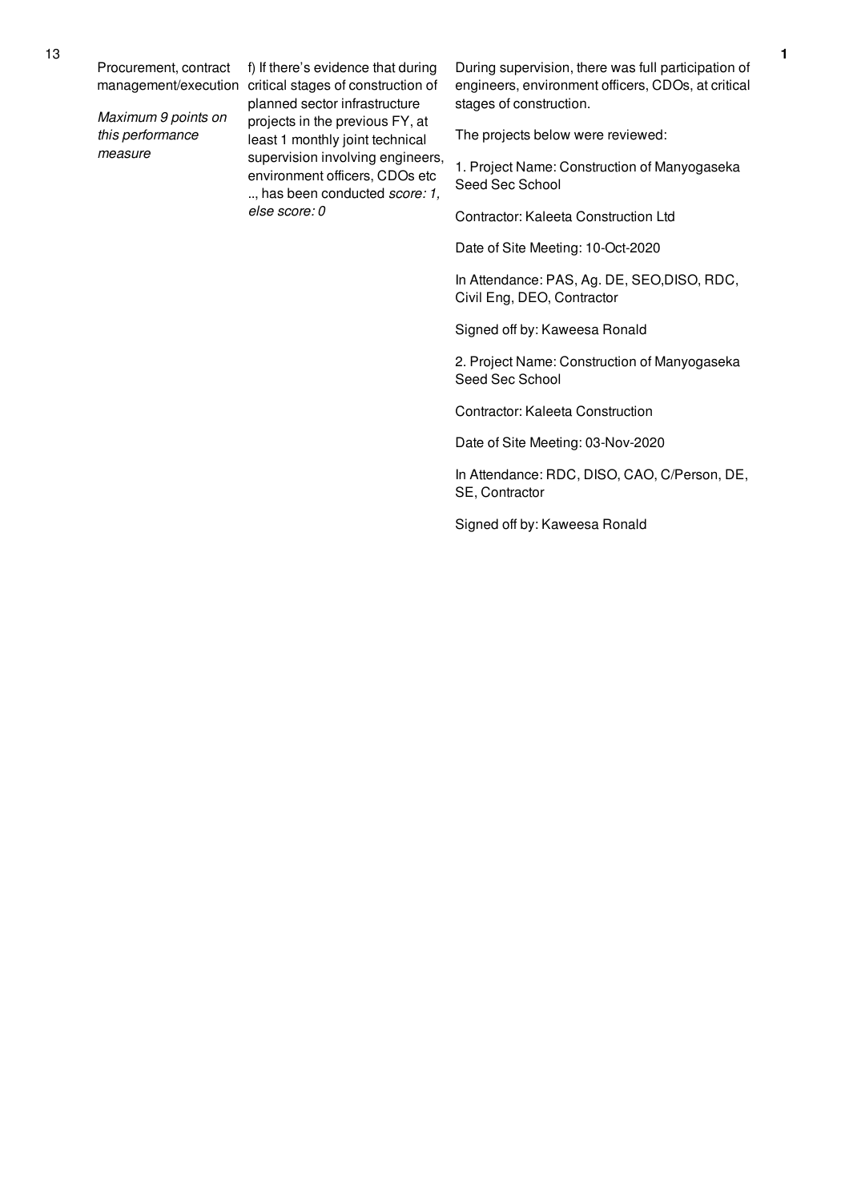| 13 | Procurement, contract management/execution<br><br>*Maximum 9 points on this performance measure* | f) If there's evidence that during critical stages of construction of planned sector infrastructure projects in the previous FY, at least 1 monthly joint technical supervision involving engineers, environment officers, CDOs etc .., has been conducted *score: 1, else score: 0* | During supervision, there was full participation of engineers, environment officers, CDOs, at critical stages of construction.<br><br>The projects below were reviewed:<br><br>1. Project Name: Construction of Manyogaseka Seed Sec School<br><br>Contractor: Kaleeta Construction Ltd<br><br>Date of Site Meeting: 10-Oct-2020<br><br>In Attendance: PAS, Ag. DE, SEO,DISO, RDC, Civil Eng, DEO, Contractor<br><br>Signed off by: Kaweesa Ronald<br><br>2. Project Name: Construction of Manyogaseka Seed Sec School<br><br>Contractor: Kaleeta Construction<br><br>Date of Site Meeting: 03-Nov-2020<br><br>In Attendance: RDC, DISO, CAO, C/Person, DE, SE, Contractor<br><br>Signed off by: Kaweesa Ronald | 1 |
|---|---|---|---|---|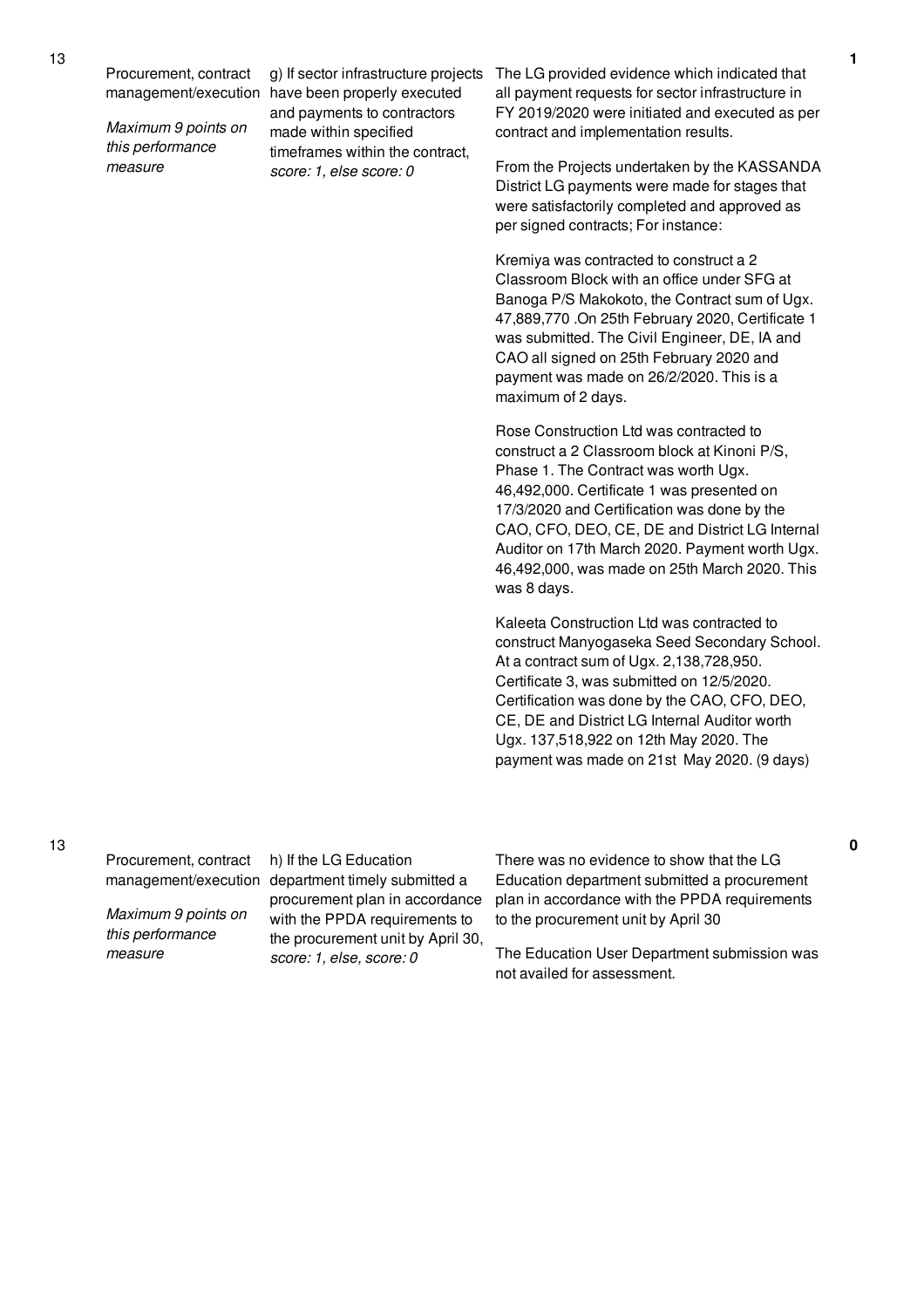| No. | Performance Area | Measure | Assessment | Score |
|---|---|---|---|---|
| 13 | Procurement, contract management/execution<br><br>*Maximum 9 points on this performance measure* | g) If sector infrastructure projects have been properly executed and payments to contractors made within specified timeframes within the contract, *score: 1, else score: 0* | The LG provided evidence which indicated that all payment requests for sector infrastructure in FY 2019/2020 were initiated and executed as per contract and implementation results.<br><br>From the Projects undertaken by the KASSANDA District LG payments were made for stages that were satisfactorily completed and approved as per signed contracts; For instance:<br><br>Kremiya was contracted to construct a 2 Classroom Block with an office under SFG at Banoga P/S Makokoto, the Contract sum of Ugx. 47,889,770 .On 25th February 2020, Certificate 1 was submitted. The Civil Engineer, DE, IA and CAO all signed on 25th February 2020 and payment was made on 26/2/2020. This is a maximum of 2 days.<br><br>Rose Construction Ltd was contracted to construct a 2 Classroom block at Kinoni P/S, Phase 1. The Contract was worth Ugx. 46,492,000. Certificate 1 was presented on 17/3/2020 and Certification was done by the CAO, CFO, DEO, CE, DE and District LG Internal Auditor on 17th March 2020. Payment worth Ugx. 46,492,000, was made on 25th March 2020. This was 8 days.<br><br>Kaleeta Construction Ltd was contracted to construct Manyogaseka Seed Secondary School. At a contract sum of Ugx. 2,138,728,950. Certificate 3, was submitted on 12/5/2020. Certification was done by the CAO, CFO, DEO, CE, DE and District LG Internal Auditor worth Ugx. 137,518,922 on 12th May 2020. The payment was made on 21st May 2020. (9 days) | 1 |
| 13 | Procurement, contract management/execution<br><br>*Maximum 9 points on this performance measure* | h) If the LG Education department timely submitted a procurement plan in accordance with the PPDA requirements to the procurement unit by April 30, *score: 1, else, score: 0* | There was no evidence to show that the LG Education department submitted a procurement plan in accordance with the PPDA requirements to the procurement unit by April 30<br><br>The Education User Department submission was not availed for assessment. | 0 |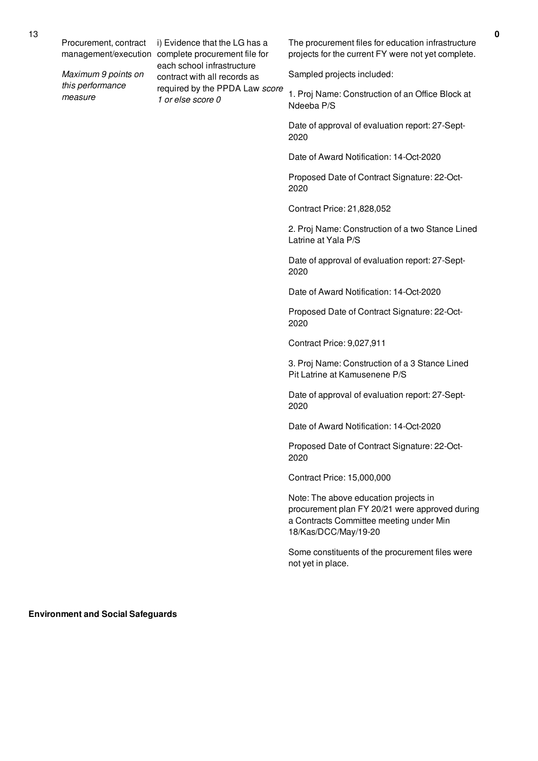| 13 | Procurement, contract management/execution *Maximum 9 points on this performance measure* | i) Evidence that the LG has a complete procurement file for each school infrastructure contract with all records as required by the PPDA Law *score 1 or else score 0* | The procurement files for education infrastructure projects for the current FY were not yet complete.<br><br>Sampled projects included:<br><br>1. Proj Name: Construction of an Office Block at Ndeeba P/S<br><br>Date of approval of evaluation report: 27-Sept-2020<br><br>Date of Award Notification: 14-Oct-2020<br><br>Proposed Date of Contract Signature: 22-Oct-2020<br><br>Contract Price: 21,828,052<br><br>2. Proj Name: Construction of a two Stance Lined Latrine at Yala P/S<br><br>Date of approval of evaluation report: 27-Sept-2020<br><br>Date of Award Notification: 14-Oct-2020<br><br>Proposed Date of Contract Signature: 22-Oct-2020<br><br>Contract Price: 9,027,911<br><br>3. Proj Name: Construction of a 3 Stance Lined Pit Latrine at Kamusenene P/S<br><br>Date of approval of evaluation report: 27-Sept-2020<br><br>Date of Award Notification: 14-Oct-2020<br><br>Proposed Date of Contract Signature: 22-Oct-2020<br><br>Contract Price: 15,000,000<br><br>Note: The above education projects in procurement plan FY 20/21 were approved during a Contracts Committee meeting under Min 18/Kas/DCC/May/19-20<br><br>Some constituents of the procurement files were not yet in place. | **0** |
|---|---|---|---|---|

**Environment and Social Safeguards**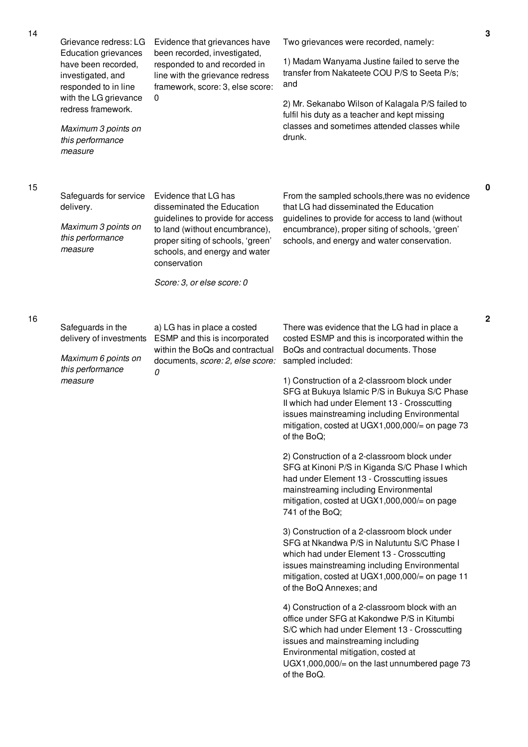| No. | Performance Measure | Scoring Guide | Justification | Score |
|---|---|---|---|---|
| 14 | Grievance redress: LG Education grievances have been recorded, investigated, and responded to in line with the LG grievance redress framework.<br><br>*Maximum 3 points on this performance measure* | Evidence that grievances have been recorded, investigated, responded to and recorded in line with the grievance redress framework, score: 3, else score: 0 | Two grievances were recorded, namely:<br><br>1) Madam Wanyama Justine failed to serve the transfer from Nakateete COU P/S to Seeta P/s; and<br><br>2) Mr. Sekanabo Wilson of Kalagala P/S failed to fulfil his duty as a teacher and kept missing classes and sometimes attended classes while drunk. | 3 |
| 15 | Safeguards for service delivery.<br><br>*Maximum 3 points on this performance measure* | Evidence that LG has disseminated the Education guidelines to provide for access to land (without encumbrance), proper siting of schools, 'green' schools, and energy and water conservation<br><br>*Score: 3, or else score: 0* | From the sampled schools,there was no evidence that LG had disseminated the Education guidelines to provide for access to land (without encumbrance), proper siting of schools, 'green' schools, and energy and water conservation. | 0 |
| 16 | Safeguards in the delivery of investments<br><br>*Maximum 6 points on this performance measure* | a) LG has in place a costed ESMP and this is incorporated within the BoQs and contractual documents, *score: 2, else score: 0* | There was evidence that the LG had in place a costed ESMP and this is incorporated within the BoQs and contractual documents. Those sampled included:<br><br>1) Construction of a 2-classroom block under SFG at Bukuya Islamic P/S in Bukuya S/C Phase II which had under Element 13 - Crosscutting issues mainstreaming including Environmental mitigation, costed at UGX1,000,000/= on page 73 of the BoQ;<br><br>2) Construction of a 2-classroom block under SFG at Kinoni P/S in Kiganda S/C Phase I which had under Element 13 - Crosscutting issues mainstreaming including Environmental mitigation, costed at UGX1,000,000/= on page 741 of the BoQ;<br><br>3) Construction of a 2-classroom block under SFG at Nkandwa P/S in Nalutuntu S/C Phase I which had under Element 13 - Crosscutting issues mainstreaming including Environmental mitigation, costed at UGX1,000,000/= on page 11 of the BoQ Annexes; and<br><br>4) Construction of a 2-classroom block with an office under SFG at Kakondwe P/S in Kitumbi S/C which had under Element 13 - Crosscutting issues and mainstreaming including Environmental mitigation, costed at UGX1,000,000/= on the last unnumbered page 73 of the BoQ. | 2 |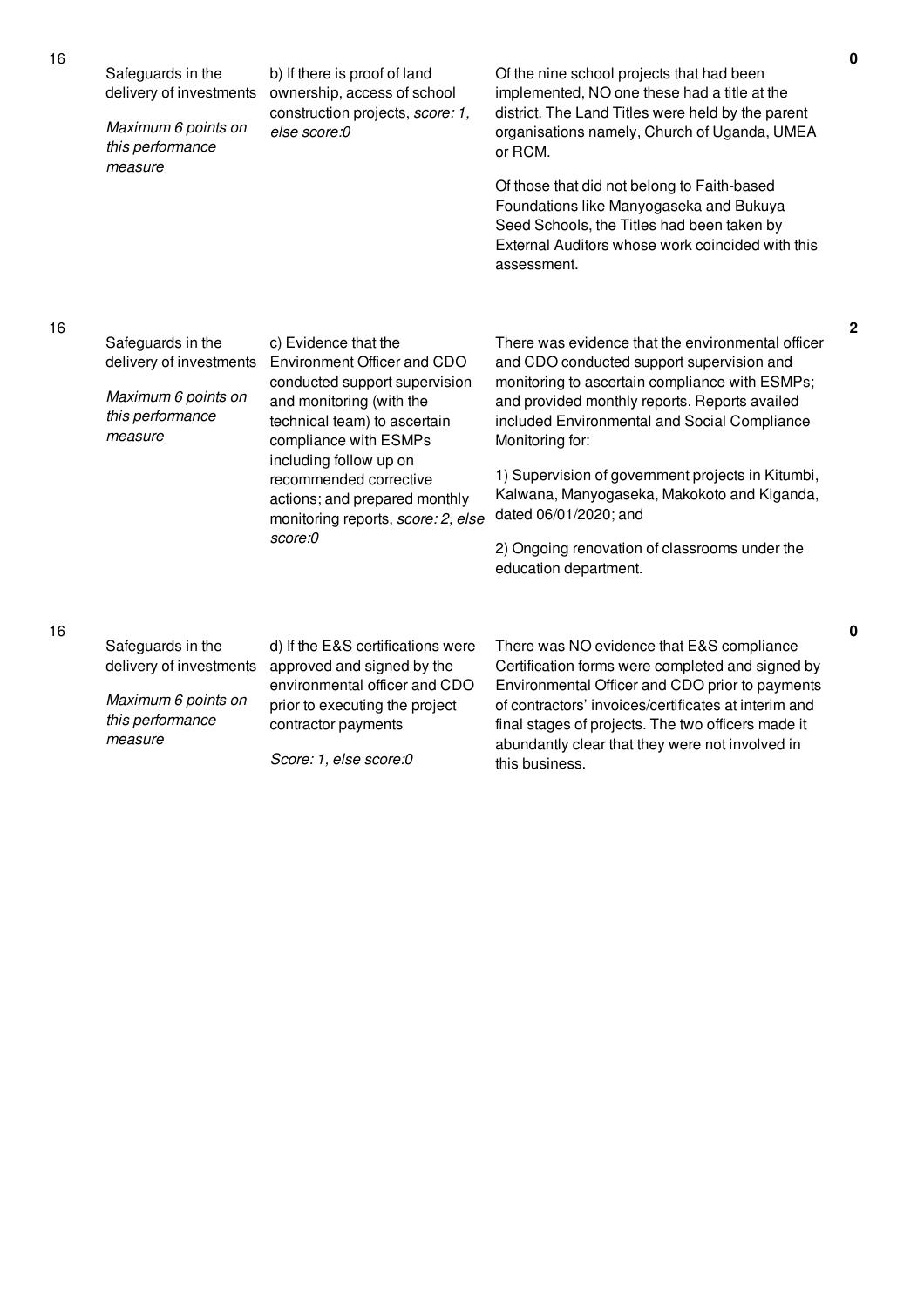| | | | | |
|---|---|---|---|---|
| 16 | Safeguards in the delivery of investments<br><br>*Maximum 6 points on this performance measure* | b) If there is proof of land ownership, access of school construction projects, *score: 1, else score:0* | Of the nine school projects that had been implemented, NO one these had a title at the district. The Land Titles were held by the parent organisations namely, Church of Uganda, UMEA or RCM.<br><br>Of those that did not belong to Faith-based Foundations like Manyogaseka and Bukuya Seed Schools, the Titles had been taken by External Auditors whose work coincided with this assessment. | 0 |
| 16 | Safeguards in the delivery of investments<br><br>*Maximum 6 points on this performance measure* | c) Evidence that the Environment Officer and CDO conducted support supervision and monitoring (with the technical team) to ascertain compliance with ESMPs including follow up on recommended corrective actions; and prepared monthly monitoring reports, *score: 2, else score:0* | There was evidence that the environmental officer and CDO conducted support supervision and monitoring to ascertain compliance with ESMPs; and provided monthly reports. Reports availed included Environmental and Social Compliance Monitoring for:<br><br>1) Supervision of government projects in Kitumbi, Kalwana, Manyogaseka, Makokoto and Kiganda, dated 06/01/2020; and<br><br>2) Ongoing renovation of classrooms under the education department. | 2 |
| 16 | Safeguards in the delivery of investments<br><br>*Maximum 6 points on this performance measure* | d) If the E&S certifications were approved and signed by the environmental officer and CDO prior to executing the project contractor payments<br><br>*Score: 1, else score:0* | There was NO evidence that E&S compliance Certification forms were completed and signed by Environmental Officer and CDO prior to payments of contractors' invoices/certificates at interim and final stages of projects. The two officers made it abundantly clear that they were not involved in this business. | 0 |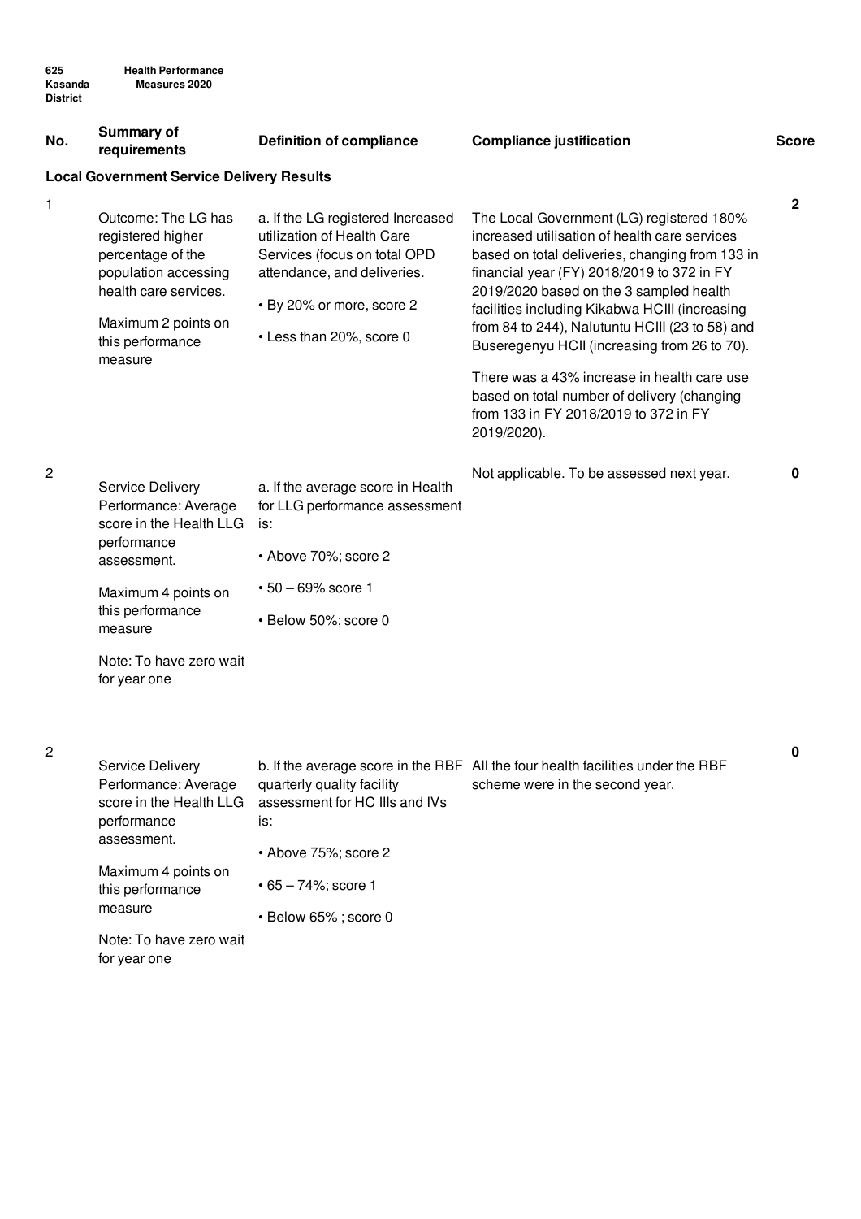| No. | Summary of requirements | Definition of compliance | Compliance justification | Score |
|---|---|---|---|---|
| **Local Government Service Delivery Results** | | | | |
| 1 | Outcome: The LG has registered higher percentage of the population accessing health care services.<br><br>Maximum 2 points on this performance measure | a. If the LG registered Increased utilization of Health Care Services (focus on total OPD attendance, and deliveries.<br><br>• By 20% or more, score 2<br><br>• Less than 20%, score 0 | The Local Government (LG) registered 180% increased utilisation of health care services based on total deliveries, changing from 133 in financial year (FY) 2018/2019 to 372 in FY 2019/2020 based on the 3 sampled health facilities including Kikabwa HCIII (increasing from 84 to 244), Nalutuntu HCIII (23 to 58) and Buseregenyu HCII (increasing from 26 to 70).<br><br>There was a 43% increase in health care use based on total number of delivery (changing from 133 in FY 2018/2019 to 372 in FY 2019/2020). | 2 |
| 2 | Service Delivery Performance: Average score in the Health LLG performance assessment.<br><br>Maximum 4 points on this performance measure<br><br>Note: To have zero wait for year one | a. If the average score in Health for LLG performance assessment is:<br><br>• Above 70%; score 2<br><br>• 50 – 69% score 1<br><br>• Below 50%; score 0 | Not applicable. To be assessed next year. | 0 |
| 2 | Service Delivery Performance: Average score in the Health LLG performance assessment.<br><br>Maximum 4 points on this performance measure<br><br>Note: To have zero wait for year one | b. If the average score in the RBF quarterly quality facility assessment for HC IIIs and IVs is:<br><br>• Above 75%; score 2<br><br>• 65 – 74%; score 1<br><br>• Below 65% ; score 0 | All the four health facilities under the RBF scheme were in the second year. | 0 |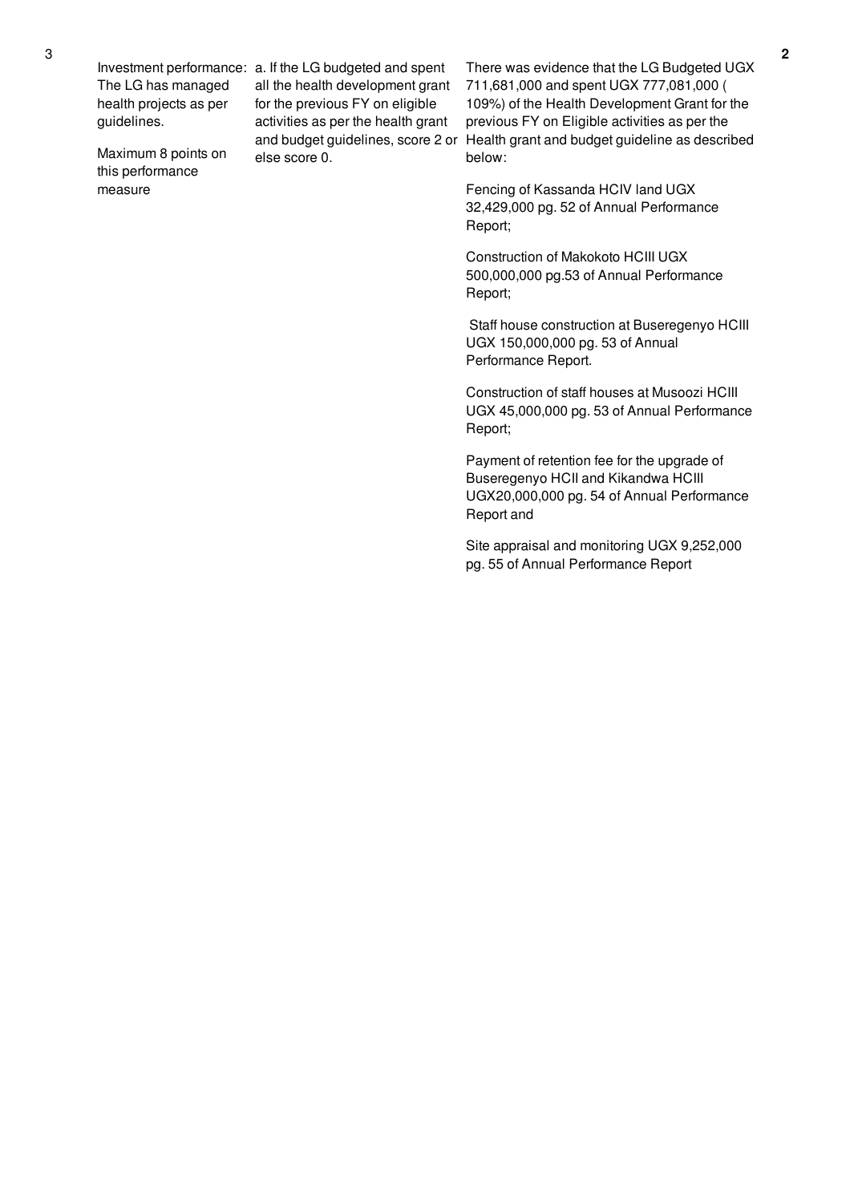| No. | Performance Measure | Scoring Criteria | Justification | Score |
|---|---|---|---|---|
| 3 | Investment performance: The LG has managed health projects as per guidelines.<br><br>Maximum 8 points on this performance measure | a. If the LG budgeted and spent all the health development grant for the previous FY on eligible activities as per the health grant and budget guidelines, score 2 or else score 0. | There was evidence that the LG Budgeted UGX 711,681,000 and spent UGX 777,081,000 ( 109%) of the Health Development Grant for the previous FY on Eligible activities as per the Health grant and budget guideline as described below:<br><br>Fencing of Kassanda HCIV land UGX 32,429,000 pg. 52 of Annual Performance Report;<br><br>Construction of Makokoto HCIII UGX 500,000,000 pg.53 of Annual Performance Report;<br><br>Staff house construction at Buseregenyo HCIII UGX 150,000,000 pg. 53 of Annual Performance Report.<br><br>Construction of staff houses at Musoozi HCIII UGX 45,000,000 pg. 53 of Annual Performance Report;<br><br>Payment of retention fee for the upgrade of Buseregenyo HCII and Kikandwa HCIII UGX20,000,000 pg. 54 of Annual Performance Report and<br><br>Site appraisal and monitoring UGX 9,252,000 pg. 55 of Annual Performance Report | 2 |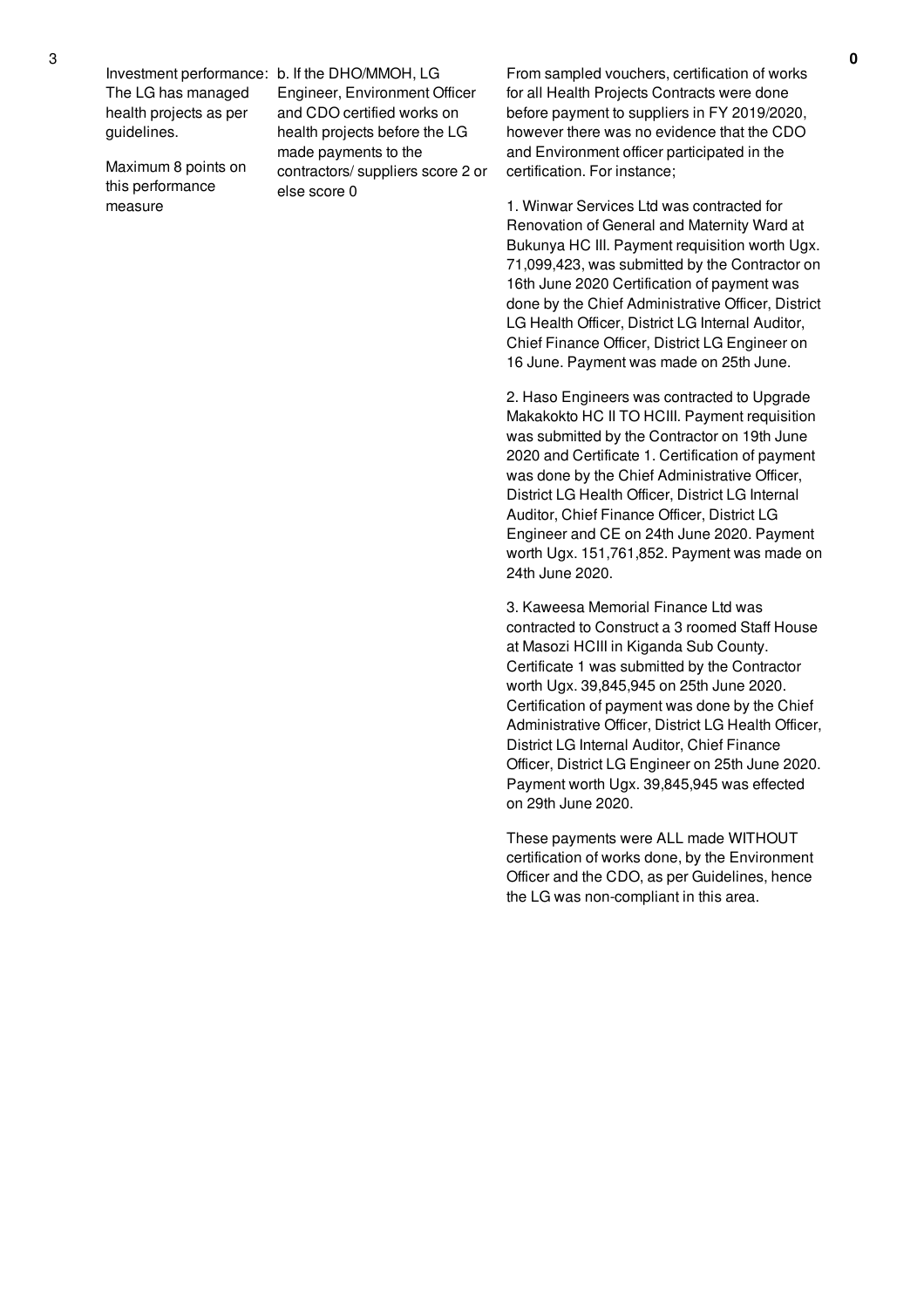| No. | Performance Measure | Scoring Guide | Justification | Score |
|---|---|---|---|---|
| 3 | Investment performance: The LG has managed health projects as per guidelines.<br><br>Maximum 8 points on this performance measure | b. If the DHO/MMOH, LG Engineer, Environment Officer and CDO certified works on health projects before the LG made payments to the contractors/ suppliers score 2 or else score 0 | From sampled vouchers, certification of works for all Health Projects Contracts were done before payment to suppliers in FY 2019/2020, however there was no evidence that the CDO and Environment officer participated in the certification. For instance;<br><br>1. Winwar Services Ltd was contracted for Renovation of General and Maternity Ward at Bukunya HC III. Payment requisition worth Ugx. 71,099,423, was submitted by the Contractor on 16th June 2020 Certification of payment was done by the Chief Administrative Officer, District LG Health Officer, District LG Internal Auditor, Chief Finance Officer, District LG Engineer on 16 June. Payment was made on 25th June.<br><br>2. Haso Engineers was contracted to Upgrade Makakokto HC II TO HCIII. Payment requisition was submitted by the Contractor on 19th June 2020 and Certificate 1. Certification of payment was done by the Chief Administrative Officer, District LG Health Officer, District LG Internal Auditor, Chief Finance Officer, District LG Engineer and CE on 24th June 2020. Payment worth Ugx. 151,761,852. Payment was made on 24th June 2020.<br><br>3. Kaweesa Memorial Finance Ltd was contracted to Construct a 3 roomed Staff House at Masozi HCIII in Kiganda Sub County. Certificate 1 was submitted by the Contractor worth Ugx. 39,845,945 on 25th June 2020. Certification of payment was done by the Chief Administrative Officer, District LG Health Officer, District LG Internal Auditor, Chief Finance Officer, District LG Engineer on 25th June 2020. Payment worth Ugx. 39,845,945 was effected on 29th June 2020.<br><br>These payments were ALL made WITHOUT certification of works done, by the Environment Officer and the CDO, as per Guidelines, hence the LG was non-compliant in this area. | **0** |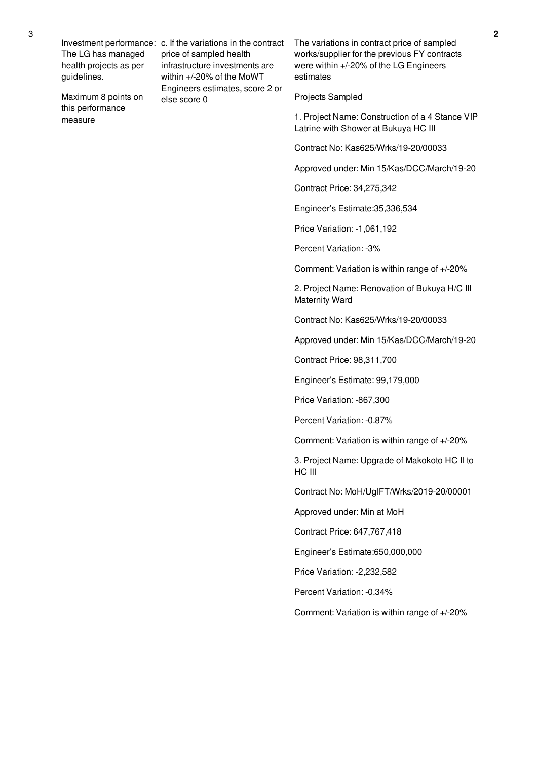| No. | Performance Measure | Scoring Guide | Justification | Score |
|---|---|---|---|---|
| 3 | Investment performance: The LG has managed health projects as per guidelines.<br><br>Maximum 8 points on this performance measure | c. If the variations in the contract price of sampled health infrastructure investments are within +/-20% of the MoWT Engineers estimates, score 2 or else score 0 | The variations in contract price of sampled works/supplier for the previous FY contracts were within +/-20% of the LG Engineers estimates<br><br>Projects Sampled<br><br>1. Project Name: Construction of a 4 Stance VIP Latrine with Shower at Bukuya HC III<br><br>Contract No: Kas625/Wrks/19-20/00033<br><br>Approved under: Min 15/Kas/DCC/March/19-20<br><br>Contract Price: 34,275,342<br><br>Engineer's Estimate:35,336,534<br><br>Price Variation: -1,061,192<br><br>Percent Variation: -3%<br><br>Comment: Variation is within range of +/-20%<br><br>2. Project Name: Renovation of Bukuya H/C III Maternity Ward<br><br>Contract No: Kas625/Wrks/19-20/00033<br><br>Approved under: Min 15/Kas/DCC/March/19-20<br><br>Contract Price: 98,311,700<br><br>Engineer's Estimate: 99,179,000<br><br>Price Variation: -867,300<br><br>Percent Variation: -0.87%<br><br>Comment: Variation is within range of +/-20%<br><br>3. Project Name: Upgrade of Makokoto HC II to HC III<br><br>Contract No: MoH/UgIFT/Wrks/2019-20/00001<br><br>Approved under: Min at MoH<br><br>Contract Price: 647,767,418<br><br>Engineer's Estimate:650,000,000<br><br>Price Variation: -2,232,582<br><br>Percent Variation: -0.34%<br><br>Comment: Variation is within range of +/-20% | 2 |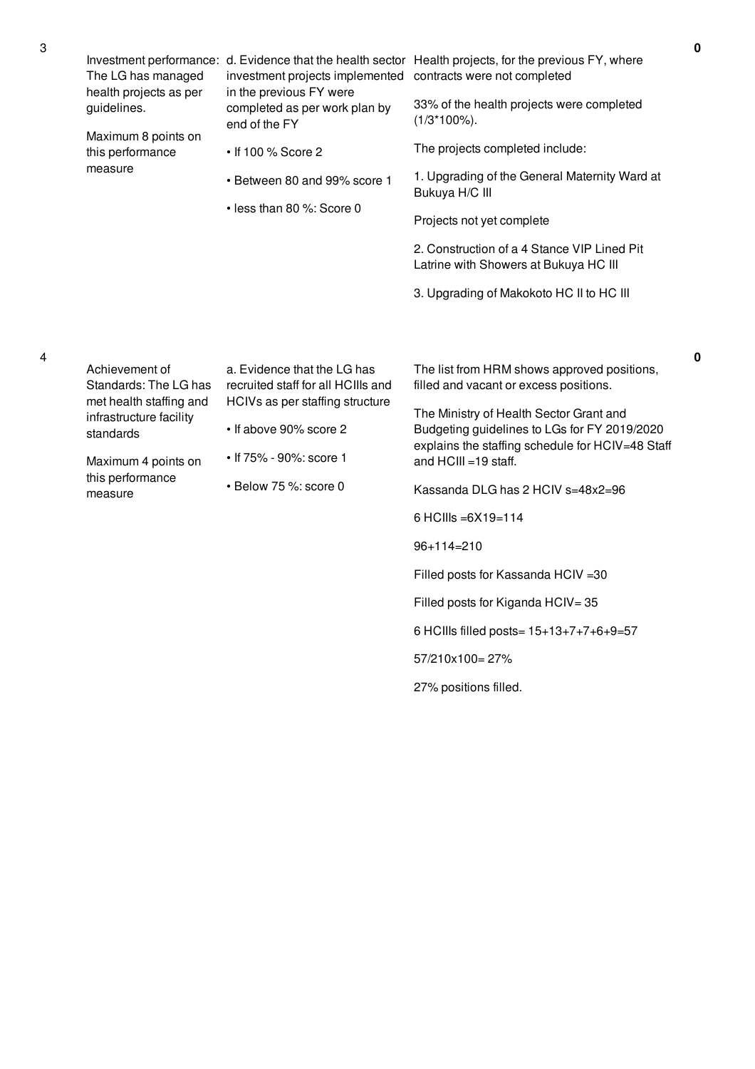| No. | Performance Area | Performance Measure | Assessment | Score |
|---|---|---|---|---|
| 3 | Investment performance: The LG has managed health projects as per guidelines.<br><br>Maximum 8 points on this performance measure | d. Evidence that the health sector investment projects implemented in the previous FY were completed as per work plan by end of the FY<br><br>• If 100 % Score 2<br><br>• Between 80 and 99% score 1<br><br>• less than 80 %: Score 0 | Health projects, for the previous FY, where contracts were not completed<br><br>33% of the health projects were completed (1/3*100%).<br><br>The projects completed include:<br><br>1. Upgrading of the General Maternity Ward at Bukuya H/C III<br><br>Projects not yet complete<br><br>2. Construction of a 4 Stance VIP Lined Pit Latrine with Showers at Bukuya HC III<br><br>3. Upgrading of Makokoto HC II to HC III | 0 |
| 4 | Achievement of Standards: The LG has met health staffing and infrastructure facility standards<br><br>Maximum 4 points on this performance measure | a. Evidence that the LG has recruited staff for all HCIIIs and HCIVs as per staffing structure<br><br>• If above 90% score 2<br><br>• If 75% - 90%: score 1<br><br>• Below 75 %: score 0 | The list from HRM shows approved positions, filled and vacant or excess positions.<br><br>The Ministry of Health Sector Grant and Budgeting guidelines to LGs for FY 2019/2020 explains the staffing schedule for HCIV=48 Staff and HCIII =19 staff.<br><br>Kassanda DLG has 2 HCIV s=48x2=96<br><br>6 HCIIIs =6X19=114<br><br>96+114=210<br><br>Filled posts for Kassanda HCIV =30<br><br>Filled posts for Kiganda HCIV= 35<br><br>6 HCIIIs filled posts= 15+13+7+7+6+9=57<br><br>57/210x100= 27%<br><br>27% positions filled. | 0 |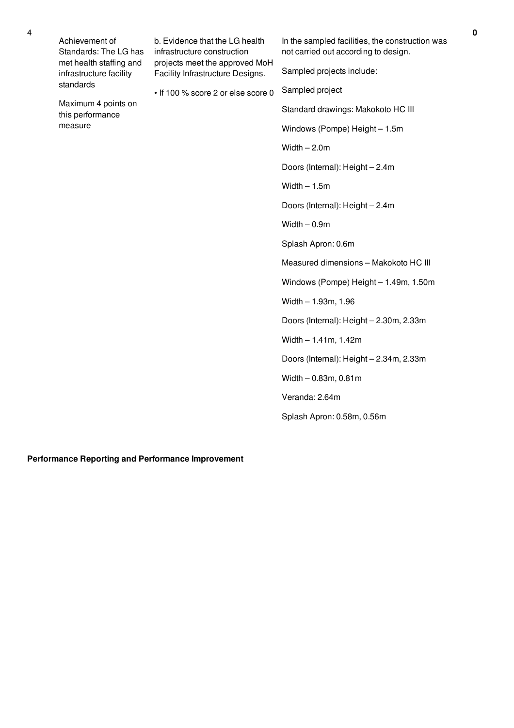| No. | Performance Area | Performance Measure | Assessment | Score |
|---|---|---|---|---|
| 4 | Achievement of Standards: The LG has met health staffing and infrastructure facility standards<br><br>Maximum 4 points on this performance measure | b. Evidence that the LG health infrastructure construction projects meet the approved MoH Facility Infrastructure Designs.<br><br>• If 100 % score 2 or else score 0 | In the sampled facilities, the construction was not carried out according to design.<br><br>Sampled projects include:<br><br>Sampled project<br><br>Standard drawings: Makokoto HC III<br><br>Windows (Pompe) Height – 1.5m<br><br>Width – 2.0m<br><br>Doors (Internal): Height – 2.4m<br><br>Width – 1.5m<br><br>Doors (Internal): Height – 2.4m<br><br>Width – 0.9m<br><br>Splash Apron: 0.6m<br><br>Measured dimensions – Makokoto HC III<br><br>Windows (Pompe) Height – 1.49m, 1.50m<br><br>Width – 1.93m, 1.96<br><br>Doors (Internal): Height – 2.30m, 2.33m<br><br>Width – 1.41m, 1.42m<br><br>Doors (Internal): Height – 2.34m, 2.33m<br><br>Width – 0.83m, 0.81m<br><br>Veranda: 2.64m<br><br>Splash Apron: 0.58m, 0.56m | **0** |

**Performance Reporting and Performance Improvement**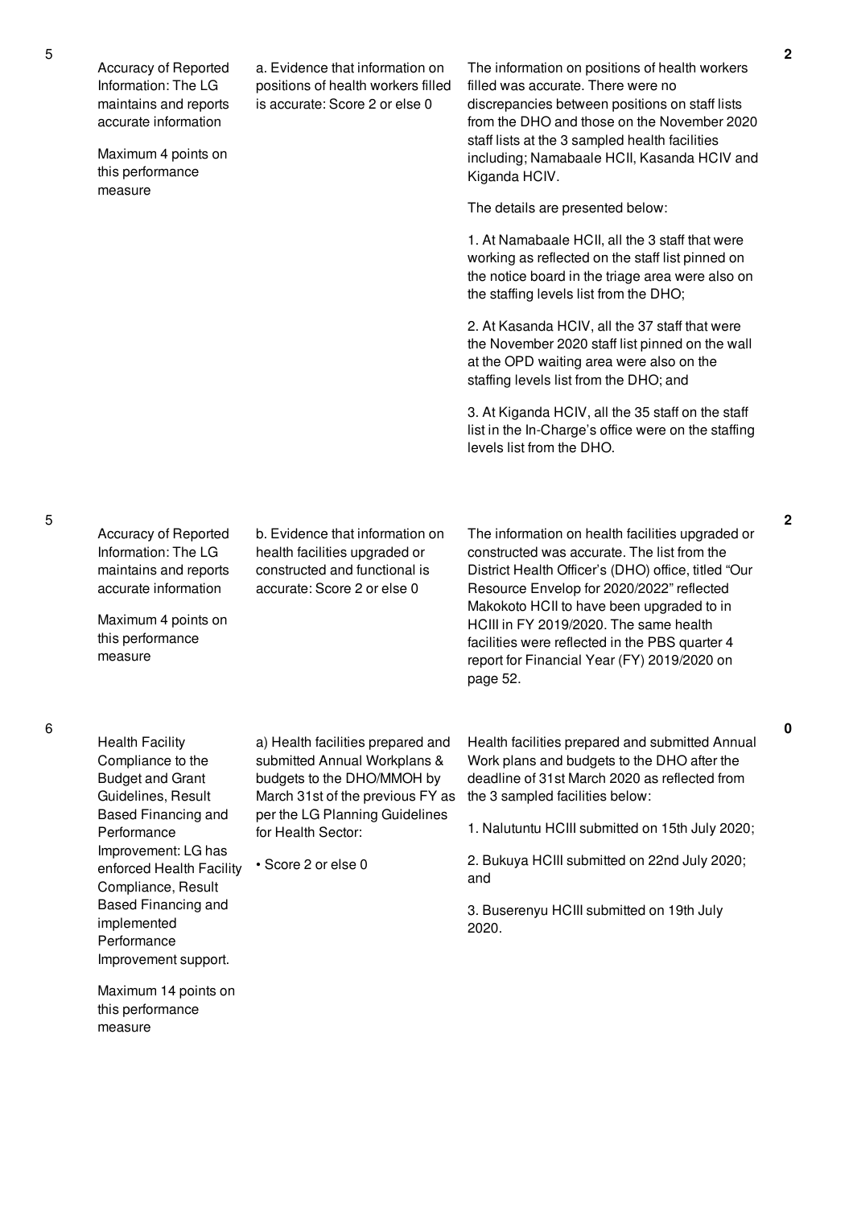| No. | Performance Measure | Scoring Guide | Justification | Score |
|---|---|---|---|---|
| 5 | Accuracy of Reported Information: The LG maintains and reports accurate information<br><br>Maximum 4 points on this performance measure | a. Evidence that information on positions of health workers filled is accurate: Score 2 or else 0 | The information on positions of health workers filled was accurate. There were no discrepancies between positions on staff lists from the DHO and those on the November 2020 staff lists at the 3 sampled health facilities including; Namabaale HCII, Kasanda HCIV and Kiganda HCIV.<br><br>The details are presented below:<br><br>1. At Namabaale HCII, all the 3 staff that were working as reflected on the staff list pinned on the notice board in the triage area were also on the staffing levels list from the DHO;<br><br>2. At Kasanda HCIV, all the 37 staff that were the November 2020 staff list pinned on the wall at the OPD waiting area were also on the staffing levels list from the DHO; and<br><br>3. At Kiganda HCIV, all the 35 staff on the staff list in the In-Charge's office were on the staffing levels list from the DHO. | 2 |
| 5 | Accuracy of Reported Information: The LG maintains and reports accurate information<br><br>Maximum 4 points on this performance measure | b. Evidence that information on health facilities upgraded or constructed and functional is accurate: Score 2 or else 0 | The information on health facilities upgraded or constructed was accurate. The list from the District Health Officer's (DHO) office, titled "Our Resource Envelop for 2020/2022" reflected Makokoto HCII to have been upgraded to in HCIII in FY 2019/2020. The same health facilities were reflected in the PBS quarter 4 report for Financial Year (FY) 2019/2020 on page 52. | 2 |
| 6 | Health Facility Compliance to the Budget and Grant Guidelines, Result Based Financing and Performance Improvement: LG has enforced Health Facility Compliance, Result Based Financing and implemented Performance Improvement support.<br><br>Maximum 14 points on this performance measure | a) Health facilities prepared and submitted Annual Workplans & budgets to the DHO/MMOH by March 31st of the previous FY as per the LG Planning Guidelines for Health Sector:<br><br>• Score 2 or else 0 | Health facilities prepared and submitted Annual Work plans and budgets to the DHO after the deadline of 31st March 2020 as reflected from the 3 sampled facilities below:<br><br>1. Nalutuntu HCIII submitted on 15th July 2020;<br><br>2. Bukuya HCIII submitted on 22nd July 2020; and<br><br>3. Buserenyu HCIII submitted on 19th July 2020. | 0 |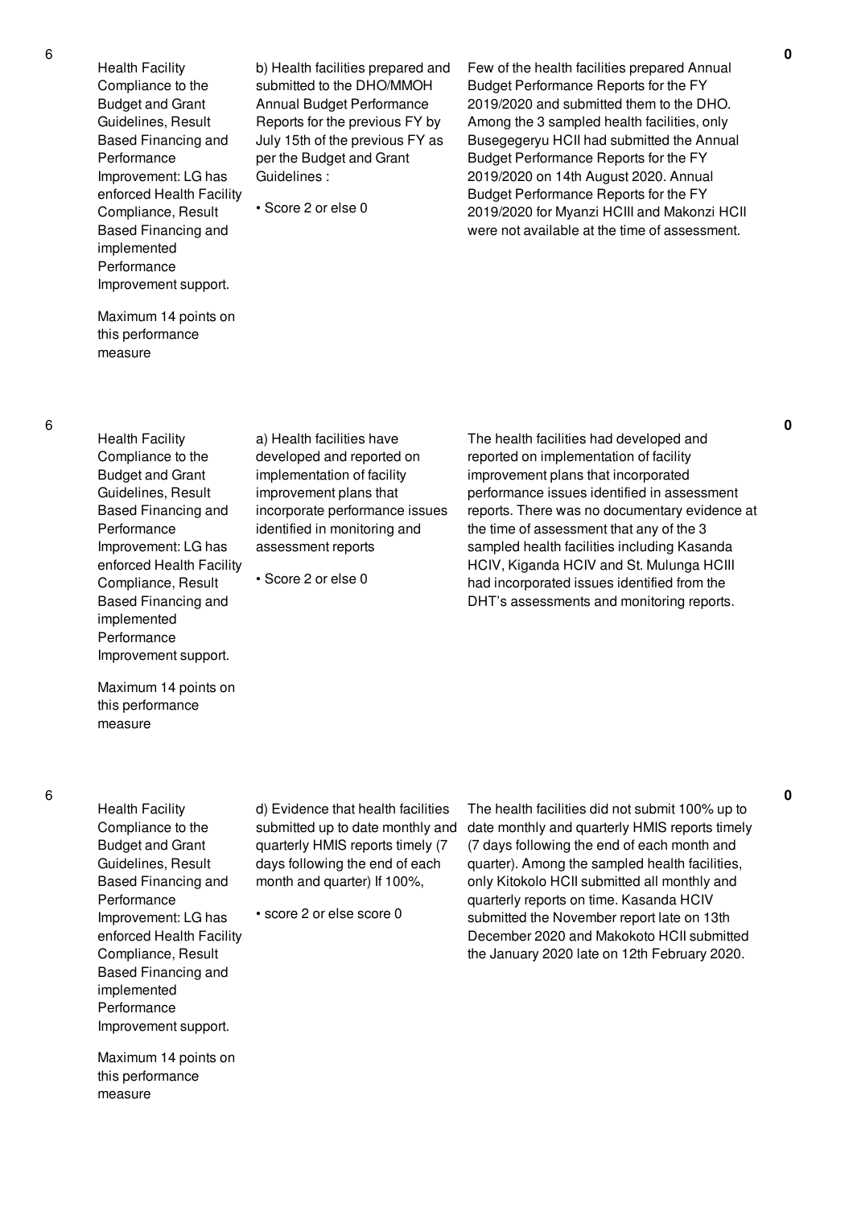| | | | | |
|---|---|---|---|---|
| 6 | Health Facility Compliance to the Budget and Grant Guidelines, Result Based Financing and Performance Improvement: LG has enforced Health Facility Compliance, Result Based Financing and implemented Performance Improvement support.<br><br>Maximum 14 points on this performance measure | b) Health facilities prepared and submitted to the DHO/MMOH Annual Budget Performance Reports for the previous FY by July 15th of the previous FY as per the Budget and Grant Guidelines :<br><br>• Score 2 or else 0 | Few of the health facilities prepared Annual Budget Performance Reports for the FY 2019/2020 and submitted them to the DHO. Among the 3 sampled health facilities, only Busegegeryu HCII had submitted the Annual Budget Performance Reports for the FY 2019/2020 on 14th August 2020. Annual Budget Performance Reports for the FY 2019/2020 for Myanzi HCIII and Makonzi HCII were not available at the time of assessment. | 0 |
| 6 | Health Facility Compliance to the Budget and Grant Guidelines, Result Based Financing and Performance Improvement: LG has enforced Health Facility Compliance, Result Based Financing and implemented Performance Improvement support.<br><br>Maximum 14 points on this performance measure | a) Health facilities have developed and reported on implementation of facility improvement plans that incorporate performance issues identified in monitoring and assessment reports<br><br>• Score 2 or else 0 | The health facilities had developed and reported on implementation of facility improvement plans that incorporated performance issues identified in assessment reports. There was no documentary evidence at the time of assessment that any of the 3 sampled health facilities including Kasanda HCIV, Kiganda HCIV and St. Mulunga HCIII had incorporated issues identified from the DHT's assessments and monitoring reports. | 0 |
| 6 | Health Facility Compliance to the Budget and Grant Guidelines, Result Based Financing and Performance Improvement: LG has enforced Health Facility Compliance, Result Based Financing and implemented Performance Improvement support.<br><br>Maximum 14 points on this performance measure | d) Evidence that health facilities submitted up to date monthly and quarterly HMIS reports timely (7 days following the end of each month and quarter) If 100%,<br><br>• score 2 or else score 0 | The health facilities did not submit 100% up to date monthly and quarterly HMIS reports timely (7 days following the end of each month and quarter). Among the sampled health facilities, only Kitokolo HCII submitted all monthly and quarterly reports on time. Kasanda HCIV submitted the November report late on 13th December 2020 and Makokoto HCII submitted the January 2020 late on 12th February 2020. | 0 |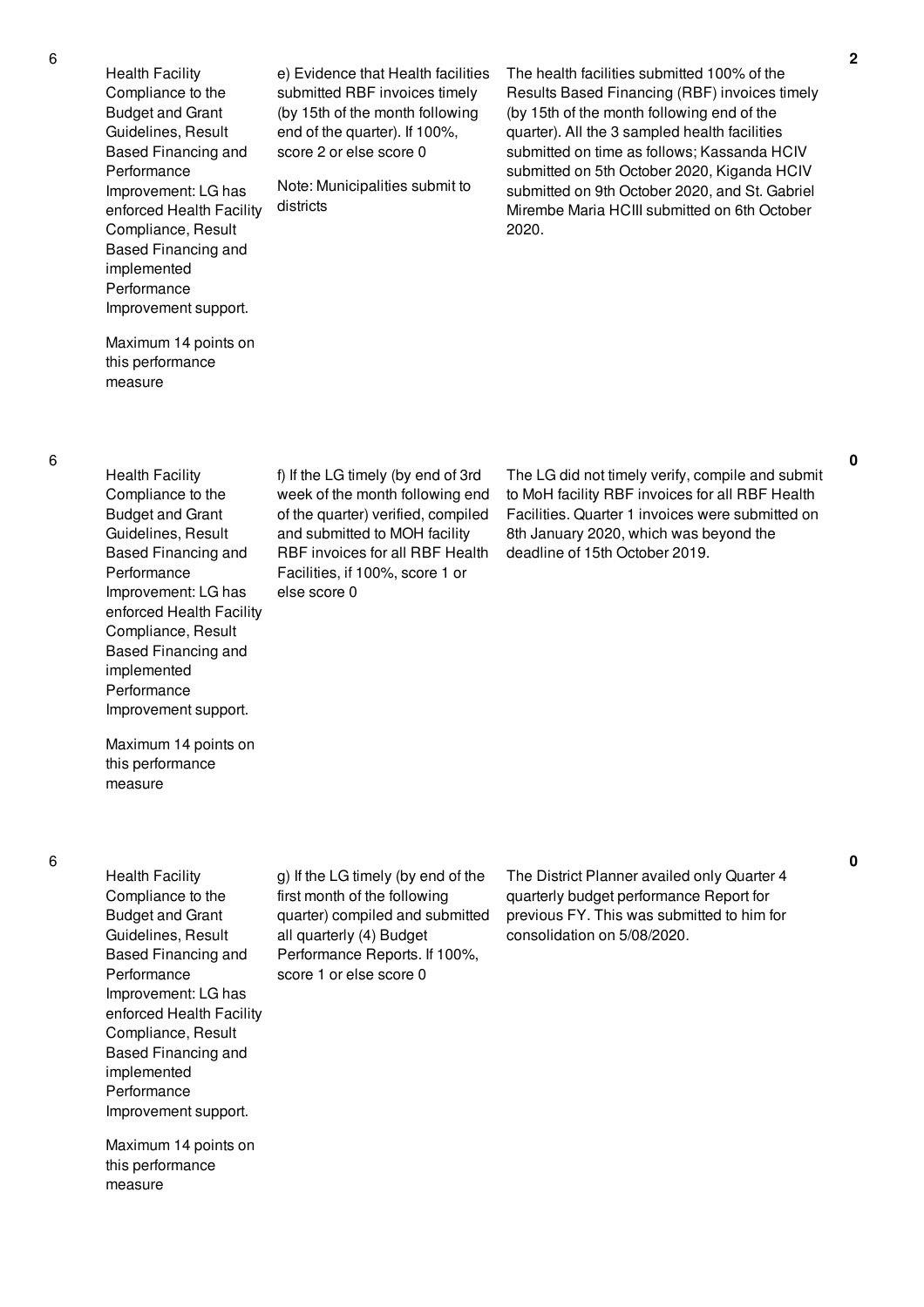| | | | | |
|---|---|---|---|---|
| 6 | Health Facility Compliance to the Budget and Grant Guidelines, Result Based Financing and Performance Improvement: LG has enforced Health Facility Compliance, Result Based Financing and implemented Performance Improvement support.<br><br>Maximum 14 points on this performance measure | e) Evidence that Health facilities submitted RBF invoices timely (by 15th of the month following end of the quarter). If 100%, score 2 or else score 0<br><br>Note: Municipalities submit to districts | The health facilities submitted 100% of the Results Based Financing (RBF) invoices timely (by 15th of the month following end of the quarter). All the 3 sampled health facilities submitted on time as follows; Kassanda HCIV submitted on 5th October 2020, Kiganda HCIV submitted on 9th October 2020, and St. Gabriel Mirembe Maria HCIII submitted on 6th October 2020. | 2 |
| 6 | Health Facility Compliance to the Budget and Grant Guidelines, Result Based Financing and Performance Improvement: LG has enforced Health Facility Compliance, Result Based Financing and implemented Performance Improvement support.<br><br>Maximum 14 points on this performance measure | f) If the LG timely (by end of 3rd week of the month following end of the quarter) verified, compiled and submitted to MOH facility RBF invoices for all RBF Health Facilities, if 100%, score 1 or else score 0 | The LG did not timely verify, compile and submit to MoH facility RBF invoices for all RBF Health Facilities. Quarter 1 invoices were submitted on 8th January 2020, which was beyond the deadline of 15th October 2019. | 0 |
| 6 | Health Facility Compliance to the Budget and Grant Guidelines, Result Based Financing and Performance Improvement: LG has enforced Health Facility Compliance, Result Based Financing and implemented Performance Improvement support.<br><br>Maximum 14 points on this performance measure | g) If the LG timely (by end of the first month of the following quarter) compiled and submitted all quarterly (4) Budget Performance Reports. If 100%, score 1 or else score 0 | The District Planner availed only Quarter 4 quarterly budget performance Report for previous FY. This was submitted to him for consolidation on 5/08/2020. | 0 |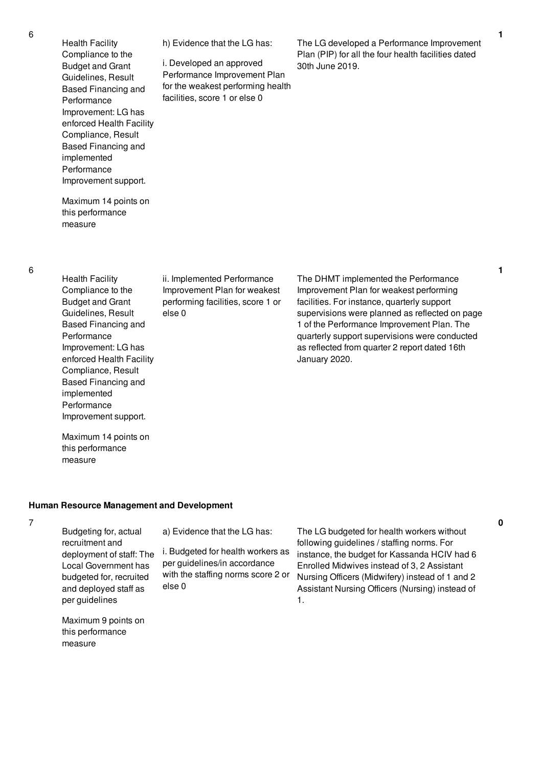| No. | Performance Measure | Scoring Guide | Justification | Score |
|---|---|---|---|---|
| 6 | Health Facility Compliance to the Budget and Grant Guidelines, Result Based Financing and Performance Improvement: LG has enforced Health Facility Compliance, Result Based Financing and implemented Performance Improvement support. Maximum 14 points on this performance measure | h) Evidence that the LG has: i. Developed an approved Performance Improvement Plan for the weakest performing health facilities, score 1 or else 0 | The LG developed a Performance Improvement Plan (PIP) for all the four health facilities dated 30th June 2019. | 1 |
| 6 | Health Facility Compliance to the Budget and Grant Guidelines, Result Based Financing and Performance Improvement: LG has enforced Health Facility Compliance, Result Based Financing and implemented Performance Improvement support. Maximum 14 points on this performance measure | ii. Implemented Performance Improvement Plan for weakest performing facilities, score 1 or else 0 | The DHMT implemented the Performance Improvement Plan for weakest performing facilities. For instance, quarterly support supervisions were planned as reflected on page 1 of the Performance Improvement Plan. The quarterly support supervisions were conducted as reflected from quarter 2 report dated 16th January 2020. | 1 |

**Human Resource Management and Development**

| No. | Performance Measure | Scoring Guide | Justification | Score |
|---|---|---|---|---|
| 7 | Budgeting for, actual recruitment and deployment of staff: The Local Government has budgeted for, recruited and deployed staff as per guidelines Maximum 9 points on this performance measure | a) Evidence that the LG has: i. Budgeted for health workers as per guidelines/in accordance with the staffing norms score 2 or else 0 | The LG budgeted for health workers without following guidelines / staffing norms. For instance, the budget for Kassanda HCIV had 6 Enrolled Midwives instead of 3, 2 Assistant Nursing Officers (Midwifery) instead of 1 and 2 Assistant Nursing Officers (Nursing) instead of 1. | 0 |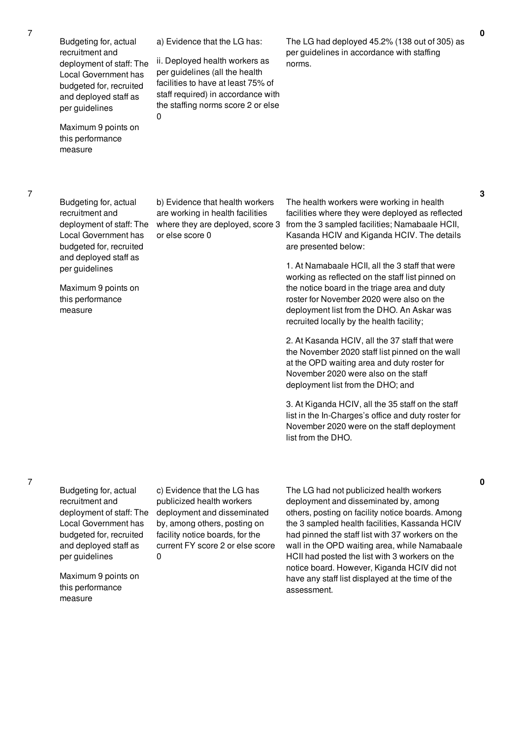| No. | Performance Area | Performance Measure | Assessment Findings | Score |
|---|---|---|---|---|
| 7 | Budgeting for, actual recruitment and deployment of staff: The Local Government has budgeted for, recruited and deployed staff as per guidelines<br><br>Maximum 9 points on this performance measure | a) Evidence that the LG has:<br><br>ii. Deployed health workers as per guidelines (all the health facilities to have at least 75% of staff required) in accordance with the staffing norms score 2 or else 0 | The LG had deployed 45.2% (138 out of 305) as per guidelines in accordance with staffing norms. | 0 |
| 7 | Budgeting for, actual recruitment and deployment of staff: The Local Government has budgeted for, recruited and deployed staff as per guidelines<br><br>Maximum 9 points on this performance measure | b) Evidence that health workers are working in health facilities where they are deployed, score 3 or else score 0 | The health workers were working in health facilities where they were deployed as reflected from the 3 sampled facilities; Namabaale HCII, Kasanda HCIV and Kiganda HCIV. The details are presented below:<br><br>1. At Namabaale HCII, all the 3 staff that were working as reflected on the staff list pinned on the notice board in the triage area and duty roster for November 2020 were also on the deployment list from the DHO. An Askar was recruited locally by the health facility;<br><br>2. At Kasanda HCIV, all the 37 staff that were the November 2020 staff list pinned on the wall at the OPD waiting area and duty roster for November 2020 were also on the staff deployment list from the DHO; and<br><br>3. At Kiganda HCIV, all the 35 staff on the staff list in the In-Charges's office and duty roster for November 2020 were on the staff deployment list from the DHO. | 3 |
| 7 | Budgeting for, actual recruitment and deployment of staff: The Local Government has budgeted for, recruited and deployed staff as per guidelines<br><br>Maximum 9 points on this performance measure | c) Evidence that the LG has publicized health workers deployment and disseminated by, among others, posting on facility notice boards, for the current FY score 2 or else score 0 | The LG had not publicized health workers deployment and disseminated by, among others, posting on facility notice boards. Among the 3 sampled health facilities, Kassanda HCIV had pinned the staff list with 37 workers on the wall in the OPD waiting area, while Namabaale HCII had posted the list with 3 workers on the notice board. However, Kiganda HCIV did not have any staff list displayed at the time of the assessment. | 0 |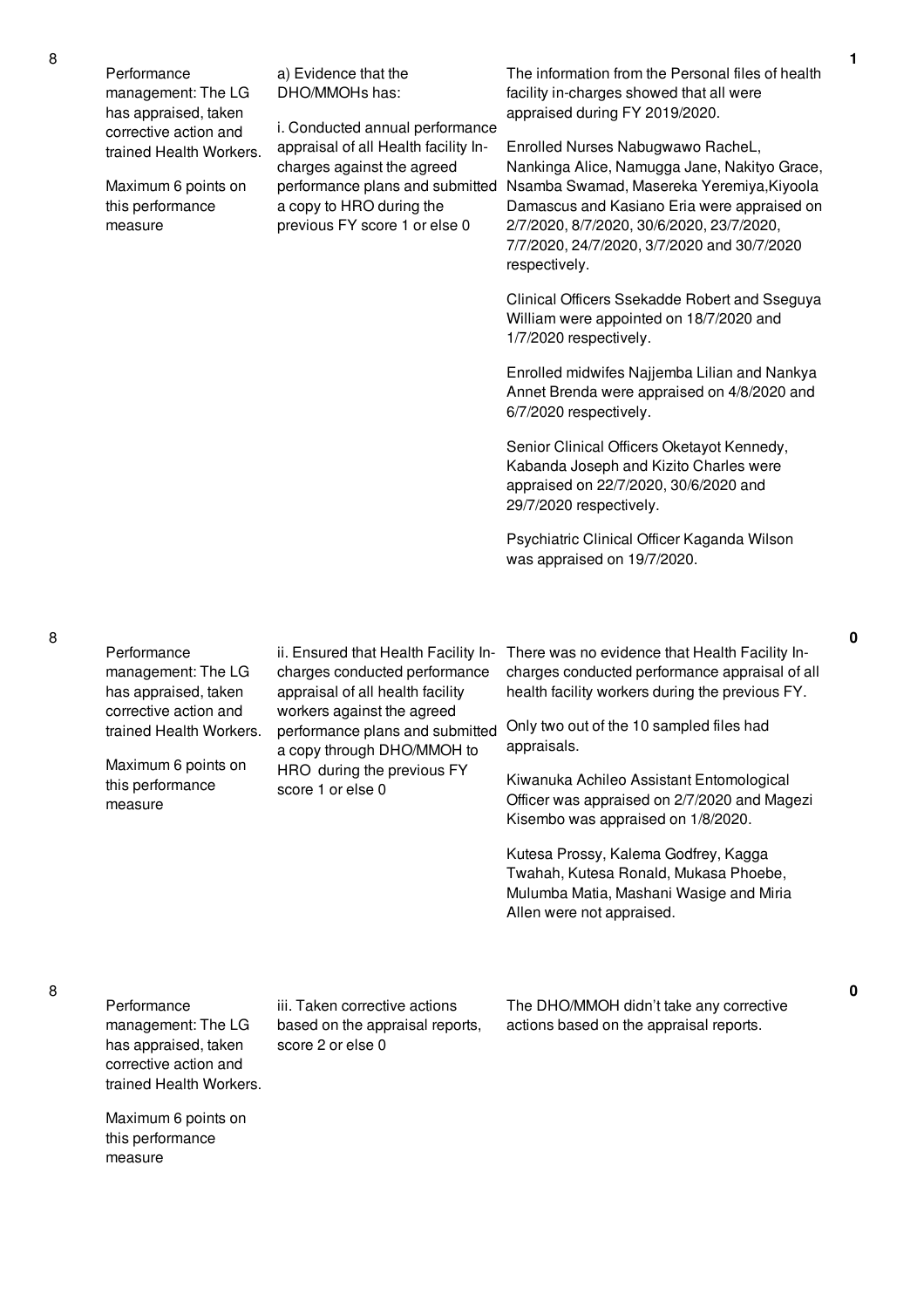| No. | Performance Area | Performance Measure | Assessment Findings | Score |
|---|---|---|---|---|
| 8 | Performance management: The LG has appraised, taken corrective action and trained Health Workers.<br><br>Maximum 6 points on this performance measure | a) Evidence that the DHO/MMOHs has:<br><br>i. Conducted annual performance appraisal of all Health facility In-charges against the agreed performance plans and submitted a copy to HRO during the previous FY score 1 or else 0 | The information from the Personal files of health facility in-charges showed that all were appraised during FY 2019/2020.<br><br>Enrolled Nurses Nabugwawo RacheL, Nankinga Alice, Namugga Jane, Nakityo Grace, Nsamba Swamad, Masereka Yeremiya,Kiyoola Damascus and Kasiano Eria were appraised on 2/7/2020, 8/7/2020, 30/6/2020, 23/7/2020, 7/7/2020, 24/7/2020, 3/7/2020 and 30/7/2020 respectively.<br><br>Clinical Officers Ssekadde Robert and Sseguya William were appointed on 18/7/2020 and 1/7/2020 respectively.<br><br>Enrolled midwifes Najjemba Lilian and Nankya Annet Brenda were appraised on 4/8/2020 and 6/7/2020 respectively.<br><br>Senior Clinical Officers Oketayot Kennedy, Kabanda Joseph and Kizito Charles were appraised on 22/7/2020, 30/6/2020 and 29/7/2020 respectively.<br><br>Psychiatric Clinical Officer Kaganda Wilson was appraised on 19/7/2020. | 1 |
| 8 | Performance management: The LG has appraised, taken corrective action and trained Health Workers.<br><br>Maximum 6 points on this performance measure | ii. Ensured that Health Facility In-charges conducted performance appraisal of all health facility workers against the agreed performance plans and submitted a copy through DHO/MMOH to HRO during the previous FY score 1 or else 0 | There was no evidence that Health Facility In-charges conducted performance appraisal of all health facility workers during the previous FY.<br><br>Only two out of the 10 sampled files had appraisals.<br><br>Kiwanuka Achileo Assistant Entomological Officer was appraised on 2/7/2020 and Magezi Kisembo was appraised on 1/8/2020.<br><br>Kutesa Prossy, Kalema Godfrey, Kagga Twahah, Kutesa Ronald, Mukasa Phoebe, Mulumba Matia, Mashani Wasige and Miria Allen were not appraised. | 0 |
| 8 | Performance management: The LG has appraised, taken corrective action and trained Health Workers.<br><br>Maximum 6 points on this performance measure | iii. Taken corrective actions based on the appraisal reports, score 2 or else 0 | The DHO/MMOH didn't take any corrective actions based on the appraisal reports. | 0 |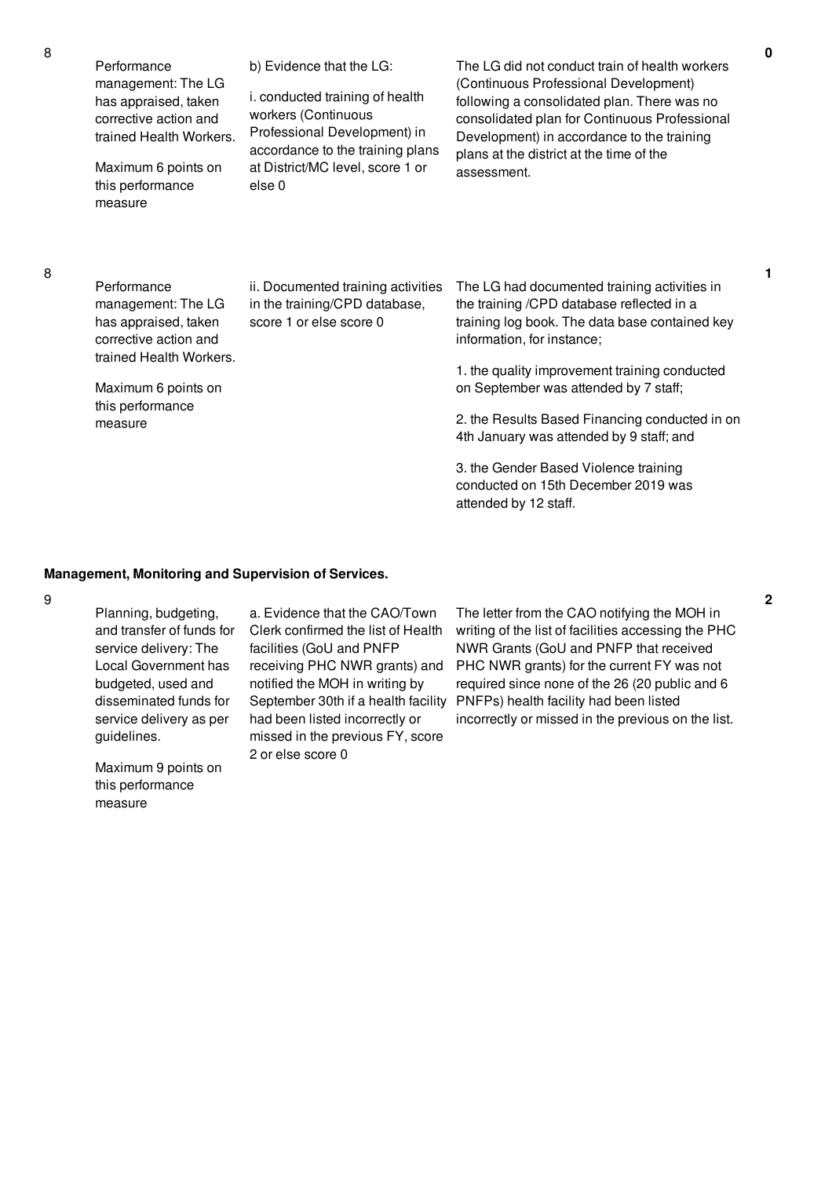| No. | Performance Measure | Scoring Guide | Justification | Score |
|---|---|---|---|---|
| 8 | Performance management: The LG has appraised, taken corrective action and trained Health Workers.<br><br>Maximum 6 points on this performance measure | b) Evidence that the LG:<br><br>i. conducted training of health workers (Continuous Professional Development) in accordance to the training plans at District/MC level, score 1 or else 0 | The LG did not conduct train of health workers (Continuous Professional Development) following a consolidated plan. There was no consolidated plan for Continuous Professional Development) in accordance to the training plans at the district at the time of the assessment. | 0 |
| 8 | Performance management: The LG has appraised, taken corrective action and trained Health Workers.<br><br>Maximum 6 points on this performance measure | ii. Documented training activities in the training/CPD database, score 1 or else score 0 | The LG had documented training activities in the training /CPD database reflected in a training log book. The data base contained key information, for instance;<br><br>1. the quality improvement training conducted on September was attended by 7 staff;<br><br>2. the Results Based Financing conducted in on 4th January was attended by 9 staff; and<br><br>3. the Gender Based Violence training conducted on 15th December 2019 was attended by 12 staff. | 1 |

**Management, Monitoring and Supervision of Services.**

| No. | Performance Measure | Scoring Guide | Justification | Score |
|---|---|---|---|---|
| 9 | Planning, budgeting, and transfer of funds for service delivery: The Local Government has budgeted, used and disseminated funds for service delivery as per guidelines.<br><br>Maximum 9 points on this performance measure | a. Evidence that the CAO/Town Clerk confirmed the list of Health facilities (GoU and PNFP receiving PHC NWR grants) and notified the MOH in writing by September 30th if a health facility had been listed incorrectly or missed in the previous FY, score 2 or else score 0 | The letter from the CAO notifying the MOH in writing of the list of facilities accessing the PHC NWR Grants (GoU and PNFP that received PHC NWR grants) for the current FY was not required since none of the 26 (20 public and 6 PNFPs) health facility had been listed incorrectly or missed in the previous on the list. | 2 |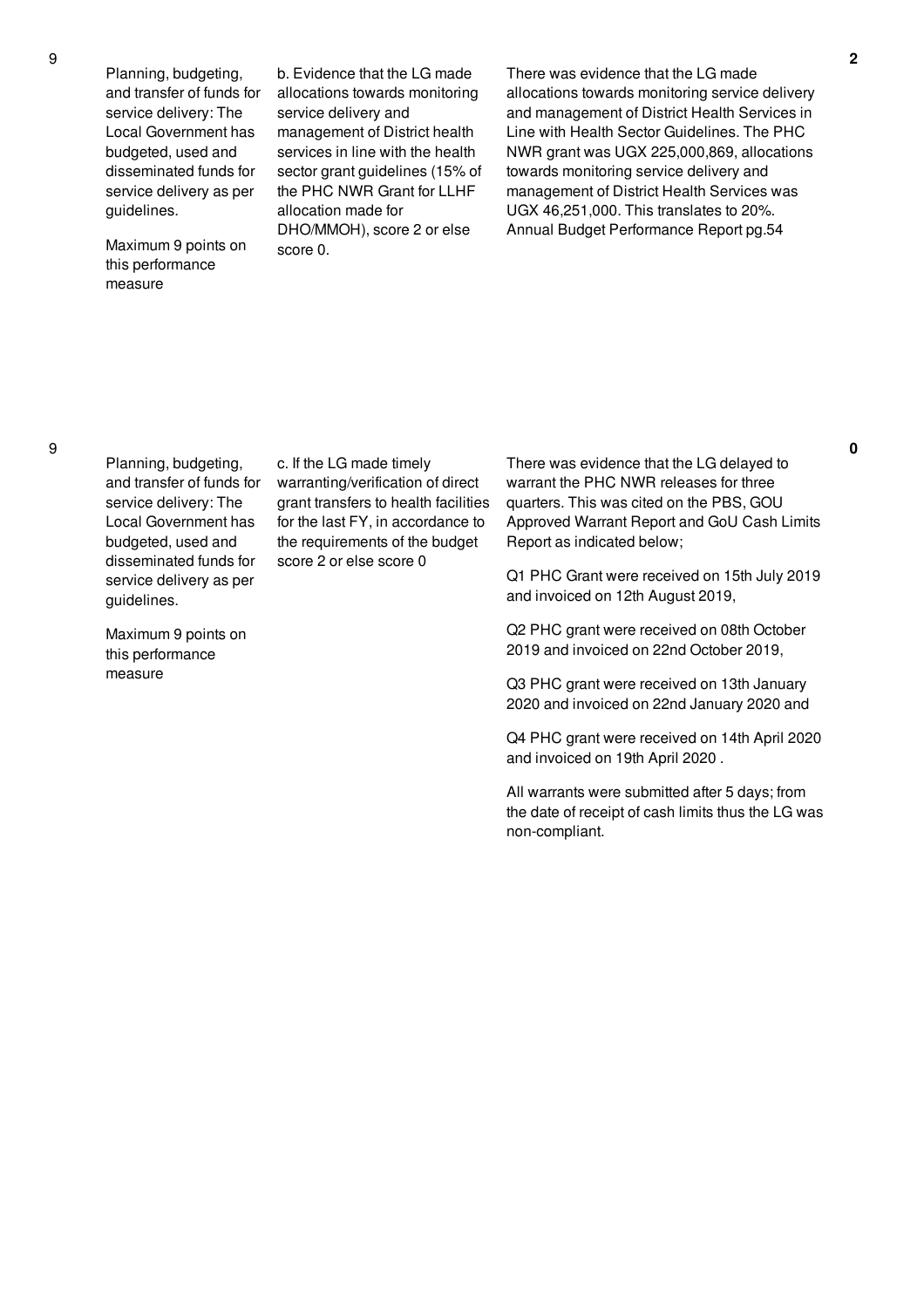| No. | Performance Area | Performance Measure | Assessment Findings | Score |
|---|---|---|---|---|
| 9 | Planning, budgeting, and transfer of funds for service delivery: The Local Government has budgeted, used and disseminated funds for service delivery as per guidelines.<br><br>Maximum 9 points on this performance measure | b. Evidence that the LG made allocations towards monitoring service delivery and management of District health services in line with the health sector grant guidelines (15% of the PHC NWR Grant for LLHF allocation made for DHO/MMOH), score 2 or else score 0. | There was evidence that the LG made allocations towards monitoring service delivery and management of District Health Services in Line with Health Sector Guidelines. The PHC NWR grant was UGX 225,000,869, allocations towards monitoring service delivery and management of District Health Services was UGX 46,251,000. This translates to 20%. Annual Budget Performance Report pg.54 | 2 |
| 9 | Planning, budgeting, and transfer of funds for service delivery: The Local Government has budgeted, used and disseminated funds for service delivery as per guidelines.<br><br>Maximum 9 points on this performance measure | c. If the LG made timely warranting/verification of direct grant transfers to health facilities for the last FY, in accordance to the requirements of the budget score 2 or else score 0 | There was evidence that the LG delayed to warrant the PHC NWR releases for three quarters. This was cited on the PBS, GOU Approved Warrant Report and GoU Cash Limits Report as indicated below;<br><br>Q1 PHC Grant were received on 15th July 2019 and invoiced on 12th August 2019,<br><br>Q2 PHC grant were received on 08th October 2019 and invoiced on 22nd October 2019,<br><br>Q3 PHC grant were received on 13th January 2020 and invoiced on 22nd January 2020 and<br><br>Q4 PHC grant were received on 14th April 2020 and invoiced on 19th April 2020 .<br><br>All warrants were submitted after 5 days; from the date of receipt of cash limits thus the LG was non-compliant. | 0 |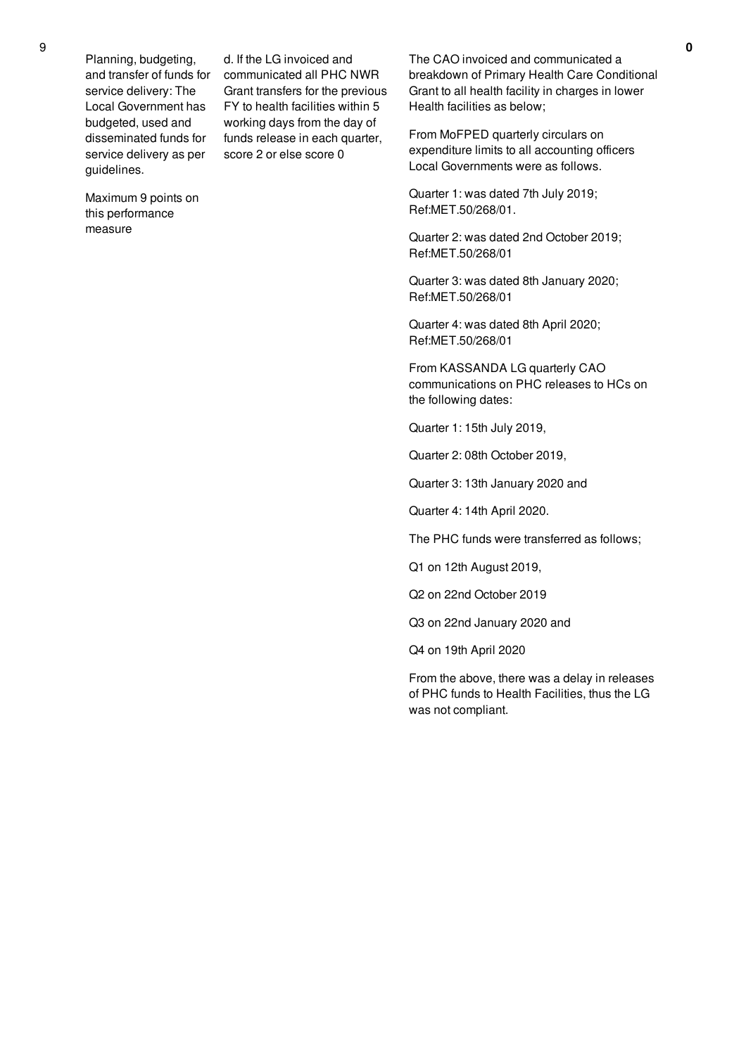| 9 | Planning, budgeting, and transfer of funds for service delivery: The Local Government has budgeted, used and disseminated funds for service delivery as per guidelines.<br><br>Maximum 9 points on this performance measure | d. If the LG invoiced and communicated all PHC NWR Grant transfers for the previous FY to health facilities within 5 working days from the day of funds release in each quarter, score 2 or else score 0 | The CAO invoiced and communicated a breakdown of Primary Health Care Conditional Grant to all health facility in charges in lower Health facilities as below;<br><br>From MoFPED quarterly circulars on expenditure limits to all accounting officers Local Governments were as follows.<br><br>Quarter 1: was dated 7th July 2019; Ref:MET.50/268/01.<br><br>Quarter 2: was dated 2nd October 2019; Ref:MET.50/268/01<br><br>Quarter 3: was dated 8th January 2020; Ref:MET.50/268/01<br><br>Quarter 4: was dated 8th April 2020; Ref:MET.50/268/01<br><br>From KASSANDA LG quarterly CAO communications on PHC releases to HCs on the following dates:<br><br>Quarter 1: 15th July 2019,<br><br>Quarter 2: 08th October 2019,<br><br>Quarter 3: 13th January 2020 and<br><br>Quarter 4: 14th April 2020.<br><br>The PHC funds were transferred as follows;<br><br>Q1 on 12th August 2019,<br><br>Q2 on 22nd October 2019<br><br>Q3 on 22nd January 2020 and<br><br>Q4 on 19th April 2020<br><br>From the above, there was a delay in releases of PHC funds to Health Facilities, thus the LG was not compliant. | **0** |
|---|---|---|---|---|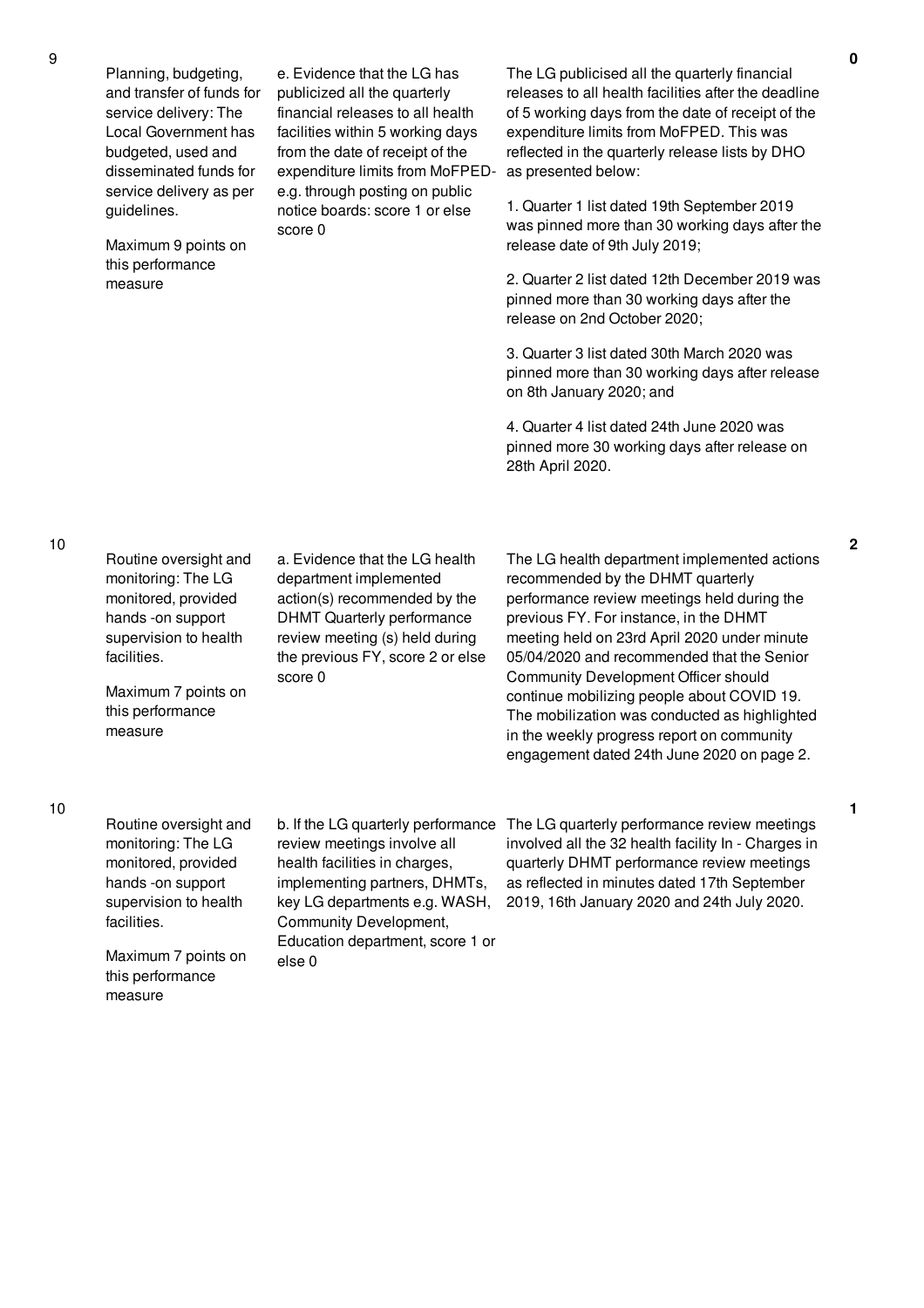| | | | | |
|---|---|---|---|---|
| 9 | Planning, budgeting, and transfer of funds for service delivery: The Local Government has budgeted, used and disseminated funds for service delivery as per guidelines.<br><br>Maximum 9 points on this performance measure | e. Evidence that the LG has publicized all the quarterly financial releases to all health facilities within 5 working days from the date of receipt of the expenditure limits from MoFPED- e.g. through posting on public notice boards: score 1 or else score 0 | The LG publicised all the quarterly financial releases to all health facilities after the deadline of 5 working days from the date of receipt of the expenditure limits from MoFPED. This was reflected in the quarterly release lists by DHO as presented below:<br><br>1. Quarter 1 list dated 19th September 2019 was pinned more than 30 working days after the release date of 9th July 2019;<br><br>2. Quarter 2 list dated 12th December 2019 was pinned more than 30 working days after the release on 2nd October 2020;<br><br>3. Quarter 3 list dated 30th March 2020 was pinned more than 30 working days after release on 8th January 2020; and<br><br>4. Quarter 4 list dated 24th June 2020 was pinned more 30 working days after release on 28th April 2020. | 0 |
| 10 | Routine oversight and monitoring: The LG monitored, provided hands -on support supervision to health facilities.<br><br>Maximum 7 points on this performance measure | a. Evidence that the LG health department implemented action(s) recommended by the DHMT Quarterly performance review meeting (s) held during the previous FY, score 2 or else score 0 | The LG health department implemented actions recommended by the DHMT quarterly performance review meetings held during the previous FY. For instance, in the DHMT meeting held on 23rd April 2020 under minute 05/04/2020 and recommended that the Senior Community Development Officer should continue mobilizing people about COVID 19. The mobilization was conducted as highlighted in the weekly progress report on community engagement dated 24th June 2020 on page 2. | 2 |
| 10 | Routine oversight and monitoring: The LG monitored, provided hands -on support supervision to health facilities.<br><br>Maximum 7 points on this performance measure | b. If the LG quarterly performance review meetings involve all health facilities in charges, implementing partners, DHMTs, key LG departments e.g. WASH, Community Development, Education department, score 1 or else 0 | The LG quarterly performance review meetings involved all the 32 health facility In - Charges in quarterly DHMT performance review meetings as reflected in minutes dated 17th September 2019, 16th January 2020 and 24th July 2020. | 1 |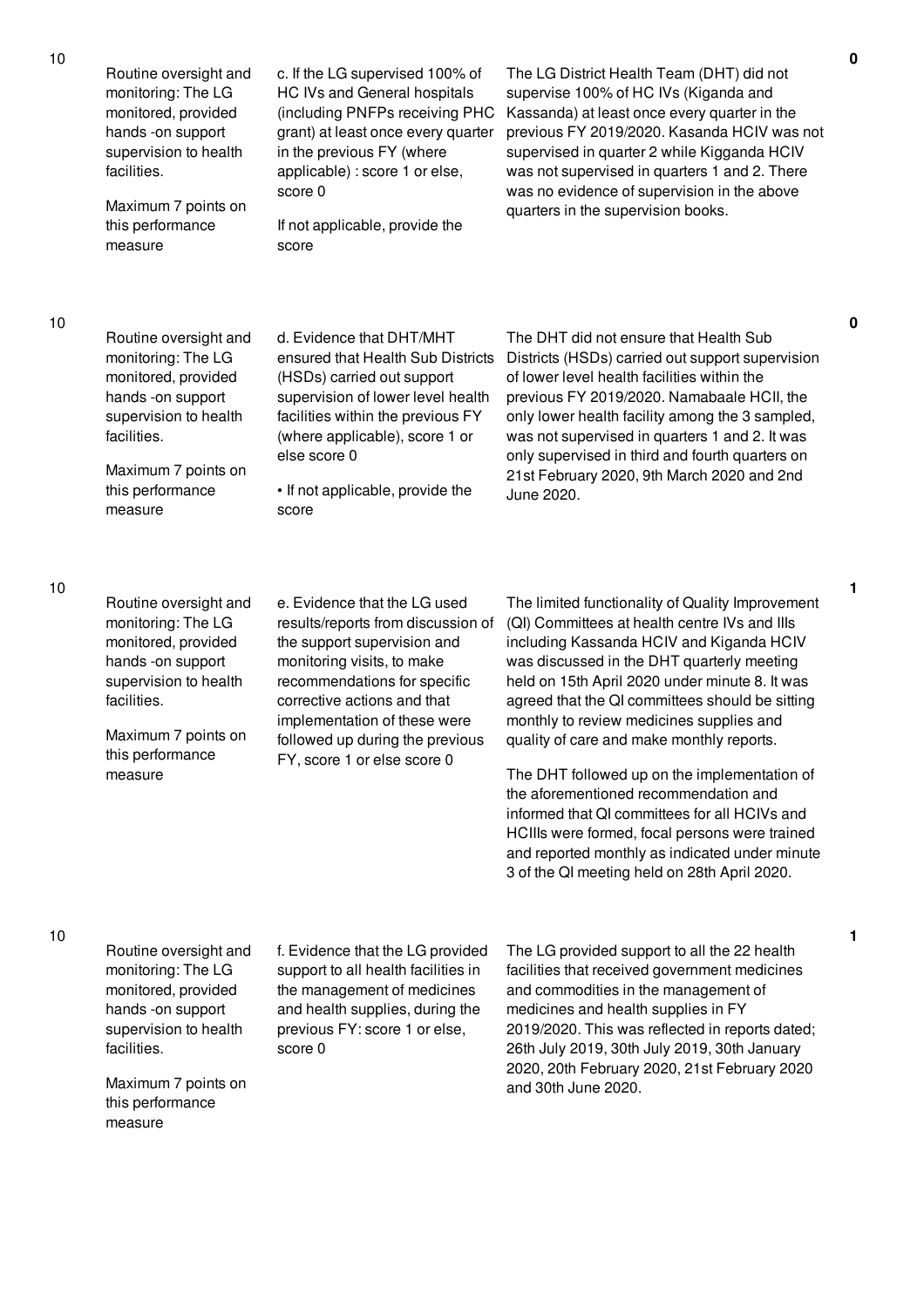| | | | | |
|---|---|---|---|---|
| 10 | Routine oversight and monitoring: The LG monitored, provided hands -on support supervision to health facilities.<br><br>Maximum 7 points on this performance measure | c. If the LG supervised 100% of HC IVs and General hospitals (including PNFPs receiving PHC grant) at least once every quarter in the previous FY (where applicable) : score 1 or else, score 0<br><br>If not applicable, provide the score | The LG District Health Team (DHT) did not supervise 100% of HC IVs (Kiganda and Kassanda) at least once every quarter in the previous FY 2019/2020. Kasanda HCIV was not supervised in quarter 2 while Kigganda HCIV was not supervised in quarters 1 and 2. There was no evidence of supervision in the above quarters in the supervision books. | 0 |
| 10 | Routine oversight and monitoring: The LG monitored, provided hands -on support supervision to health facilities.<br><br>Maximum 7 points on this performance measure | d. Evidence that DHT/MHT ensured that Health Sub Districts (HSDs) carried out support supervision of lower level health facilities within the previous FY (where applicable), score 1 or else score 0<br><br>• If not applicable, provide the score | The DHT did not ensure that Health Sub Districts (HSDs) carried out support supervision of lower level health facilities within the previous FY 2019/2020. Namabaale HCII, the only lower health facility among the 3 sampled, was not supervised in quarters 1 and 2. It was only supervised in third and fourth quarters on 21st February 2020, 9th March 2020 and 2nd June 2020. | 0 |
| 10 | Routine oversight and monitoring: The LG monitored, provided hands -on support supervision to health facilities.<br><br>Maximum 7 points on this performance measure | e. Evidence that the LG used results/reports from discussion of the support supervision and monitoring visits, to make recommendations for specific corrective actions and that implementation of these were followed up during the previous FY, score 1 or else score 0 | The limited functionality of Quality Improvement (QI) Committees at health centre IVs and IIIs including Kassanda HCIV and Kiganda HCIV was discussed in the DHT quarterly meeting held on 15th April 2020 under minute 8. It was agreed that the QI committees should be sitting monthly to review medicines supplies and quality of care and make monthly reports.<br><br>The DHT followed up on the implementation of the aforementioned recommendation and informed that QI committees for all HCIVs and HCIIIs were formed, focal persons were trained and reported monthly as indicated under minute 3 of the QI meeting held on 28th April 2020. | 1 |
| 10 | Routine oversight and monitoring: The LG monitored, provided hands -on support supervision to health facilities.<br><br>Maximum 7 points on this performance measure | f. Evidence that the LG provided support to all health facilities in the management of medicines and health supplies, during the previous FY: score 1 or else, score 0 | The LG provided support to all the 22 health facilities that received government medicines and commodities in the management of medicines and health supplies in FY 2019/2020. This was reflected in reports dated; 26th July 2019, 30th July 2019, 30th January 2020, 20th February 2020, 21st February 2020 and 30th June 2020. | 1 |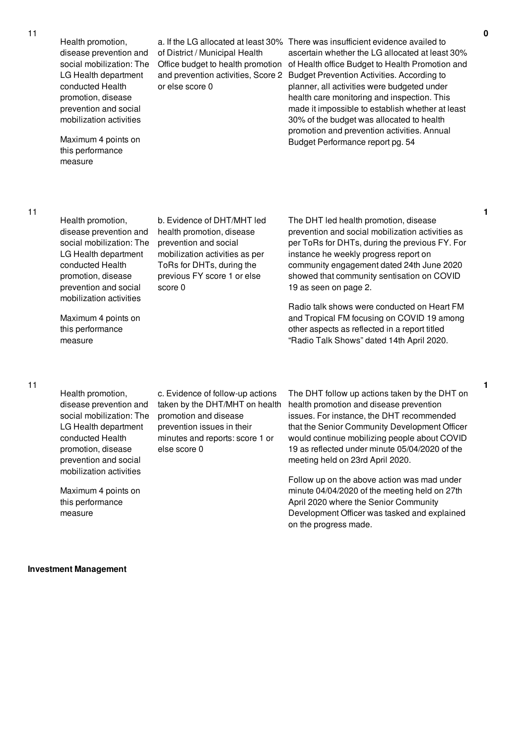| No. | Performance Measure | Scoring Guide | Justification | Score |
|---|---|---|---|---|
| 11 | Health promotion, disease prevention and social mobilization: The LG Health department conducted Health promotion, disease prevention and social mobilization activities<br><br>Maximum 4 points on this performance measure | a. If the LG allocated at least 30% of District / Municipal Health Office budget to health promotion and prevention activities, Score 2 or else score 0 | There was insufficient evidence availed to ascertain whether the LG allocated at least 30% of Health office Budget to Health Promotion and Budget Prevention Activities. According to planner, all activities were budgeted under health care monitoring and inspection. This made it impossible to establish whether at least 30% of the budget was allocated to health promotion and prevention activities. Annual Budget Performance report pg. 54 | 0 |
| 11 | Health promotion, disease prevention and social mobilization: The LG Health department conducted Health promotion, disease prevention and social mobilization activities<br><br>Maximum 4 points on this performance measure | b. Evidence of DHT/MHT led health promotion, disease prevention and social mobilization activities as per ToRs for DHTs, during the previous FY score 1 or else score 0 | The DHT led health promotion, disease prevention and social mobilization activities as per ToRs for DHTs, during the previous FY. For instance he weekly progress report on community engagement dated 24th June 2020 showed that community sentisation on COVID 19 as seen on page 2.<br><br>Radio talk shows were conducted on Heart FM and Tropical FM focusing on COVID 19 among other aspects as reflected in a report titled "Radio Talk Shows" dated 14th April 2020. | 1 |
| 11 | Health promotion, disease prevention and social mobilization: The LG Health department conducted Health promotion, disease prevention and social mobilization activities<br><br>Maximum 4 points on this performance measure | c. Evidence of follow-up actions taken by the DHT/MHT on health promotion and disease prevention issues in their minutes and reports: score 1 or else score 0 | The DHT follow up actions taken by the DHT on health promotion and disease prevention issues. For instance, the DHT recommended that the Senior Community Development Officer would continue mobilizing people about COVID 19 as reflected under minute 05/04/2020 of the meeting held on 23rd April 2020.<br><br>Follow up on the above action was mad under minute 04/04/2020 of the meeting held on 27th April 2020 where the Senior Community Development Officer was tasked and explained on the progress made. | 1 |

**Investment Management**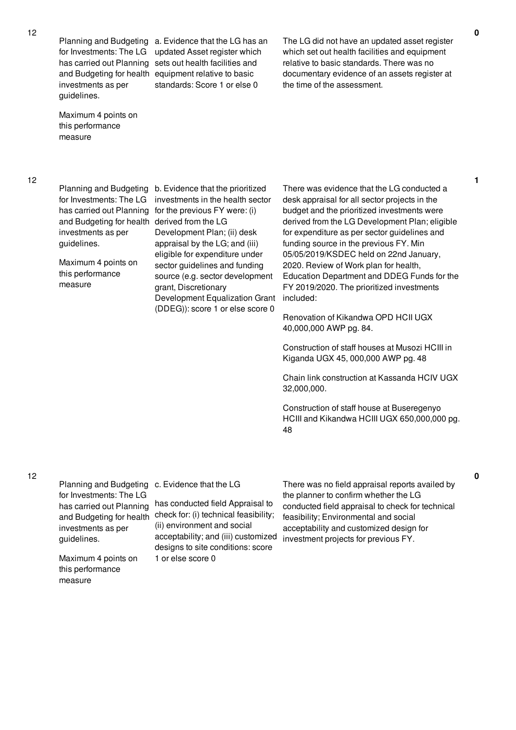| No. | Performance Measure | Indicator | Assessment | Score |
|---|---|---|---|---|
| 12 | Planning and Budgeting for Investments: The LG has carried out Planning and Budgeting for health investments as per guidelines.<br><br>Maximum 4 points on this performance measure | a. Evidence that the LG has an updated Asset register which sets out health facilities and equipment relative to basic standards: Score 1 or else 0 | The LG did not have an updated asset register which set out health facilities and equipment relative to basic standards. There was no documentary evidence of an assets register at the time of the assessment. | 0 |
| 12 | Planning and Budgeting for Investments: The LG has carried out Planning and Budgeting for health investments as per guidelines.<br><br>Maximum 4 points on this performance measure | b. Evidence that the prioritized investments in the health sector for the previous FY were: (i) derived from the LG Development Plan; (ii) desk appraisal by the LG; and (iii) eligible for expenditure under sector guidelines and funding source (e.g. sector development grant, Discretionary Development Equalization Grant (DDEG)): score 1 or else score 0 | There was evidence that the LG conducted a desk appraisal for all sector projects in the budget and the prioritized investments were derived from the LG Development Plan; eligible for expenditure as per sector guidelines and funding source in the previous FY. Min 05/05/2019/KSDEC held on 22nd January, 2020. Review of Work plan for health, Education Department and DDEG Funds for the FY 2019/2020. The prioritized investments included:<br><br>Renovation of Kikandwa OPD HCII UGX 40,000,000 AWP pg. 84.<br><br>Construction of staff houses at Musozi HCIII in Kiganda UGX 45, 000,000 AWP pg. 48<br><br>Chain link construction at Kassanda HCIV UGX 32,000,000.<br><br>Construction of staff house at Buseregenyo HCIII and Kikandwa HCIII UGX 650,000,000 pg. 48 | 1 |
| 12 | Planning and Budgeting for Investments: The LG has carried out Planning and Budgeting for health investments as per guidelines.<br><br>Maximum 4 points on this performance measure | c. Evidence that the LG has conducted field Appraisal to check for: (i) technical feasibility; (ii) environment and social acceptability; and (iii) customized designs to site conditions: score 1 or else score 0 | There was no field appraisal reports availed by the planner to confirm whether the LG conducted field appraisal to check for technical feasibility; Environmental and social acceptability and customized design for investment projects for previous FY. | 0 |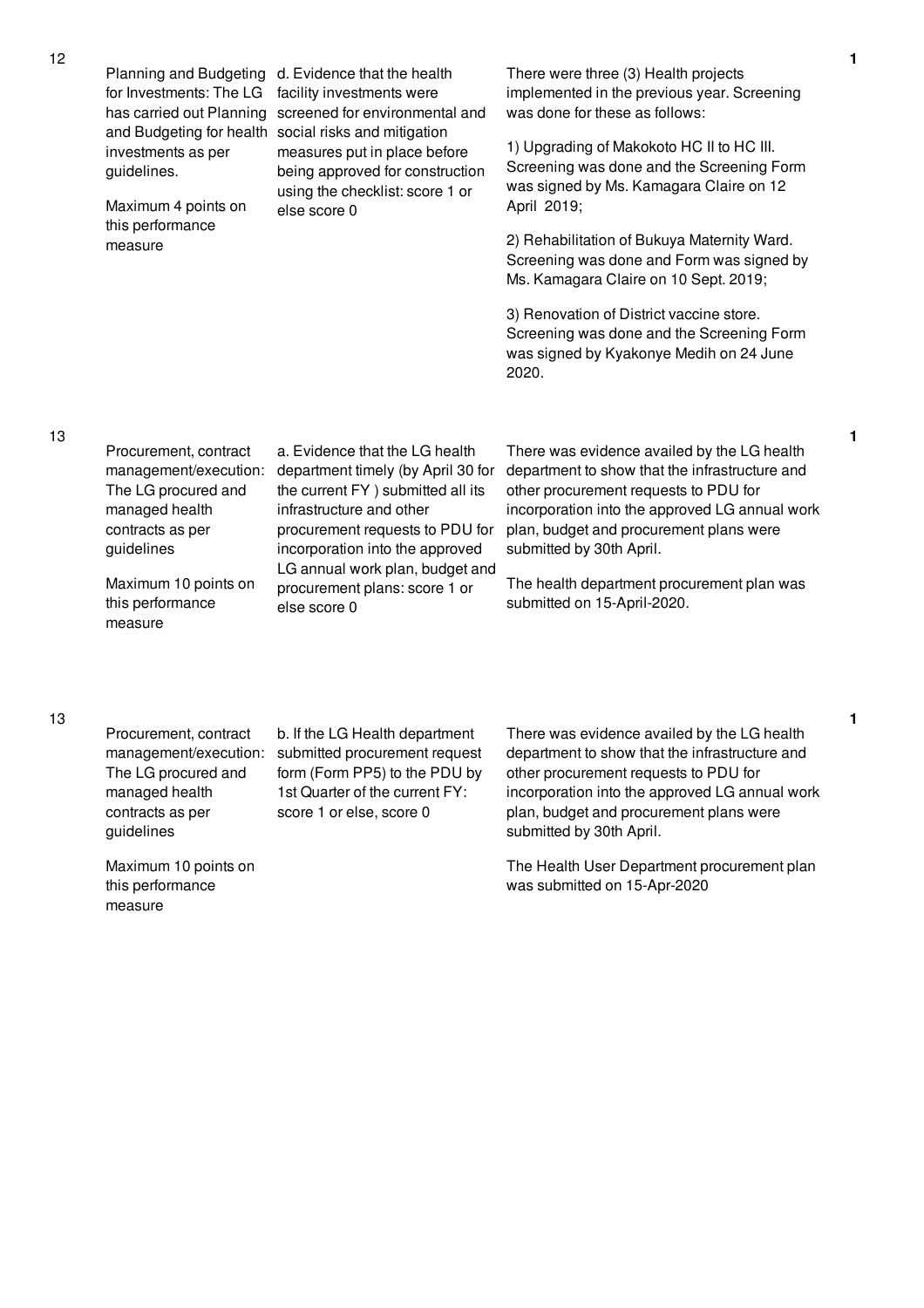| No. | Performance Area | Performance Measure | Assessment Findings | Score |
|---|---|---|---|---|
| 12 | Planning and Budgeting for Investments: The LG has carried out Planning and Budgeting for health investments as per guidelines.<br><br>Maximum 4 points on this performance measure | d. Evidence that the health facility investments were screened for environmental and social risks and mitigation measures put in place before being approved for construction using the checklist: score 1 or else score 0 | There were three (3) Health projects implemented in the previous year. Screening was done for these as follows:<br><br>1) Upgrading of Makokoto HC II to HC III. Screening was done and the Screening Form was signed by Ms. Kamagara Claire on 12 April 2019;<br><br>2) Rehabilitation of Bukuya Maternity Ward. Screening was done and Form was signed by Ms. Kamagara Claire on 10 Sept. 2019;<br><br>3) Renovation of District vaccine store. Screening was done and the Screening Form was signed by Kyakonye Medih on 24 June 2020. | 1 |
| 13 | Procurement, contract management/execution: The LG procured and managed health contracts as per guidelines<br><br>Maximum 10 points on this performance measure | a. Evidence that the LG health department timely (by April 30 for the current FY ) submitted all its infrastructure and other procurement requests to PDU for incorporation into the approved LG annual work plan, budget and procurement plans: score 1 or else score 0 | There was evidence availed by the LG health department to show that the infrastructure and other procurement requests to PDU for incorporation into the approved LG annual work plan, budget and procurement plans were submitted by 30th April.<br><br>The health department procurement plan was submitted on 15-April-2020. | 1 |
| 13 | Procurement, contract management/execution: The LG procured and managed health contracts as per guidelines<br><br>Maximum 10 points on this performance measure | b. If the LG Health department submitted procurement request form (Form PP5) to the PDU by 1st Quarter of the current FY: score 1 or else, score 0 | There was evidence availed by the LG health department to show that the infrastructure and other procurement requests to PDU for incorporation into the approved LG annual work plan, budget and procurement plans were submitted by 30th April.<br><br>The Health User Department procurement plan was submitted on 15-Apr-2020 | 1 |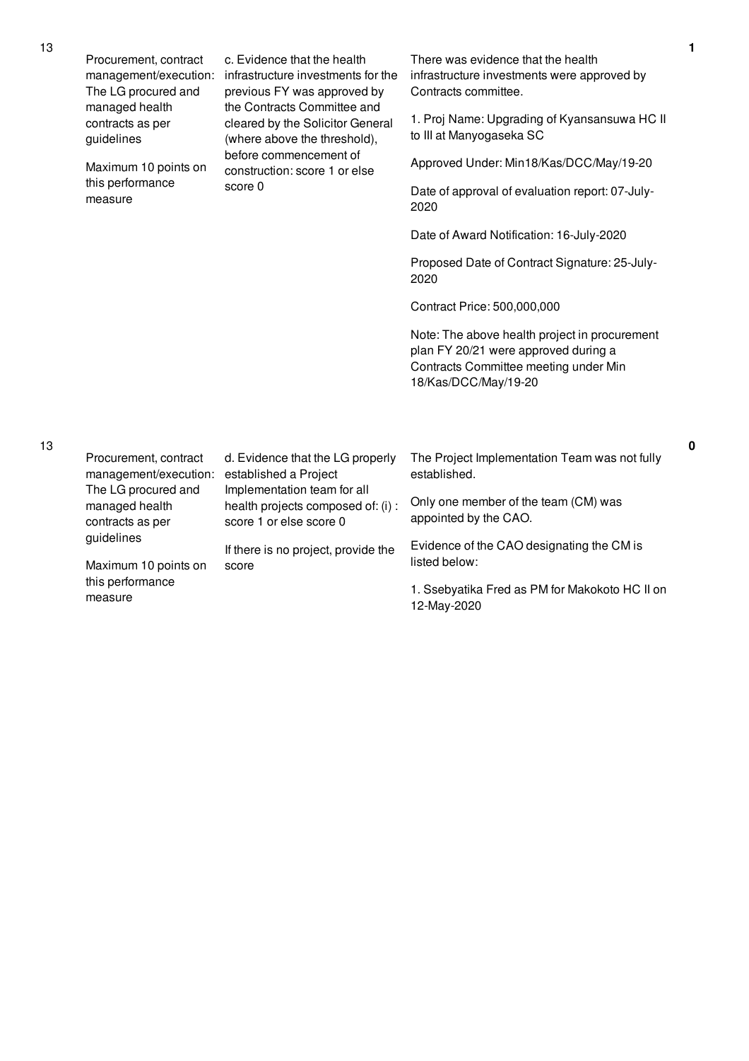| No. | Performance Area | Performance Measure | Assessment | Score |
|---|---|---|---|---|
| 13 | Procurement, contract management/execution: The LG procured and managed health contracts as per guidelines<br><br>Maximum 10 points on this performance measure | c. Evidence that the health infrastructure investments for the previous FY was approved by the Contracts Committee and cleared by the Solicitor General (where above the threshold), before commencement of construction: score 1 or else score 0 | There was evidence that the health infrastructure investments were approved by Contracts committee.<br><br>1. Proj Name: Upgrading of Kyansansuwa HC II to III at Manyogaseka SC<br><br>Approved Under: Min18/Kas/DCC/May/19-20<br><br>Date of approval of evaluation report: 07-July-2020<br><br>Date of Award Notification: 16-July-2020<br><br>Proposed Date of Contract Signature: 25-July-2020<br><br>Contract Price: 500,000,000<br><br>Note: The above health project in procurement plan FY 20/21 were approved during a Contracts Committee meeting under Min 18/Kas/DCC/May/19-20 | 1 |
| 13 | Procurement, contract management/execution: The LG procured and managed health contracts as per guidelines<br><br>Maximum 10 points on this performance measure | d. Evidence that the LG properly established a Project Implementation team for all health projects composed of: (i) : score 1 or else score 0<br><br>If there is no project, provide the score | The Project Implementation Team was not fully established.<br><br>Only one member of the team (CM) was appointed by the CAO.<br><br>Evidence of the CAO designating the CM is listed below:<br><br>1. Ssebyatika Fred as PM for Makokoto HC II on 12-May-2020 | 0 |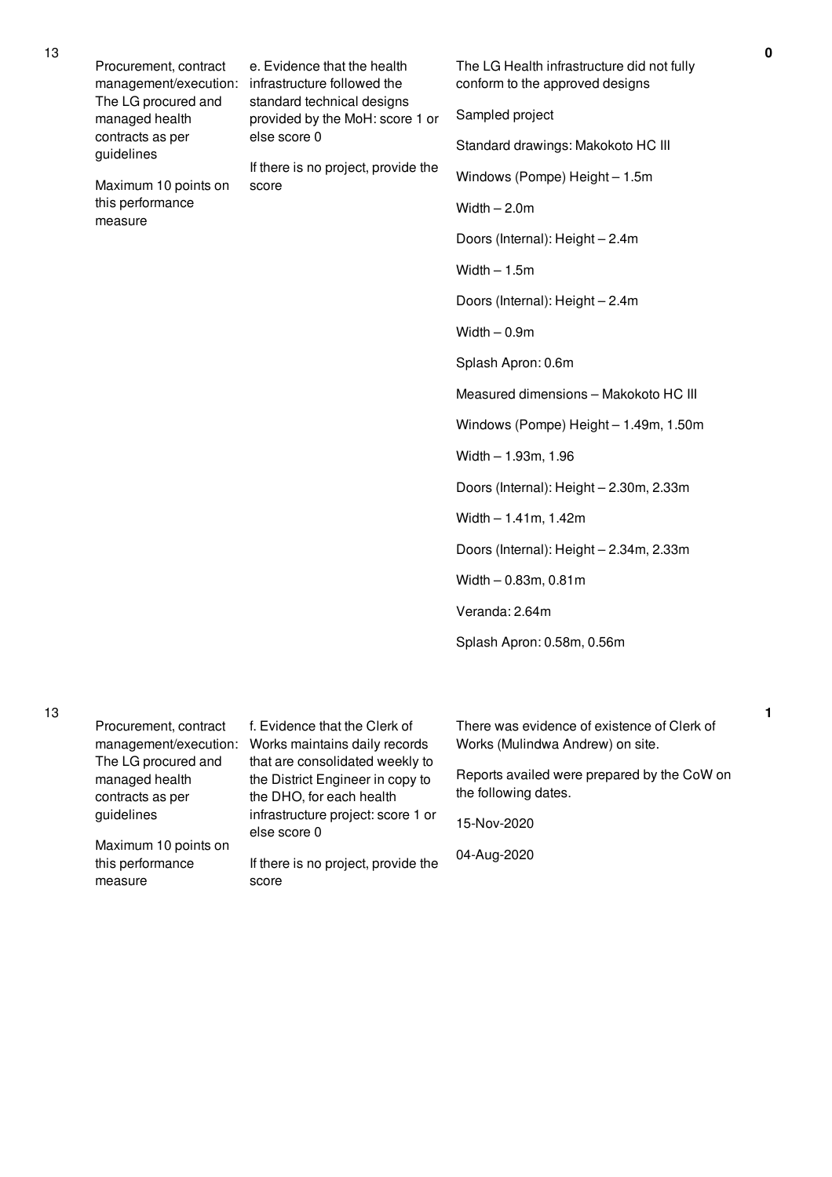| No. | Performance Area | Performance Measure | Justification | Score |
|---|---|---|---|---|
| 13 | Procurement, contract management/execution: The LG procured and managed health contracts as per guidelines<br><br>Maximum 10 points on this performance measure | e. Evidence that the health infrastructure followed the standard technical designs provided by the MoH: score 1 or else score 0<br><br>If there is no project, provide the score | The LG Health infrastructure did not fully conform to the approved designs<br><br>Sampled project<br><br>Standard drawings: Makokoto HC III<br><br>Windows (Pompe) Height – 1.5m<br><br>Width – 2.0m<br><br>Doors (Internal): Height – 2.4m<br><br>Width – 1.5m<br><br>Doors (Internal): Height – 2.4m<br><br>Width – 0.9m<br><br>Splash Apron: 0.6m<br><br>Measured dimensions – Makokoto HC III<br><br>Windows (Pompe) Height – 1.49m, 1.50m<br><br>Width – 1.93m, 1.96<br><br>Doors (Internal): Height – 2.30m, 2.33m<br><br>Width – 1.41m, 1.42m<br><br>Doors (Internal): Height – 2.34m, 2.33m<br><br>Width – 0.83m, 0.81m<br><br>Veranda: 2.64m<br><br>Splash Apron: 0.58m, 0.56m | 0 |
| 13 | Procurement, contract management/execution: The LG procured and managed health contracts as per guidelines<br><br>Maximum 10 points on this performance measure | f. Evidence that the Clerk of Works maintains daily records that are consolidated weekly to the District Engineer in copy to the DHO, for each health infrastructure project: score 1 or else score 0<br><br>If there is no project, provide the score | There was evidence of existence of Clerk of Works (Mulindwa Andrew) on site.<br><br>Reports availed were prepared by the CoW on the following dates.<br><br>15-Nov-2020<br><br>04-Aug-2020 | 1 |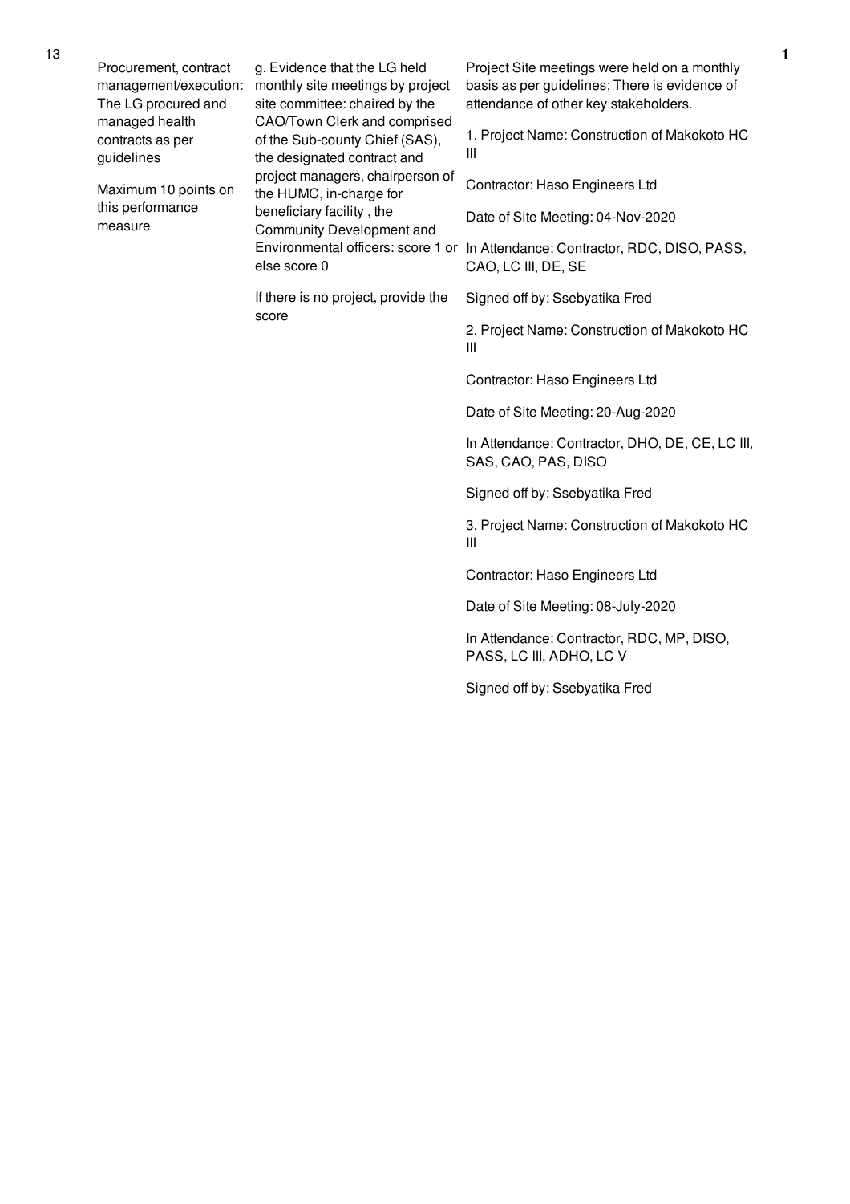| No. | Performance Area | Performance Measure | Assessment Findings | Score |
|---|---|---|---|---|
| 13 | Procurement, contract management/execution: The LG procured and managed health contracts as per guidelines<br><br>Maximum 10 points on this performance measure | g. Evidence that the LG held monthly site meetings by project site committee: chaired by the CAO/Town Clerk and comprised of the Sub-county Chief (SAS), the designated contract and project managers, chairperson of the HUMC, in-charge for beneficiary facility , the Community Development and Environmental officers: score 1 or else score 0<br><br>If there is no project, provide the score | Project Site meetings were held on a monthly basis as per guidelines; There is evidence of attendance of other key stakeholders.<br><br>1. Project Name: Construction of Makokoto HC III<br><br>Contractor: Haso Engineers Ltd<br><br>Date of Site Meeting: 04-Nov-2020<br><br>In Attendance: Contractor, RDC, DISO, PASS, CAO, LC III, DE, SE<br><br>Signed off by: Ssebyatika Fred<br><br>2. Project Name: Construction of Makokoto HC III<br><br>Contractor: Haso Engineers Ltd<br><br>Date of Site Meeting: 20-Aug-2020<br><br>In Attendance: Contractor, DHO, DE, CE, LC III, SAS, CAO, PAS, DISO<br><br>Signed off by: Ssebyatika Fred<br><br>3. Project Name: Construction of Makokoto HC III<br><br>Contractor: Haso Engineers Ltd<br><br>Date of Site Meeting: 08-July-2020<br><br>In Attendance: Contractor, RDC, MP, DISO, PASS, LC III, ADHO, LC V<br><br>Signed off by: Ssebyatika Fred | 1 |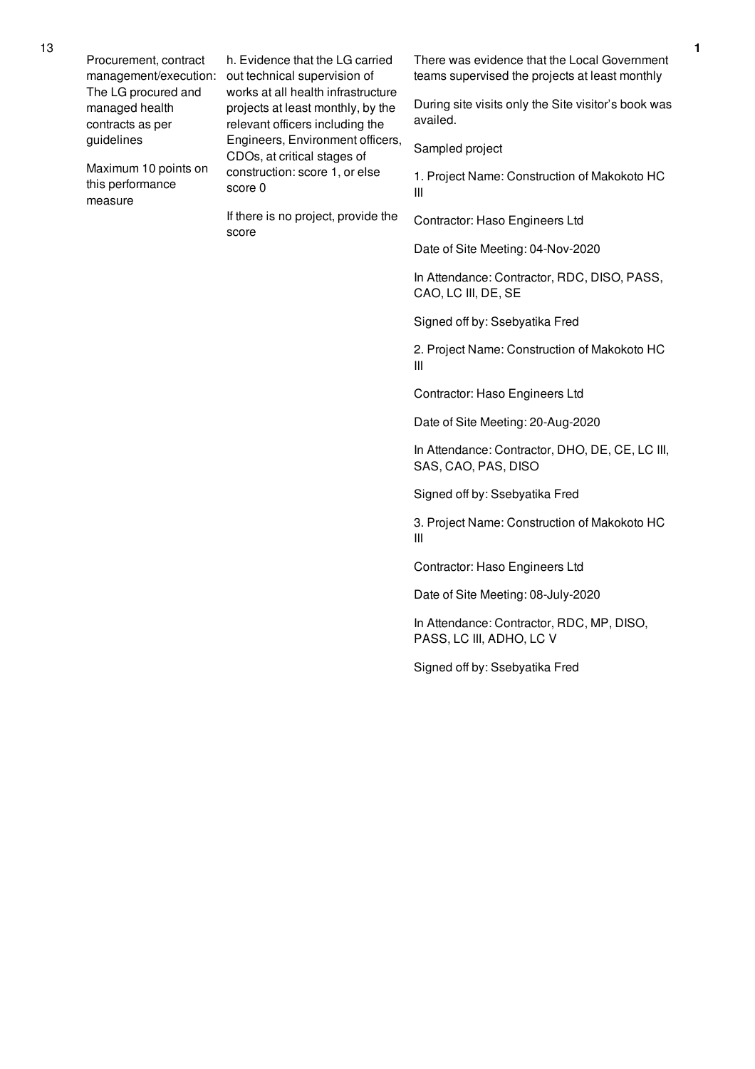| No. | Performance Area | Performance Measure | Assessment Findings | Score |
|---|---|---|---|---|
| 13 | Procurement, contract management/execution: The LG procured and managed health contracts as per guidelines<br><br>Maximum 10 points on this performance measure | h. Evidence that the LG carried out technical supervision of works at all health infrastructure projects at least monthly, by the relevant officers including the Engineers, Environment officers, CDOs, at critical stages of construction: score 1, or else score 0<br><br>If there is no project, provide the score | There was evidence that the Local Government teams supervised the projects at least monthly<br><br>During site visits only the Site visitor's book was availed.<br><br>Sampled project<br><br>1. Project Name: Construction of Makokoto HC III<br><br>Contractor: Haso Engineers Ltd<br><br>Date of Site Meeting: 04-Nov-2020<br><br>In Attendance: Contractor, RDC, DISO, PASS, CAO, LC III, DE, SE<br><br>Signed off by: Ssebyatika Fred<br><br>2. Project Name: Construction of Makokoto HC III<br><br>Contractor: Haso Engineers Ltd<br><br>Date of Site Meeting: 20-Aug-2020<br><br>In Attendance: Contractor, DHO, DE, CE, LC III, SAS, CAO, PAS, DISO<br><br>Signed off by: Ssebyatika Fred<br><br>3. Project Name: Construction of Makokoto HC III<br><br>Contractor: Haso Engineers Ltd<br><br>Date of Site Meeting: 08-July-2020<br><br>In Attendance: Contractor, RDC, MP, DISO, PASS, LC III, ADHO, LC V<br><br>Signed off by: Ssebyatika Fred | 1 |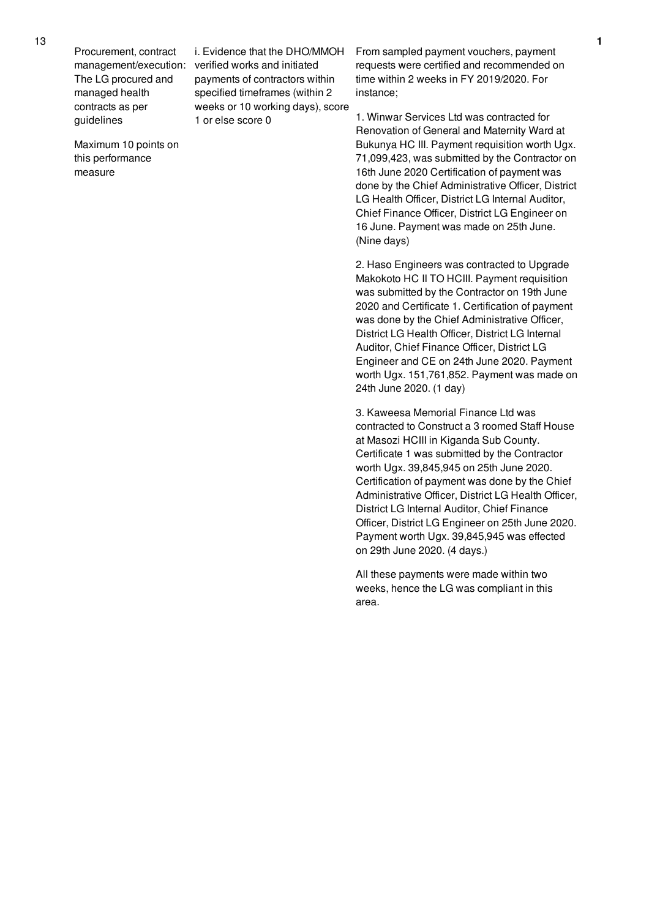| No. | Performance Area | Performance Measure | Assessment Details | Score |
|---|---|---|---|---|
| 13 | Procurement, contract management/execution: The LG procured and managed health contracts as per guidelines<br><br>Maximum 10 points on this performance measure | i. Evidence that the DHO/MMOH verified works and initiated payments of contractors within specified timeframes (within 2 weeks or 10 working days), score 1 or else score 0 | From sampled payment vouchers, payment requests were certified and recommended on time within 2 weeks in FY 2019/2020. For instance;<br><br>1. Winwar Services Ltd was contracted for Renovation of General and Maternity Ward at Bukunya HC III. Payment requisition worth Ugx. 71,099,423, was submitted by the Contractor on 16th June 2020 Certification of payment was done by the Chief Administrative Officer, District LG Health Officer, District LG Internal Auditor, Chief Finance Officer, District LG Engineer on 16 June. Payment was made on 25th June. (Nine days)<br><br>2. Haso Engineers was contracted to Upgrade Makokoto HC II TO HCIII. Payment requisition was submitted by the Contractor on 19th June 2020 and Certificate 1. Certification of payment was done by the Chief Administrative Officer, District LG Health Officer, District LG Internal Auditor, Chief Finance Officer, District LG Engineer and CE on 24th June 2020. Payment worth Ugx. 151,761,852. Payment was made on 24th June 2020. (1 day)<br><br>3. Kaweesa Memorial Finance Ltd was contracted to Construct a 3 roomed Staff House at Masozi HCIII in Kiganda Sub County. Certificate 1 was submitted by the Contractor worth Ugx. 39,845,945 on 25th June 2020. Certification of payment was done by the Chief Administrative Officer, District LG Health Officer, District LG Internal Auditor, Chief Finance Officer, District LG Engineer on 25th June 2020. Payment worth Ugx. 39,845,945 was effected on 29th June 2020. (4 days.)<br><br>All these payments were made within two weeks, hence the LG was compliant in this area. | 1 |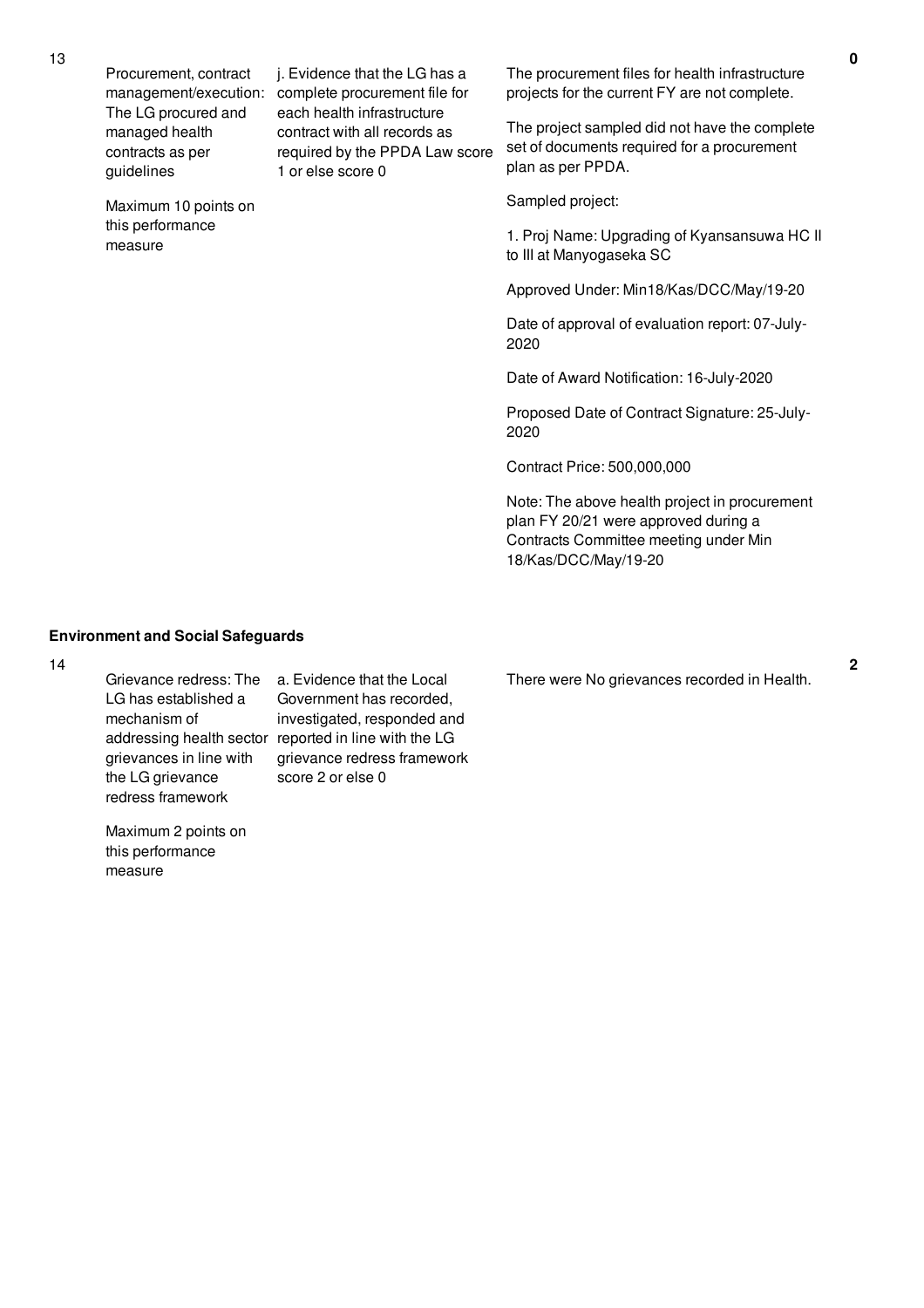| No. | Performance Area | Performance Measure | Assessment Findings | Score |
|---|---|---|---|---|
| 13 | Procurement, contract management/execution: The LG procured and managed health contracts as per guidelines<br><br>Maximum 10 points on this performance measure | j. Evidence that the LG has a complete procurement file for each health infrastructure contract with all records as required by the PPDA Law score 1 or else score 0 | The procurement files for health infrastructure projects for the current FY are not complete.<br><br>The project sampled did not have the complete set of documents required for a procurement plan as per PPDA.<br><br>Sampled project:<br><br>1. Proj Name: Upgrading of Kyansansuwa HC II to III at Manyogaseka SC<br><br>Approved Under: Min18/Kas/DCC/May/19-20<br><br>Date of approval of evaluation report: 07-July-2020<br><br>Date of Award Notification: 16-July-2020<br><br>Proposed Date of Contract Signature: 25-July-2020<br><br>Contract Price: 500,000,000<br><br>Note: The above health project in procurement plan FY 20/21 were approved during a Contracts Committee meeting under Min 18/Kas/DCC/May/19-20 | 0 |

**Environment and Social Safeguards**

| No. | Performance Area | Performance Measure | Assessment Findings | Score |
|---|---|---|---|---|
| 14 | Grievance redress: The LG has established a mechanism of addressing health sector grievances in line with the LG grievance redress framework<br><br>Maximum 2 points on this performance measure | a. Evidence that the Local Government has recorded, investigated, responded and reported in line with the LG grievance redress framework score 2 or else 0 | There were No grievances recorded in Health. | 2 |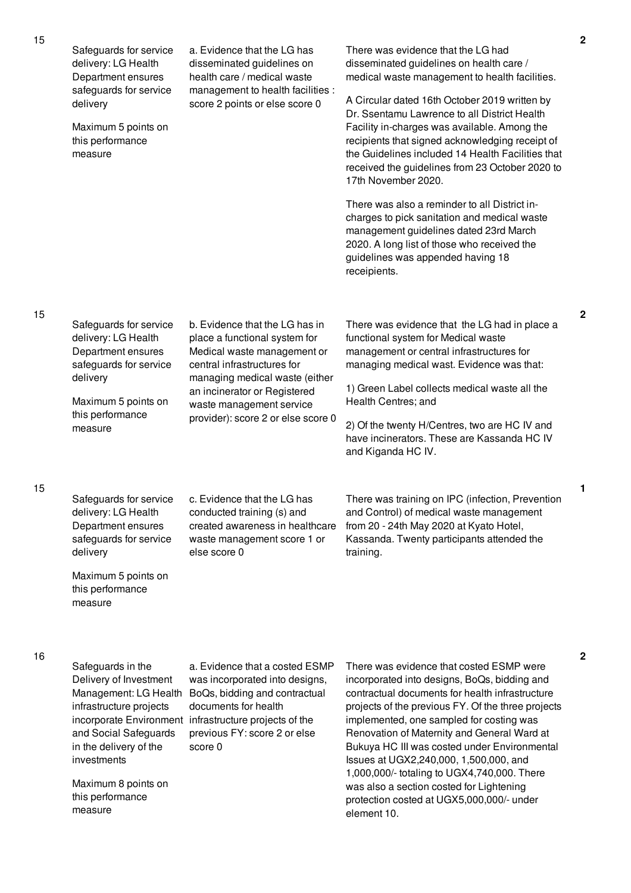| | | | | |
|---|---|---|---|---|
| 15 | Safeguards for service delivery: LG Health Department ensures safeguards for service delivery<br><br>Maximum 5 points on this performance measure | a. Evidence that the LG has disseminated guidelines on health care / medical waste management to health facilities : score 2 points or else score 0 | There was evidence that the LG had disseminated guidelines on health care / medical waste management to health facilities.<br><br>A Circular dated 16th October 2019 written by Dr. Ssentamu Lawrence to all District Health Facility in-charges was available. Among the recipients that signed acknowledging receipt of the Guidelines included 14 Health Facilities that received the guidelines from 23 October 2020 to 17th November 2020.<br><br>There was also a reminder to all District in-charges to pick sanitation and medical waste management guidelines dated 23rd March 2020. A long list of those who received the guidelines was appended having 18 receipients. | 2 |
| 15 | Safeguards for service delivery: LG Health Department ensures safeguards for service delivery<br><br>Maximum 5 points on this performance measure | b. Evidence that the LG has in place a functional system for Medical waste management or central infrastructures for managing medical waste (either an incinerator or Registered waste management service provider): score 2 or else score 0 | There was evidence that the LG had in place a functional system for Medical waste management or central infrastructures for managing medical wast. Evidence was that:<br><br>1) Green Label collects medical waste all the Health Centres; and<br><br>2) Of the twenty H/Centres, two are HC IV and have incinerators. These are Kassanda HC IV and Kiganda HC IV. | 2 |
| 15 | Safeguards for service delivery: LG Health Department ensures safeguards for service delivery<br><br>Maximum 5 points on this performance measure | c. Evidence that the LG has conducted training (s) and created awareness in healthcare waste management score 1 or else score 0 | There was training on IPC (infection, Prevention and Control) of medical waste management from 20 - 24th May 2020 at Kyato Hotel, Kassanda. Twenty participants attended the training. | 1 |
| 16 | Safeguards in the Delivery of Investment Management: LG Health infrastructure projects incorporate Environment and Social Safeguards in the delivery of the investments<br><br>Maximum 8 points on this performance measure | a. Evidence that a costed ESMP was incorporated into designs, BoQs, bidding and contractual documents for health infrastructure projects of the previous FY: score 2 or else score 0 | There was evidence that costed ESMP were incorporated into designs, BoQs, bidding and contractual documents for health infrastructure projects of the previous FY. Of the three projects implemented, one sampled for costing was Renovation of Maternity and General Ward at Bukuya HC III was costed under Environmental Issues at UGX2,240,000, 1,500,000, and 1,000,000/- totaling to UGX4,740,000. There was also a section costed for Lightening protection costed at UGX5,000,000/- under element 10. | 2 |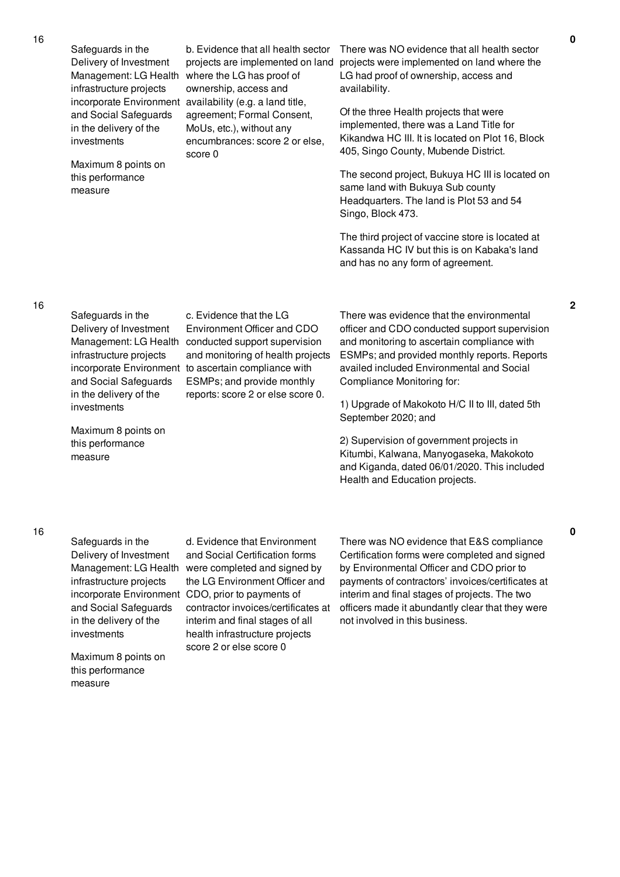| | | | | |
|---|---|---|---|---|
| 16 | Safeguards in the Delivery of Investment Management: LG Health infrastructure projects incorporate Environment and Social Safeguards in the delivery of the investments<br><br>Maximum 8 points on this performance measure | b. Evidence that all health sector projects are implemented on land where the LG has proof of ownership, access and availability (e.g. a land title, agreement; Formal Consent, MoUs, etc.), without any encumbrances: score 2 or else, score 0 | There was NO evidence that all health sector projects were implemented on land where the LG had proof of ownership, access and availability.<br><br>Of the three Health projects that were implemented, there was a Land Title for Kikandwa HC III. It is located on Plot 16, Block 405, Singo County, Mubende District.<br><br>The second project, Bukuya HC III is located on same land with Bukuya Sub county Headquarters. The land is Plot 53 and 54 Singo, Block 473.<br><br>The third project of vaccine store is located at Kassanda HC IV but this is on Kabaka's land and has no any form of agreement. | 0 |
| 16 | Safeguards in the Delivery of Investment Management: LG Health infrastructure projects incorporate Environment and Social Safeguards in the delivery of the investments<br><br>Maximum 8 points on this performance measure | c. Evidence that the LG Environment Officer and CDO conducted support supervision and monitoring of health projects to ascertain compliance with ESMPs; and provide monthly reports: score 2 or else score 0. | There was evidence that the environmental officer and CDO conducted support supervision and monitoring to ascertain compliance with ESMPs; and provided monthly reports. Reports availed included Environmental and Social Compliance Monitoring for:<br><br>1) Upgrade of Makokoto H/C II to III, dated 5th September 2020; and<br><br>2) Supervision of government projects in Kitumbi, Kalwana, Manyogaseka, Makokoto and Kiganda, dated 06/01/2020. This included Health and Education projects. | 2 |
| 16 | Safeguards in the Delivery of Investment Management: LG Health infrastructure projects incorporate Environment and Social Safeguards in the delivery of the investments<br><br>Maximum 8 points on this performance measure | d. Evidence that Environment and Social Certification forms were completed and signed by the LG Environment Officer and CDO, prior to payments of contractor invoices/certificates at interim and final stages of all health infrastructure projects score 2 or else score 0 | There was NO evidence that E&S compliance Certification forms were completed and signed by Environmental Officer and CDO prior to payments of contractors' invoices/certificates at interim and final stages of projects. The two officers made it abundantly clear that they were not involved in this business. | 0 |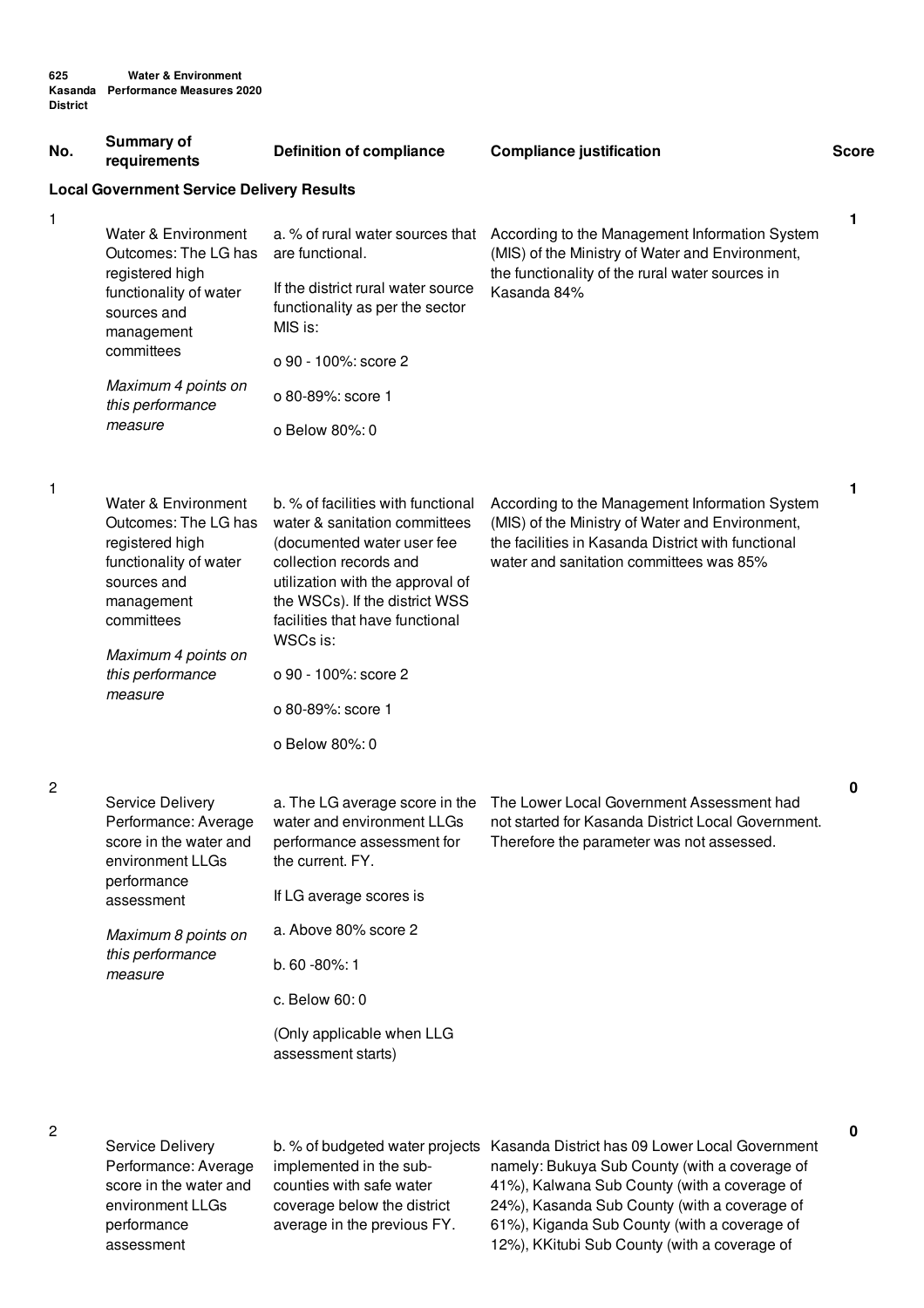| No. | Summary of requirements | Definition of compliance | Compliance justification | Score |
|---|---|---|---|---|
| **Local Government Service Delivery Results** | | | | |
| 1 | Water & Environment Outcomes: The LG has registered high functionality of water sources and management committees<br><br>*Maximum 4 points on this performance measure* | a. % of rural water sources that are functional.<br><br>If the district rural water source functionality as per the sector MIS is:<br><br>o 90 - 100%: score 2<br><br>o 80-89%: score 1<br><br>o Below 80%: 0 | According to the Management Information System (MIS) of the Ministry of Water and Environment, the functionality of the rural water sources in Kasanda 84% | 1 |
| 1 | Water & Environment Outcomes: The LG has registered high functionality of water sources and management committees<br><br>*Maximum 4 points on this performance measure* | b. % of facilities with functional water & sanitation committees (documented water user fee collection records and utilization with the approval of the WSCs). If the district WSS facilities that have functional WSCs is:<br><br>o 90 - 100%: score 2<br><br>o 80-89%: score 1<br><br>o Below 80%: 0 | According to the Management Information System (MIS) of the Ministry of Water and Environment, the facilities in Kasanda District with functional water and sanitation committees was 85% | 1 |
| 2 | Service Delivery Performance: Average score in the water and environment LLGs performance assessment<br><br>*Maximum 8 points on this performance measure* | a. The LG average score in the water and environment LLGs performance assessment for the current. FY.<br><br>If LG average scores is<br><br>a. Above 80% score 2<br><br>b. 60 -80%: 1<br><br>c. Below 60: 0<br><br>(Only applicable when LLG assessment starts) | The Lower Local Government Assessment had not started for Kasanda District Local Government. Therefore the parameter was not assessed. | 0 |
| 2 | Service Delivery Performance: Average score in the water and environment LLGs performance assessment | b. % of budgeted water projects implemented in the sub-counties with safe water coverage below the district average in the previous FY. | Kasanda District has 09 Lower Local Government namely: Bukuya Sub County (with a coverage of 41%), Kalwana Sub County (with a coverage of 24%), Kasanda Sub County (with a coverage of 61%), Kiganda Sub County (with a coverage of 12%), KKitubi Sub County (with a coverage of | 0 |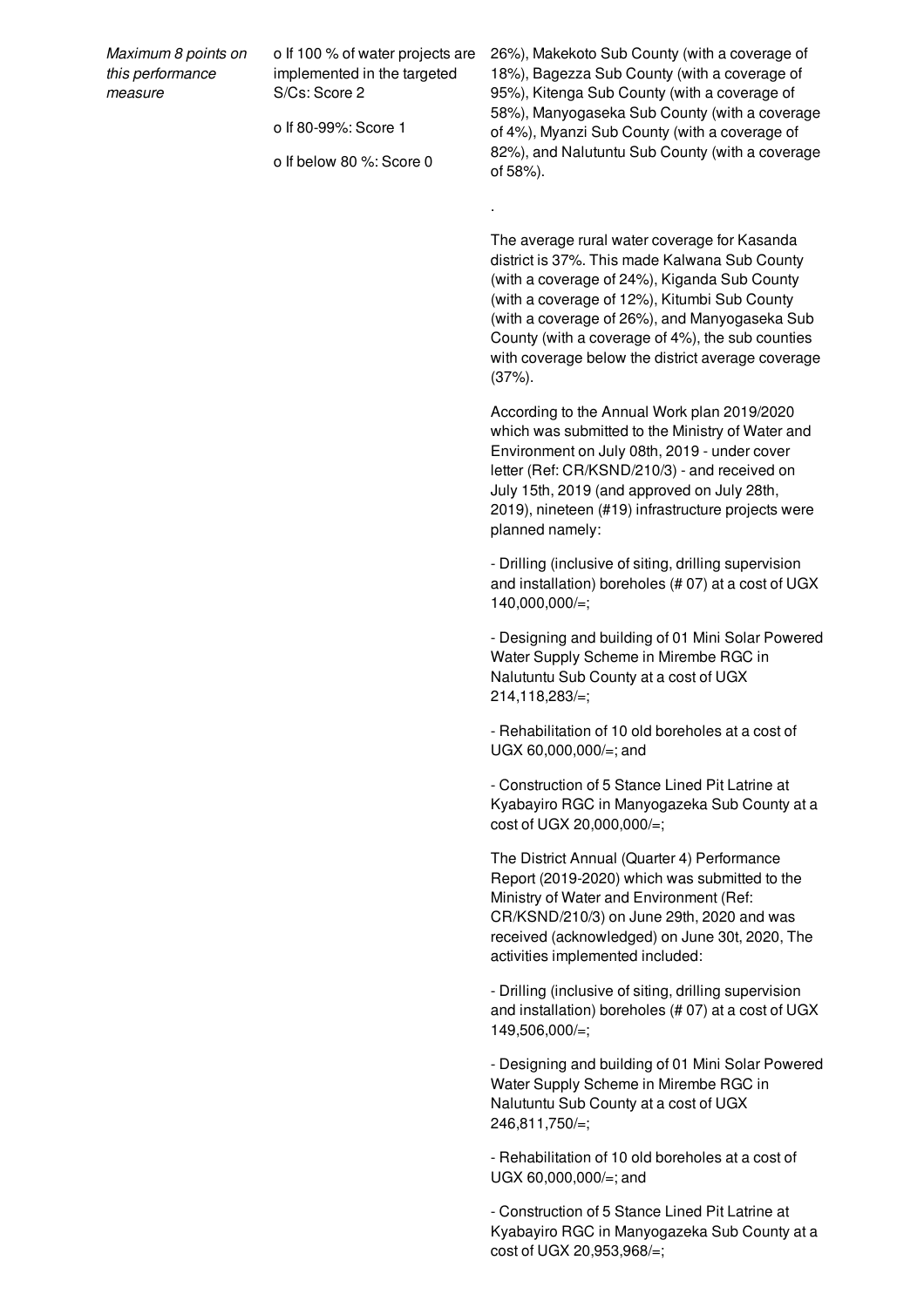| | | |
|---|---|---|
| *Maximum 8 points on this performance measure* | o If 100 % of water projects are implemented in the targeted S/Cs: Score 2<br><br>o If 80-99%: Score 1<br><br>o If below 80 %: Score 0 | 26%), Makekoto Sub County (with a coverage of 18%), Bagezza Sub County (with a coverage of 95%), Kitenga Sub County (with a coverage of 58%), Manyogaseka Sub County (with a coverage of 4%), Myanzi Sub County (with a coverage of 82%), and Nalutuntu Sub County (with a coverage of 58%).<br><br>.<br><br>The average rural water coverage for Kasanda district is 37%. This made Kalwana Sub County (with a coverage of 24%), Kiganda Sub County (with a coverage of 12%), Kitumbi Sub County (with a coverage of 26%), and Manyogaseka Sub County (with a coverage of 4%), the sub counties with coverage below the district average coverage (37%).<br><br>According to the Annual Work plan 2019/2020 which was submitted to the Ministry of Water and Environment on July 08th, 2019 - under cover letter (Ref: CR/KSND/210/3) - and received on July 15th, 2019 (and approved on July 28th, 2019), nineteen (#19) infrastructure projects were planned namely:<br><br>- Drilling (inclusive of siting, drilling supervision and installation) boreholes (# 07) at a cost of UGX 140,000,000/=;<br><br>- Designing and building of 01 Mini Solar Powered Water Supply Scheme in Mirembe RGC in Nalutuntu Sub County at a cost of UGX 214,118,283/=;<br><br>- Rehabilitation of 10 old boreholes at a cost of UGX 60,000,000/=; and<br><br>- Construction of 5 Stance Lined Pit Latrine at Kyabayiro RGC in Manyogazeka Sub County at a cost of UGX 20,000,000/=;<br><br>The District Annual (Quarter 4) Performance Report (2019-2020) which was submitted to the Ministry of Water and Environment (Ref: CR/KSND/210/3) on June 29th, 2020 and was received (acknowledged) on June 30t, 2020, The activities implemented included:<br><br>- Drilling (inclusive of siting, drilling supervision and installation) boreholes (# 07) at a cost of UGX 149,506,000/=;<br><br>- Designing and building of 01 Mini Solar Powered Water Supply Scheme in Mirembe RGC in Nalutuntu Sub County at a cost of UGX 246,811,750/=;<br><br>- Rehabilitation of 10 old boreholes at a cost of UGX 60,000,000/=; and<br><br>- Construction of 5 Stance Lined Pit Latrine at Kyabayiro RGC in Manyogazeka Sub County at a cost of UGX 20,953,968/=; |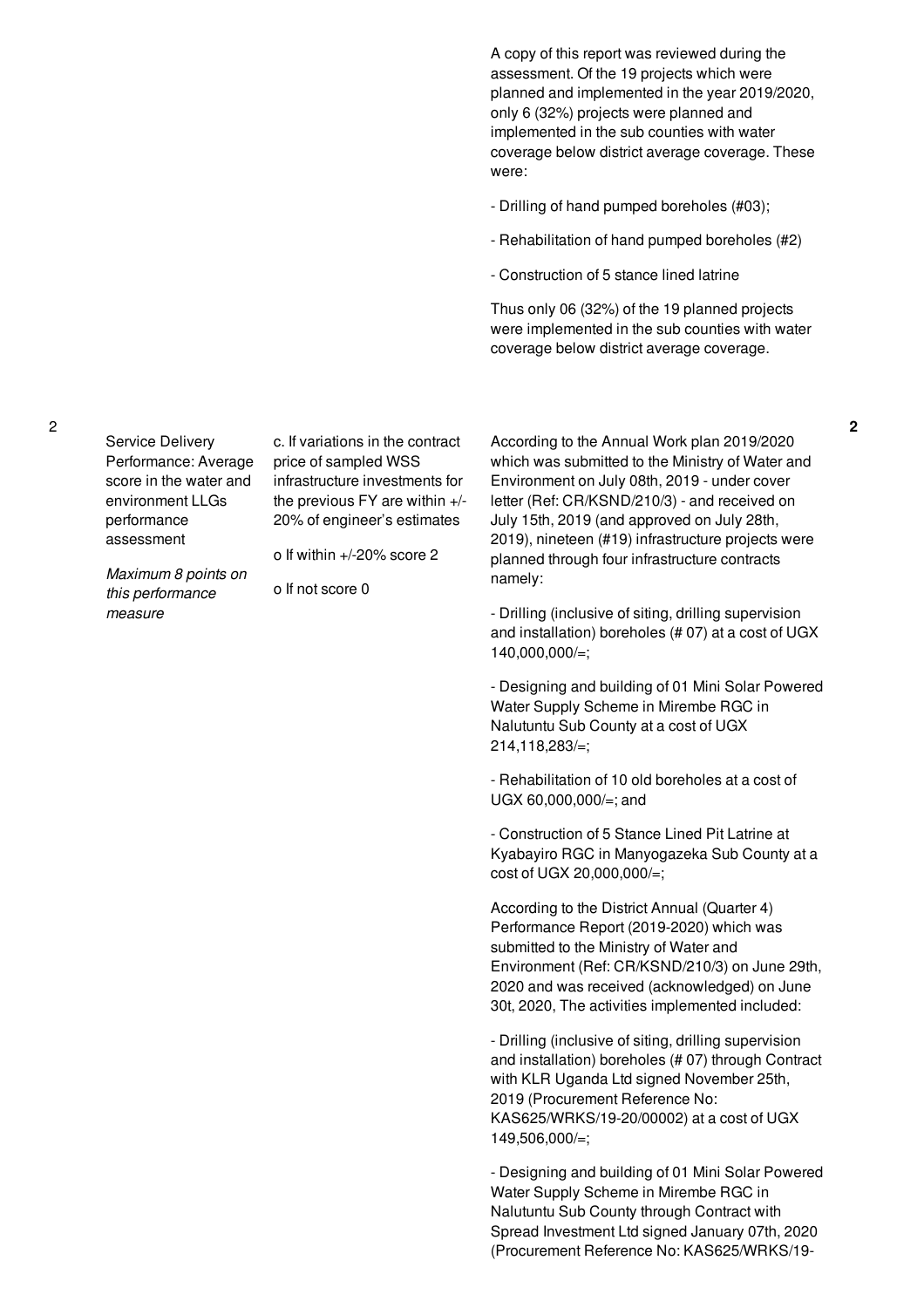| | | | | |
|---|---|---|---|---|
| | | | A copy of this report was reviewed during the assessment. Of the 19 projects which were planned and implemented in the year 2019/2020, only 6 (32%) projects were planned and implemented in the sub counties with water coverage below district average coverage. These were:<br><br>- Drilling of hand pumped boreholes (#03);<br><br>- Rehabilitation of hand pumped boreholes (#2)<br><br>- Construction of 5 stance lined latrine<br><br>Thus only 06 (32%) of the 19 planned projects were implemented in the sub counties with water coverage below district average coverage. | |
| 2 | Service Delivery Performance: Average score in the water and environment LLGs performance assessment<br><br>*Maximum 8 points on this performance measure* | c. If variations in the contract price of sampled WSS infrastructure investments for the previous FY are within +/-20% of engineer's estimates<br><br>o If within +/-20% score 2<br><br>o If not score 0 | According to the Annual Work plan 2019/2020 which was submitted to the Ministry of Water and Environment on July 08th, 2019 - under cover letter (Ref: CR/KSND/210/3) - and received on July 15th, 2019 (and approved on July 28th, 2019), nineteen (#19) infrastructure projects were planned through four infrastructure contracts namely:<br><br>- Drilling (inclusive of siting, drilling supervision and installation) boreholes (# 07) at a cost of UGX 140,000,000/=;<br><br>- Designing and building of 01 Mini Solar Powered Water Supply Scheme in Mirembe RGC in Nalutuntu Sub County at a cost of UGX 214,118,283/=;<br><br>- Rehabilitation of 10 old boreholes at a cost of UGX 60,000,000/=; and<br><br>- Construction of 5 Stance Lined Pit Latrine at Kyabayiro RGC in Manyogazeka Sub County at a cost of UGX 20,000,000/=;<br><br>According to the District Annual (Quarter 4) Performance Report (2019-2020) which was submitted to the Ministry of Water and Environment (Ref: CR/KSND/210/3) on June 29th, 2020 and was received (acknowledged) on June 30t, 2020, The activities implemented included:<br><br>- Drilling (inclusive of siting, drilling supervision and installation) boreholes (# 07) through Contract with KLR Uganda Ltd signed November 25th, 2019 (Procurement Reference No: KAS625/WRKS/19-20/00002) at a cost of UGX 149,506,000/=;<br><br>- Designing and building of 01 Mini Solar Powered Water Supply Scheme in Mirembe RGC in Nalutuntu Sub County through Contract with Spread Investment Ltd signed January 07th, 2020 (Procurement Reference No: KAS625/WRKS/19- | **2** |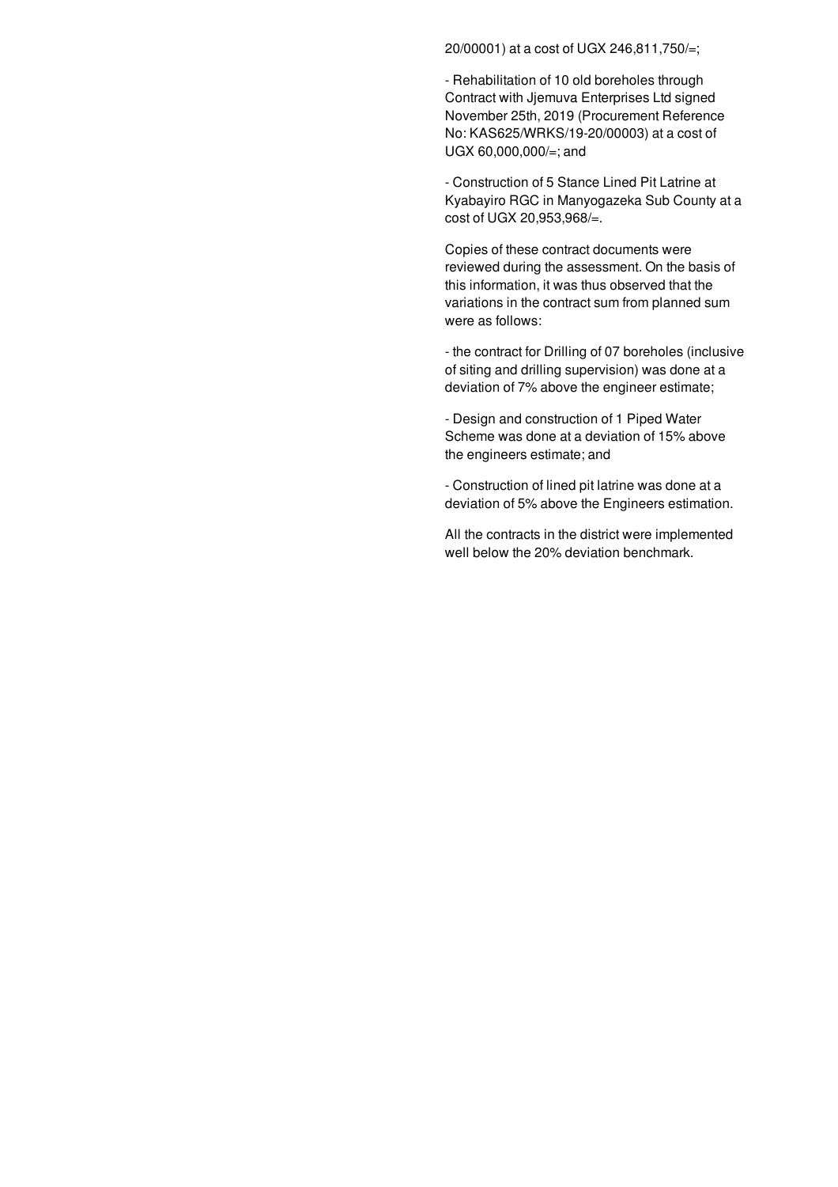20/00001) at a cost of UGX 246,811,750/=;

- Rehabilitation of 10 old boreholes through Contract with Jjemuva Enterprises Ltd signed November 25th, 2019 (Procurement Reference No: KAS625/WRKS/19-20/00003) at a cost of UGX 60,000,000/=; and

- Construction of 5 Stance Lined Pit Latrine at Kyabayiro RGC in Manyogazeka Sub County at a cost of UGX 20,953,968/=.

Copies of these contract documents were reviewed during the assessment. On the basis of this information, it was thus observed that the variations in the contract sum from planned sum were as follows:

- the contract for Drilling of 07 boreholes (inclusive of siting and drilling supervision) was done at a deviation of 7% above the engineer estimate;

- Design and construction of 1 Piped Water Scheme was done at a deviation of 15% above the engineers estimate; and

- Construction of lined pit latrine was done at a deviation of 5% above the Engineers estimation.

All the contracts in the district were implemented well below the 20% deviation benchmark.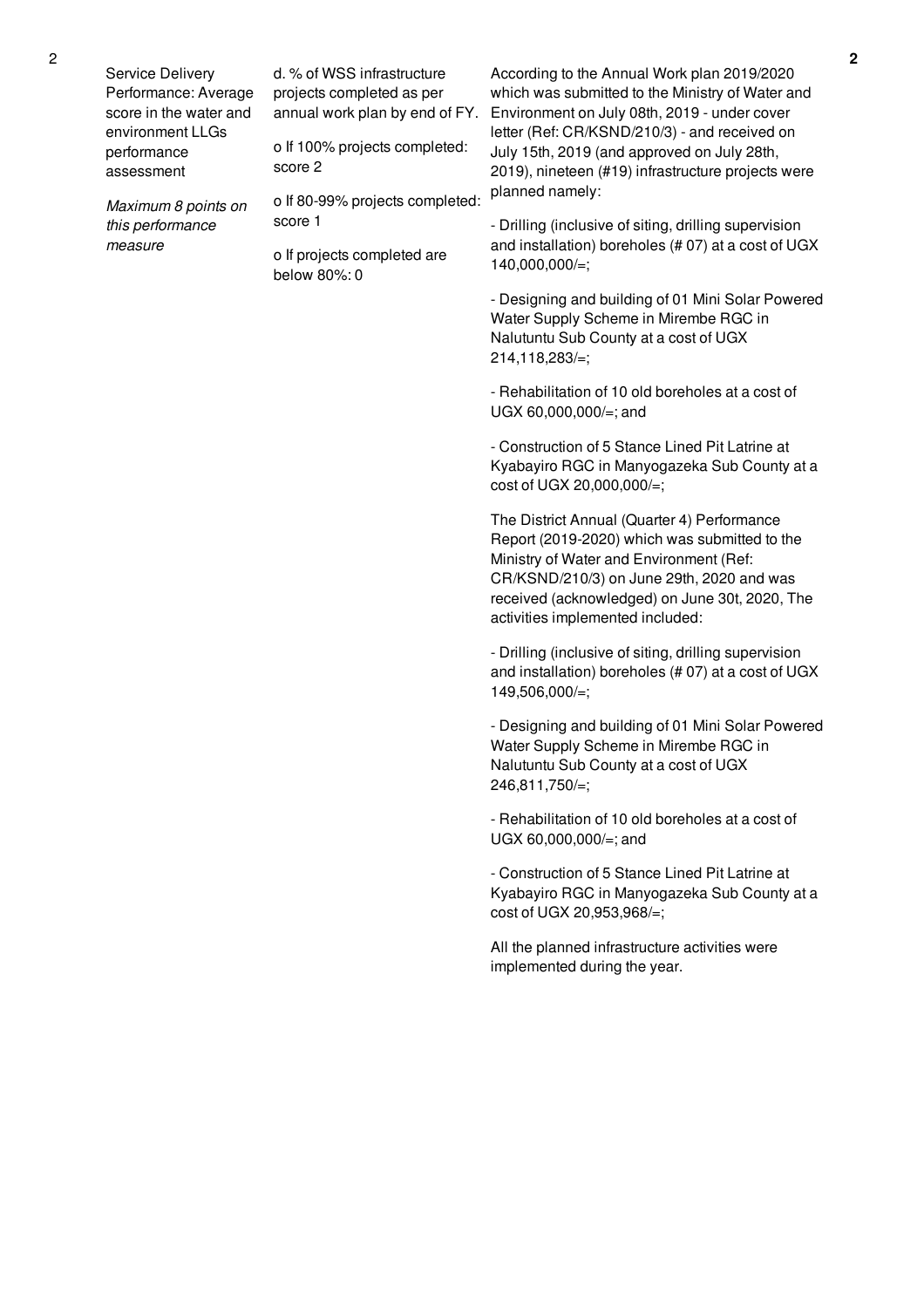| 2 | Service Delivery Performance: Average score in the water and environment LLGs performance assessment<br><br>*Maximum 8 points on this performance measure* | d. % of WSS infrastructure projects completed as per annual work plan by end of FY.<br><br>o If 100% projects completed: score 2<br><br>o If 80-99% projects completed: score 1<br><br>o If projects completed are below 80%: 0 | According to the Annual Work plan 2019/2020 which was submitted to the Ministry of Water and Environment on July 08th, 2019 - under cover letter (Ref: CR/KSND/210/3) - and received on July 15th, 2019 (and approved on July 28th, 2019), nineteen (#19) infrastructure projects were planned namely:<br><br>- Drilling (inclusive of siting, drilling supervision and installation) boreholes (# 07) at a cost of UGX 140,000,000/=;<br><br>- Designing and building of 01 Mini Solar Powered Water Supply Scheme in Mirembe RGC in Nalutuntu Sub County at a cost of UGX 214,118,283/=;<br><br>- Rehabilitation of 10 old boreholes at a cost of UGX 60,000,000/=; and<br><br>- Construction of 5 Stance Lined Pit Latrine at Kyabayiro RGC in Manyogazeka Sub County at a cost of UGX 20,000,000/=;<br><br>The District Annual (Quarter 4) Performance Report (2019-2020) which was submitted to the Ministry of Water and Environment (Ref: CR/KSND/210/3) on June 29th, 2020 and was received (acknowledged) on June 30t, 2020, The activities implemented included:<br><br>- Drilling (inclusive of siting, drilling supervision and installation) boreholes (# 07) at a cost of UGX 149,506,000/=;<br><br>- Designing and building of 01 Mini Solar Powered Water Supply Scheme in Mirembe RGC in Nalutuntu Sub County at a cost of UGX 246,811,750/=;<br><br>- Rehabilitation of 10 old boreholes at a cost of UGX 60,000,000/=; and<br><br>- Construction of 5 Stance Lined Pit Latrine at Kyabayiro RGC in Manyogazeka Sub County at a cost of UGX 20,953,968/=;<br><br>All the planned infrastructure activities were implemented during the year. | **2** |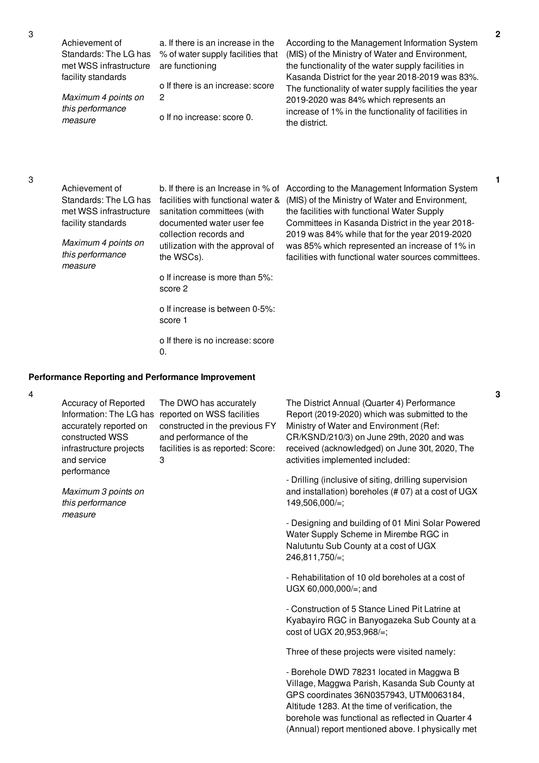| No. | Performance Measure | Scoring Guide | Justification | Score |
|---|---|---|---|---|
| 3 | Achievement of Standards: The LG has met WSS infrastructure facility standards<br><br>*Maximum 4 points on this performance measure* | a. If there is an increase in the % of water supply facilities that are functioning<br><br>o If there is an increase: score 2<br><br>o If no increase: score 0. | According to the Management Information System (MIS) of the Ministry of Water and Environment, the functionality of the water supply facilities in Kasanda District for the year 2018-2019 was 83%. The functionality of water supply facilities the year 2019-2020 was 84% which represents an increase of 1% in the functionality of facilities in the district. | 2 |
| 3 | Achievement of Standards: The LG has met WSS infrastructure facility standards<br><br>*Maximum 4 points on this performance measure* | b. If there is an Increase in % of facilities with functional water & sanitation committees (with documented water user fee collection records and utilization with the approval of the WSCs).<br><br>o If increase is more than 5%: score 2<br><br>o If increase is between 0-5%: score 1<br><br>o If there is no increase: score 0. | According to the Management Information System (MIS) of the Ministry of Water and Environment, the facilities with functional Water Supply Committees in Kasanda District in the year 2018-2019 was 84% while that for the year 2019-2020 was 85% which represented an increase of 1% in facilities with functional water sources committees. | 1 |

**Performance Reporting and Performance Improvement**

| No. | Performance Measure | Scoring Guide | Justification | Score |
|---|---|---|---|---|
| 4 | Accuracy of Reported Information: The LG has accurately reported on constructed WSS infrastructure projects and service performance<br><br>*Maximum 3 points on this performance measure* | The DWO has accurately reported on WSS facilities constructed in the previous FY and performance of the facilities is as reported: Score: 3 | The District Annual (Quarter 4) Performance Report (2019-2020) which was submitted to the Ministry of Water and Environment (Ref: CR/KSND/210/3) on June 29th, 2020 and was received (acknowledged) on June 30t, 2020, The activities implemented included:<br><br>- Drilling (inclusive of siting, drilling supervision and installation) boreholes (# 07) at a cost of UGX 149,506,000/=;<br><br>- Designing and building of 01 Mini Solar Powered Water Supply Scheme in Mirembe RGC in Nalutuntu Sub County at a cost of UGX 246,811,750/=;<br><br>- Rehabilitation of 10 old boreholes at a cost of UGX 60,000,000/=; and<br><br>- Construction of 5 Stance Lined Pit Latrine at Kyabayiro RGC in Banyogazeka Sub County at a cost of UGX 20,953,968/=;<br><br>Three of these projects were visited namely:<br><br>- Borehole DWD 78231 located in Maggwa B Village, Maggwa Parish, Kasanda Sub County at GPS coordinates 36N0357943, UTM0063184, Altitude 1283. At the time of verification, the borehole was functional as reflected in Quarter 4 (Annual) report mentioned above. I physically met | 3 |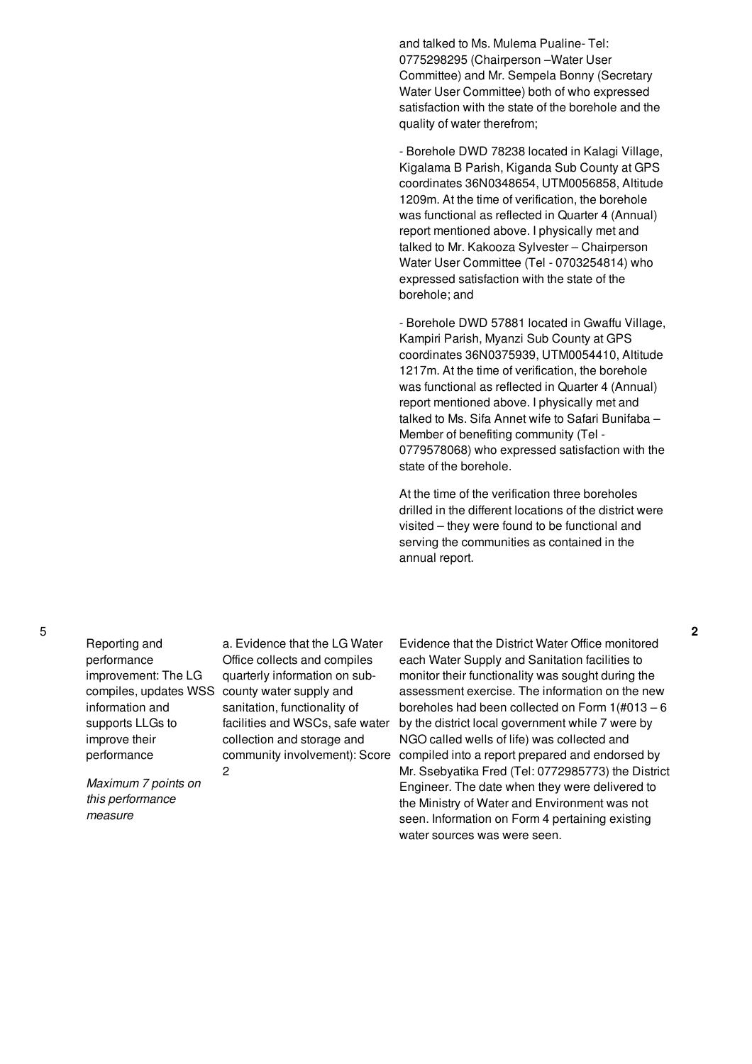| | | | | |
|---|---|---|---|---|
| | | | and talked to Ms. Mulema Pualine- Tel: 0775298295 (Chairperson –Water User Committee) and Mr. Sempela Bonny (Secretary Water User Committee) both of who expressed satisfaction with the state of the borehole and the quality of water therefrom;<br><br>- Borehole DWD 78238 located in Kalagi Village, Kigalama B Parish, Kiganda Sub County at GPS coordinates 36N0348654, UTM0056858, Altitude 1209m. At the time of verification, the borehole was functional as reflected in Quarter 4 (Annual) report mentioned above. I physically met and talked to Mr. Kakooza Sylvester – Chairperson Water User Committee (Tel - 0703254814) who expressed satisfaction with the state of the borehole; and<br><br>- Borehole DWD 57881 located in Gwaffu Village, Kampiri Parish, Myanzi Sub County at GPS coordinates 36N0375939, UTM0054410, Altitude 1217m. At the time of verification, the borehole was functional as reflected in Quarter 4 (Annual) report mentioned above. I physically met and talked to Ms. Sifa Annet wife to Safari Bunifaba – Member of benefiting community (Tel - 0779578068) who expressed satisfaction with the state of the borehole.<br><br>At the time of the verification three boreholes drilled in the different locations of the district were visited – they were found to be functional and serving the communities as contained in the annual report. | |
| 5 | Reporting and performance improvement: The LG compiles, updates WSS information and supports LLGs to improve their performance<br><br>*Maximum 7 points on this performance measure* | a. Evidence that the LG Water Office collects and compiles quarterly information on sub-county water supply and sanitation, functionality of facilities and WSCs, safe water collection and storage and community involvement): Score 2 | Evidence that the District Water Office monitored each Water Supply and Sanitation facilities to monitor their functionality was sought during the assessment exercise. The information on the new boreholes had been collected on Form 1(#013 – 6 by the district local government while 7 were by NGO called wells of life) was collected and compiled into a report prepared and endorsed by Mr. Ssebyatika Fred (Tel: 0772985773) the District Engineer. The date when they were delivered to the Ministry of Water and Environment was not seen. Information on Form 4 pertaining existing water sources was were seen. | **2** |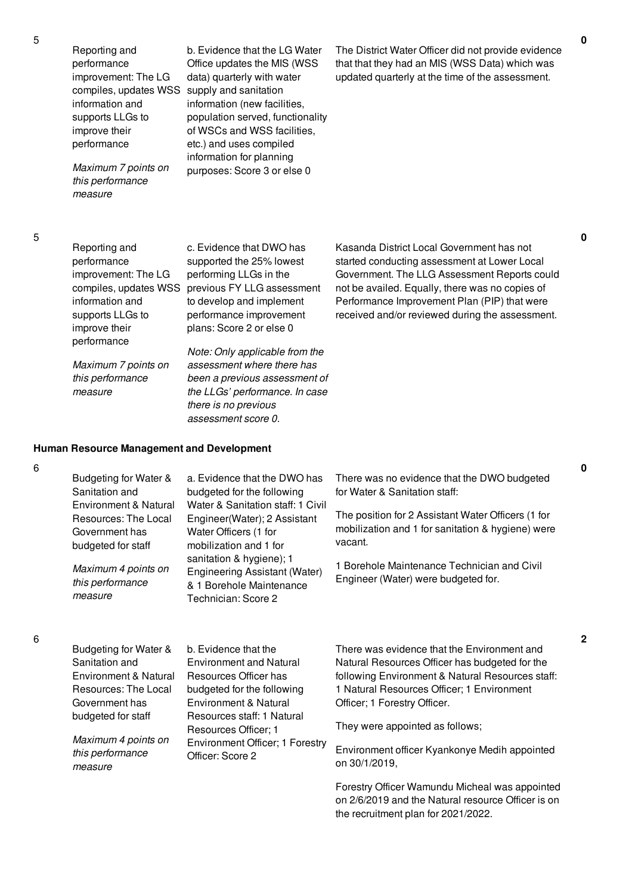| No. | Performance Area | Performance Measure | Assessment Findings | Score |
|---|---|---|---|---|
| 5 | Reporting and performance improvement: The LG compiles, updates WSS information and supports LLGs to improve their performance<br><br>*Maximum 7 points on this performance measure* | b. Evidence that the LG Water Office updates the MIS (WSS data) quarterly with water supply and sanitation information (new facilities, population served, functionality of WSCs and WSS facilities, etc.) and uses compiled information for planning purposes: Score 3 or else 0 | The District Water Officer did not provide evidence that that they had an MIS (WSS Data) which was updated quarterly at the time of the assessment. | 0 |
| 5 | Reporting and performance improvement: The LG compiles, updates WSS information and supports LLGs to improve their performance<br><br>*Maximum 7 points on this performance measure* | c. Evidence that DWO has supported the 25% lowest performing LLGs in the previous FY LLG assessment to develop and implement performance improvement plans: Score 2 or else 0<br><br>*Note: Only applicable from the assessment where there has been a previous assessment of the LLGs' performance. In case there is no previous assessment score 0.* | Kasanda District Local Government has not started conducting assessment at Lower Local Government. The LLG Assessment Reports could not be availed. Equally, there was no copies of Performance Improvement Plan (PIP) that were received and/or reviewed during the assessment. | 0 |

**Human Resource Management and Development**

| No. | Performance Area | Performance Measure | Assessment Findings | Score |
|---|---|---|---|---|
| 6 | Budgeting for Water & Sanitation and Environment & Natural Resources: The Local Government has budgeted for staff<br><br>*Maximum 4 points on this performance measure* | a. Evidence that the DWO has budgeted for the following Water & Sanitation staff: 1 Civil Engineer(Water); 2 Assistant Water Officers (1 for mobilization and 1 for sanitation & hygiene); 1 Engineering Assistant (Water) & 1 Borehole Maintenance Technician: Score 2 | There was no evidence that the DWO budgeted for Water & Sanitation staff:<br><br>The position for 2 Assistant Water Officers (1 for mobilization and 1 for sanitation & hygiene) were vacant.<br><br>1 Borehole Maintenance Technician and Civil Engineer (Water) were budgeted for. | 0 |
| 6 | Budgeting for Water & Sanitation and Environment & Natural Resources: The Local Government has budgeted for staff<br><br>*Maximum 4 points on this performance measure* | b. Evidence that the Environment and Natural Resources Officer has budgeted for the following Environment & Natural Resources staff: 1 Natural Resources Officer; 1 Environment Officer; 1 Forestry Officer: Score 2 | There was evidence that the Environment and Natural Resources Officer has budgeted for the following Environment & Natural Resources staff: 1 Natural Resources Officer; 1 Environment Officer; 1 Forestry Officer.<br><br>They were appointed as follows;<br><br>Environment officer Kyankonye Medih appointed on 30/1/2019,<br><br>Forestry Officer Wamundu Micheal was appointed on 2/6/2019 and the Natural resource Officer is on the recruitment plan for 2021/2022. | 2 |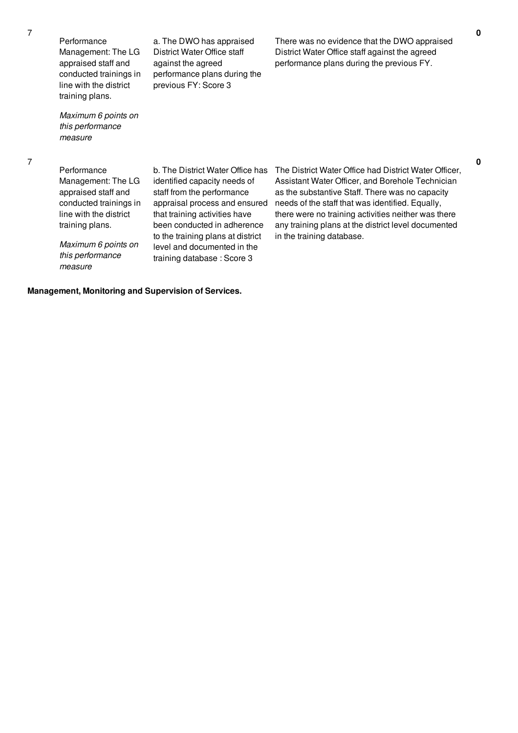| | | | | |
|---|---|---|---|---|
| 7 | Performance Management: The LG appraised staff and conducted trainings in line with the district training plans.<br><br>*Maximum 6 points on this performance measure* | a. The DWO has appraised District Water Office staff against the agreed performance plans during the previous FY: Score 3 | There was no evidence that the DWO appraised District Water Office staff against the agreed performance plans during the previous FY. | **0** |
| 7 | Performance Management: The LG appraised staff and conducted trainings in line with the district training plans.<br><br>*Maximum 6 points on this performance measure* | b. The District Water Office has identified capacity needs of staff from the performance appraisal process and ensured that training activities have been conducted in adherence to the training plans at district level and documented in the training database : Score 3 | The District Water Office had District Water Officer, Assistant Water Officer, and Borehole Technician as the substantive Staff. There was no capacity needs of the staff that was identified. Equally, there were no training activities neither was there any training plans at the district level documented in the training database. | **0** |

**Management, Monitoring and Supervision of Services.**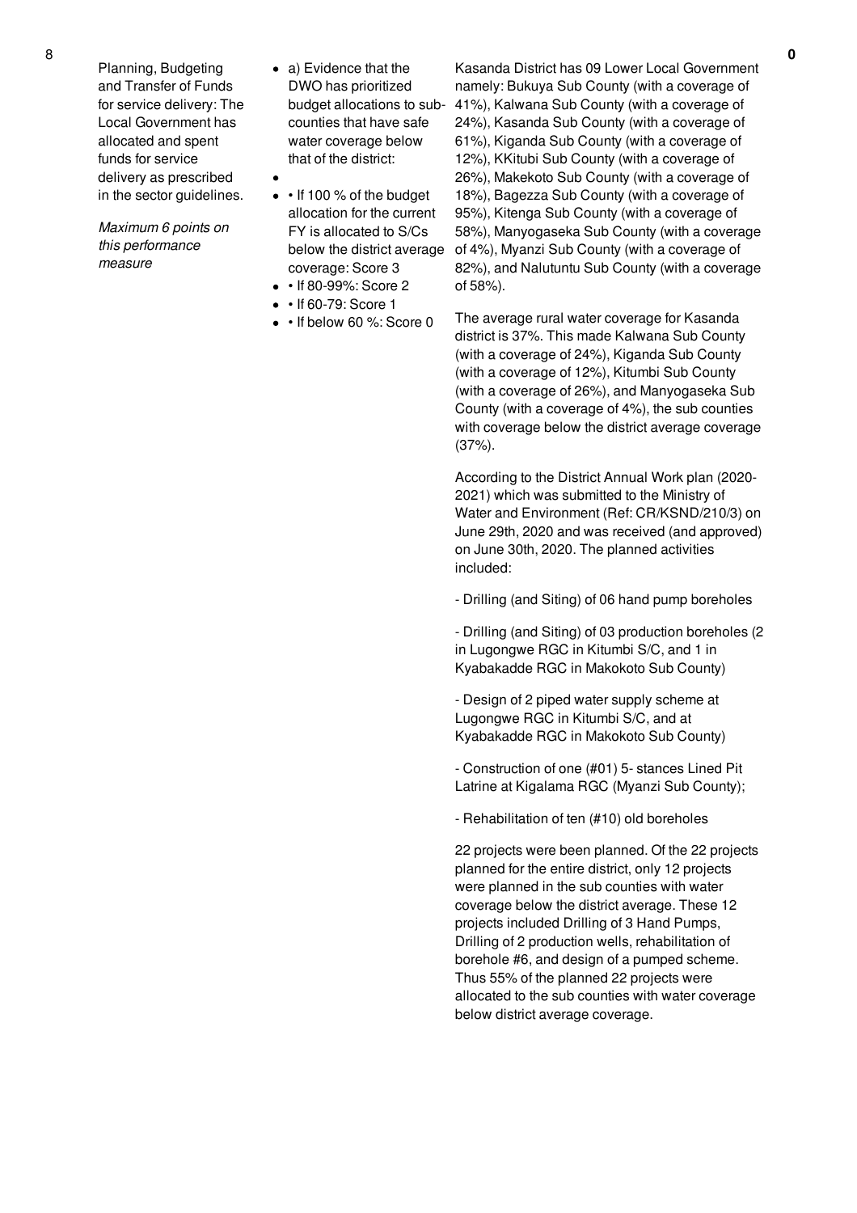| No. | Performance Measure | Scoring Guide | Justification | Score |
|---|---|---|---|---|
| 8 | Planning, Budgeting and Transfer of Funds for service delivery: The Local Government has allocated and spent funds for service delivery as prescribed in the sector guidelines.<br><br>*Maximum 6 points on this performance measure* | • a) Evidence that the DWO has prioritized budget allocations to sub-counties that have safe water coverage below that of the district:<br>•<br>• • If 100 % of the budget allocation for the current FY is allocated to S/Cs below the district average coverage: Score 3<br>• • If 80-99%: Score 2<br>• • If 60-79: Score 1<br>• • If below 60 %: Score 0 | Kasanda District has 09 Lower Local Government namely: Bukuya Sub County (with a coverage of 41%), Kalwana Sub County (with a coverage of 24%), Kasanda Sub County (with a coverage of 61%), Kiganda Sub County (with a coverage of 12%), KKitubi Sub County (with a coverage of 26%), Makekoto Sub County (with a coverage of 18%), Bagezza Sub County (with a coverage of 95%), Kitenga Sub County (with a coverage of 58%), Manyogaseka Sub County (with a coverage of 4%), Myanzi Sub County (with a coverage of 82%), and Nalutuntu Sub County (with a coverage of 58%).<br><br>The average rural water coverage for Kasanda district is 37%. This made Kalwana Sub County (with a coverage of 24%), Kiganda Sub County (with a coverage of 12%), Kitumbi Sub County (with a coverage of 26%), and Manyogaseka Sub County (with a coverage of 4%), the sub counties with coverage below the district average coverage (37%).<br><br>According to the District Annual Work plan (2020-2021) which was submitted to the Ministry of Water and Environment (Ref: CR/KSND/210/3) on June 29th, 2020 and was received (and approved) on June 30th, 2020. The planned activities included:<br><br>- Drilling (and Siting) of 06 hand pump boreholes<br><br>- Drilling (and Siting) of 03 production boreholes (2 in Lugongwe RGC in Kitumbi S/C, and 1 in Kyabakadde RGC in Makokoto Sub County)<br><br>- Design of 2 piped water supply scheme at Lugongwe RGC in Kitumbi S/C, and at Kyabakadde RGC in Makokoto Sub County)<br><br>- Construction of one (#01) 5- stances Lined Pit Latrine at Kigalama RGC (Myanzi Sub County);<br><br>- Rehabilitation of ten (#10) old boreholes<br><br>22 projects were been planned. Of the 22 projects planned for the entire district, only 12 projects were planned in the sub counties with water coverage below the district average. These 12 projects included Drilling of 3 Hand Pumps, Drilling of 2 production wells, rehabilitation of borehole #6, and design of a pumped scheme. Thus 55% of the planned 22 projects were allocated to the sub counties with water coverage below district average coverage. | 0 |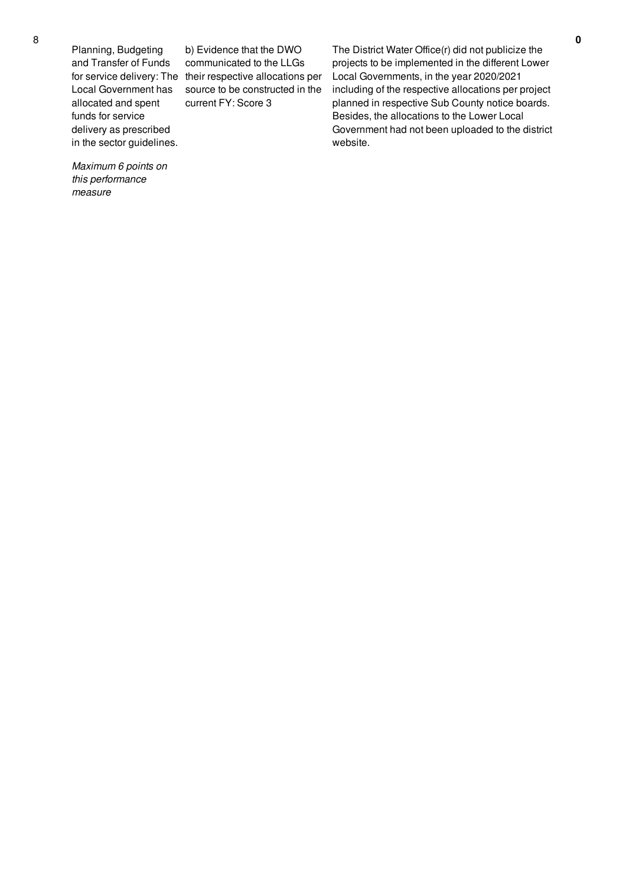| No. | Performance Area | Performance Measure | Assessment Findings | Score |
| --- | --- | --- | --- | --- |
| 8 | Planning, Budgeting and Transfer of Funds for service delivery: The Local Government has allocated and spent funds for service delivery as prescribed in the sector guidelines.<br><br>*Maximum 6 points on this performance measure* | b) Evidence that the DWO communicated to the LLGs their respective allocations per source to be constructed in the current FY: Score 3 | The District Water Office(r) did not publicize the projects to be implemented in the different Lower Local Governments, in the year 2020/2021 including of the respective allocations per project planned in respective Sub County notice boards. Besides, the allocations to the Lower Local Government had not been uploaded to the district website. | **0** |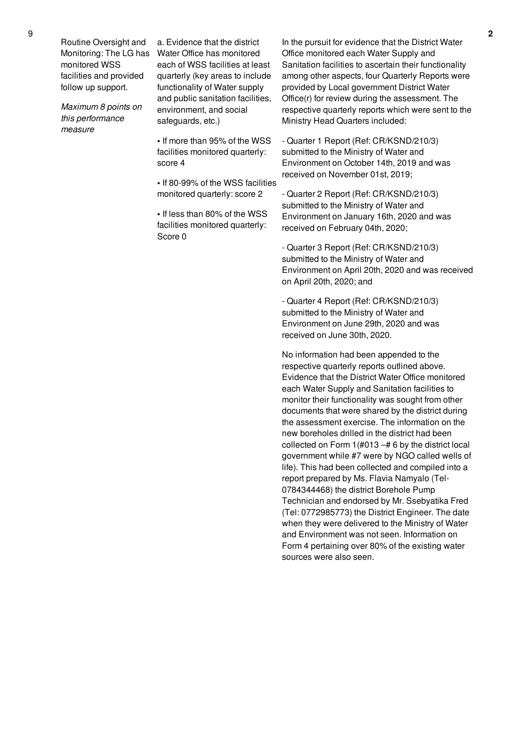| 9 | Routine Oversight and Monitoring: The LG has monitored WSS facilities and provided follow up support.<br><br>*Maximum 8 points on this performance measure* | a. Evidence that the district Water Office has monitored each of WSS facilities at least quarterly (key areas to include functionality of Water supply and public sanitation facilities, environment, and social safeguards, etc.)<br><br>• If more than 95% of the WSS facilities monitored quarterly: score 4<br><br>• If 80-99% of the WSS facilities monitored quarterly: score 2<br><br>• If less than 80% of the WSS facilities monitored quarterly: Score 0 | In the pursuit for evidence that the District Water Office monitored each Water Supply and Sanitation facilities to ascertain their functionality among other aspects, four Quarterly Reports were provided by Local government District Water Office(r) for review during the assessment. The respective quarterly reports which were sent to the Ministry Head Quarters included:<br><br>- Quarter 1 Report (Ref: CR/KSND/210/3) submitted to the Ministry of Water and Environment on October 14th, 2019 and was received on November 01st, 2019;<br><br>- Quarter 2 Report (Ref: CR/KSND/210/3) submitted to the Ministry of Water and Environment on January 16th, 2020 and was received on February 04th, 2020;<br><br>- Quarter 3 Report (Ref: CR/KSND/210/3) submitted to the Ministry of Water and Environment on April 20th, 2020 and was received on April 20th, 2020; and<br><br>- Quarter 4 Report (Ref: CR/KSND/210/3) submitted to the Ministry of Water and Environment on June 29th, 2020 and was received on June 30th, 2020.<br><br>No information had been appended to the respective quarterly reports outlined above. Evidence that the District Water Office monitored each Water Supply and Sanitation facilities to monitor their functionality was sought from other documents that were shared by the district during the assessment exercise. The information on the new boreholes drilled in the district had been collected on Form 1(#013 –# 6 by the district local government while #7 were by NGO called wells of life). This had been collected and compiled into a report prepared by Ms. Flavia Namyalo (Tel-0784344468) the district Borehole Pump Technician and endorsed by Mr. Ssebyatika Fred (Tel: 0772985773) the District Engineer. The date when they were delivered to the Ministry of Water and Environment was not seen. Information on Form 4 pertaining over 80% of the existing water sources were also seen. | 2 |
|---|---|---|---|---|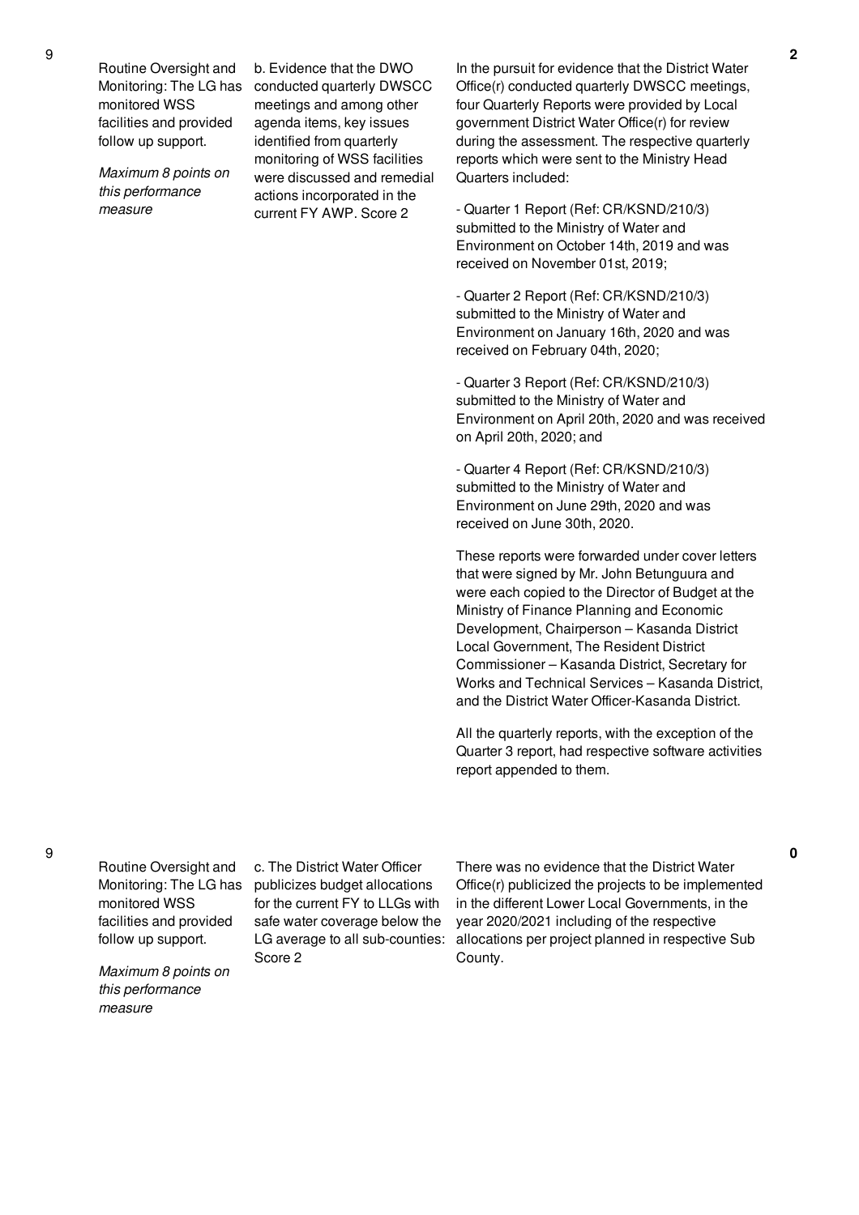| No. | Performance Area | Performance Measure | Assessment Findings | Score |
|---|---|---|---|---|
| 9 | Routine Oversight and Monitoring: The LG has monitored WSS facilities and provided follow up support.<br><br>*Maximum 8 points on this performance measure* | b. Evidence that the DWO conducted quarterly DWSCC meetings and among other agenda items, key issues identified from quarterly monitoring of WSS facilities were discussed and remedial actions incorporated in the current FY AWP. Score 2 | In the pursuit for evidence that the District Water Office(r) conducted quarterly DWSCC meetings, four Quarterly Reports were provided by Local government District Water Office(r) for review during the assessment. The respective quarterly reports which were sent to the Ministry Head Quarters included:<br><br>- Quarter 1 Report (Ref: CR/KSND/210/3) submitted to the Ministry of Water and Environment on October 14th, 2019 and was received on November 01st, 2019;<br><br>- Quarter 2 Report (Ref: CR/KSND/210/3) submitted to the Ministry of Water and Environment on January 16th, 2020 and was received on February 04th, 2020;<br><br>- Quarter 3 Report (Ref: CR/KSND/210/3) submitted to the Ministry of Water and Environment on April 20th, 2020 and was received on April 20th, 2020; and<br><br>- Quarter 4 Report (Ref: CR/KSND/210/3) submitted to the Ministry of Water and Environment on June 29th, 2020 and was received on June 30th, 2020.<br><br>These reports were forwarded under cover letters that were signed by Mr. John Betunguura and were each copied to the Director of Budget at the Ministry of Finance Planning and Economic Development, Chairperson – Kasanda District Local Government, The Resident District Commissioner – Kasanda District, Secretary for Works and Technical Services – Kasanda District, and the District Water Officer-Kasanda District.<br><br>All the quarterly reports, with the exception of the Quarter 3 report, had respective software activities report appended to them. | 2 |
| 9 | Routine Oversight and Monitoring: The LG has monitored WSS facilities and provided follow up support.<br><br>*Maximum 8 points on this performance measure* | c. The District Water Officer publicizes budget allocations for the current FY to LLGs with safe water coverage below the LG average to all sub-counties: Score 2 | There was no evidence that the District Water Office(r) publicized the projects to be implemented in the different Lower Local Governments, in the year 2020/2021 including of the respective allocations per project planned in respective Sub County. | 0 |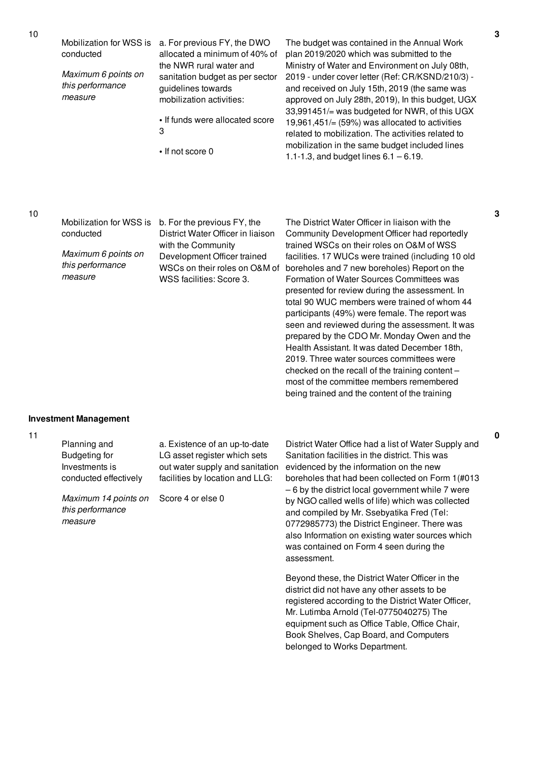| No. | Performance Measure | Criteria | Justification | Score |
|---|---|---|---|---|
| 10 | Mobilization for WSS is conducted<br><br>*Maximum 6 points on this performance measure* | a. For previous FY, the DWO allocated a minimum of 40% of the NWR rural water and sanitation budget as per sector guidelines towards mobilization activities:<br><br>• If funds were allocated score 3<br><br>• If not score 0 | The budget was contained in the Annual Work plan 2019/2020 which was submitted to the Ministry of Water and Environment on July 08th, 2019 - under cover letter (Ref: CR/KSND/210/3) - and received on July 15th, 2019 (the same was approved on July 28th, 2019), In this budget, UGX 33,991451/= was budgeted for NWR, of this UGX 19,961,451/= (59%) was allocated to activities related to mobilization. The activities related to mobilization in the same budget included lines 1.1-1.3, and budget lines 6.1 – 6.19. | 3 |
| 10 | Mobilization for WSS is conducted<br><br>*Maximum 6 points on this performance measure* | b. For the previous FY, the District Water Officer in liaison with the Community Development Officer trained WSCs on their roles on O&M of WSS facilities: Score 3. | The District Water Officer in liaison with the Community Development Officer had reportedly trained WSCs on their roles on O&M of WSS facilities. 17 WUCs were trained (including 10 old boreholes and 7 new boreholes) Report on the Formation of Water Sources Committees was presented for review during the assessment. In total 90 WUC members were trained of whom 44 participants (49%) were female. The report was seen and reviewed during the assessment. It was prepared by the CDO Mr. Monday Owen and the Health Assistant. It was dated December 18th, 2019. Three water sources committees were checked on the recall of the training content – most of the committee members remembered being trained and the content of the training | 3 |
| **Investment Management** | | | | |
| 11 | Planning and Budgeting for Investments is conducted effectively<br><br>*Maximum 14 points on this performance measure* | a. Existence of an up-to-date LG asset register which sets out water supply and sanitation facilities by location and LLG:<br><br>Score 4 or else 0 | District Water Office had a list of Water Supply and Sanitation facilities in the district. This was evidenced by the information on the new boreholes that had been collected on Form 1(#013 – 6 by the district local government while 7 were by NGO called wells of life) which was collected and compiled by Mr. Ssebyatika Fred (Tel: 0772985773) the District Engineer. There was also Information on existing water sources which was contained on Form 4 seen during the assessment.<br><br>Beyond these, the District Water Officer in the district did not have any other assets to be registered according to the District Water Officer, Mr. Lutimba Arnold (Tel-0775040275) The equipment such as Office Table, Office Chair, Book Shelves, Cap Board, and Computers belonged to Works Department. | 0 |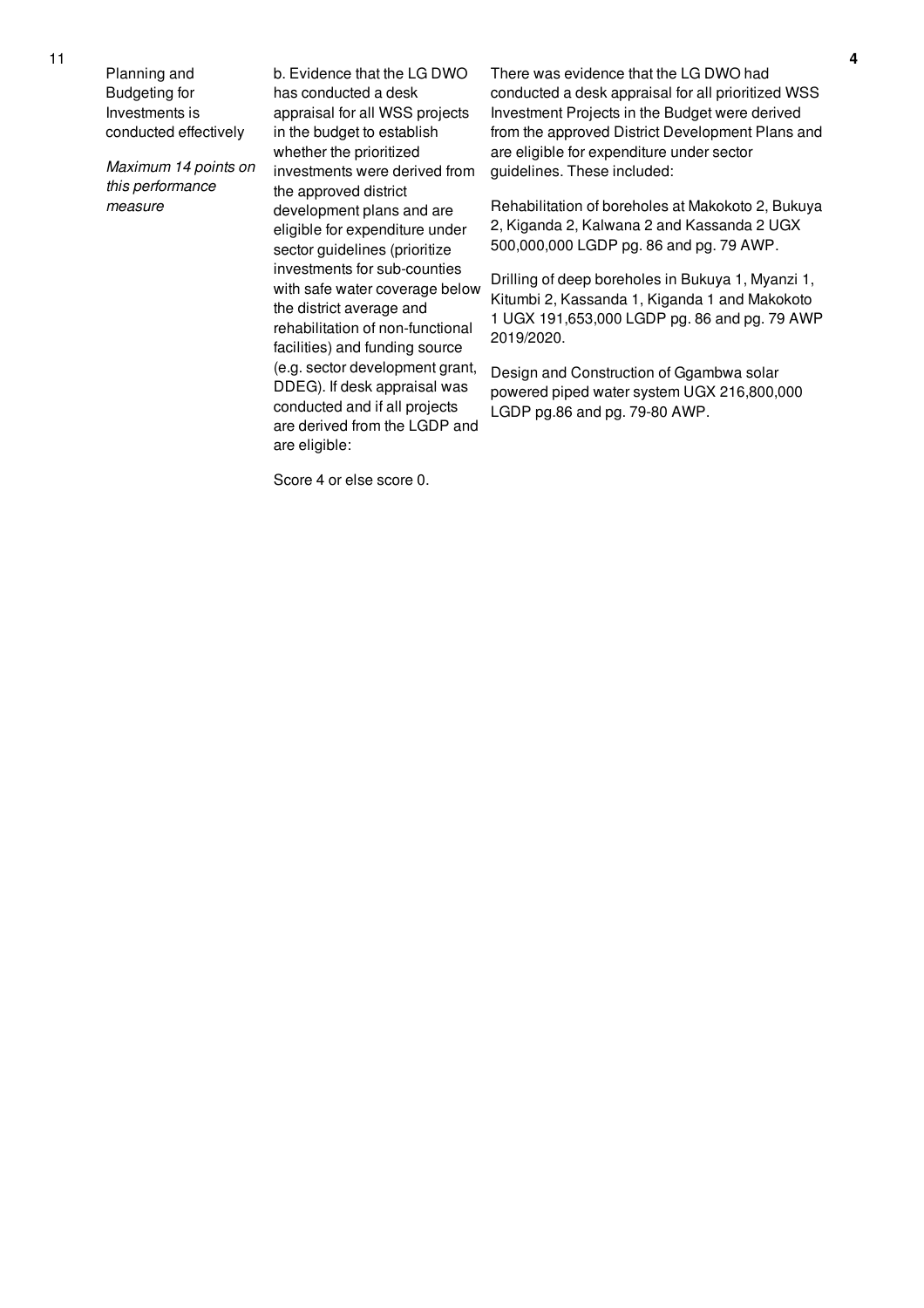| 11 | Planning and Budgeting for Investments is conducted effectively<br><br>*Maximum 14 points on this performance measure* | b. Evidence that the LG DWO has conducted a desk appraisal for all WSS projects in the budget to establish whether the prioritized investments were derived from the approved district development plans and are eligible for expenditure under sector guidelines (prioritize investments for sub-counties with safe water coverage below the district average and rehabilitation of non-functional facilities) and funding source (e.g. sector development grant, DDEG). If desk appraisal was conducted and if all projects are derived from the LGDP and are eligible:<br><br>Score 4 or else score 0. | There was evidence that the LG DWO had conducted a desk appraisal for all prioritized WSS Investment Projects in the Budget were derived from the approved District Development Plans and are eligible for expenditure under sector guidelines. These included:<br><br>Rehabilitation of boreholes at Makokoto 2, Bukuya 2, Kiganda 2, Kalwana 2 and Kassanda 2 UGX 500,000,000 LGDP pg. 86 and pg. 79 AWP.<br><br>Drilling of deep boreholes in Bukuya 1, Myanzi 1, Kitumbi 2, Kassanda 1, Kiganda 1 and Makokoto 1 UGX 191,653,000 LGDP pg. 86 and pg. 79 AWP 2019/2020.<br><br>Design and Construction of Ggambwa solar powered piped water system UGX 216,800,000 LGDP pg.86 and pg. 79-80 AWP. | **4** |
|---|---|---|---|---|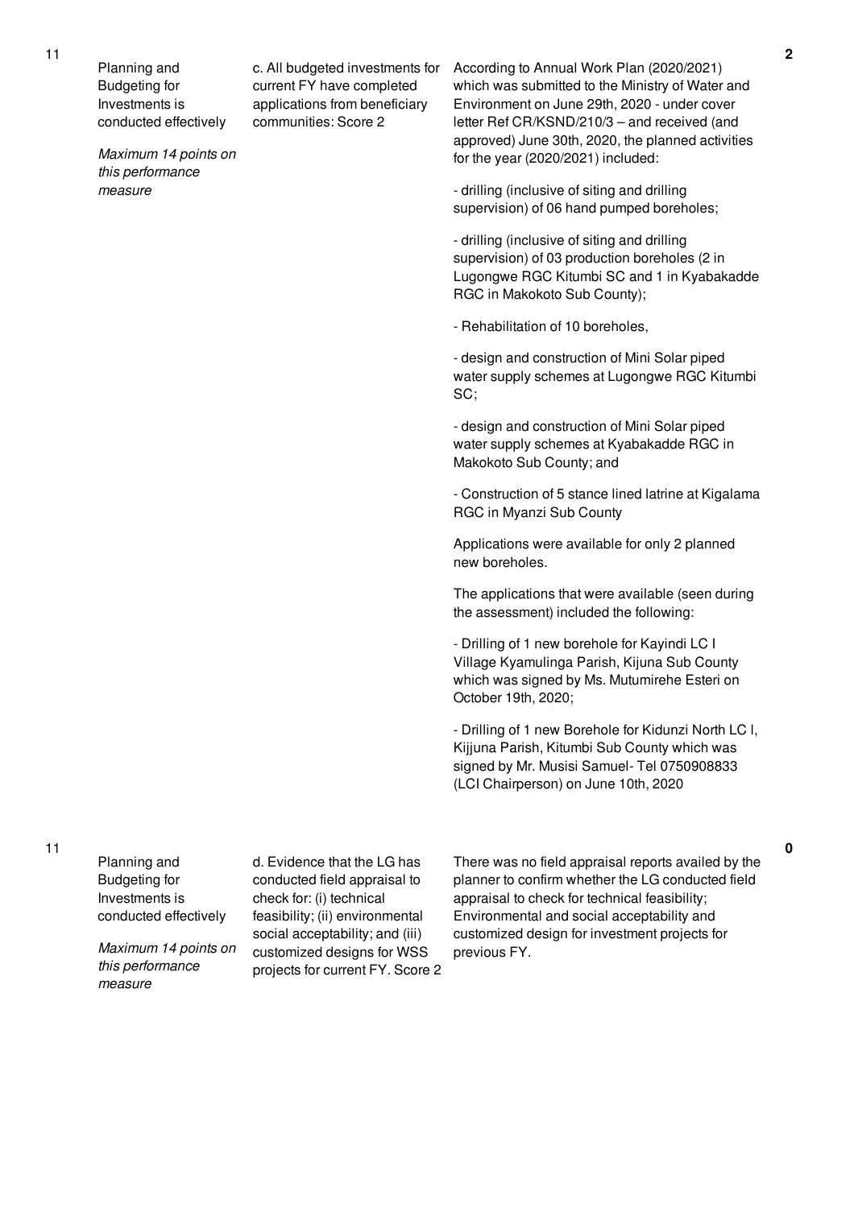| No. | Performance Area | Performance Measure | Assessment Details | Score |
|---|---|---|---|---|
| 11 | Planning and Budgeting for Investments is conducted effectively<br><br>*Maximum 14 points on this performance measure* | c. All budgeted investments for current FY have completed applications from beneficiary communities: Score 2 | According to Annual Work Plan (2020/2021) which was submitted to the Ministry of Water and Environment on June 29th, 2020 - under cover letter Ref CR/KSND/210/3 – and received (and approved) June 30th, 2020, the planned activities for the year (2020/2021) included:<br><br>- drilling (inclusive of siting and drilling supervision) of 06 hand pumped boreholes;<br><br>- drilling (inclusive of siting and drilling supervision) of 03 production boreholes (2 in Lugongwe RGC Kitumbi SC and 1 in Kyabakadde RGC in Makokoto Sub County);<br><br>- Rehabilitation of 10 boreholes,<br><br>- design and construction of Mini Solar piped water supply schemes at Lugongwe RGC Kitumbi SC;<br><br>- design and construction of Mini Solar piped water supply schemes at Kyabakadde RGC in Makokoto Sub County; and<br><br>- Construction of 5 stance lined latrine at Kigalama RGC in Myanzi Sub County<br><br>Applications were available for only 2 planned new boreholes.<br><br>The applications that were available (seen during the assessment) included the following:<br><br>- Drilling of 1 new borehole for Kayindi LC I Village Kyamulinga Parish, Kijuna Sub County which was signed by Ms. Mutumirehe Esteri on October 19th, 2020;<br><br>- Drilling of 1 new Borehole for Kidunzi North LC I, Kijjuna Parish, Kitumbi Sub County which was signed by Mr. Musisi Samuel- Tel 0750908833 (LCI Chairperson) on June 10th, 2020 | 2 |
| 11 | Planning and Budgeting for Investments is conducted effectively<br><br>*Maximum 14 points on this performance measure* | d. Evidence that the LG has conducted field appraisal to check for: (i) technical feasibility; (ii) environmental social acceptability; and (iii) customized designs for WSS projects for current FY. Score 2 | There was no field appraisal reports availed by the planner to confirm whether the LG conducted field appraisal to check for technical feasibility; Environmental and social acceptability and customized design for investment projects for previous FY. | 0 |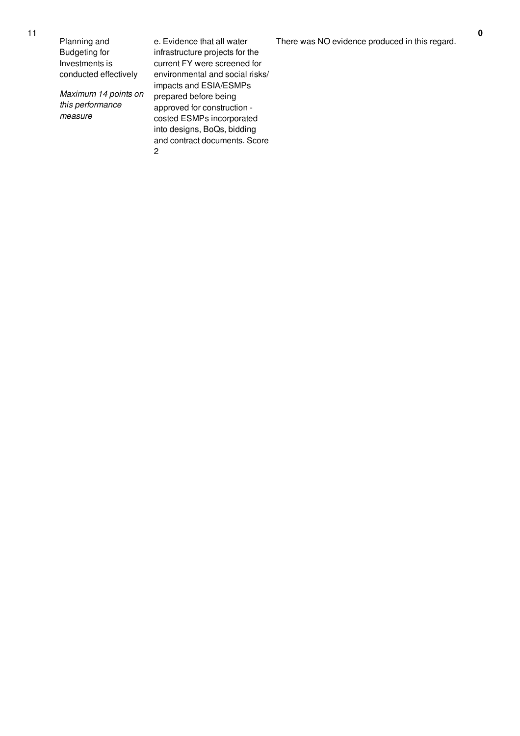| 11 | Planning and Budgeting for Investments is conducted effectively<br><br>*Maximum 14 points on this performance measure* | e. Evidence that all water infrastructure projects for the current FY were screened for environmental and social risks/ impacts and ESIA/ESMPs prepared before being approved for construction - costed ESMPs incorporated into designs, BoQs, bidding and contract documents. Score 2 | There was NO evidence produced in this regard. | **0** |
|---|---|---|---|---|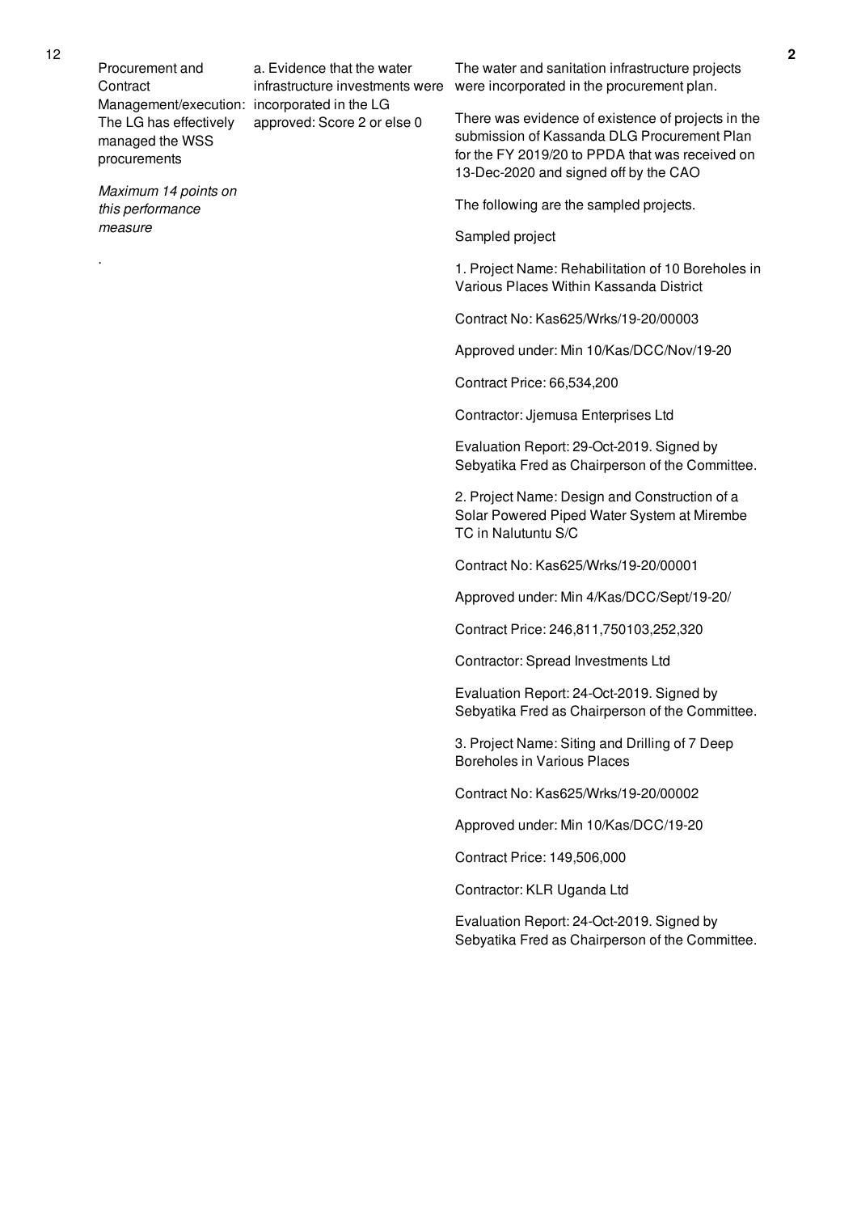| 12 | Procurement and Contract Management/execution: The LG has effectively managed the WSS procurements<br><br>*Maximum 14 points on this performance measure*<br><br>. | a. Evidence that the water infrastructure investments were incorporated in the LG approved: Score 2 or else 0 | The water and sanitation infrastructure projects were incorporated in the procurement plan.<br><br>There was evidence of existence of projects in the submission of Kassanda DLG Procurement Plan for the FY 2019/20 to PPDA that was received on 13-Dec-2020 and signed off by the CAO<br><br>The following are the sampled projects.<br><br>Sampled project<br><br>1. Project Name: Rehabilitation of 10 Boreholes in Various Places Within Kassanda District<br><br>Contract No: Kas625/Wrks/19-20/00003<br><br>Approved under: Min 10/Kas/DCC/Nov/19-20<br><br>Contract Price: 66,534,200<br><br>Contractor: Jjemusa Enterprises Ltd<br><br>Evaluation Report: 29-Oct-2019. Signed by Sebyatika Fred as Chairperson of the Committee.<br><br>2. Project Name: Design and Construction of a Solar Powered Piped Water System at Mirembe TC in Nalutuntu S/C<br><br>Contract No: Kas625/Wrks/19-20/00001<br><br>Approved under: Min 4/Kas/DCC/Sept/19-20/<br><br>Contract Price: 246,811,750103,252,320<br><br>Contractor: Spread Investments Ltd<br><br>Evaluation Report: 24-Oct-2019. Signed by Sebyatika Fred as Chairperson of the Committee.<br><br>3. Project Name: Siting and Drilling of 7 Deep Boreholes in Various Places<br><br>Contract No: Kas625/Wrks/19-20/00002<br><br>Approved under: Min 10/Kas/DCC/19-20<br><br>Contract Price: 149,506,000<br><br>Contractor: KLR Uganda Ltd<br><br>Evaluation Report: 24-Oct-2019. Signed by Sebyatika Fred as Chairperson of the Committee. | 2 |
|---|---|---|---|---|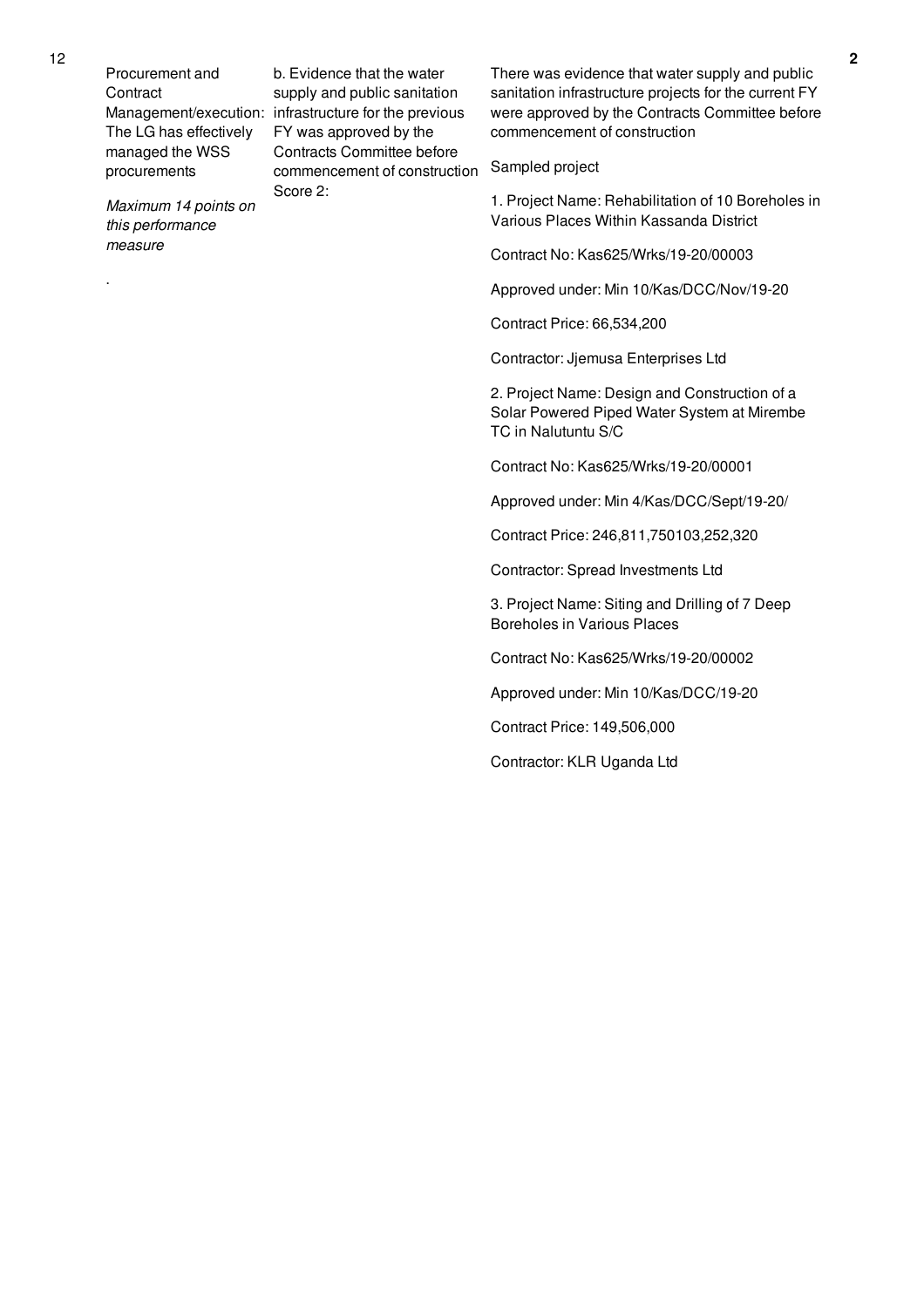| 12 | Procurement and Contract Management/execution: The LG has effectively managed the WSS procurements<br><br>*Maximum 14 points on this performance measure*<br><br>. | b. Evidence that the water supply and public sanitation infrastructure for the previous FY was approved by the Contracts Committee before commencement of construction Score 2: | There was evidence that water supply and public sanitation infrastructure projects for the current FY were approved by the Contracts Committee before commencement of construction<br><br>Sampled project<br><br>1. Project Name: Rehabilitation of 10 Boreholes in Various Places Within Kassanda District<br><br>Contract No: Kas625/Wrks/19-20/00003<br><br>Approved under: Min 10/Kas/DCC/Nov/19-20<br><br>Contract Price: 66,534,200<br><br>Contractor: Jjemusa Enterprises Ltd<br><br>2. Project Name: Design and Construction of a Solar Powered Piped Water System at Mirembe TC in Nalutuntu S/C<br><br>Contract No: Kas625/Wrks/19-20/00001<br><br>Approved under: Min 4/Kas/DCC/Sept/19-20/<br><br>Contract Price: 246,811,750103,252,320<br><br>Contractor: Spread Investments Ltd<br><br>3. Project Name: Siting and Drilling of 7 Deep Boreholes in Various Places<br><br>Contract No: Kas625/Wrks/19-20/00002<br><br>Approved under: Min 10/Kas/DCC/19-20<br><br>Contract Price: 149,506,000<br><br>Contractor: KLR Uganda Ltd | 2 |
|---|---|---|---|---|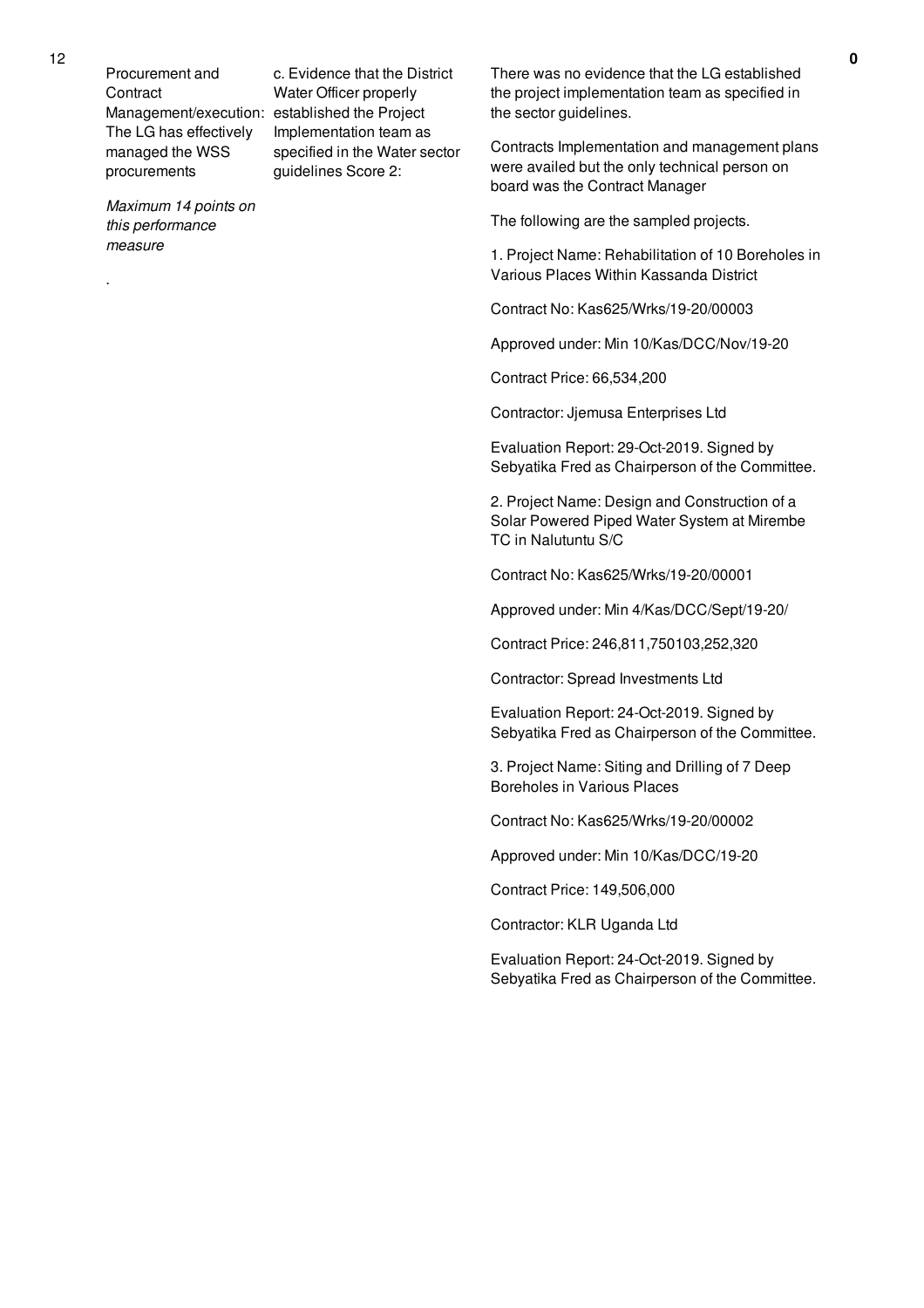| 12 | Procurement and Contract Management/execution: The LG has effectively managed the WSS procurements<br><br>*Maximum 14 points on this performance measure*<br><br>. | c. Evidence that the District Water Officer properly established the Project Implementation team as specified in the Water sector guidelines Score 2: | There was no evidence that the LG established the project implementation team as specified in the sector guidelines.<br><br>Contracts Implementation and management plans were availed but the only technical person on board was the Contract Manager<br><br>The following are the sampled projects.<br><br>1. Project Name: Rehabilitation of 10 Boreholes in Various Places Within Kassanda District<br><br>Contract No: Kas625/Wrks/19-20/00003<br><br>Approved under: Min 10/Kas/DCC/Nov/19-20<br><br>Contract Price: 66,534,200<br><br>Contractor: Jjemusa Enterprises Ltd<br><br>Evaluation Report: 29-Oct-2019. Signed by Sebyatika Fred as Chairperson of the Committee.<br><br>2. Project Name: Design and Construction of a Solar Powered Piped Water System at Mirembe TC in Nalutuntu S/C<br><br>Contract No: Kas625/Wrks/19-20/00001<br><br>Approved under: Min 4/Kas/DCC/Sept/19-20/<br><br>Contract Price: 246,811,750103,252,320<br><br>Contractor: Spread Investments Ltd<br><br>Evaluation Report: 24-Oct-2019. Signed by Sebyatika Fred as Chairperson of the Committee.<br><br>3. Project Name: Siting and Drilling of 7 Deep Boreholes in Various Places<br><br>Contract No: Kas625/Wrks/19-20/00002<br><br>Approved under: Min 10/Kas/DCC/19-20<br><br>Contract Price: 149,506,000<br><br>Contractor: KLR Uganda Ltd<br><br>Evaluation Report: 24-Oct-2019. Signed by Sebyatika Fred as Chairperson of the Committee. | 0 |
|---|---|---|---|---|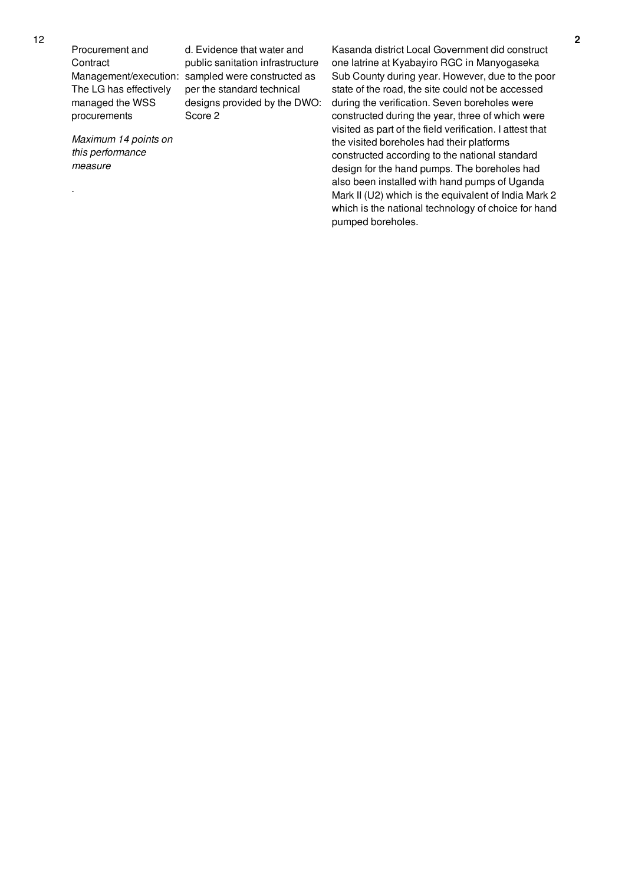| | | | |
|---|---|---|---|
| 12 | Procurement and Contract Management/execution: The LG has effectively managed the WSS procurements<br><br>*Maximum 14 points on this performance measure*<br><br>. | d. Evidence that water and public sanitation infrastructure sampled were constructed as per the standard technical designs provided by the DWO: Score 2 | Kasanda district Local Government did construct one latrine at Kyabayiro RGC in Manyogaseka Sub County during year. However, due to the poor state of the road, the site could not be accessed during the verification. Seven boreholes were constructed during the year, three of which were visited as part of the field verification. I attest that the visited boreholes had their platforms constructed according to the national standard design for the hand pumps. The boreholes had also been installed with hand pumps of Uganda Mark II (U2) which is the equivalent of India Mark 2 which is the national technology of choice for hand pumped boreholes. | **2** |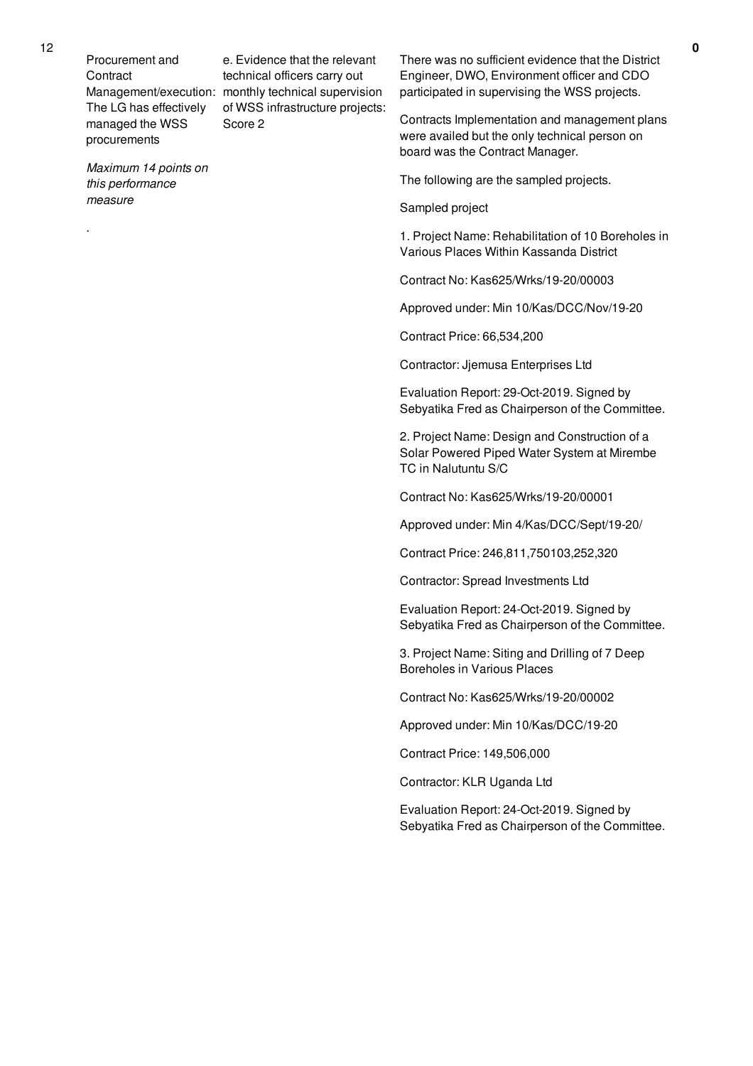| No. | Performance Area | Performance Measure | Assessment Findings | Score |
|---|---|---|---|---|
| 12 | Procurement and Contract Management/execution: The LG has effectively managed the WSS procurements<br><br>*Maximum 14 points on this performance measure*<br><br>. | e. Evidence that the relevant technical officers carry out monthly technical supervision of WSS infrastructure projects: Score 2 | There was no sufficient evidence that the District Engineer, DWO, Environment officer and CDO participated in supervising the WSS projects.<br><br>Contracts Implementation and management plans were availed but the only technical person on board was the Contract Manager.<br><br>The following are the sampled projects.<br><br>Sampled project<br><br>1. Project Name: Rehabilitation of 10 Boreholes in Various Places Within Kassanda District<br><br>Contract No: Kas625/Wrks/19-20/00003<br><br>Approved under: Min 10/Kas/DCC/Nov/19-20<br><br>Contract Price: 66,534,200<br><br>Contractor: Jjemusa Enterprises Ltd<br><br>Evaluation Report: 29-Oct-2019. Signed by Sebyatika Fred as Chairperson of the Committee.<br><br>2. Project Name: Design and Construction of a Solar Powered Piped Water System at Mirembe TC in Nalutuntu S/C<br><br>Contract No: Kas625/Wrks/19-20/00001<br><br>Approved under: Min 4/Kas/DCC/Sept/19-20/<br><br>Contract Price: 246,811,750103,252,320<br><br>Contractor: Spread Investments Ltd<br><br>Evaluation Report: 24-Oct-2019. Signed by Sebyatika Fred as Chairperson of the Committee.<br><br>3. Project Name: Siting and Drilling of 7 Deep Boreholes in Various Places<br><br>Contract No: Kas625/Wrks/19-20/00002<br><br>Approved under: Min 10/Kas/DCC/19-20<br><br>Contract Price: 149,506,000<br><br>Contractor: KLR Uganda Ltd<br><br>Evaluation Report: 24-Oct-2019. Signed by Sebyatika Fred as Chairperson of the Committee. | 0 |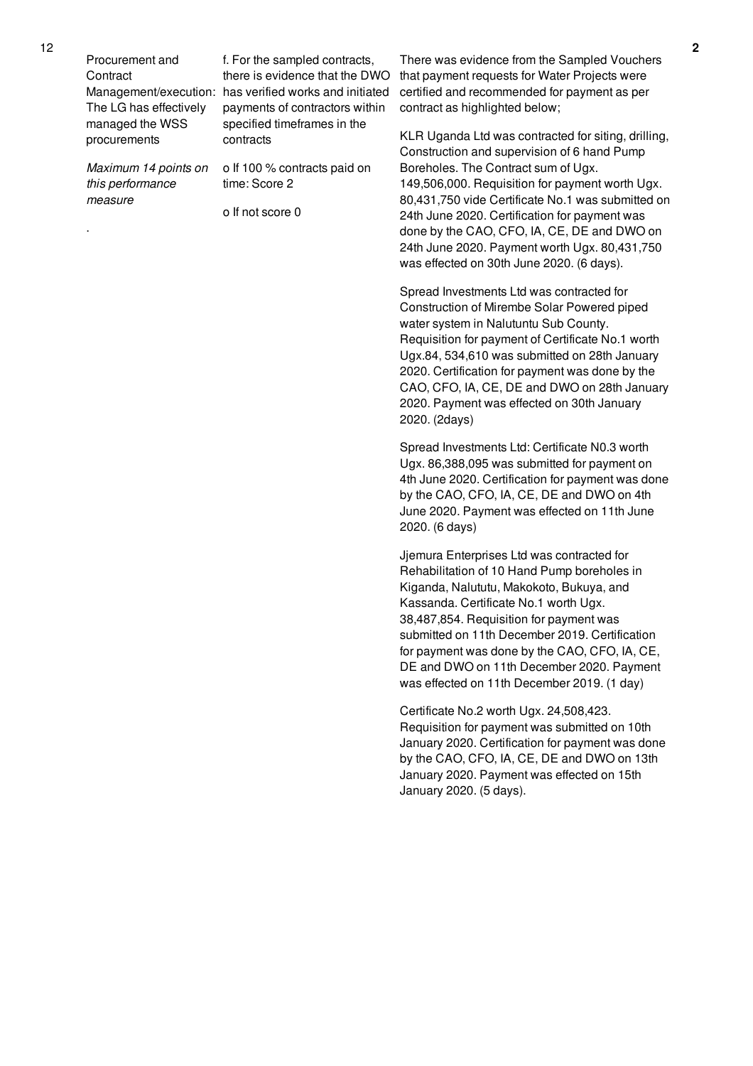| 12 | Procurement and Contract Management/execution: The LG has effectively managed the WSS procurements<br><br>*Maximum 14 points on this performance measure*<br><br>. | f. For the sampled contracts, there is evidence that the DWO has verified works and initiated payments of contractors within specified timeframes in the contracts<br><br>o If 100 % contracts paid on time: Score 2<br><br>o If not score 0 | There was evidence from the Sampled Vouchers that payment requests for Water Projects were certified and recommended for payment as per contract as highlighted below;<br><br>KLR Uganda Ltd was contracted for siting, drilling, Construction and supervision of 6 hand Pump Boreholes. The Contract sum of Ugx. 149,506,000. Requisition for payment worth Ugx. 80,431,750 vide Certificate No.1 was submitted on 24th June 2020. Certification for payment was done by the CAO, CFO, IA, CE, DE and DWO on 24th June 2020. Payment worth Ugx. 80,431,750 was effected on 30th June 2020. (6 days).<br><br>Spread Investments Ltd was contracted for Construction of Mirembe Solar Powered piped water system in Nalutuntu Sub County. Requisition for payment of Certificate No.1 worth Ugx.84, 534,610 was submitted on 28th January 2020. Certification for payment was done by the CAO, CFO, IA, CE, DE and DWO on 28th January 2020. Payment was effected on 30th January 2020. (2days)<br><br>Spread Investments Ltd: Certificate N0.3 worth Ugx. 86,388,095 was submitted for payment on 4th June 2020. Certification for payment was done by the CAO, CFO, IA, CE, DE and DWO on 4th June 2020. Payment was effected on 11th June 2020. (6 days)<br><br>Jjemura Enterprises Ltd was contracted for Rehabilitation of 10 Hand Pump boreholes in Kiganda, Nalututu, Makokoto, Bukuya, and Kassanda. Certificate No.1 worth Ugx. 38,487,854. Requisition for payment was submitted on 11th December 2019. Certification for payment was done by the CAO, CFO, IA, CE, DE and DWO on 11th December 2020. Payment was effected on 11th December 2019. (1 day)<br><br>Certificate No.2 worth Ugx. 24,508,423. Requisition for payment was submitted on 10th January 2020. Certification for payment was done by the CAO, CFO, IA, CE, DE and DWO on 13th January 2020. Payment was effected on 15th January 2020. (5 days). | 2 |
|---|---|---|---|---|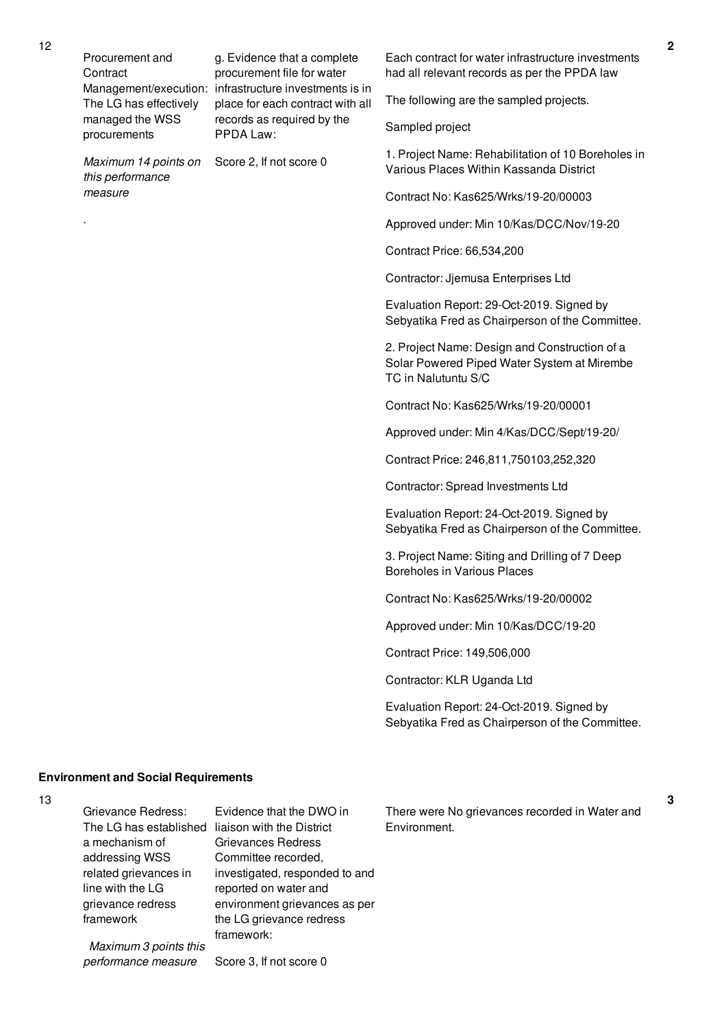| No. | Performance Measure | Criteria | Justification | Score |
|---|---|---|---|---|
| 12 | Procurement and Contract Management/execution: The LG has effectively managed the WSS procurements<br><br>*Maximum 14 points on this performance measure*<br><br>. | g. Evidence that a complete procurement file for water infrastructure investments is in place for each contract with all records as required by the PPDA Law:<br><br>Score 2, If not score 0 | Each contract for water infrastructure investments had all relevant records as per the PPDA law<br><br>The following are the sampled projects.<br><br>Sampled project<br><br>1. Project Name: Rehabilitation of 10 Boreholes in Various Places Within Kassanda District<br><br>Contract No: Kas625/Wrks/19-20/00003<br><br>Approved under: Min 10/Kas/DCC/Nov/19-20<br><br>Contract Price: 66,534,200<br><br>Contractor: Jjemusa Enterprises Ltd<br><br>Evaluation Report: 29-Oct-2019. Signed by Sebyatika Fred as Chairperson of the Committee.<br><br>2. Project Name: Design and Construction of a Solar Powered Piped Water System at Mirembe TC in Nalutuntu S/C<br><br>Contract No: Kas625/Wrks/19-20/00001<br><br>Approved under: Min 4/Kas/DCC/Sept/19-20/<br><br>Contract Price: 246,811,750103,252,320<br><br>Contractor: Spread Investments Ltd<br><br>Evaluation Report: 24-Oct-2019. Signed by Sebyatika Fred as Chairperson of the Committee.<br><br>3. Project Name: Siting and Drilling of 7 Deep Boreholes in Various Places<br><br>Contract No: Kas625/Wrks/19-20/00002<br><br>Approved under: Min 10/Kas/DCC/19-20<br><br>Contract Price: 149,506,000<br><br>Contractor: KLR Uganda Ltd<br><br>Evaluation Report: 24-Oct-2019. Signed by Sebyatika Fred as Chairperson of the Committee. | 2 |

**Environment and Social Requirements**

| No. | Performance Measure | Criteria | Justification | Score |
|---|---|---|---|---|
| 13 | Grievance Redress: The LG has established a mechanism of addressing WSS related grievances in line with the LG grievance redress framework<br><br>*Maximum 3 points this performance measure* | Evidence that the DWO in liaison with the District Grievances Redress Committee recorded, investigated, responded to and reported on water and environment grievances as per the LG grievance redress framework:<br><br>Score 3, If not score 0 | There were No grievances recorded in Water and Environment. | 3 |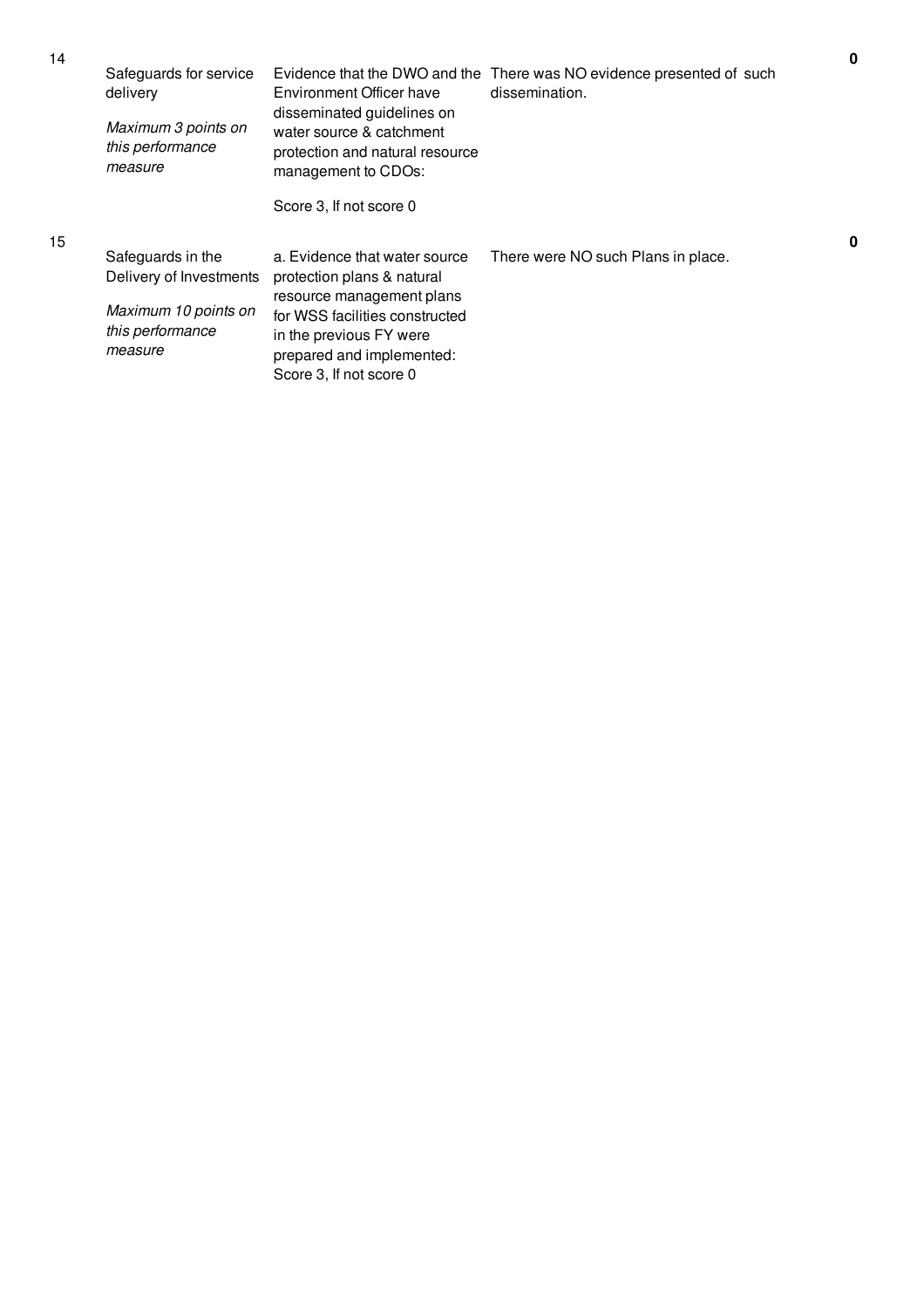| No. | Performance Area | Performance Measure | Assessment | Score |
|---|---|---|---|---|
| 14 | Safeguards for service delivery<br><br>*Maximum 3 points on this performance measure* | Evidence that the DWO and the Environment Officer have disseminated guidelines on water source & catchment protection and natural resource management to CDOs:<br><br>Score 3, If not score 0 | There was NO evidence presented of such dissemination. | **0** |
| 15 | Safeguards in the Delivery of Investments<br><br>*Maximum 10 points on this performance measure* | a. Evidence that water source protection plans & natural resource management plans for WSS facilities constructed in the previous FY were prepared and implemented: Score 3, If not score 0 | There were NO such Plans in place. | **0** |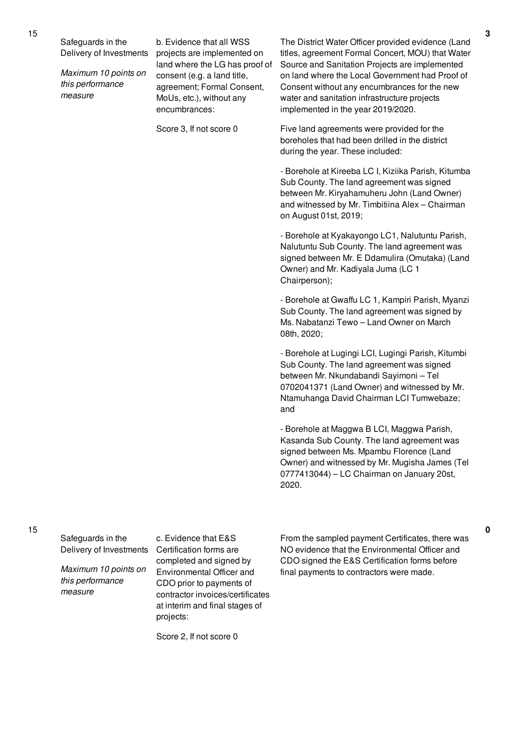| No. | Performance Measure | Criteria | Assessment Findings | Score |
|---|---|---|---|---|
| 15 | Safeguards in the Delivery of Investments<br><br>*Maximum 10 points on this performance measure* | b. Evidence that all WSS projects are implemented on land where the LG has proof of consent (e.g. a land title, agreement; Formal Consent, MoUs, etc.), without any encumbrances:<br><br>Score 3, If not score 0 | The District Water Officer provided evidence (Land titles, agreement Formal Concert, MOU) that Water Source and Sanitation Projects are implemented on land where the Local Government had Proof of Consent without any encumbrances for the new water and sanitation infrastructure projects implemented in the year 2019/2020.<br><br>Five land agreements were provided for the boreholes that had been drilled in the district during the year. These included:<br><br>- Borehole at Kireeba LC I, Kiziika Parish, Kitumba Sub County. The land agreement was signed between Mr. Kiryahamuheru John (Land Owner) and witnessed by Mr. Timbitiina Alex – Chairman on August 01st, 2019;<br><br>- Borehole at Kyakayongo LC1, Nalutuntu Parish, Nalutuntu Sub County. The land agreement was signed between Mr. E Ddamulira (Omutaka) (Land Owner) and Mr. Kadiyala Juma (LC 1 Chairperson);<br><br>- Borehole at Gwaffu LC 1, Kampiri Parish, Myanzi Sub County. The land agreement was signed by Ms. Nabatanzi Tewo – Land Owner on March 08th, 2020;<br><br>- Borehole at Lugingi LCI, Lugingi Parish, Kitumbi Sub County. The land agreement was signed between Mr. Nkundabandi Sayimoni – Tel 0702041371 (Land Owner) and witnessed by Mr. Ntamuhanga David Chairman LCI Tumwebaze; and<br><br>- Borehole at Maggwa B LCI, Maggwa Parish, Kasanda Sub County. The land agreement was signed between Ms. Mpambu Florence (Land Owner) and witnessed by Mr. Mugisha James (Tel 0777413044) – LC Chairman on January 20st, 2020. | 3 |
| 15 | Safeguards in the Delivery of Investments<br><br>*Maximum 10 points on this performance measure* | c. Evidence that E&S Certification forms are completed and signed by Environmental Officer and CDO prior to payments of contractor invoices/certificates at interim and final stages of projects:<br><br>Score 2, If not score 0 | From the sampled payment Certificates, there was NO evidence that the Environmental Officer and CDO signed the E&S Certification forms before final payments to contractors were made. | 0 |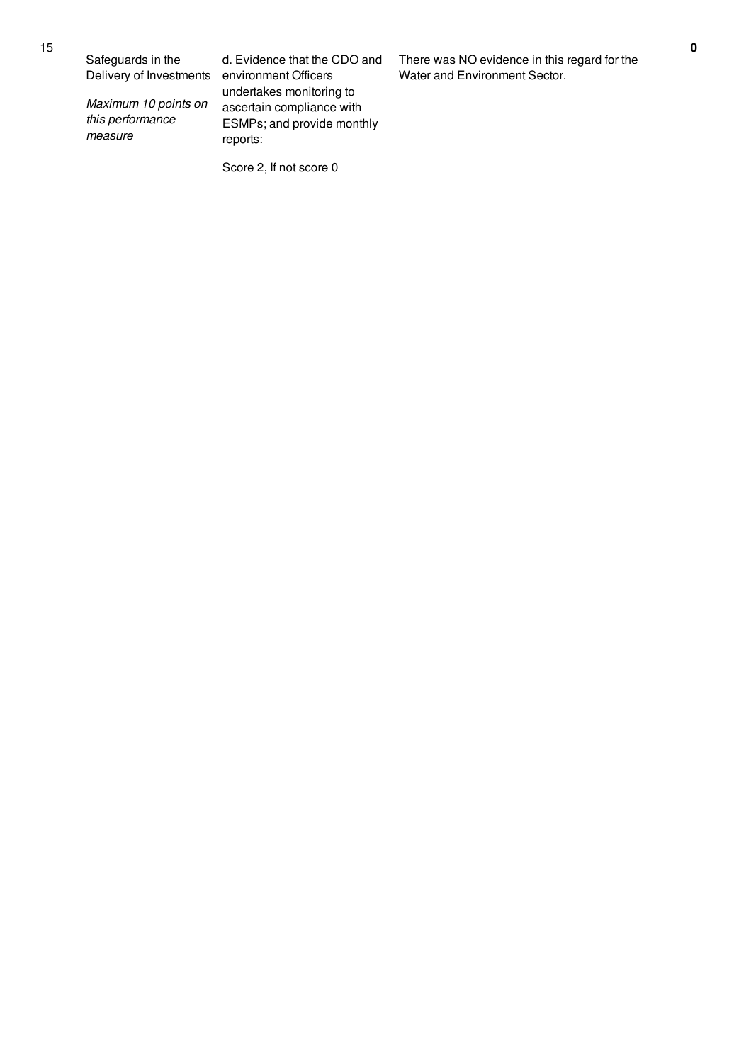| 15 | Safeguards in the Delivery of Investments<br><br>*Maximum 10 points on this performance measure* | d. Evidence that the CDO and environment Officers undertakes monitoring to ascertain compliance with ESMPs; and provide monthly reports:<br><br>Score 2, If not score 0 | There was NO evidence in this regard for the Water and Environment Sector. | **0** |
|---|---|---|---|---|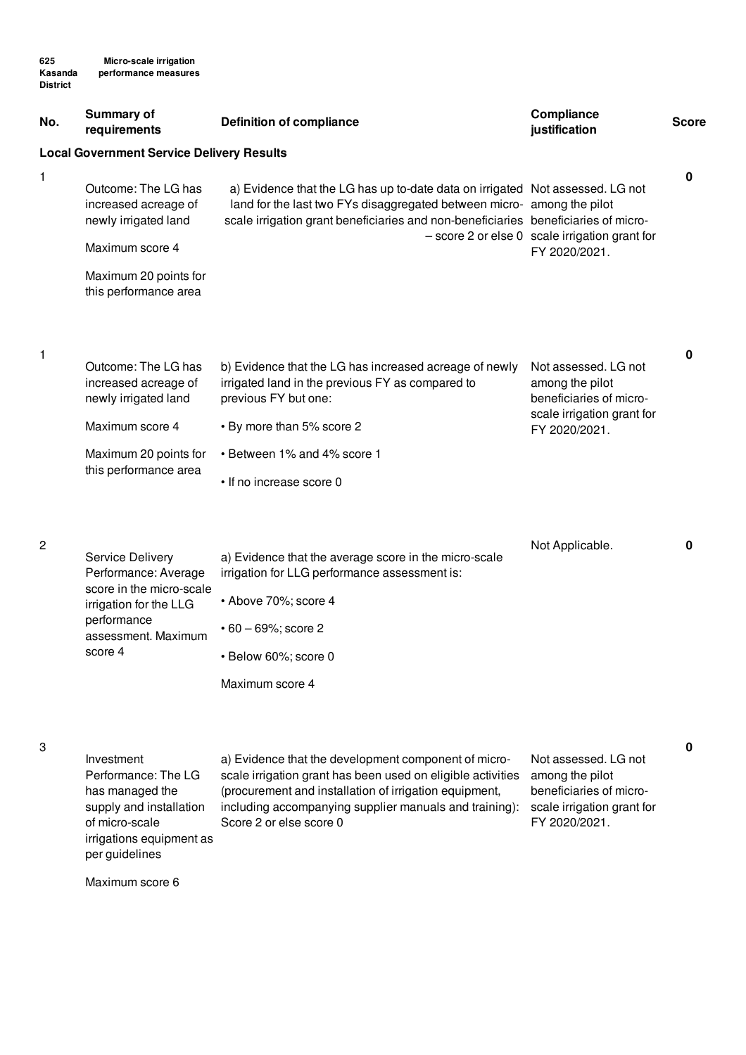625 Kasanda District — Micro-scale irrigation performance measures

| No. | Summary of requirements | Definition of compliance | Compliance justification | Score |
|---|---|---|---|---|
| **Local Government Service Delivery Results** | | | | |
| 1 | Outcome: The LG has increased acreage of newly irrigated land<br><br>Maximum score 4<br><br>Maximum 20 points for this performance area | a) Evidence that the LG has up to-date data on irrigated land for the last two FYs disaggregated between micro-scale irrigation grant beneficiaries and non-beneficiaries – score 2 or else 0 | Not assessed. LG not among the pilot beneficiaries of micro-scale irrigation grant for FY 2020/2021. | 0 |
| 1 | Outcome: The LG has increased acreage of newly irrigated land<br><br>Maximum score 4<br><br>Maximum 20 points for this performance area | b) Evidence that the LG has increased acreage of newly irrigated land in the previous FY as compared to previous FY but one:<br><br>• By more than 5% score 2<br><br>• Between 1% and 4% score 1<br><br>• If no increase score 0 | Not assessed. LG not among the pilot beneficiaries of micro-scale irrigation grant for FY 2020/2021. | 0 |
| 2 | Service Delivery Performance: Average score in the micro-scale irrigation for the LLG performance assessment. Maximum score 4 | a) Evidence that the average score in the micro-scale irrigation for LLG performance assessment is:<br><br>• Above 70%; score 4<br><br>• 60 – 69%; score 2<br><br>• Below 60%; score 0<br><br>Maximum score 4 | Not Applicable. | 0 |
| 3 | Investment Performance: The LG has managed the supply and installation of micro-scale irrigations equipment as per guidelines<br><br>Maximum score 6 | a) Evidence that the development component of micro-scale irrigation grant has been used on eligible activities (procurement and installation of irrigation equipment, including accompanying supplier manuals and training): Score 2 or else score 0 | Not assessed. LG not among the pilot beneficiaries of micro-scale irrigation grant for FY 2020/2021. | 0 |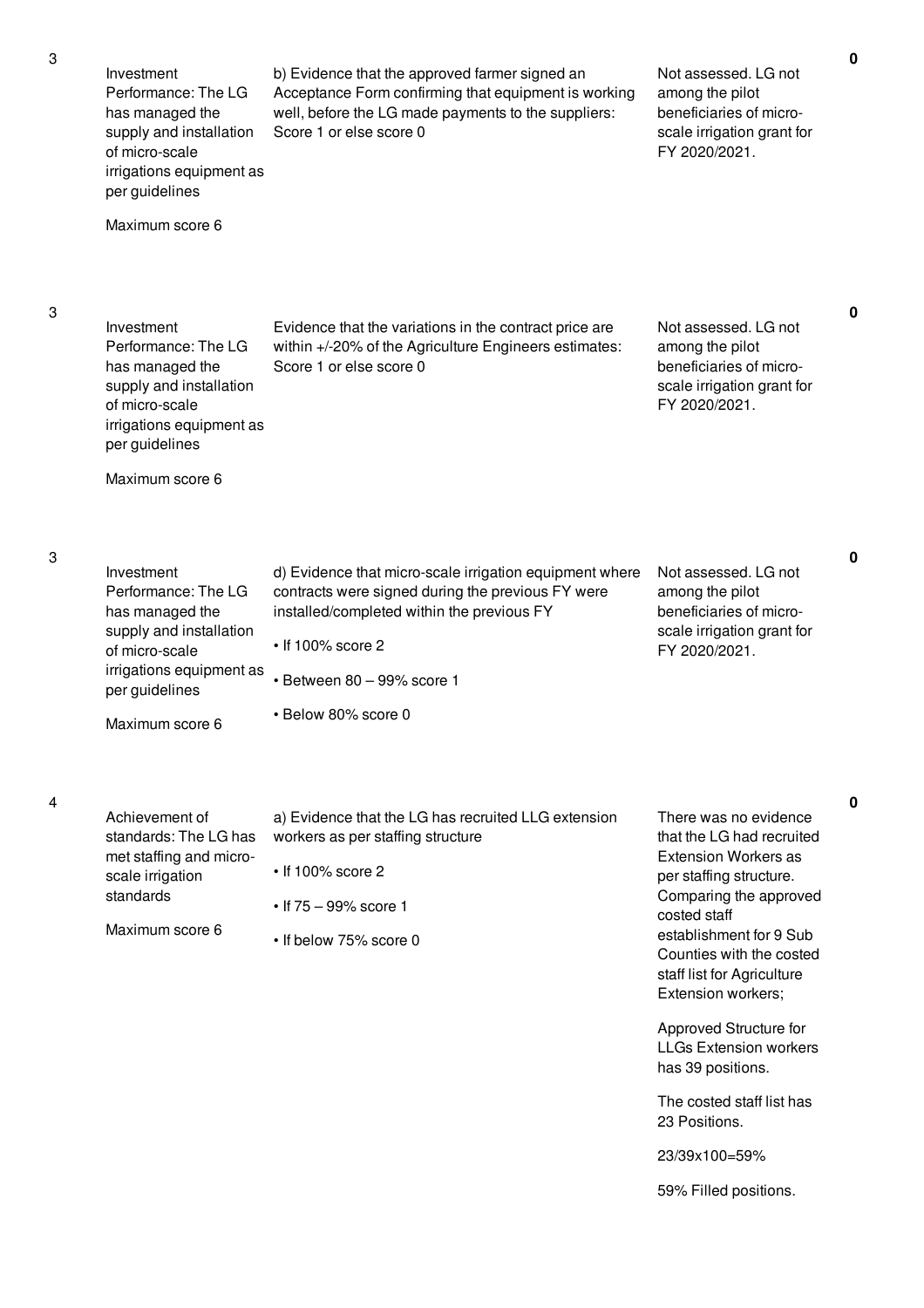| | | | | |
|---|---|---|---|---|
| 3 | Investment Performance: The LG has managed the supply and installation of micro-scale irrigations equipment as per guidelines<br><br>Maximum score 6 | b) Evidence that the approved farmer signed an Acceptance Form confirming that equipment is working well, before the LG made payments to the suppliers: Score 1 or else score 0 | Not assessed. LG not among the pilot beneficiaries of micro-scale irrigation grant for FY 2020/2021. | 0 |
| 3 | Investment Performance: The LG has managed the supply and installation of micro-scale irrigations equipment as per guidelines<br><br>Maximum score 6 | Evidence that the variations in the contract price are within +/-20% of the Agriculture Engineers estimates: Score 1 or else score 0 | Not assessed. LG not among the pilot beneficiaries of micro-scale irrigation grant for FY 2020/2021. | 0 |
| 3 | Investment Performance: The LG has managed the supply and installation of micro-scale irrigations equipment as per guidelines<br><br>Maximum score 6 | d) Evidence that micro-scale irrigation equipment where contracts were signed during the previous FY were installed/completed within the previous FY<br><br>• If 100% score 2<br><br>• Between 80 – 99% score 1<br><br>• Below 80% score 0 | Not assessed. LG not among the pilot beneficiaries of micro-scale irrigation grant for FY 2020/2021. | 0 |
| 4 | Achievement of standards: The LG has met staffing and micro-scale irrigation standards<br><br>Maximum score 6 | a) Evidence that the LG has recruited LLG extension workers as per staffing structure<br><br>• If 100% score 2<br><br>• If 75 – 99% score 1<br><br>• If below 75% score 0 | There was no evidence that the LG had recruited Extension Workers as per staffing structure. Comparing the approved costed staff establishment for 9 Sub Counties with the costed staff list for Agriculture Extension workers;<br><br>Approved Structure for LLGs Extension workers has 39 positions.<br><br>The costed staff list has 23 Positions.<br><br>23/39x100=59%<br><br>59% Filled positions. | 0 |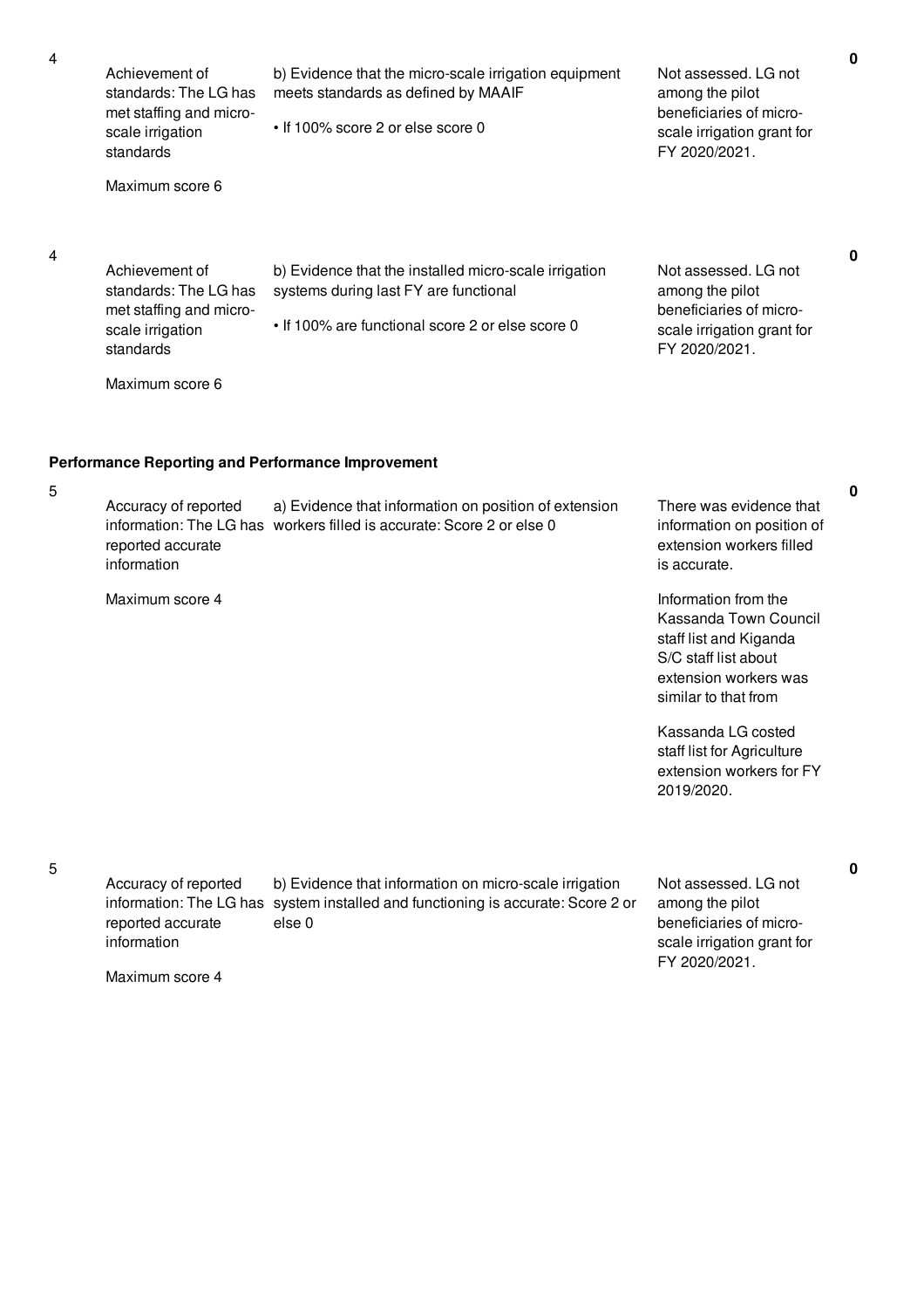| No. | Performance Measure | Scoring Guide | Justification | Score |
|---|---|---|---|---|
| 4 | Achievement of standards: The LG has met staffing and micro-scale irrigation standards<br><br>Maximum score 6 | b) Evidence that the micro-scale irrigation equipment meets standards as defined by MAAIF<br><br>• If 100% score 2 or else score 0 | Not assessed. LG not among the pilot beneficiaries of micro-scale irrigation grant for FY 2020/2021. | 0 |
| 4 | Achievement of standards: The LG has met staffing and micro-scale irrigation standards<br><br>Maximum score 6 | b) Evidence that the installed micro-scale irrigation systems during last FY are functional<br><br>• If 100% are functional score 2 or else score 0 | Not assessed. LG not among the pilot beneficiaries of micro-scale irrigation grant for FY 2020/2021. | 0 |

**Performance Reporting and Performance Improvement**

| No. | Performance Measure | Scoring Guide | Justification | Score |
|---|---|---|---|---|
| 5 | Accuracy of reported information: The LG has reported accurate information<br><br>Maximum score 4 | a) Evidence that information on position of extension workers filled is accurate: Score 2 or else 0 | There was evidence that information on position of extension workers filled is accurate.<br><br>Information from the Kassanda Town Council staff list and Kiganda S/C staff list about extension workers was similar to that from<br><br>Kassanda LG costed staff list for Agriculture extension workers for FY 2019/2020. | 0 |
| 5 | Accuracy of reported information: The LG has reported accurate information<br><br>Maximum score 4 | b) Evidence that information on micro-scale irrigation system installed and functioning is accurate: Score 2 or else 0 | Not assessed. LG not among the pilot beneficiaries of micro-scale irrigation grant for FY 2020/2021. | 0 |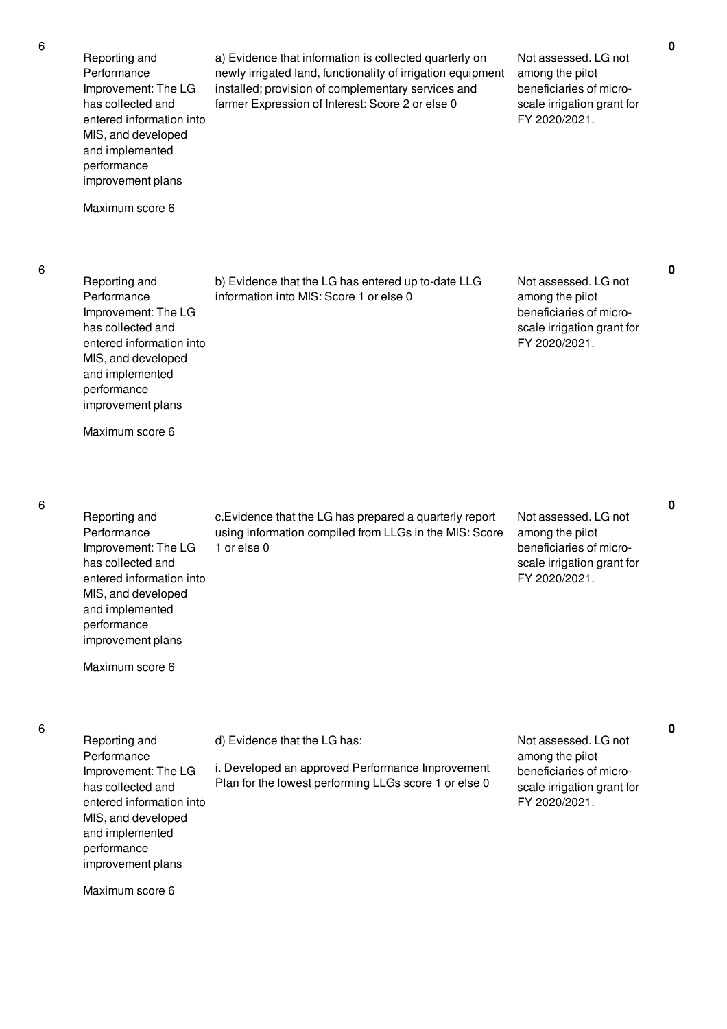| | | | | |
|---|---|---|---|---|
| 6 | Reporting and Performance Improvement: The LG has collected and entered information into MIS, and developed and implemented performance improvement plans<br><br>Maximum score 6 | a) Evidence that information is collected quarterly on newly irrigated land, functionality of irrigation equipment installed; provision of complementary services and farmer Expression of Interest: Score 2 or else 0 | Not assessed. LG not among the pilot beneficiaries of micro-scale irrigation grant for FY 2020/2021. | **0** |
| 6 | Reporting and Performance Improvement: The LG has collected and entered information into MIS, and developed and implemented performance improvement plans<br><br>Maximum score 6 | b) Evidence that the LG has entered up to-date LLG information into MIS: Score 1 or else 0 | Not assessed. LG not among the pilot beneficiaries of micro-scale irrigation grant for FY 2020/2021. | **0** |
| 6 | Reporting and Performance Improvement: The LG has collected and entered information into MIS, and developed and implemented performance improvement plans<br><br>Maximum score 6 | c.Evidence that the LG has prepared a quarterly report using information compiled from LLGs in the MIS: Score 1 or else 0 | Not assessed. LG not among the pilot beneficiaries of micro-scale irrigation grant for FY 2020/2021. | **0** |
| 6 | Reporting and Performance Improvement: The LG has collected and entered information into MIS, and developed and implemented performance improvement plans<br><br>Maximum score 6 | d) Evidence that the LG has:<br><br>i. Developed an approved Performance Improvement Plan for the lowest performing LLGs score 1 or else 0 | Not assessed. LG not among the pilot beneficiaries of micro-scale irrigation grant for FY 2020/2021. | **0** |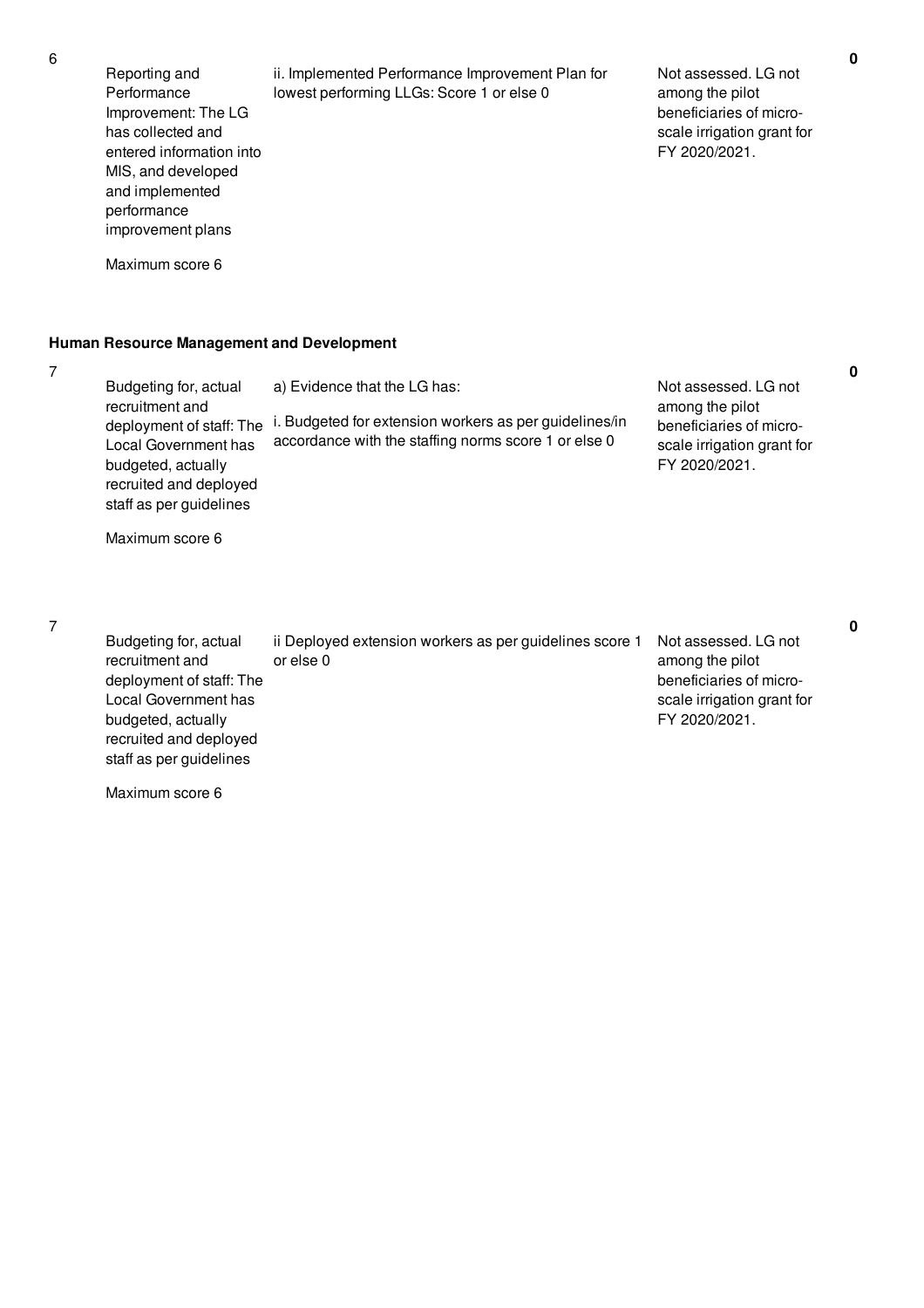| No. | Performance Measure | Scoring Guide | Justification | Score |
|---|---|---|---|---|
| 6 | Reporting and Performance Improvement: The LG has collected and entered information into MIS, and developed and implemented performance improvement plans<br><br>Maximum score 6 | ii. Implemented Performance Improvement Plan for lowest performing LLGs: Score 1 or else 0 | Not assessed. LG not among the pilot beneficiaries of micro-scale irrigation grant for FY 2020/2021. | 0 |

**Human Resource Management and Development**

| No. | Performance Measure | Scoring Guide | Justification | Score |
|---|---|---|---|---|
| 7 | Budgeting for, actual recruitment and deployment of staff: The Local Government has budgeted, actually recruited and deployed staff as per guidelines<br><br>Maximum score 6 | a) Evidence that the LG has:<br><br>i. Budgeted for extension workers as per guidelines/in accordance with the staffing norms score 1 or else 0 | Not assessed. LG not among the pilot beneficiaries of micro-scale irrigation grant for FY 2020/2021. | 0 |
| 7 | Budgeting for, actual recruitment and deployment of staff: The Local Government has budgeted, actually recruited and deployed staff as per guidelines<br><br>Maximum score 6 | ii Deployed extension workers as per guidelines score 1 or else 0 | Not assessed. LG not among the pilot beneficiaries of micro-scale irrigation grant for FY 2020/2021. | 0 |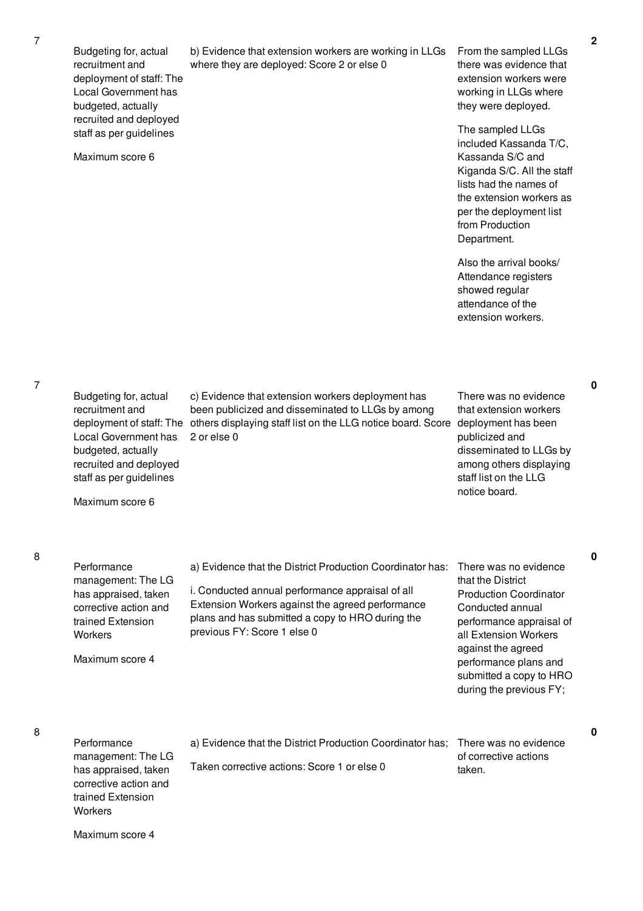| | | | | |
|---|---|---|---|---|
| 7 | Budgeting for, actual recruitment and deployment of staff: The Local Government has budgeted, actually recruited and deployed staff as per guidelines<br><br>Maximum score 6 | b) Evidence that extension workers are working in LLGs where they are deployed: Score 2 or else 0 | From the sampled LLGs there was evidence that extension workers were working in LLGs where they were deployed.<br><br>The sampled LLGs included Kassanda T/C, Kassanda S/C and Kiganda S/C. All the staff lists had the names of the extension workers as per the deployment list from Production Department.<br><br>Also the arrival books/ Attendance registers showed regular attendance of the extension workers. | 2 |
| 7 | Budgeting for, actual recruitment and deployment of staff: The Local Government has budgeted, actually recruited and deployed staff as per guidelines<br><br>Maximum score 6 | c) Evidence that extension workers deployment has been publicized and disseminated to LLGs by among others displaying staff list on the LLG notice board. Score 2 or else 0 | There was no evidence that extension workers deployment has been publicized and disseminated to LLGs by among others displaying staff list on the LLG notice board. | 0 |
| 8 | Performance management: The LG has appraised, taken corrective action and trained Extension Workers<br><br>Maximum score 4 | a) Evidence that the District Production Coordinator has:<br><br>i. Conducted annual performance appraisal of all Extension Workers against the agreed performance plans and has submitted a copy to HRO during the previous FY: Score 1 else 0 | There was no evidence that the District Production Coordinator Conducted annual performance appraisal of all Extension Workers against the agreed performance plans and submitted a copy to HRO during the previous FY; | 0 |
| 8 | Performance management: The LG has appraised, taken corrective action and trained Extension Workers<br><br>Maximum score 4 | a) Evidence that the District Production Coordinator has;<br><br>Taken corrective actions: Score 1 or else 0 | There was no evidence of corrective actions taken. | 0 |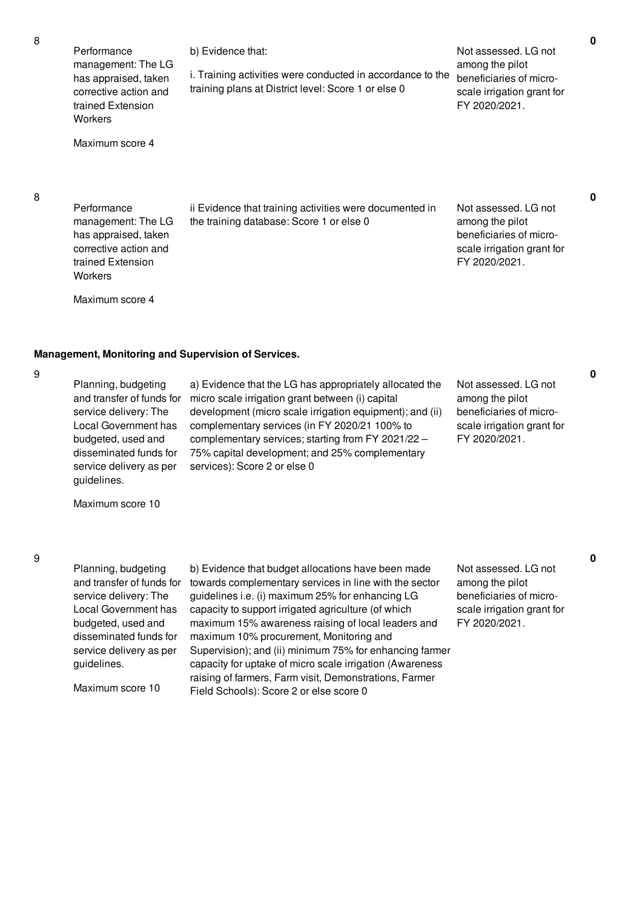| No. | Performance Measure | Scoring Guide | Justification | Score |
|---|---|---|---|---|
| 8 | Performance management: The LG has appraised, taken corrective action and trained Extension Workers<br><br>Maximum score 4 | b) Evidence that:<br><br>i. Training activities were conducted in accordance to the training plans at District level: Score 1 or else 0 | Not assessed. LG not among the pilot beneficiaries of micro-scale irrigation grant for FY 2020/2021. | 0 |
| 8 | Performance management: The LG has appraised, taken corrective action and trained Extension Workers<br><br>Maximum score 4 | ii Evidence that training activities were documented in the training database: Score 1 or else 0 | Not assessed. LG not among the pilot beneficiaries of micro-scale irrigation grant for FY 2020/2021. | 0 |

**Management, Monitoring and Supervision of Services.**

| No. | Performance Measure | Scoring Guide | Justification | Score |
|---|---|---|---|---|
| 9 | Planning, budgeting and transfer of funds for service delivery: The Local Government has budgeted, used and disseminated funds for service delivery as per guidelines.<br><br>Maximum score 10 | a) Evidence that the LG has appropriately allocated the micro scale irrigation grant between (i) capital development (micro scale irrigation equipment); and (ii) complementary services (in FY 2020/21 100% to complementary services; starting from FY 2021/22 – 75% capital development; and 25% complementary services): Score 2 or else 0 | Not assessed. LG not among the pilot beneficiaries of micro-scale irrigation grant for FY 2020/2021. | 0 |
| 9 | Planning, budgeting and transfer of funds for service delivery: The Local Government has budgeted, used and disseminated funds for service delivery as per guidelines.<br><br>Maximum score 10 | b) Evidence that budget allocations have been made towards complementary services in line with the sector guidelines i.e. (i) maximum 25% for enhancing LG capacity to support irrigated agriculture (of which maximum 15% awareness raising of local leaders and maximum 10% procurement, Monitoring and Supervision); and (ii) minimum 75% for enhancing farmer capacity for uptake of micro scale irrigation (Awareness raising of farmers, Farm visit, Demonstrations, Farmer Field Schools): Score 2 or else score 0 | Not assessed. LG not among the pilot beneficiaries of micro-scale irrigation grant for FY 2020/2021. | 0 |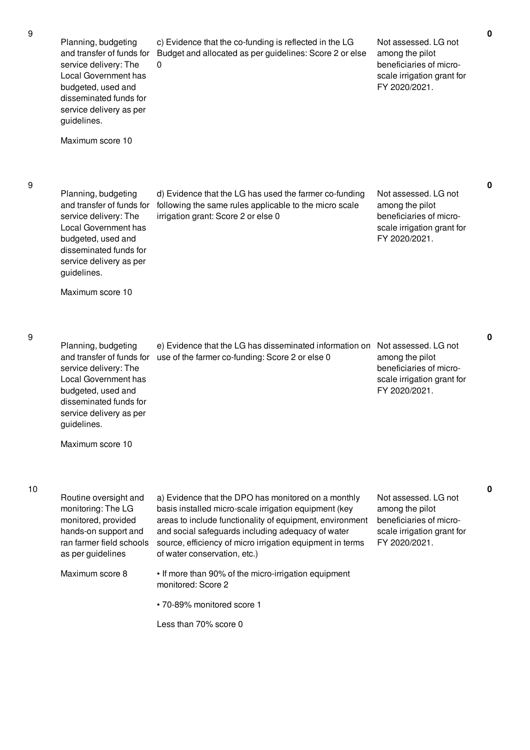| No. | Performance Area | Performance Measure | Assessment | Score |
|---|---|---|---|---|
| 9 | Planning, budgeting and transfer of funds for service delivery: The Local Government has budgeted, used and disseminated funds for service delivery as per guidelines.<br><br>Maximum score 10 | c) Evidence that the co-funding is reflected in the LG Budget and allocated as per guidelines: Score 2 or else 0 | Not assessed. LG not among the pilot beneficiaries of micro-scale irrigation grant for FY 2020/2021. | 0 |
| 9 | Planning, budgeting and transfer of funds for service delivery: The Local Government has budgeted, used and disseminated funds for service delivery as per guidelines.<br><br>Maximum score 10 | d) Evidence that the LG has used the farmer co-funding following the same rules applicable to the micro scale irrigation grant: Score 2 or else 0 | Not assessed. LG not among the pilot beneficiaries of micro-scale irrigation grant for FY 2020/2021. | 0 |
| 9 | Planning, budgeting and transfer of funds for service delivery: The Local Government has budgeted, used and disseminated funds for service delivery as per guidelines.<br><br>Maximum score 10 | e) Evidence that the LG has disseminated information on use of the farmer co-funding: Score 2 or else 0 | Not assessed. LG not among the pilot beneficiaries of micro-scale irrigation grant for FY 2020/2021. | 0 |
| 10 | Routine oversight and monitoring: The LG monitored, provided hands-on support and ran farmer field schools as per guidelines<br><br>Maximum score 8 | a) Evidence that the DPO has monitored on a monthly basis installed micro-scale irrigation equipment (key areas to include functionality of equipment, environment and social safeguards including adequacy of water source, efficiency of micro irrigation equipment in terms of water conservation, etc.)<br><br>• If more than 90% of the micro-irrigation equipment monitored: Score 2<br><br>• 70-89% monitored score 1<br><br>Less than 70% score 0 | Not assessed. LG not among the pilot beneficiaries of micro-scale irrigation grant for FY 2020/2021. | 0 |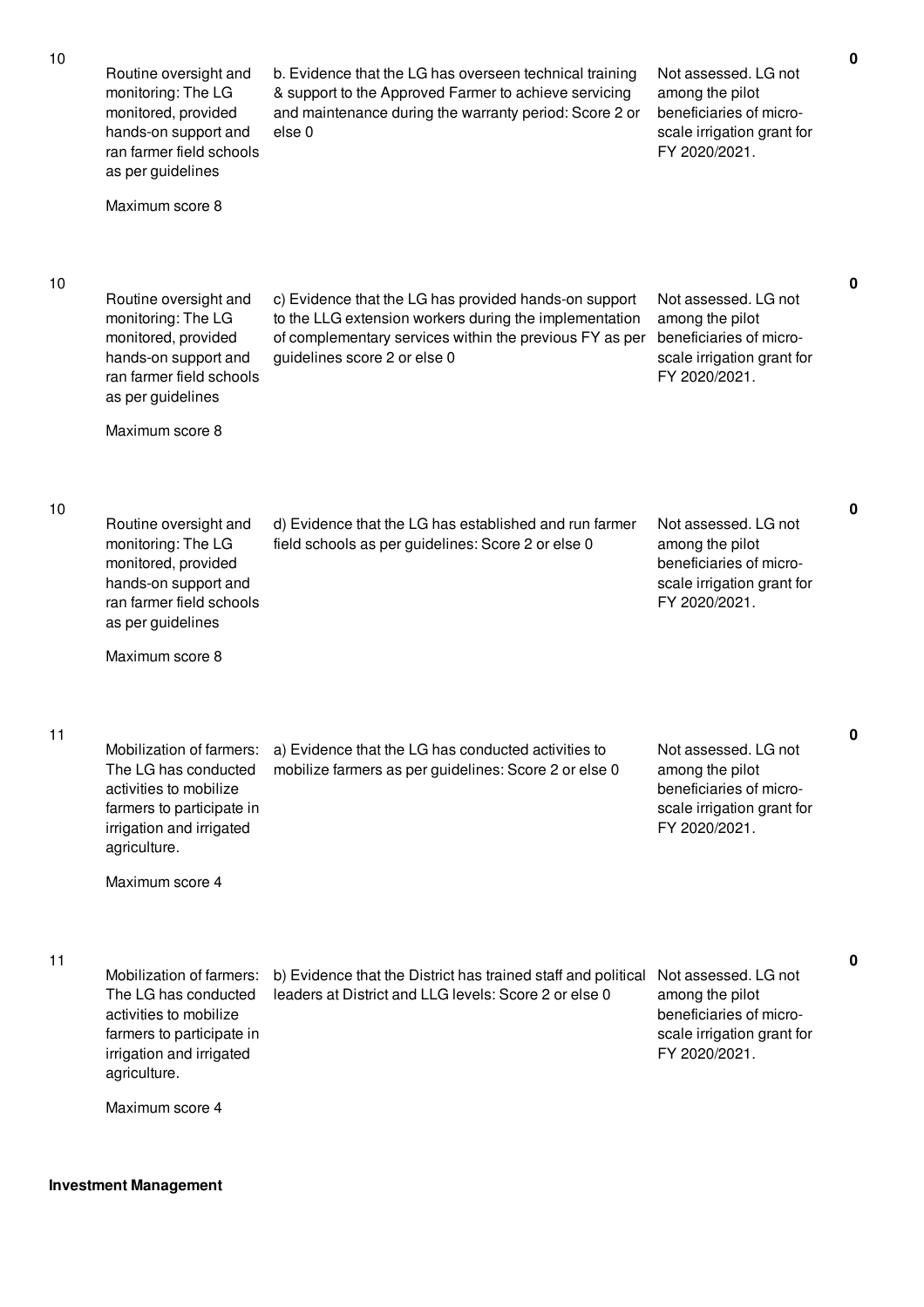| No. | Performance Measure | Assessment Criteria | Justification | Score |
|---|---|---|---|---|
| 10 | Routine oversight and monitoring: The LG monitored, provided hands-on support and ran farmer field schools as per guidelines<br><br>Maximum score 8 | b. Evidence that the LG has overseen technical training & support to the Approved Farmer to achieve servicing and maintenance during the warranty period: Score 2 or else 0 | Not assessed. LG not among the pilot beneficiaries of micro-scale irrigation grant for FY 2020/2021. | **0** |
| 10 | Routine oversight and monitoring: The LG monitored, provided hands-on support and ran farmer field schools as per guidelines<br><br>Maximum score 8 | c) Evidence that the LG has provided hands-on support to the LLG extension workers during the implementation of complementary services within the previous FY as per guidelines score 2 or else 0 | Not assessed. LG not among the pilot beneficiaries of micro-scale irrigation grant for FY 2020/2021. | **0** |
| 10 | Routine oversight and monitoring: The LG monitored, provided hands-on support and ran farmer field schools as per guidelines<br><br>Maximum score 8 | d) Evidence that the LG has established and run farmer field schools as per guidelines: Score 2 or else 0 | Not assessed. LG not among the pilot beneficiaries of micro-scale irrigation grant for FY 2020/2021. | **0** |
| 11 | Mobilization of farmers: The LG has conducted activities to mobilize farmers to participate in irrigation and irrigated agriculture.<br><br>Maximum score 4 | a) Evidence that the LG has conducted activities to mobilize farmers as per guidelines: Score 2 or else 0 | Not assessed. LG not among the pilot beneficiaries of micro-scale irrigation grant for FY 2020/2021. | **0** |
| 11 | Mobilization of farmers: The LG has conducted activities to mobilize farmers to participate in irrigation and irrigated agriculture.<br><br>Maximum score 4 | b) Evidence that the District has trained staff and political leaders at District and LLG levels: Score 2 or else 0 | Not assessed. LG not among the pilot beneficiaries of micro-scale irrigation grant for FY 2020/2021. | **0** |

**Investment Management**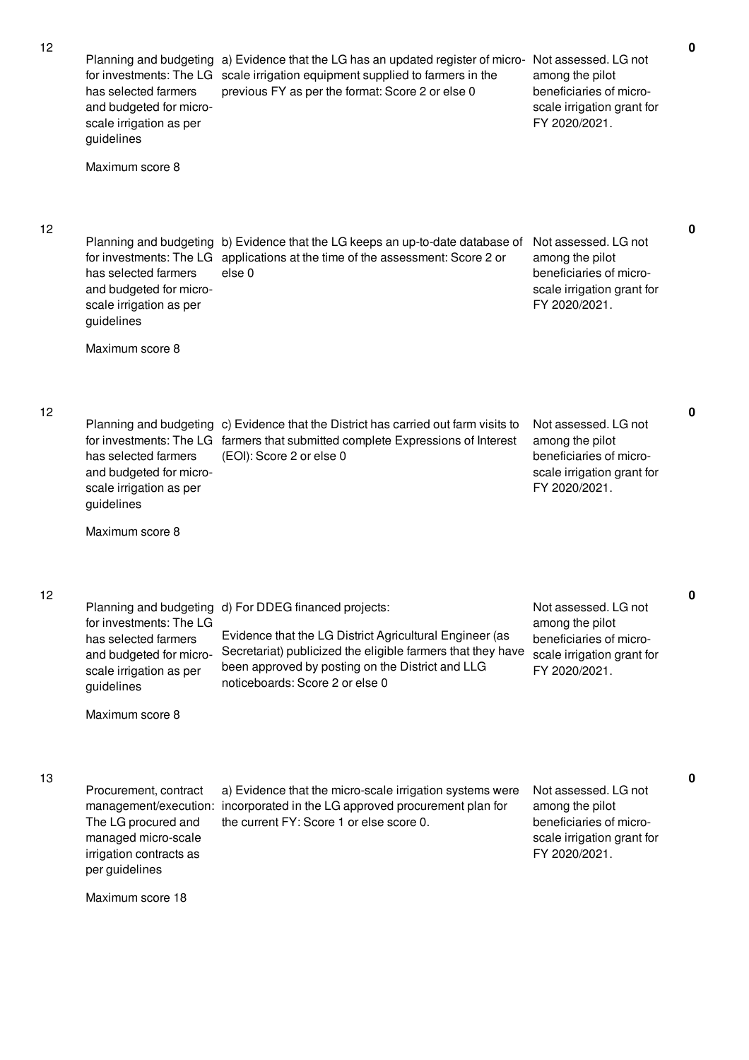| No. | Performance Measure | Scoring Guide | Justification | Score |
|---|---|---|---|---|
| 12 | Planning and budgeting for investments: The LG has selected farmers and budgeted for micro-scale irrigation as per guidelines<br><br>Maximum score 8 | a) Evidence that the LG has an updated register of micro-scale irrigation equipment supplied to farmers in the previous FY as per the format: Score 2 or else 0 | Not assessed. LG not among the pilot beneficiaries of micro-scale irrigation grant for FY 2020/2021. | **0** |
| 12 | Planning and budgeting for investments: The LG has selected farmers and budgeted for micro-scale irrigation as per guidelines<br><br>Maximum score 8 | b) Evidence that the LG keeps an up-to-date database of applications at the time of the assessment: Score 2 or else 0 | Not assessed. LG not among the pilot beneficiaries of micro-scale irrigation grant for FY 2020/2021. | **0** |
| 12 | Planning and budgeting for investments: The LG has selected farmers and budgeted for micro-scale irrigation as per guidelines<br><br>Maximum score 8 | c) Evidence that the District has carried out farm visits to farmers that submitted complete Expressions of Interest (EOI): Score 2 or else 0 | Not assessed. LG not among the pilot beneficiaries of micro-scale irrigation grant for FY 2020/2021. | **0** |
| 12 | Planning and budgeting for investments: The LG has selected farmers and budgeted for micro-scale irrigation as per guidelines<br><br>Maximum score 8 | d) For DDEG financed projects:<br><br>Evidence that the LG District Agricultural Engineer (as Secretariat) publicized the eligible farmers that they have been approved by posting on the District and LLG noticeboards: Score 2 or else 0 | Not assessed. LG not among the pilot beneficiaries of micro-scale irrigation grant for FY 2020/2021. | **0** |
| 13 | Procurement, contract management/execution: The LG procured and managed micro-scale irrigation contracts as per guidelines<br><br>Maximum score 18 | a) Evidence that the micro-scale irrigation systems were incorporated in the LG approved procurement plan for the current FY: Score 1 or else score 0. | Not assessed. LG not among the pilot beneficiaries of micro-scale irrigation grant for FY 2020/2021. | **0** |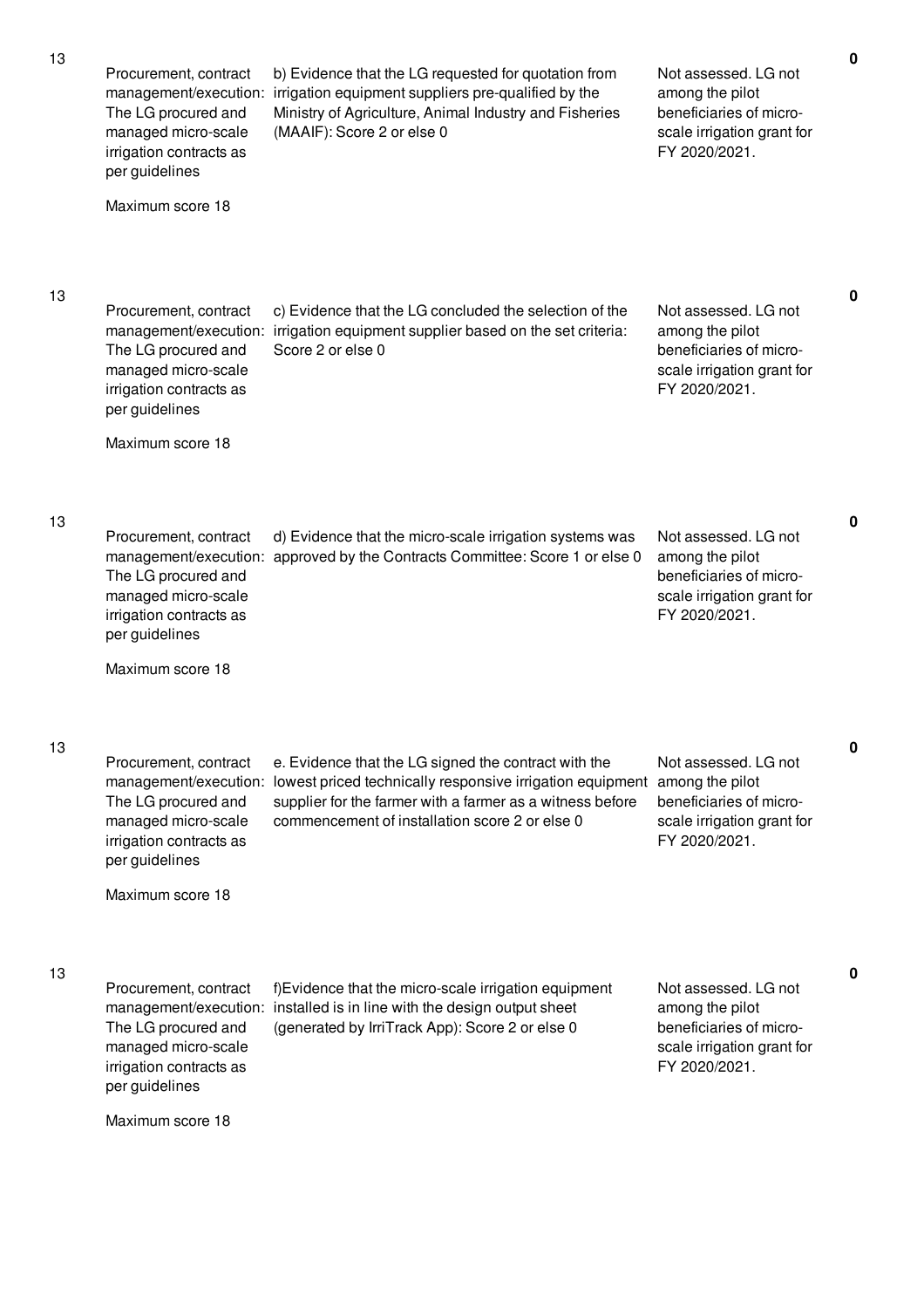| No. | Performance Area | Requirement | Assessment | Score |
|---|---|---|---|---|
| 13 | Procurement, contract management/execution: The LG procured and managed micro-scale irrigation contracts as per guidelines<br><br>Maximum score 18 | b) Evidence that the LG requested for quotation from irrigation equipment suppliers pre-qualified by the Ministry of Agriculture, Animal Industry and Fisheries (MAAIF): Score 2 or else 0 | Not assessed. LG not among the pilot beneficiaries of micro-scale irrigation grant for FY 2020/2021. | 0 |
| 13 | Procurement, contract management/execution: The LG procured and managed micro-scale irrigation contracts as per guidelines<br><br>Maximum score 18 | c) Evidence that the LG concluded the selection of the irrigation equipment supplier based on the set criteria: Score 2 or else 0 | Not assessed. LG not among the pilot beneficiaries of micro-scale irrigation grant for FY 2020/2021. | 0 |
| 13 | Procurement, contract management/execution: The LG procured and managed micro-scale irrigation contracts as per guidelines<br><br>Maximum score 18 | d) Evidence that the micro-scale irrigation systems was approved by the Contracts Committee: Score 1 or else 0 | Not assessed. LG not among the pilot beneficiaries of micro-scale irrigation grant for FY 2020/2021. | 0 |
| 13 | Procurement, contract management/execution: The LG procured and managed micro-scale irrigation contracts as per guidelines<br><br>Maximum score 18 | e. Evidence that the LG signed the contract with the lowest priced technically responsive irrigation equipment supplier for the farmer with a farmer as a witness before commencement of installation score 2 or else 0 | Not assessed. LG not among the pilot beneficiaries of micro-scale irrigation grant for FY 2020/2021. | 0 |
| 13 | Procurement, contract management/execution: The LG procured and managed micro-scale irrigation contracts as per guidelines<br><br>Maximum score 18 | f)Evidence that the micro-scale irrigation equipment installed is in line with the design output sheet (generated by IrriTrack App): Score 2 or else 0 | Not assessed. LG not among the pilot beneficiaries of micro-scale irrigation grant for FY 2020/2021. | 0 |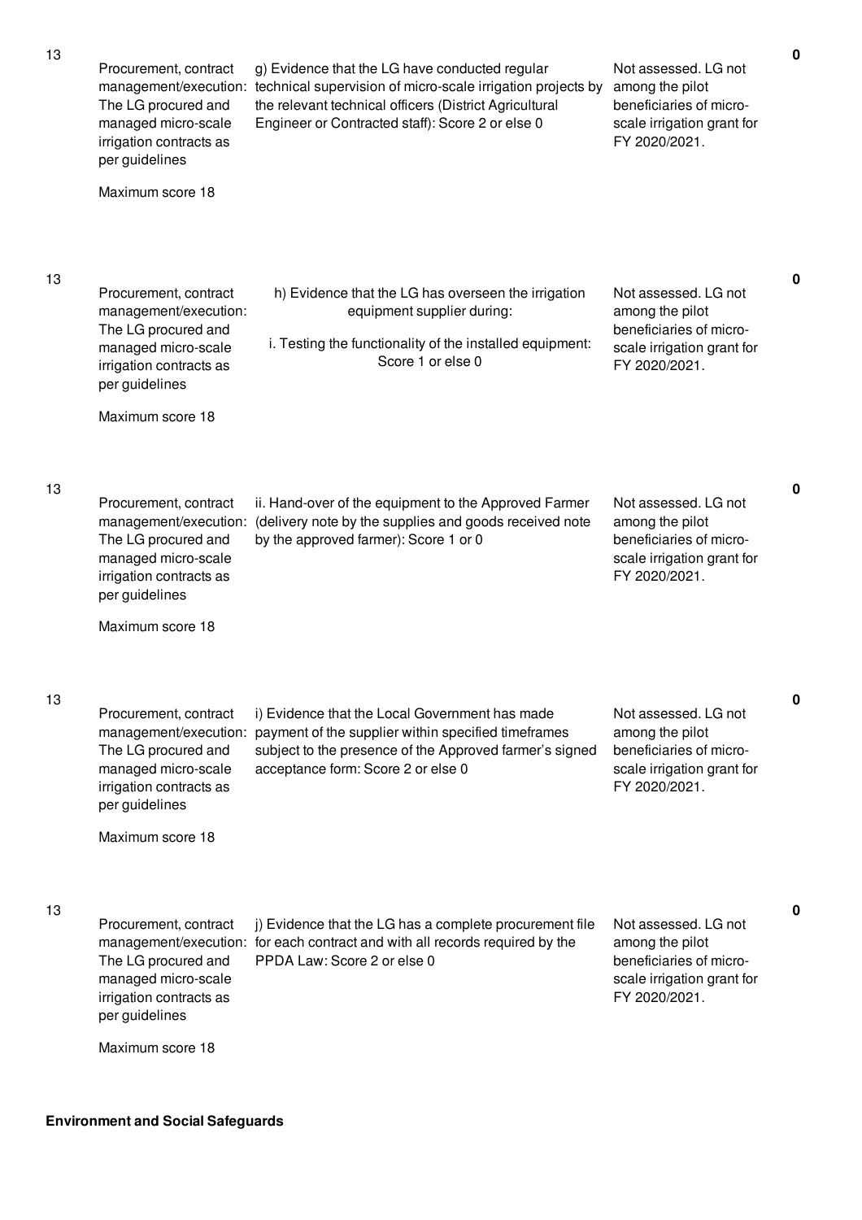| No. | Performance Measure | Requirement | Assessment | Score |
|---|---|---|---|---|
| 13 | Procurement, contract management/execution: The LG procured and managed micro-scale irrigation contracts as per guidelines<br><br>Maximum score 18 | g) Evidence that the LG have conducted regular technical supervision of micro-scale irrigation projects by the relevant technical officers (District Agricultural Engineer or Contracted staff): Score 2 or else 0 | Not assessed. LG not among the pilot beneficiaries of micro-scale irrigation grant for FY 2020/2021. | 0 |
| 13 | Procurement, contract management/execution: The LG procured and managed micro-scale irrigation contracts as per guidelines<br><br>Maximum score 18 | h) Evidence that the LG has overseen the irrigation equipment supplier during:<br><br>i. Testing the functionality of the installed equipment: Score 1 or else 0 | Not assessed. LG not among the pilot beneficiaries of micro-scale irrigation grant for FY 2020/2021. | 0 |
| 13 | Procurement, contract management/execution: The LG procured and managed micro-scale irrigation contracts as per guidelines<br><br>Maximum score 18 | ii. Hand-over of the equipment to the Approved Farmer (delivery note by the supplies and goods received note by the approved farmer): Score 1 or 0 | Not assessed. LG not among the pilot beneficiaries of micro-scale irrigation grant for FY 2020/2021. | 0 |
| 13 | Procurement, contract management/execution: The LG procured and managed micro-scale irrigation contracts as per guidelines<br><br>Maximum score 18 | i) Evidence that the Local Government has made payment of the supplier within specified timeframes subject to the presence of the Approved farmer's signed acceptance form: Score 2 or else 0 | Not assessed. LG not among the pilot beneficiaries of micro-scale irrigation grant for FY 2020/2021. | 0 |
| 13 | Procurement, contract management/execution: The LG procured and managed micro-scale irrigation contracts as per guidelines<br><br>Maximum score 18 | j) Evidence that the LG has a complete procurement file for each contract and with all records required by the PPDA Law: Score 2 or else 0 | Not assessed. LG not among the pilot beneficiaries of micro-scale irrigation grant for FY 2020/2021. | 0 |

**Environment and Social Safeguards**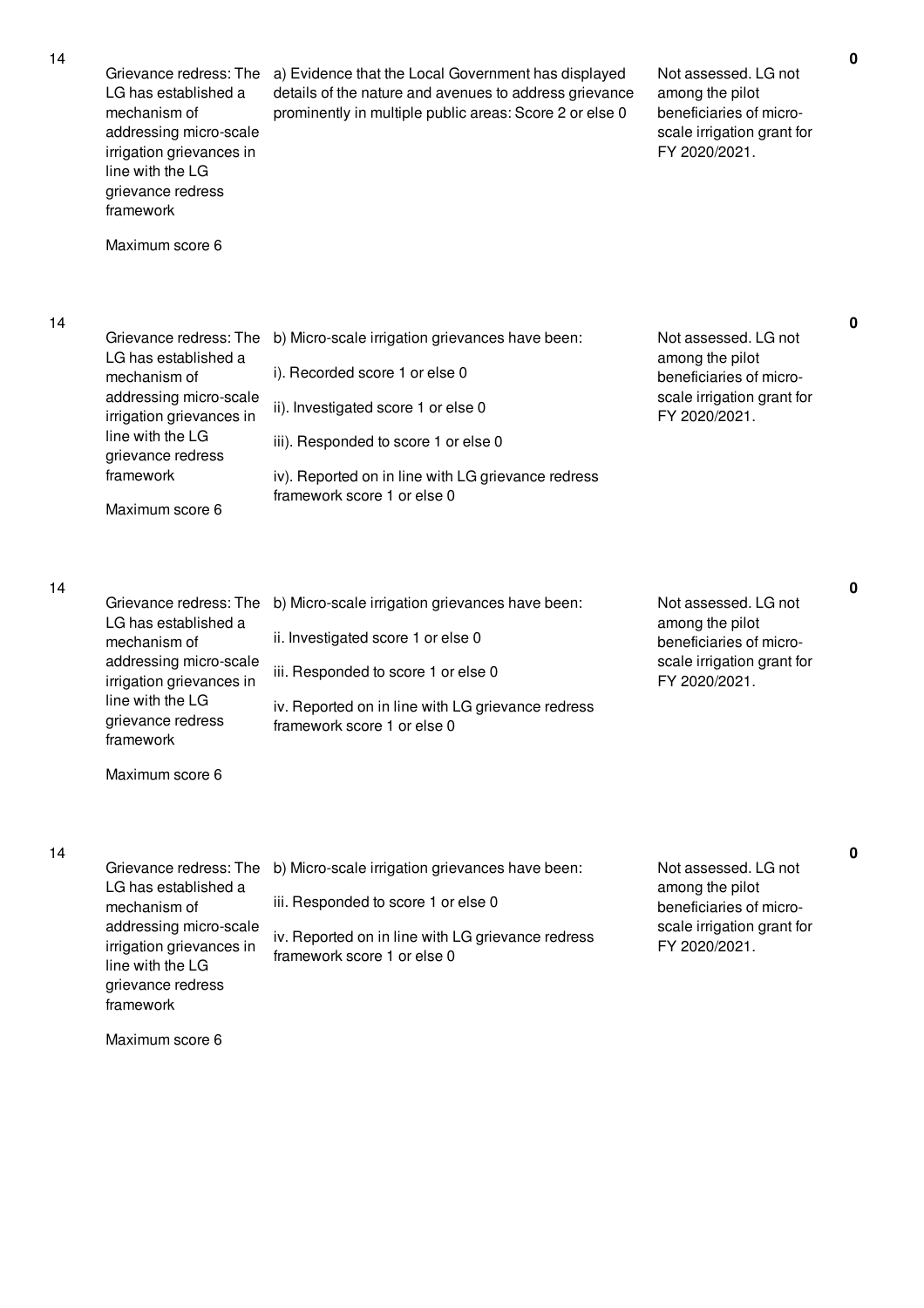| | | | | |
|---|---|---|---|---|
| 14 | Grievance redress: The LG has established a mechanism of addressing micro-scale irrigation grievances in line with the LG grievance redress framework<br><br>Maximum score 6 | a) Evidence that the Local Government has displayed details of the nature and avenues to address grievance prominently in multiple public areas: Score 2 or else 0 | Not assessed. LG not among the pilot beneficiaries of micro-scale irrigation grant for FY 2020/2021. | 0 |
| 14 | Grievance redress: The LG has established a mechanism of addressing micro-scale irrigation grievances in line with the LG grievance redress framework<br><br>Maximum score 6 | b) Micro-scale irrigation grievances have been:<br><br>i). Recorded score 1 or else 0<br><br>ii). Investigated score 1 or else 0<br><br>iii). Responded to score 1 or else 0<br><br>iv). Reported on in line with LG grievance redress framework score 1 or else 0 | Not assessed. LG not among the pilot beneficiaries of micro-scale irrigation grant for FY 2020/2021. | 0 |
| 14 | Grievance redress: The LG has established a mechanism of addressing micro-scale irrigation grievances in line with the LG grievance redress framework<br><br>Maximum score 6 | b) Micro-scale irrigation grievances have been:<br><br>ii. Investigated score 1 or else 0<br><br>iii. Responded to score 1 or else 0<br><br>iv. Reported on in line with LG grievance redress framework score 1 or else 0 | Not assessed. LG not among the pilot beneficiaries of micro-scale irrigation grant for FY 2020/2021. | 0 |
| 14 | Grievance redress: The LG has established a mechanism of addressing micro-scale irrigation grievances in line with the LG grievance redress framework<br><br>Maximum score 6 | b) Micro-scale irrigation grievances have been:<br><br>iii. Responded to score 1 or else 0<br><br>iv. Reported on in line with LG grievance redress framework score 1 or else 0 | Not assessed. LG not among the pilot beneficiaries of micro-scale irrigation grant for FY 2020/2021. | 0 |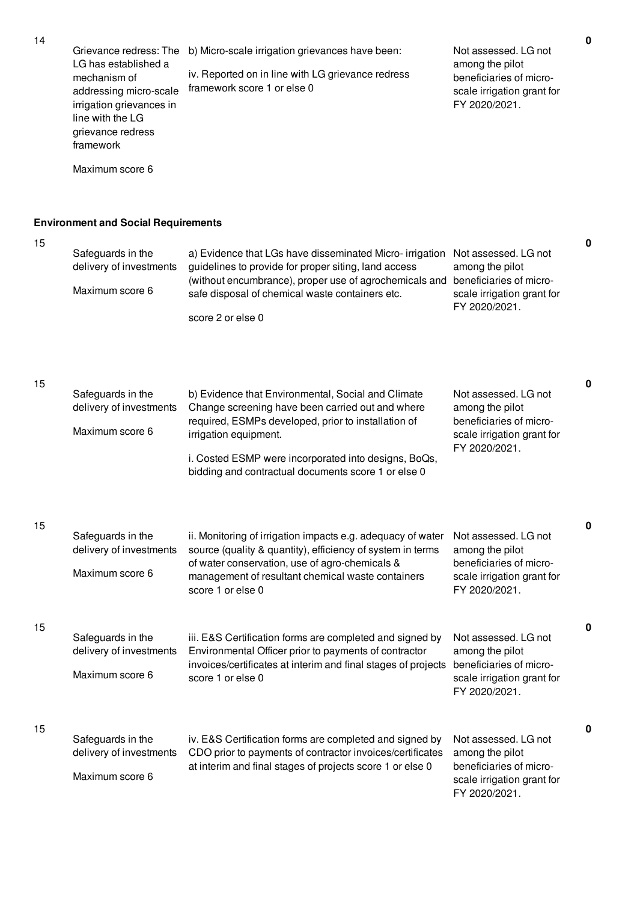| No. | Performance Measure | Scoring Guide | Justification | Score |
|---|---|---|---|---|
| 14 | Grievance redress: The LG has established a mechanism of addressing micro-scale irrigation grievances in line with the LG grievance redress framework<br><br>Maximum score 6 | b) Micro-scale irrigation grievances have been:<br><br>iv. Reported on in line with LG grievance redress framework score 1 or else 0 | Not assessed. LG not among the pilot beneficiaries of micro-scale irrigation grant for FY 2020/2021. | 0 |

**Environment and Social Requirements**

| No. | Performance Measure | Scoring Guide | Justification | Score |
|---|---|---|---|---|
| 15 | Safeguards in the delivery of investments<br><br>Maximum score 6 | a) Evidence that LGs have disseminated Micro- irrigation guidelines to provide for proper siting, land access (without encumbrance), proper use of agrochemicals and safe disposal of chemical waste containers etc.<br><br>score 2 or else 0 | Not assessed. LG not among the pilot beneficiaries of micro-scale irrigation grant for FY 2020/2021. | 0 |
| 15 | Safeguards in the delivery of investments<br><br>Maximum score 6 | b) Evidence that Environmental, Social and Climate Change screening have been carried out and where required, ESMPs developed, prior to installation of irrigation equipment.<br><br>i. Costed ESMP were incorporated into designs, BoQs, bidding and contractual documents score 1 or else 0 | Not assessed. LG not among the pilot beneficiaries of micro-scale irrigation grant for FY 2020/2021. | 0 |
| 15 | Safeguards in the delivery of investments<br><br>Maximum score 6 | ii. Monitoring of irrigation impacts e.g. adequacy of water source (quality & quantity), efficiency of system in terms of water conservation, use of agro-chemicals & management of resultant chemical waste containers score 1 or else 0 | Not assessed. LG not among the pilot beneficiaries of micro-scale irrigation grant for FY 2020/2021. | 0 |
| 15 | Safeguards in the delivery of investments<br><br>Maximum score 6 | iii. E&S Certification forms are completed and signed by Environmental Officer prior to payments of contractor invoices/certificates at interim and final stages of projects score 1 or else 0 | Not assessed. LG not among the pilot beneficiaries of micro-scale irrigation grant for FY 2020/2021. | 0 |
| 15 | Safeguards in the delivery of investments<br><br>Maximum score 6 | iv. E&S Certification forms are completed and signed by CDO prior to payments of contractor invoices/certificates at interim and final stages of projects score 1 or else 0 | Not assessed. LG not among the pilot beneficiaries of micro-scale irrigation grant for FY 2020/2021. | 0 |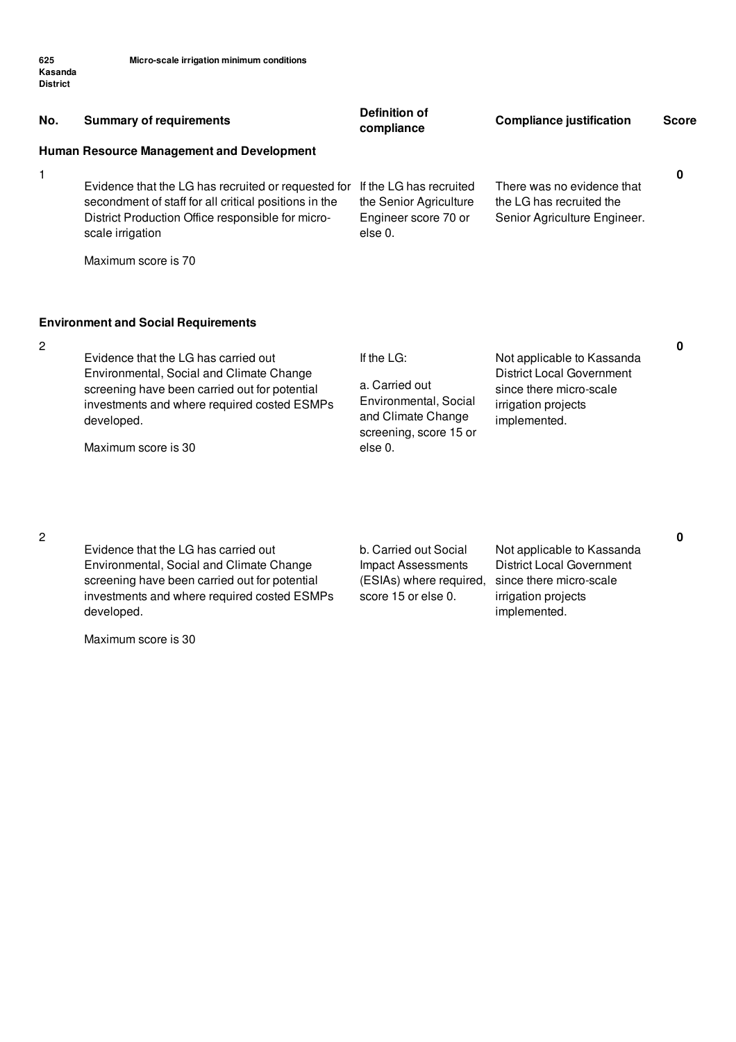625 Kasanda District — Micro-scale irrigation minimum conditions

| No. | Summary of requirements | Definition of compliance | Compliance justification | Score |
|---|---|---|---|---|
| **Human Resource Management and Development** | | | | |
| 1 | Evidence that the LG has recruited or requested for secondment of staff for all critical positions in the District Production Office responsible for micro-scale irrigation<br><br>Maximum score is 70 | If the LG has recruited the Senior Agriculture Engineer score 70 or else 0. | There was no evidence that the LG has recruited the Senior Agriculture Engineer. | **0** |
| **Environment and Social Requirements** | | | | |
| 2 | Evidence that the LG has carried out Environmental, Social and Climate Change screening have been carried out for potential investments and where required costed ESMPs developed.<br><br>Maximum score is 30 | If the LG:<br><br>a. Carried out Environmental, Social and Climate Change screening, score 15 or else 0. | Not applicable to Kassanda District Local Government since there micro-scale irrigation projects implemented. | **0** |
| 2 | Evidence that the LG has carried out Environmental, Social and Climate Change screening have been carried out for potential investments and where required costed ESMPs developed.<br><br>Maximum score is 30 | b. Carried out Social Impact Assessments (ESIAs) where required, score 15 or else 0. | Not applicable to Kassanda District Local Government since there micro-scale irrigation projects implemented. | **0** |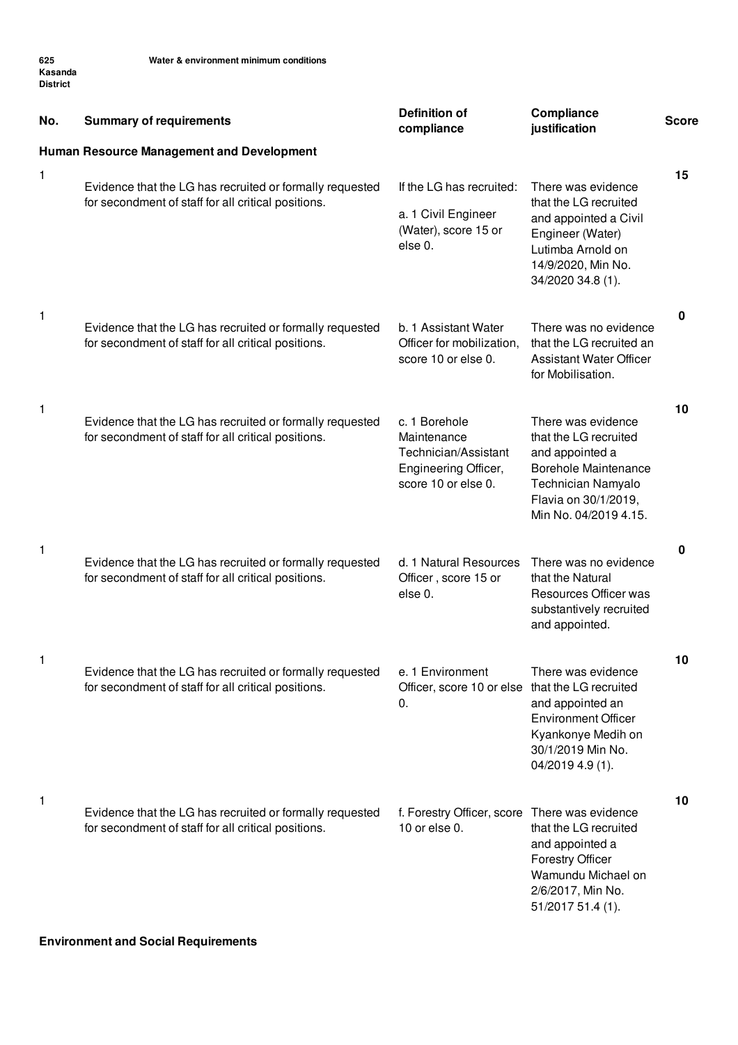625 Kasanda District — Water & environment minimum conditions

| No. | Summary of requirements | Definition of compliance | Compliance justification | Score |
|---|---|---|---|---|
| **Human Resource Management and Development** | | | | |
| 1 | Evidence that the LG has recruited or formally requested for secondment of staff for all critical positions. | If the LG has recruited: a. 1 Civil Engineer (Water), score 15 or else 0. | There was evidence that the LG recruited and appointed a Civil Engineer (Water) Lutimba Arnold on 14/9/2020, Min No. 34/2020 34.8 (1). | 15 |
| 1 | Evidence that the LG has recruited or formally requested for secondment of staff for all critical positions. | b. 1 Assistant Water Officer for mobilization, score 10 or else 0. | There was no evidence that the LG recruited an Assistant Water Officer for Mobilisation. | 0 |
| 1 | Evidence that the LG has recruited or formally requested for secondment of staff for all critical positions. | c. 1 Borehole Maintenance Technician/Assistant Engineering Officer, score 10 or else 0. | There was evidence that the LG recruited and appointed a Borehole Maintenance Technician Namyalo Flavia on 30/1/2019, Min No. 04/2019 4.15. | 10 |
| 1 | Evidence that the LG has recruited or formally requested for secondment of staff for all critical positions. | d. 1 Natural Resources Officer , score 15 or else 0. | There was no evidence that the Natural Resources Officer was substantively recruited and appointed. | 0 |
| 1 | Evidence that the LG has recruited or formally requested for secondment of staff for all critical positions. | e. 1 Environment Officer, score 10 or else 0. | There was evidence that the LG recruited and appointed an Environment Officer Kyankonye Medih on 30/1/2019 Min No. 04/2019 4.9 (1). | 10 |
| 1 | Evidence that the LG has recruited or formally requested for secondment of staff for all critical positions. | f. Forestry Officer, score 10 or else 0. | There was evidence that the LG recruited and appointed a Forestry Officer Wamundu Michael on 2/6/2017, Min No. 51/2017 51.4 (1). | 10 |

**Environment and Social Requirements**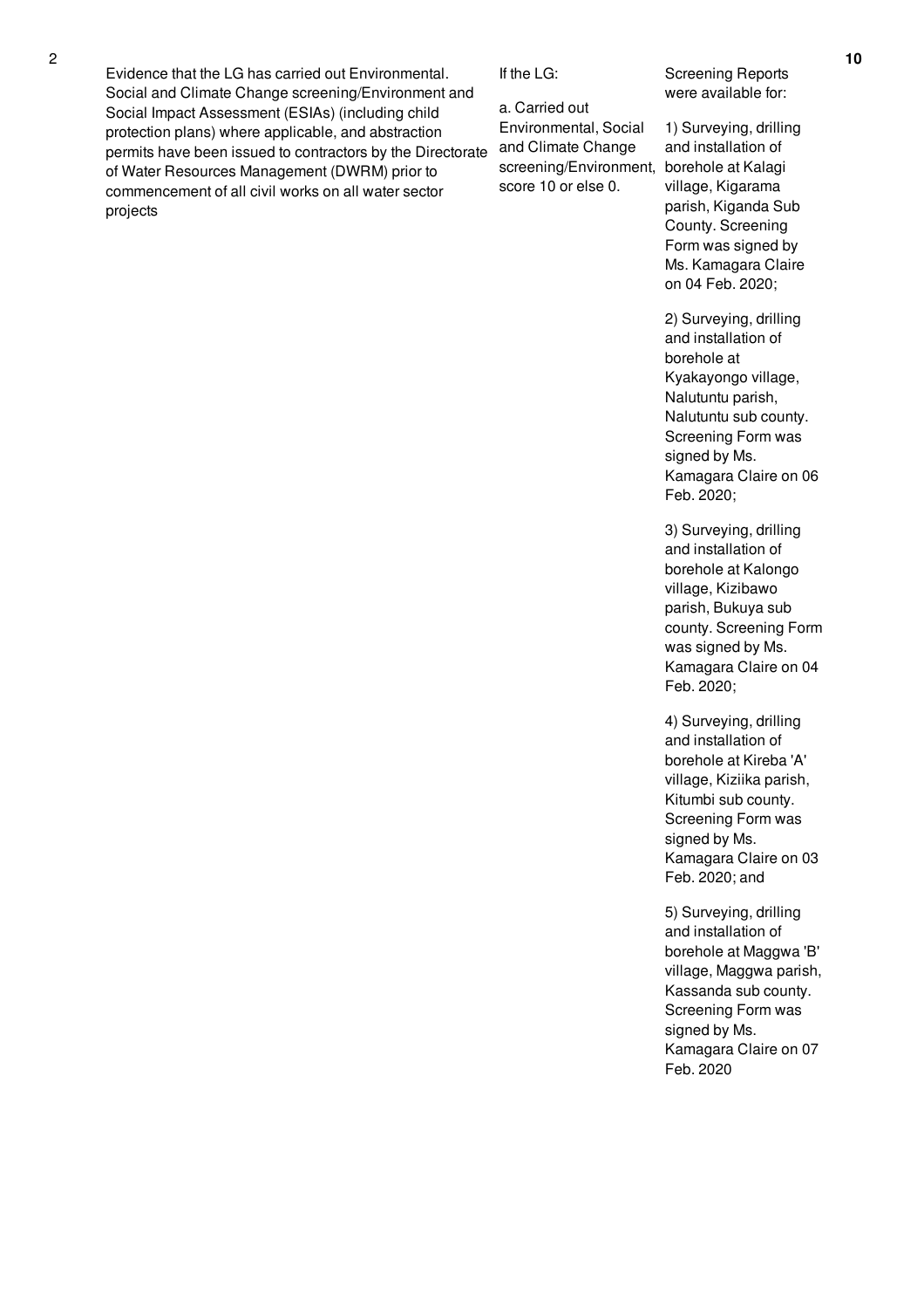| 2 | Evidence that the LG has carried out Environmental. Social and Climate Change screening/Environment and Social Impact Assessment (ESIAs) (including child protection plans) where applicable, and abstraction permits have been issued to contractors by the Directorate of Water Resources Management (DWRM) prior to commencement of all civil works on all water sector projects | If the LG:<br><br>a. Carried out Environmental, Social and Climate Change screening/Environment, score 10 or else 0. | Screening Reports were available for:<br><br>1) Surveying, drilling and installation of borehole at Kalagi village, Kigarama parish, Kiganda Sub County. Screening Form was signed by Ms. Kamagara Claire on 04 Feb. 2020;<br><br>2) Surveying, drilling and installation of borehole at Kyakayongo village, Nalutuntu parish, Nalutuntu sub county. Screening Form was signed by Ms. Kamagara Claire on 06 Feb. 2020;<br><br>3) Surveying, drilling and installation of borehole at Kalongo village, Kizibawo parish, Bukuya sub county. Screening Form was signed by Ms. Kamagara Claire on 04 Feb. 2020;<br><br>4) Surveying, drilling and installation of borehole at Kireba 'A' village, Kiziika parish, Kitumbi sub county. Screening Form was signed by Ms. Kamagara Claire on 03 Feb. 2020; and<br><br>5) Surveying, drilling and installation of borehole at Maggwa 'B' village, Maggwa parish, Kassanda sub county. Screening Form was signed by Ms. Kamagara Claire on 07 Feb. 2020 | 10 |
|---|---|---|---|---|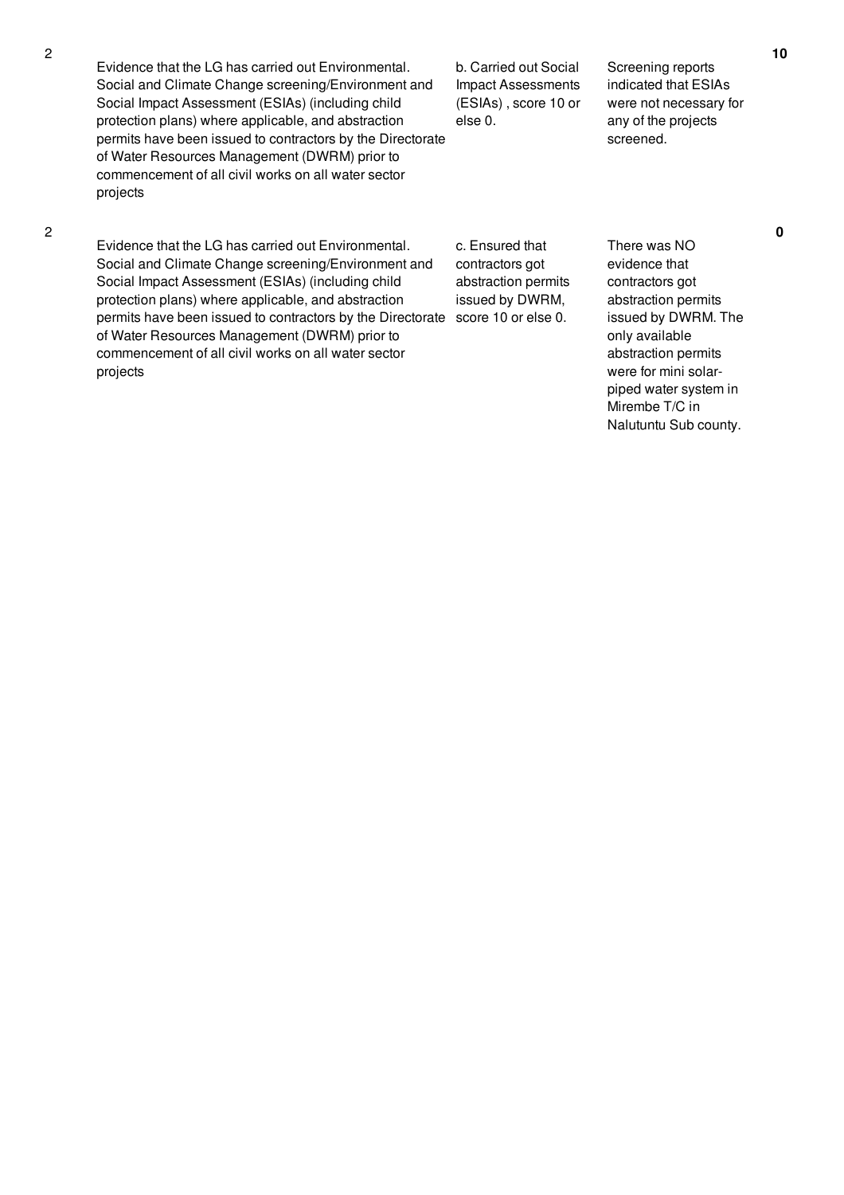| No. | Performance Measure | Scoring Guide | Assessment Findings | Score |
|---|---|---|---|---|
| 2 | Evidence that the LG has carried out Environmental. Social and Climate Change screening/Environment and Social Impact Assessment (ESIAs) (including child protection plans) where applicable, and abstraction permits have been issued to contractors by the Directorate of Water Resources Management (DWRM) prior to commencement of all civil works on all water sector projects | b. Carried out Social Impact Assessments (ESIAs) , score 10 or else 0. | Screening reports indicated that ESIAs were not necessary for any of the projects screened. | 10 |
| 2 | Evidence that the LG has carried out Environmental. Social and Climate Change screening/Environment and Social Impact Assessment (ESIAs) (including child protection plans) where applicable, and abstraction permits have been issued to contractors by the Directorate of Water Resources Management (DWRM) prior to commencement of all civil works on all water sector projects | c. Ensured that contractors got abstraction permits issued by DWRM, score 10 or else 0. | There was NO evidence that contractors got abstraction permits issued by DWRM. The only available abstraction permits were for mini solar-piped water system in Mirembe T/C in Nalutuntu Sub county. | 0 |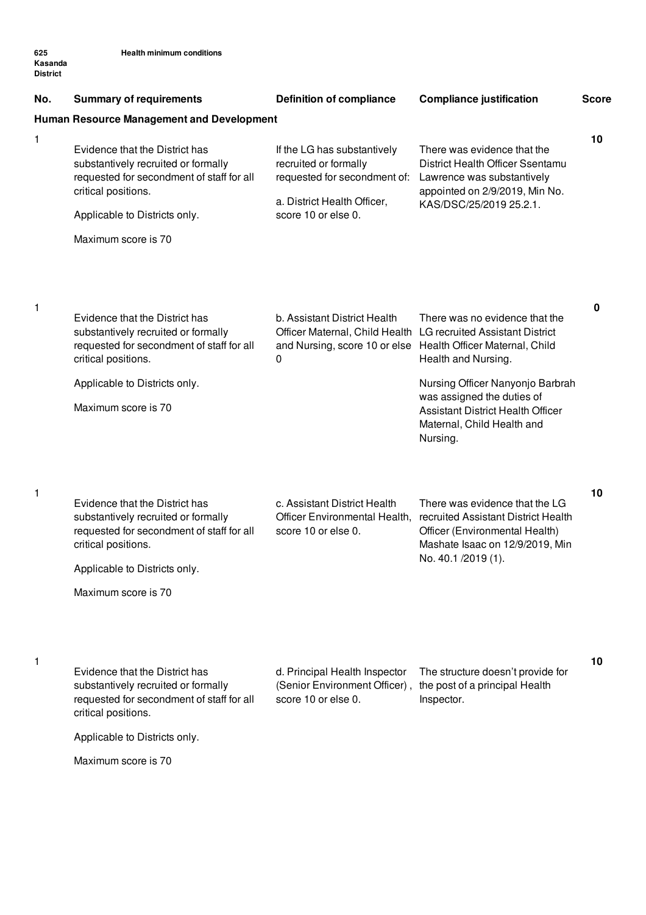625 Kasanda District — Health minimum conditions

| No. | Summary of requirements | Definition of compliance | Compliance justification | Score |
|---|---|---|---|---|
| **Human Resource Management and Development** | | | | |
| 1 | Evidence that the District has substantively recruited or formally requested for secondment of staff for all critical positions.<br><br>Applicable to Districts only.<br><br>Maximum score is 70 | If the LG has substantively recruited or formally requested for secondment of:<br><br>a. District Health Officer, score 10 or else 0. | There was evidence that the District Health Officer Ssentamu Lawrence was substantively appointed on 2/9/2019, Min No. KAS/DSC/25/2019 25.2.1. | 10 |
| 1 | Evidence that the District has substantively recruited or formally requested for secondment of staff for all critical positions.<br><br>Applicable to Districts only.<br><br>Maximum score is 70 | b. Assistant District Health Officer Maternal, Child Health and Nursing, score 10 or else 0 | There was no evidence that the LG recruited Assistant District Health Officer Maternal, Child Health and Nursing.<br><br>Nursing Officer Nanyonjo Barbrah was assigned the duties of Assistant District Health Officer Maternal, Child Health and Nursing. | 0 |
| 1 | Evidence that the District has substantively recruited or formally requested for secondment of staff for all critical positions.<br><br>Applicable to Districts only.<br><br>Maximum score is 70 | c. Assistant District Health Officer Environmental Health, score 10 or else 0. | There was evidence that the LG recruited Assistant District Health Officer (Environmental Health) Mashate Isaac on 12/9/2019, Min No. 40.1 /2019 (1). | 10 |
| 1 | Evidence that the District has substantively recruited or formally requested for secondment of staff for all critical positions.<br><br>Applicable to Districts only.<br><br>Maximum score is 70 | d. Principal Health Inspector (Senior Environment Officer) , score 10 or else 0. | The structure doesn't provide for the post of a principal Health Inspector. | 10 |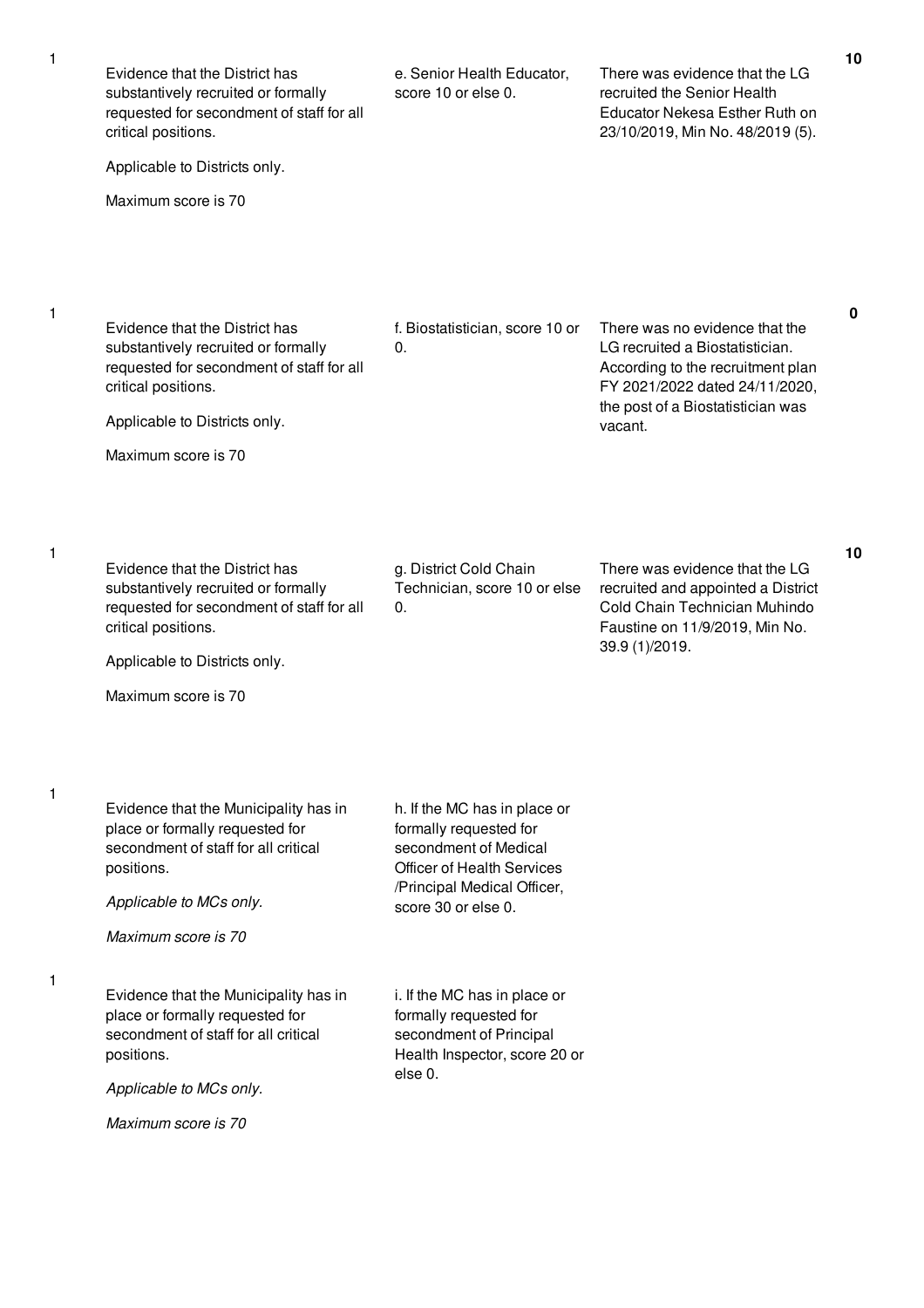| | | | | |
|---|---|---|---|---|
| 1 | Evidence that the District has substantively recruited or formally requested for secondment of staff for all critical positions.<br><br>Applicable to Districts only.<br><br>Maximum score is 70 | e. Senior Health Educator, score 10 or else 0. | There was evidence that the LG recruited the Senior Health Educator Nekesa Esther Ruth on 23/10/2019, Min No. 48/2019 (5). | 10 |
| 1 | Evidence that the District has substantively recruited or formally requested for secondment of staff for all critical positions.<br><br>Applicable to Districts only.<br><br>Maximum score is 70 | f. Biostatistician, score 10 or 0. | There was no evidence that the LG recruited a Biostatistician. According to the recruitment plan FY 2021/2022 dated 24/11/2020, the post of a Biostatistician was vacant. | 0 |
| 1 | Evidence that the District has substantively recruited or formally requested for secondment of staff for all critical positions.<br><br>Applicable to Districts only.<br><br>Maximum score is 70 | g. District Cold Chain Technician, score 10 or else 0. | There was evidence that the LG recruited and appointed a District Cold Chain Technician Muhindo Faustine on 11/9/2019, Min No. 39.9 (1)/2019. | 10 |
| 1 | Evidence that the Municipality has in place or formally requested for secondment of staff for all critical positions.<br><br>*Applicable to MCs only.*<br><br>*Maximum score is 70* | h. If the MC has in place or formally requested for secondment of Medical Officer of Health Services /Principal Medical Officer, score 30 or else 0. | | |
| 1 | Evidence that the Municipality has in place or formally requested for secondment of staff for all critical positions.<br><br>*Applicable to MCs only.*<br><br>*Maximum score is 70* | i. If the MC has in place or formally requested for secondment of Principal Health Inspector, score 20 or else 0. | | |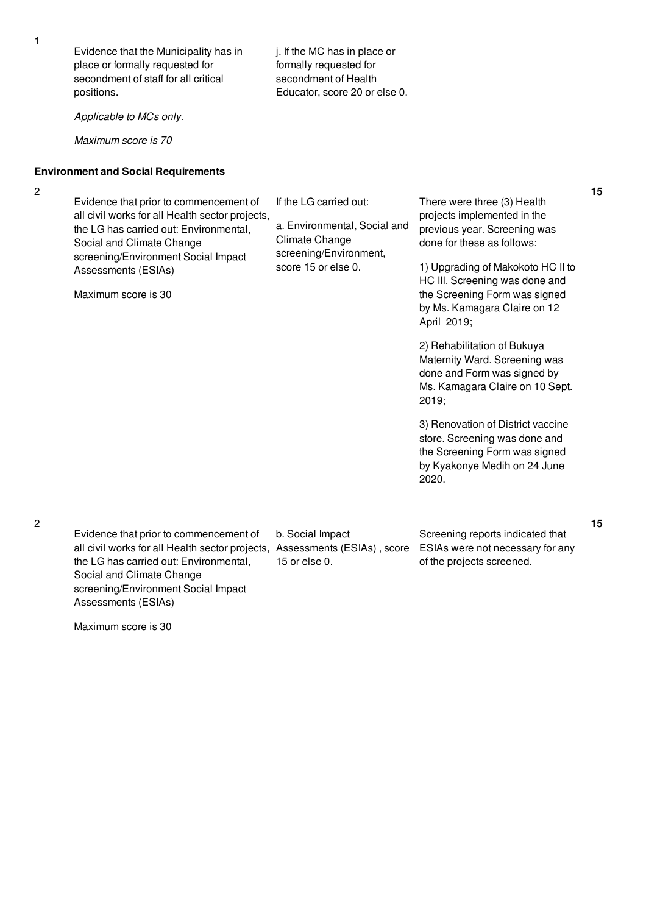| No. | Performance Measure | Scoring Guide | Justification | Score |
|---|---|---|---|---|
| 1 | Evidence that the Municipality has in place or formally requested for secondment of staff for all critical positions.<br><br>*Applicable to MCs only.*<br><br>*Maximum score is 70* | j. If the MC has in place or formally requested for secondment of Health Educator, score 20 or else 0. | | |

**Environment and Social Requirements**

| No. | Performance Measure | Scoring Guide | Justification | Score |
|---|---|---|---|---|
| 2 | Evidence that prior to commencement of all civil works for all Health sector projects, the LG has carried out: Environmental, Social and Climate Change screening/Environment Social Impact Assessments (ESIAs)<br><br>Maximum score is 30 | If the LG carried out:<br><br>a. Environmental, Social and Climate Change screening/Environment, score 15 or else 0. | There were three (3) Health projects implemented in the previous year. Screening was done for these as follows:<br><br>1) Upgrading of Makokoto HC II to HC III. Screening was done and the Screening Form was signed by Ms. Kamagara Claire on 12 April 2019;<br><br>2) Rehabilitation of Bukuya Maternity Ward. Screening was done and Form was signed by Ms. Kamagara Claire on 10 Sept. 2019;<br><br>3) Renovation of District vaccine store. Screening was done and the Screening Form was signed by Kyakonye Medih on 24 June 2020. | 15 |
| 2 | Evidence that prior to commencement of all civil works for all Health sector projects, the LG has carried out: Environmental, Social and Climate Change screening/Environment Social Impact Assessments (ESIAs)<br><br>Maximum score is 30 | b. Social Impact Assessments (ESIAs) , score 15 or else 0. | Screening reports indicated that ESIAs were not necessary for any of the projects screened. | 15 |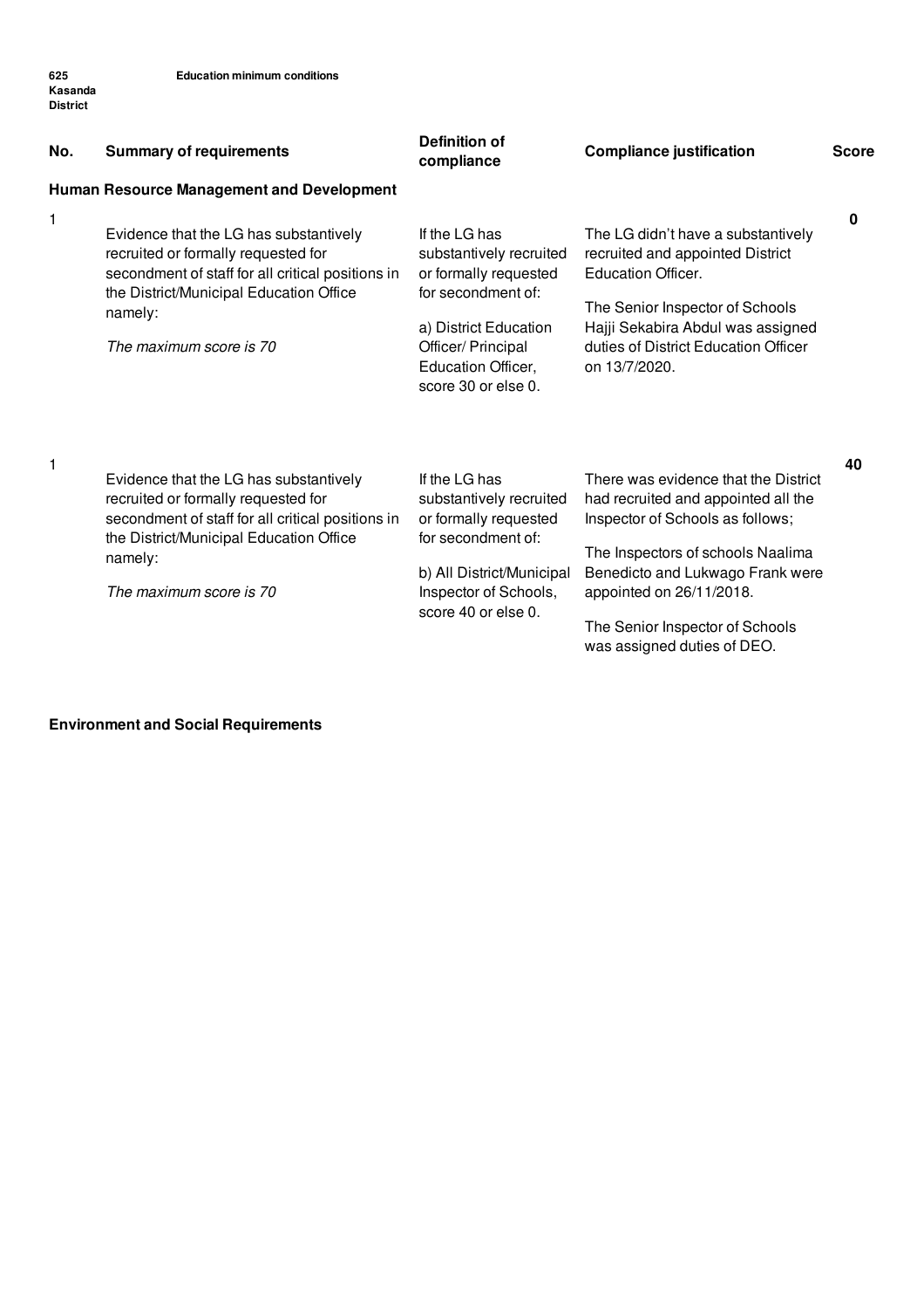625 Kasanda District — Education minimum conditions

| No. | Summary of requirements | Definition of compliance | Compliance justification | Score |
|---|---|---|---|---|
| **Human Resource Management and Development** | | | | |
| 1 | Evidence that the LG has substantively recruited or formally requested for secondment of staff for all critical positions in the District/Municipal Education Office namely:<br><br>*The maximum score is 70* | If the LG has substantively recruited or formally requested for secondment of:<br><br>a) District Education Officer/ Principal Education Officer, score 30 or else 0. | The LG didn't have a substantively recruited and appointed District Education Officer.<br><br>The Senior Inspector of Schools Hajji Sekabira Abdul was assigned duties of District Education Officer on 13/7/2020. | **0** |
| 1 | Evidence that the LG has substantively recruited or formally requested for secondment of staff for all critical positions in the District/Municipal Education Office namely:<br><br>*The maximum score is 70* | If the LG has substantively recruited or formally requested for secondment of:<br><br>b) All District/Municipal Inspector of Schools, score 40 or else 0. | There was evidence that the District had recruited and appointed all the Inspector of Schools as follows;<br><br>The Inspectors of schools Naalima Benedicto and Lukwago Frank were appointed on 26/11/2018.<br><br>The Senior Inspector of Schools was assigned duties of DEO. | **40** |

**Environment and Social Requirements**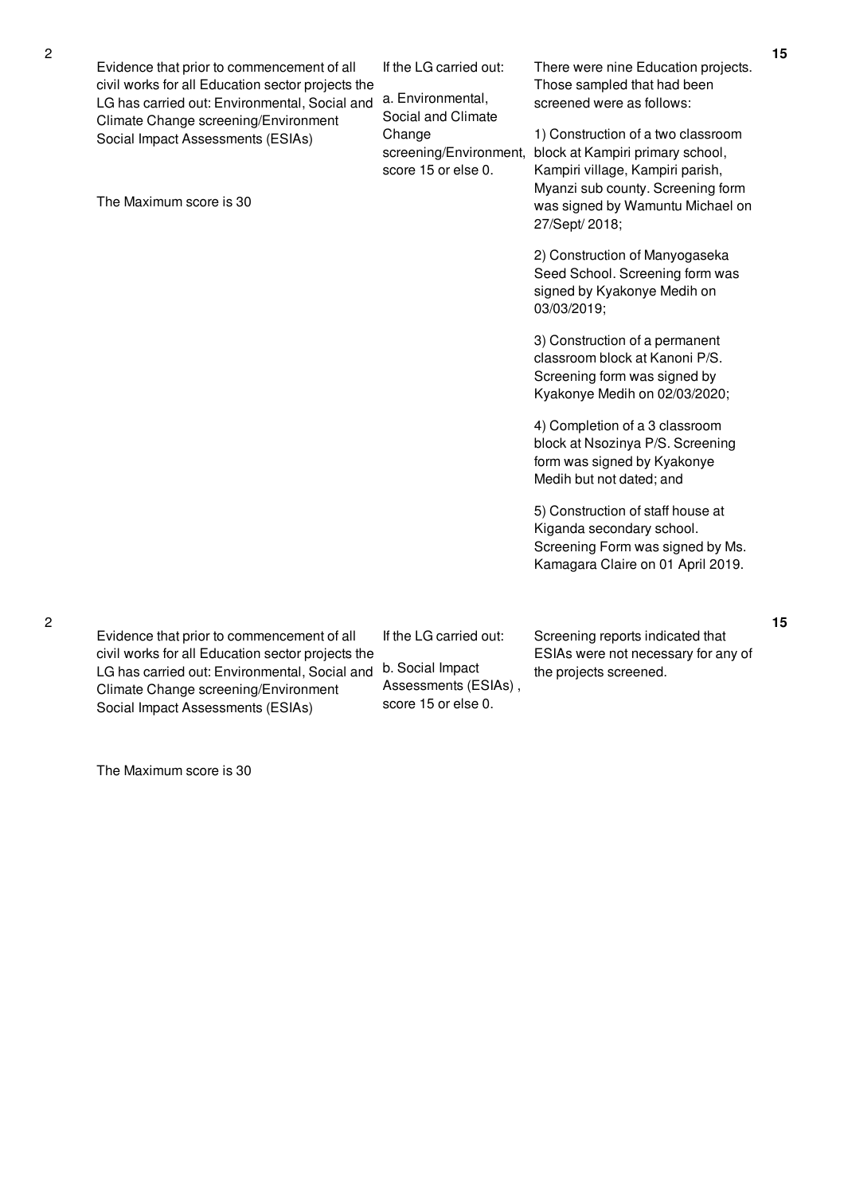| No. | Performance Measure | Scoring Guide | Justification | Score |
|---|---|---|---|---|
| 2 | Evidence that prior to commencement of all civil works for all Education sector projects the LG has carried out: Environmental, Social and Climate Change screening/Environment Social Impact Assessments (ESIAs)<br><br>The Maximum score is 30 | If the LG carried out:<br><br>a. Environmental, Social and Climate Change screening/Environment, score 15 or else 0. | There were nine Education projects. Those sampled that had been screened were as follows:<br><br>1) Construction of a two classroom block at Kampiri primary school, Kampiri village, Kampiri parish, Myanzi sub county. Screening form was signed by Wamuntu Michael on 27/Sept/ 2018;<br><br>2) Construction of Manyogaseka Seed School. Screening form was signed by Kyakonye Medih on 03/03/2019;<br><br>3) Construction of a permanent classroom block at Kanoni P/S. Screening form was signed by Kyakonye Medih on 02/03/2020;<br><br>4) Completion of a 3 classroom block at Nsozinya P/S. Screening form was signed by Kyakonye Medih but not dated; and<br><br>5) Construction of staff house at Kiganda secondary school. Screening Form was signed by Ms. Kamagara Claire on 01 April 2019. | 15 |
| 2 | Evidence that prior to commencement of all civil works for all Education sector projects the LG has carried out: Environmental, Social and Climate Change screening/Environment Social Impact Assessments (ESIAs)<br><br>The Maximum score is 30 | If the LG carried out:<br><br>b. Social Impact Assessments (ESIAs) , score 15 or else 0. | Screening reports indicated that ESIAs were not necessary for any of the projects screened. | 15 |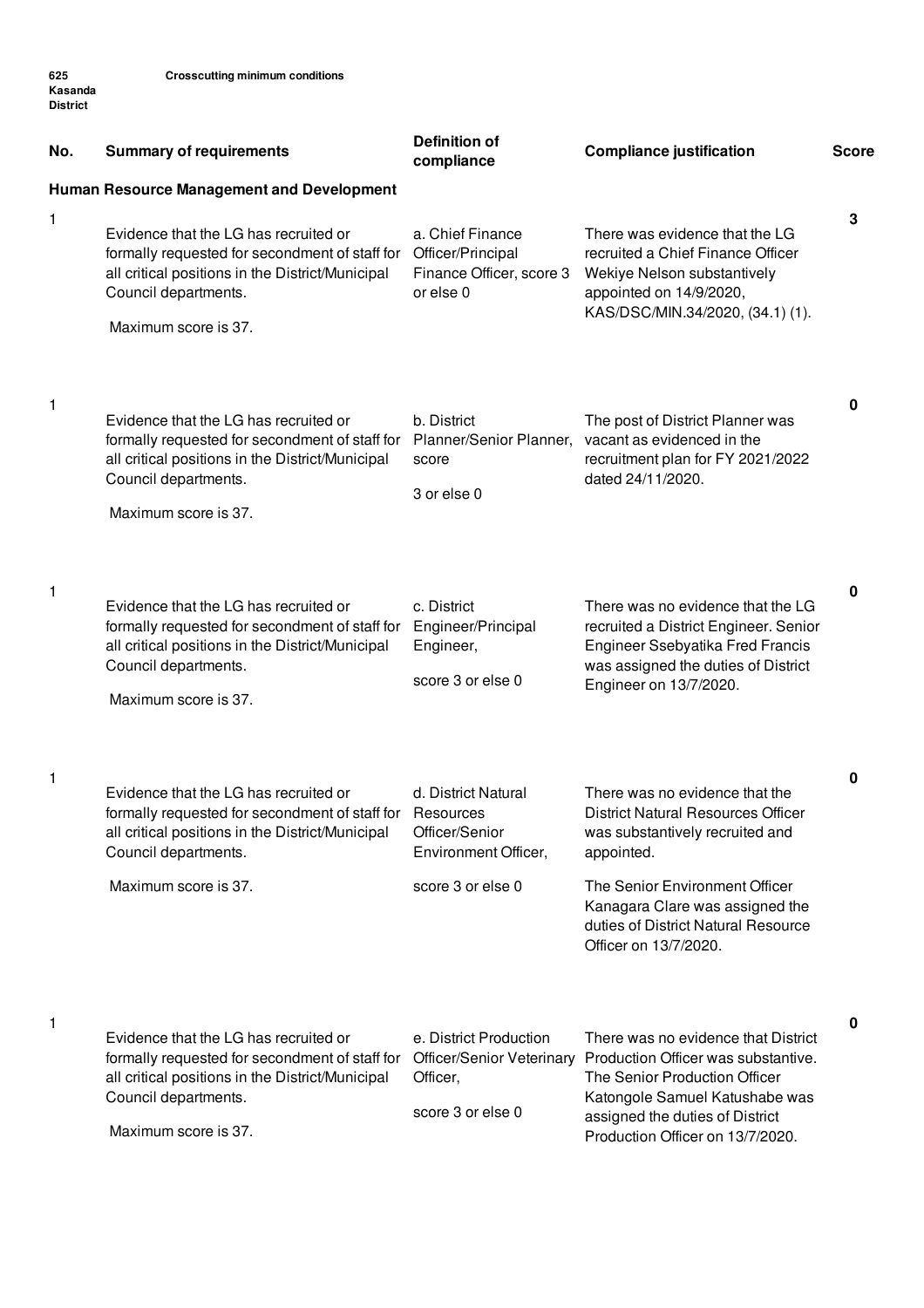625 Kasanda District — Crosscutting minimum conditions

| No. | Summary of requirements | Definition of compliance | Compliance justification | Score |
|---|---|---|---|---|
| **Human Resource Management and Development** | | | | |
| 1 | Evidence that the LG has recruited or formally requested for secondment of staff for all critical positions in the District/Municipal Council departments.<br><br>Maximum score is 37. | a. Chief Finance Officer/Principal Finance Officer, score 3 or else 0 | There was evidence that the LG recruited a Chief Finance Officer Wekiye Nelson substantively appointed on 14/9/2020, KAS/DSC/MIN.34/2020, (34.1) (1). | 3 |
| 1 | Evidence that the LG has recruited or formally requested for secondment of staff for all critical positions in the District/Municipal Council departments.<br><br>Maximum score is 37. | b. District Planner/Senior Planner, score<br><br>3 or else 0 | The post of District Planner was vacant as evidenced in the recruitment plan for FY 2021/2022 dated 24/11/2020. | 0 |
| 1 | Evidence that the LG has recruited or formally requested for secondment of staff for all critical positions in the District/Municipal Council departments.<br><br>Maximum score is 37. | c. District Engineer/Principal Engineer,<br><br>score 3 or else 0 | There was no evidence that the LG recruited a District Engineer. Senior Engineer Ssebyatika Fred Francis was assigned the duties of District Engineer on 13/7/2020. | 0 |
| 1 | Evidence that the LG has recruited or formally requested for secondment of staff for all critical positions in the District/Municipal Council departments.<br><br>Maximum score is 37. | d. District Natural Resources Officer/Senior Environment Officer,<br><br>score 3 or else 0 | There was no evidence that the District Natural Resources Officer was substantively recruited and appointed.<br><br>The Senior Environment Officer Kanagara Clare was assigned the duties of District Natural Resource Officer on 13/7/2020. | 0 |
| 1 | Evidence that the LG has recruited or formally requested for secondment of staff for all critical positions in the District/Municipal Council departments.<br><br>Maximum score is 37. | e. District Production Officer/Senior Veterinary Officer,<br><br>score 3 or else 0 | There was no evidence that District Production Officer was substantive. The Senior Production Officer Katongole Samuel Katushabe was assigned the duties of District Production Officer on 13/7/2020. | 0 |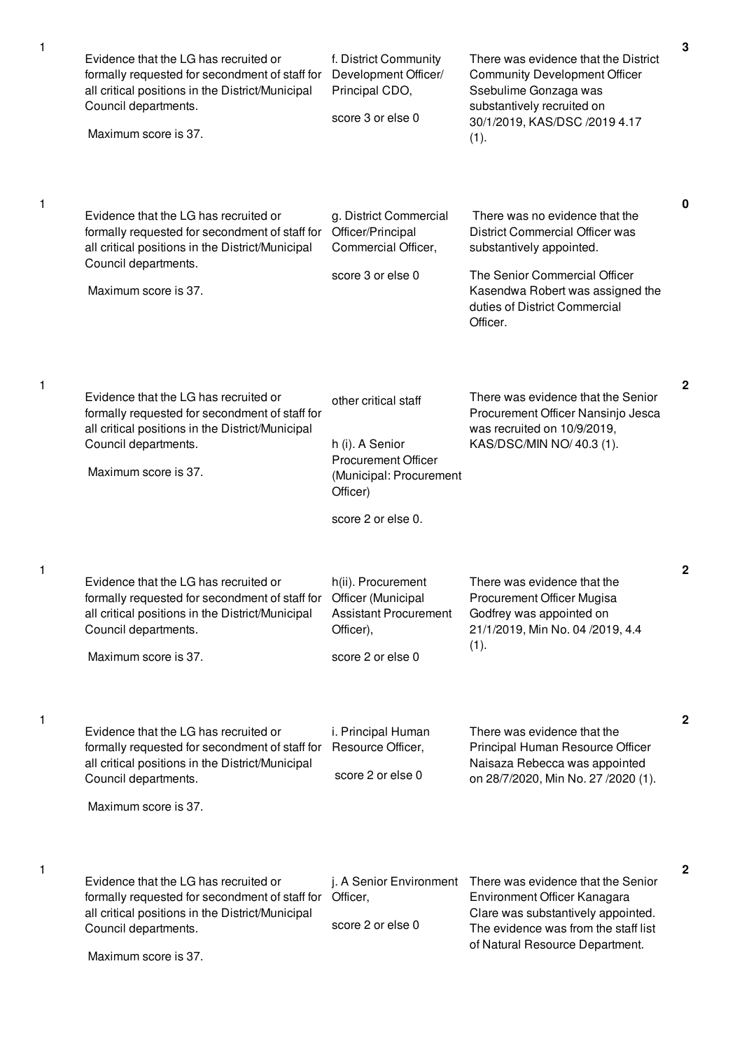| | | | | |
|---|---|---|---|---|
| 1 | Evidence that the LG has recruited or formally requested for secondment of staff for all critical positions in the District/Municipal Council departments.<br><br>Maximum score is 37. | f. District Community Development Officer/ Principal CDO,<br><br>score 3 or else 0 | There was evidence that the District Community Development Officer Ssebulime Gonzaga was substantively recruited on 30/1/2019, KAS/DSC /2019 4.17 (1). | 3 |
| 1 | Evidence that the LG has recruited or formally requested for secondment of staff for all critical positions in the District/Municipal Council departments.<br><br>Maximum score is 37. | g. District Commercial Officer/Principal Commercial Officer,<br><br>score 3 or else 0 | There was no evidence that the District Commercial Officer was substantively appointed.<br><br>The Senior Commercial Officer Kasendwa Robert was assigned the duties of District Commercial Officer. | 0 |
| 1 | Evidence that the LG has recruited or formally requested for secondment of staff for all critical positions in the District/Municipal Council departments.<br><br>Maximum score is 37. | other critical staff<br><br>h (i). A Senior Procurement Officer (Municipal: Procurement Officer)<br><br>score 2 or else 0. | There was evidence that the Senior Procurement Officer Nansinjo Jesca was recruited on 10/9/2019, KAS/DSC/MIN NO/ 40.3 (1). | 2 |
| 1 | Evidence that the LG has recruited or formally requested for secondment of staff for all critical positions in the District/Municipal Council departments.<br><br>Maximum score is 37. | h(ii). Procurement Officer (Municipal Assistant Procurement Officer),<br><br>score 2 or else 0 | There was evidence that the Procurement Officer Mugisa Godfrey was appointed on 21/1/2019, Min No. 04 /2019, 4.4 (1). | 2 |
| 1 | Evidence that the LG has recruited or formally requested for secondment of staff for all critical positions in the District/Municipal Council departments.<br><br>Maximum score is 37. | i. Principal Human Resource Officer,<br><br>score 2 or else 0 | There was evidence that the Principal Human Resource Officer Naisaza Rebecca was appointed on 28/7/2020, Min No. 27 /2020 (1). | 2 |
| 1 | Evidence that the LG has recruited or formally requested for secondment of staff for all critical positions in the District/Municipal Council departments.<br><br>Maximum score is 37. | j. A Senior Environment Officer,<br><br>score 2 or else 0 | There was evidence that the Senior Environment Officer Kanagara Clare was substantively appointed. The evidence was from the staff list of Natural Resource Department. | 2 |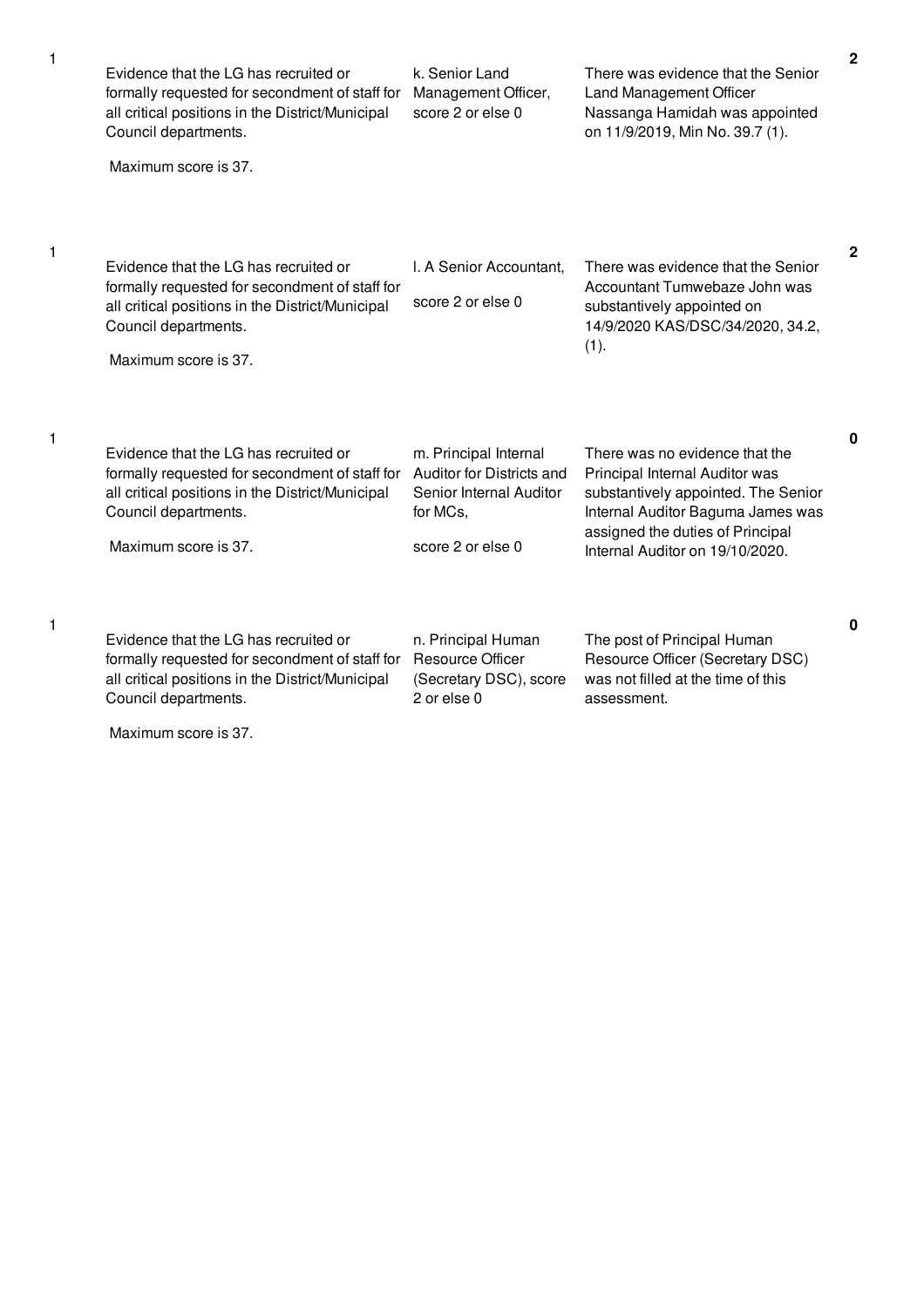| | | | | |
|---|---|---|---|---|
| 1 | Evidence that the LG has recruited or formally requested for secondment of staff for all critical positions in the District/Municipal Council departments.<br><br>Maximum score is 37. | k. Senior Land Management Officer, score 2 or else 0 | There was evidence that the Senior Land Management Officer Nassanga Hamidah was appointed on 11/9/2019, Min No. 39.7 (1). | 2 |
| 1 | Evidence that the LG has recruited or formally requested for secondment of staff for all critical positions in the District/Municipal Council departments.<br><br>Maximum score is 37. | l. A Senior Accountant,<br><br>score 2 or else 0 | There was evidence that the Senior Accountant Tumwebaze John was substantively appointed on 14/9/2020 KAS/DSC/34/2020, 34.2, (1). | 2 |
| 1 | Evidence that the LG has recruited or formally requested for secondment of staff for all critical positions in the District/Municipal Council departments.<br><br>Maximum score is 37. | m. Principal Internal Auditor for Districts and Senior Internal Auditor for MCs,<br><br>score 2 or else 0 | There was no evidence that the Principal Internal Auditor was substantively appointed. The Senior Internal Auditor Baguma James was assigned the duties of Principal Internal Auditor on 19/10/2020. | 0 |
| 1 | Evidence that the LG has recruited or formally requested for secondment of staff for all critical positions in the District/Municipal Council departments.<br><br>Maximum score is 37. | n. Principal Human Resource Officer (Secretary DSC), score 2 or else 0 | The post of Principal Human Resource Officer (Secretary DSC) was not filled at the time of this assessment. | 0 |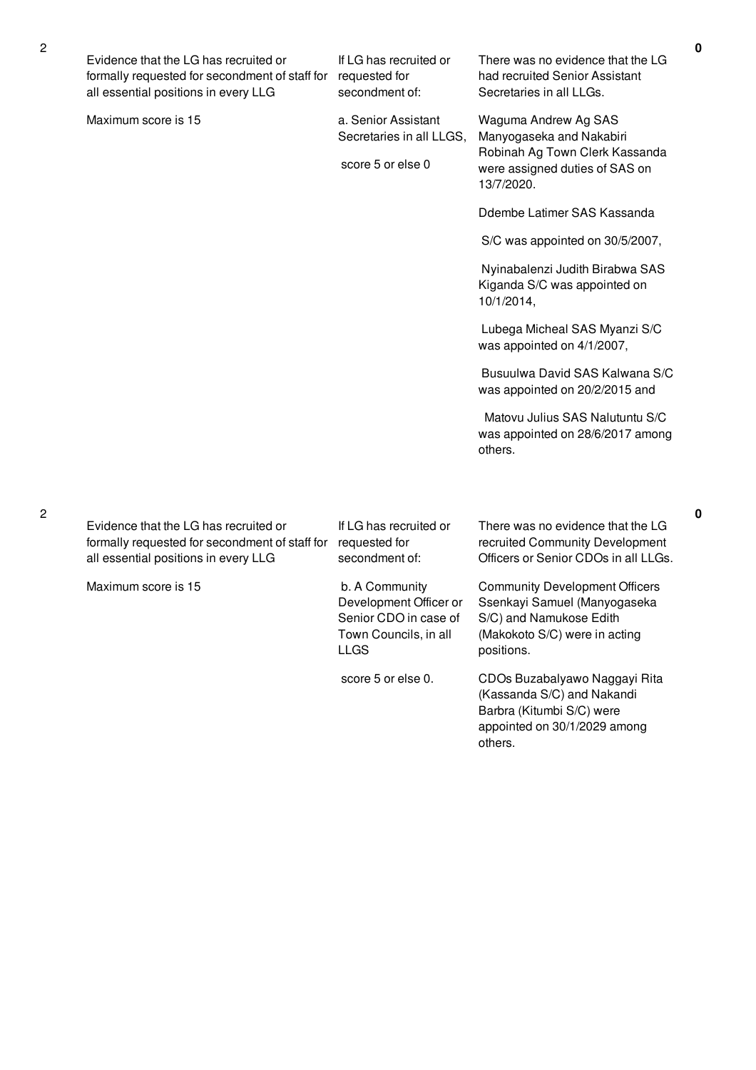| No. | Performance Measure | Scoring Guide | Justification | Score |
|---|---|---|---|---|
| 2 | Evidence that the LG has recruited or formally requested for secondment of staff for all essential positions in every LLG<br><br>Maximum score is 15 | If LG has recruited or requested for secondment of:<br><br>a. Senior Assistant Secretaries in all LLGS,<br><br>score 5 or else 0 | There was no evidence that the LG had recruited Senior Assistant Secretaries in all LLGs.<br><br>Waguma Andrew Ag SAS Manyogaseka and Nakabiri Robinah Ag Town Clerk Kassanda were assigned duties of SAS on 13/7/2020.<br><br>Ddembe Latimer SAS Kassanda<br><br>S/C was appointed on 30/5/2007,<br><br>Nyinabalenzi Judith Birabwa SAS Kiganda S/C was appointed on 10/1/2014,<br><br>Lubega Micheal SAS Myanzi S/C was appointed on 4/1/2007,<br><br>Busuulwa David SAS Kalwana S/C was appointed on 20/2/2015 and<br><br>Matovu Julius SAS Nalutuntu S/C was appointed on 28/6/2017 among others. | 0 |
| 2 | Evidence that the LG has recruited or formally requested for secondment of staff for all essential positions in every LLG<br><br>Maximum score is 15 | If LG has recruited or requested for secondment of:<br><br>b. A Community Development Officer or Senior CDO in case of Town Councils, in all LLGS<br><br>score 5 or else 0. | There was no evidence that the LG recruited Community Development Officers or Senior CDOs in all LLGs.<br><br>Community Development Officers Ssenkayi Samuel (Manyogaseka S/C) and Namukose Edith (Makokoto S/C) were in acting positions.<br><br>CDOs Buzabalyawo Naggayi Rita (Kassanda S/C) and Nakandi Barbra (Kitumbi S/C) were appointed on 30/1/2029 among others. | 0 |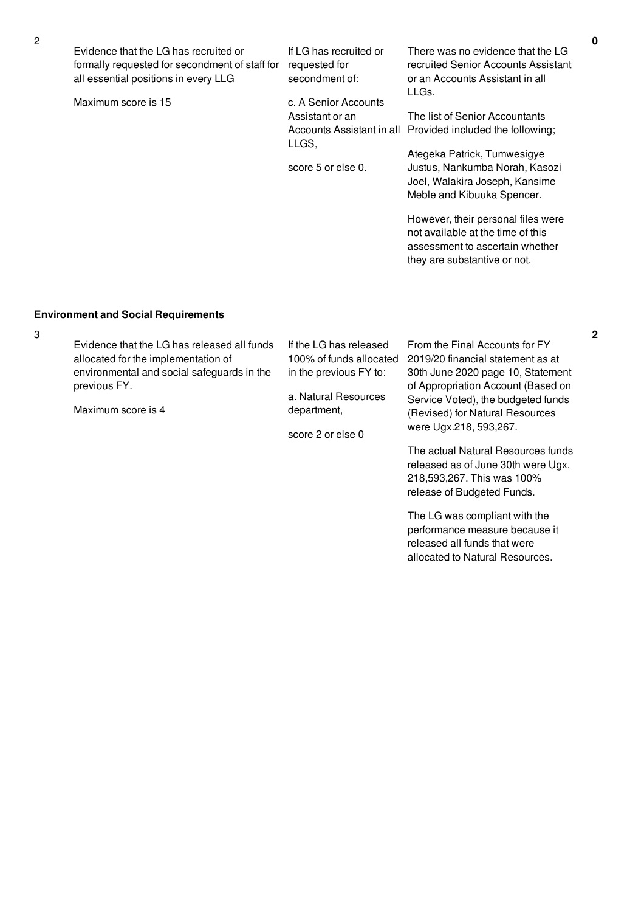| No. | Performance Measure | Scoring Guide | Justification | Score |
|---|---|---|---|---|
| 2 | Evidence that the LG has recruited or formally requested for secondment of staff for all essential positions in every LLG<br><br>Maximum score is 15 | If LG has recruited or requested for secondment of:<br><br>c. A Senior Accounts Assistant or an Accounts Assistant in all LLGS,<br><br>score 5 or else 0. | There was no evidence that the LG recruited Senior Accounts Assistant or an Accounts Assistant in all LLGs.<br><br>The list of Senior Accountants Provided included the following;<br><br>Ategeka Patrick, Tumwesigye Justus, Nankumba Norah, Kasozi Joel, Walakira Joseph, Kansime Meble and Kibuuka Spencer.<br><br>However, their personal files were not available at the time of this assessment to ascertain whether they are substantive or not. | 0 |

**Environment and Social Requirements**

| No. | Performance Measure | Scoring Guide | Justification | Score |
|---|---|---|---|---|
| 3 | Evidence that the LG has released all funds allocated for the implementation of environmental and social safeguards in the previous FY.<br><br>Maximum score is 4 | If the LG has released 100% of funds allocated in the previous FY to:<br><br>a. Natural Resources department,<br><br>score 2 or else 0 | From the Final Accounts for FY 2019/20 financial statement as at 30th June 2020 page 10, Statement of Appropriation Account (Based on Service Voted), the budgeted funds (Revised) for Natural Resources were Ugx.218, 593,267.<br><br>The actual Natural Resources funds released as of June 30th were Ugx. 218,593,267. This was 100% release of Budgeted Funds.<br><br>The LG was compliant with the performance measure because it released all funds that were allocated to Natural Resources. | 2 |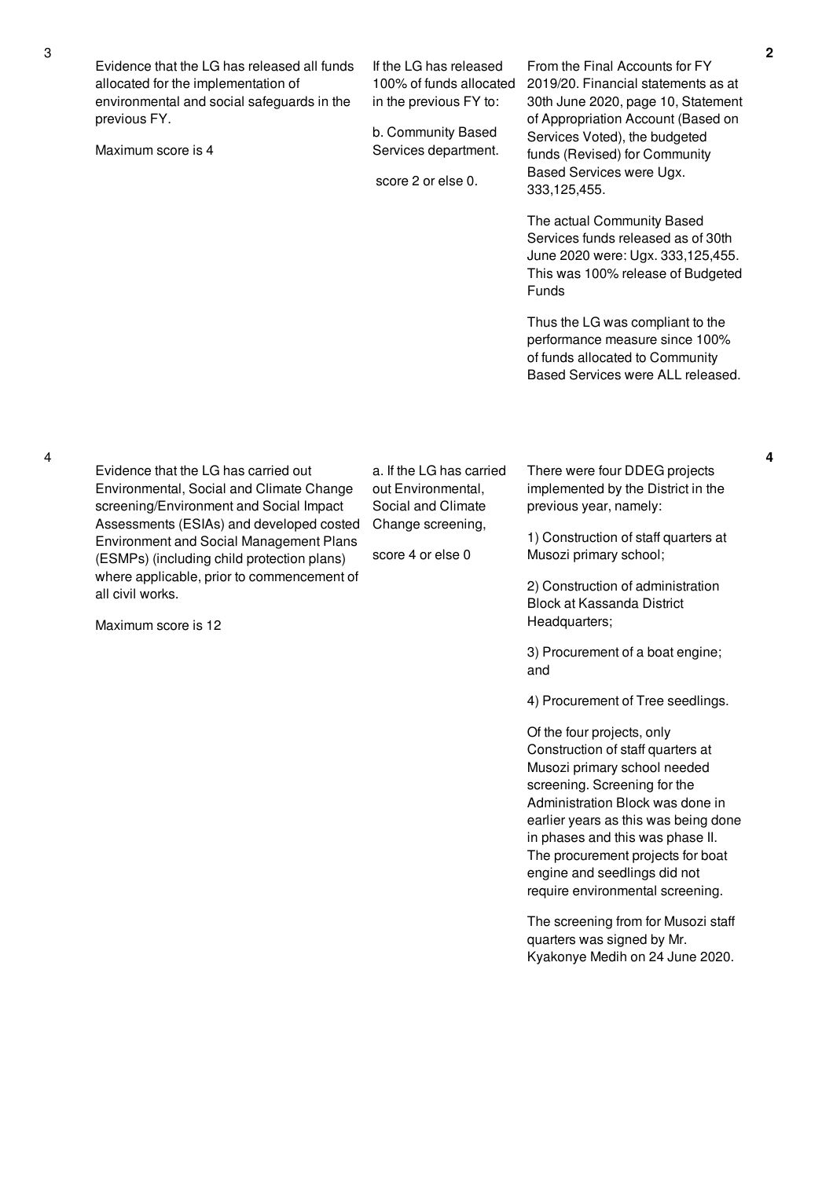| No. | Performance Measure | Scoring Guide | Assessment Justification | Score |
|---|---|---|---|---|
| 3 | Evidence that the LG has released all funds allocated for the implementation of environmental and social safeguards in the previous FY.<br><br>Maximum score is 4 | If the LG has released 100% of funds allocated in the previous FY to:<br><br>b. Community Based Services department.<br><br>score 2 or else 0. | From the Final Accounts for FY 2019/20. Financial statements as at 30th June 2020, page 10, Statement of Appropriation Account (Based on Services Voted), the budgeted funds (Revised) for Community Based Services were Ugx. 333,125,455.<br><br>The actual Community Based Services funds released as of 30th June 2020 were: Ugx. 333,125,455. This was 100% release of Budgeted Funds<br><br>Thus the LG was compliant to the performance measure since 100% of funds allocated to Community Based Services were ALL released. | 2 |
| 4 | Evidence that the LG has carried out Environmental, Social and Climate Change screening/Environment and Social Impact Assessments (ESIAs) and developed costed Environment and Social Management Plans (ESMPs) (including child protection plans) where applicable, prior to commencement of all civil works.<br><br>Maximum score is 12 | a. If the LG has carried out Environmental, Social and Climate Change screening,<br><br>score 4 or else 0 | There were four DDEG projects implemented by the District in the previous year, namely:<br><br>1) Construction of staff quarters at Musozi primary school;<br><br>2) Construction of administration Block at Kassanda District Headquarters;<br><br>3) Procurement of a boat engine; and<br><br>4) Procurement of Tree seedlings.<br><br>Of the four projects, only Construction of staff quarters at Musozi primary school needed screening. Screening for the Administration Block was done in earlier years as this was being done in phases and this was phase II. The procurement projects for boat engine and seedlings did not require environmental screening.<br><br>The screening from for Musozi staff quarters was signed by Mr. Kyakonye Medih on 24 June 2020. | 4 |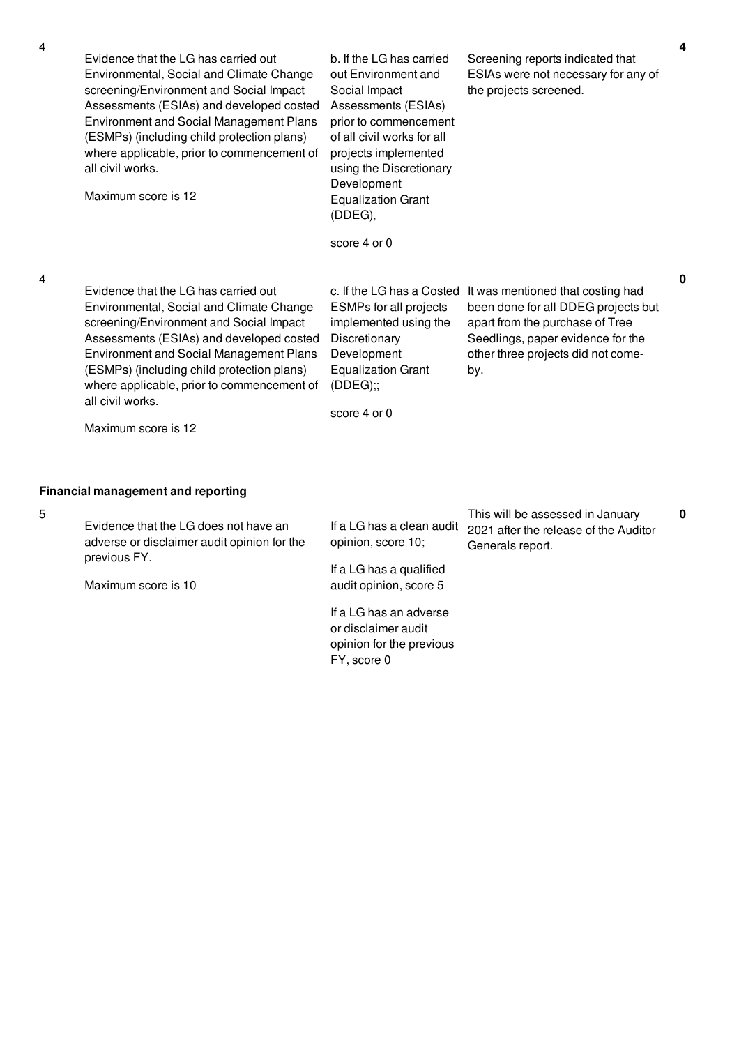| | | | | |
|---|---|---|---|---|
| 4 | Evidence that the LG has carried out Environmental, Social and Climate Change screening/Environment and Social Impact Assessments (ESIAs) and developed costed Environment and Social Management Plans (ESMPs) (including child protection plans) where applicable, prior to commencement of all civil works.<br><br>Maximum score is 12 | b. If the LG has carried out Environment and Social Impact Assessments (ESIAs) prior to commencement of all civil works for all projects implemented using the Discretionary Development Equalization Grant (DDEG),<br><br>score 4 or 0 | Screening reports indicated that ESIAs were not necessary for any of the projects screened. | **4** |
| 4 | Evidence that the LG has carried out Environmental, Social and Climate Change screening/Environment and Social Impact Assessments (ESIAs) and developed costed Environment and Social Management Plans (ESMPs) (including child protection plans) where applicable, prior to commencement of all civil works.<br><br>Maximum score is 12 | c. If the LG has a Costed ESMPs for all projects implemented using the Discretionary Development Equalization Grant (DDEG);;<br><br>score 4 or 0 | It was mentioned that costing had been done for all DDEG projects but apart from the purchase of Tree Seedlings, paper evidence for the other three projects did not come-by. | **0** |

**Financial management and reporting**

| | | | | |
|---|---|---|---|---|
| 5 | Evidence that the LG does not have an adverse or disclaimer audit opinion for the previous FY.<br><br>Maximum score is 10 | If a LG has a clean audit opinion, score 10;<br><br>If a LG has a qualified audit opinion, score 5<br><br>If a LG has an adverse or disclaimer audit opinion for the previous FY, score 0 | This will be assessed in January 2021 after the release of the Auditor Generals report. | **0** |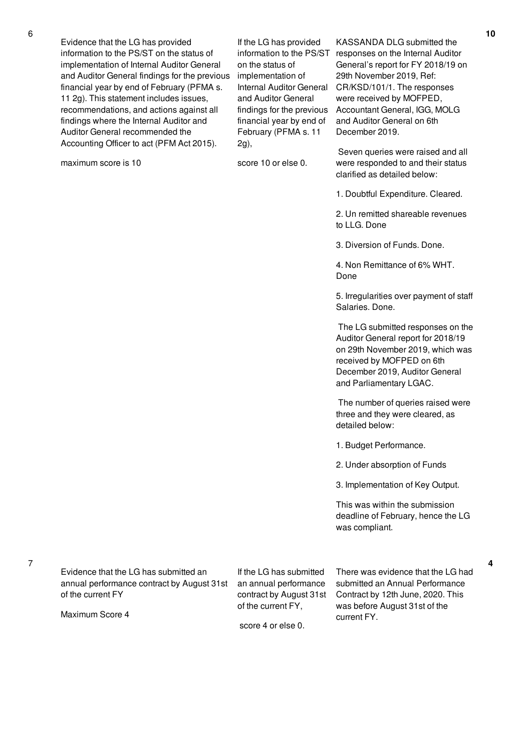| | | | | |
|---|---|---|---|---|
| 6 | Evidence that the LG has provided information to the PS/ST on the status of implementation of Internal Auditor General and Auditor General findings for the previous financial year by end of February (PFMA s. 11 2g). This statement includes issues, recommendations, and actions against all findings where the Internal Auditor and Auditor General recommended the Accounting Officer to act (PFM Act 2015).<br><br>maximum score is 10 | If the LG has provided information to the PS/ST on the status of implementation of Internal Auditor General and Auditor General findings for the previous financial year by end of February (PFMA s. 11 2g),<br><br>score 10 or else 0. | KASSANDA DLG submitted the responses on the Internal Auditor General's report for FY 2018/19 on 29th November 2019, Ref: CR/KSD/101/1. The responses were received by MOFPED, Accountant General, IGG, MOLG and Auditor General on 6th December 2019.<br><br>Seven queries were raised and all were responded to and their status clarified as detailed below:<br><br>1. Doubtful Expenditure. Cleared.<br><br>2. Un remitted shareable revenues to LLG. Done<br><br>3. Diversion of Funds. Done.<br><br>4. Non Remittance of 6% WHT. Done<br><br>5. Irregularities over payment of staff Salaries. Done.<br><br>The LG submitted responses on the Auditor General report for 2018/19 on 29th November 2019, which was received by MOFPED on 6th December 2019, Auditor General and Parliamentary LGAC.<br><br>The number of queries raised were three and they were cleared, as detailed below:<br><br>1. Budget Performance.<br><br>2. Under absorption of Funds<br><br>3. Implementation of Key Output.<br><br>This was within the submission deadline of February, hence the LG was compliant. | 10 |
| 7 | Evidence that the LG has submitted an annual performance contract by August 31st of the current FY<br><br>Maximum Score 4 | If the LG has submitted an annual performance contract by August 31st of the current FY,<br><br>score 4 or else 0. | There was evidence that the LG had submitted an Annual Performance Contract by 12th June, 2020. This was before August 31st of the current FY. | 4 |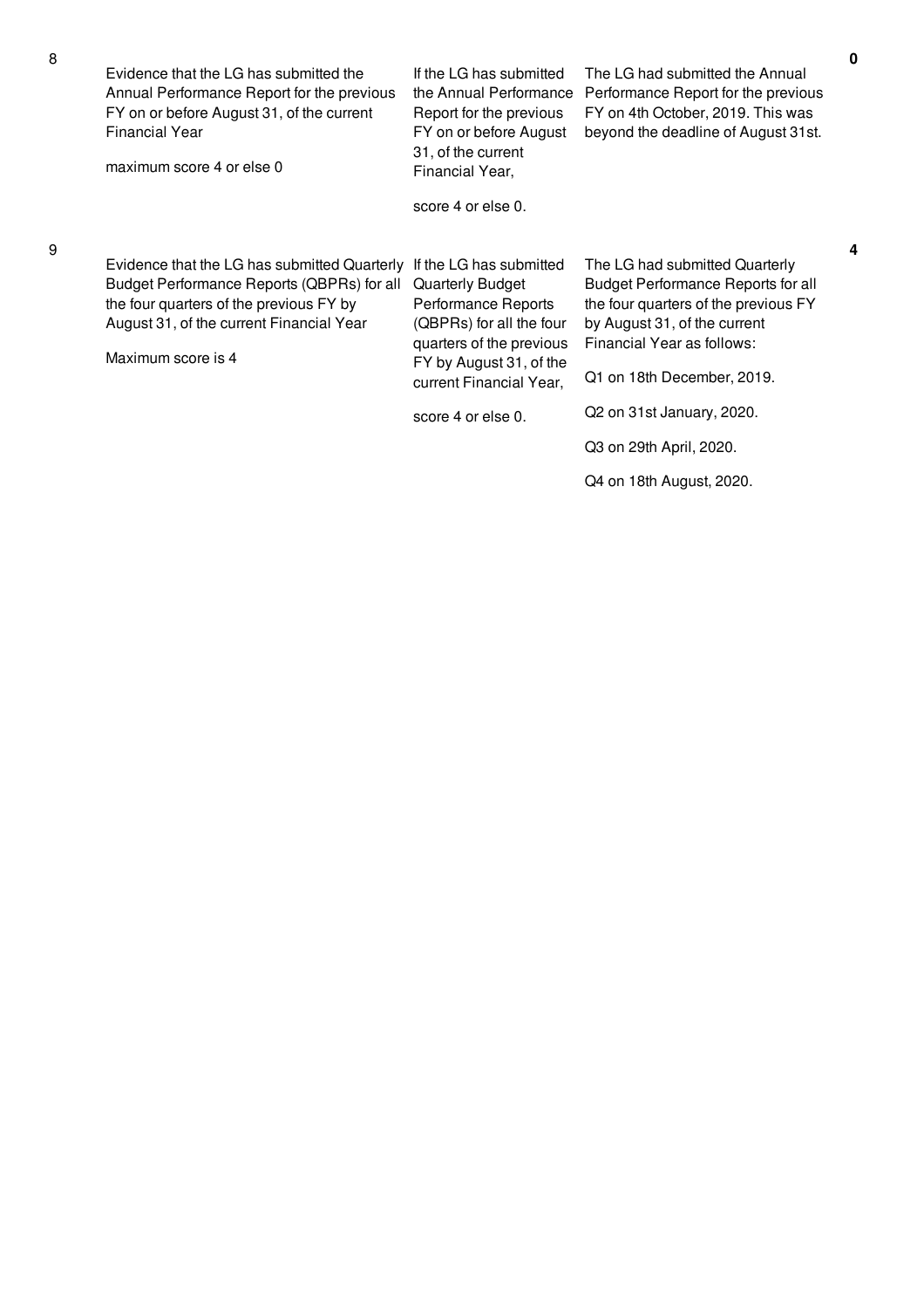| | | | | |
|---|---|---|---|---|
| 8 | Evidence that the LG has submitted the Annual Performance Report for the previous FY on or before August 31, of the current Financial Year<br><br>maximum score 4 or else 0 | If the LG has submitted the Annual Performance Report for the previous FY on or before August 31, of the current Financial Year,<br><br>score 4 or else 0. | The LG had submitted the Annual Performance Report for the previous FY on 4th October, 2019. This was beyond the deadline of August 31st. | **0** |
| 9 | Evidence that the LG has submitted Quarterly Budget Performance Reports (QBPRs) for all the four quarters of the previous FY by August 31, of the current Financial Year<br><br>Maximum score is 4 | If the LG has submitted Quarterly Budget Performance Reports (QBPRs) for all the four quarters of the previous FY by August 31, of the current Financial Year,<br><br>score 4 or else 0. | The LG had submitted Quarterly Budget Performance Reports for all the four quarters of the previous FY by August 31, of the current Financial Year as follows:<br><br>Q1 on 18th December, 2019.<br><br>Q2 on 31st January, 2020.<br><br>Q3 on 29th April, 2020.<br><br>Q4 on 18th August, 2020. | **4** |